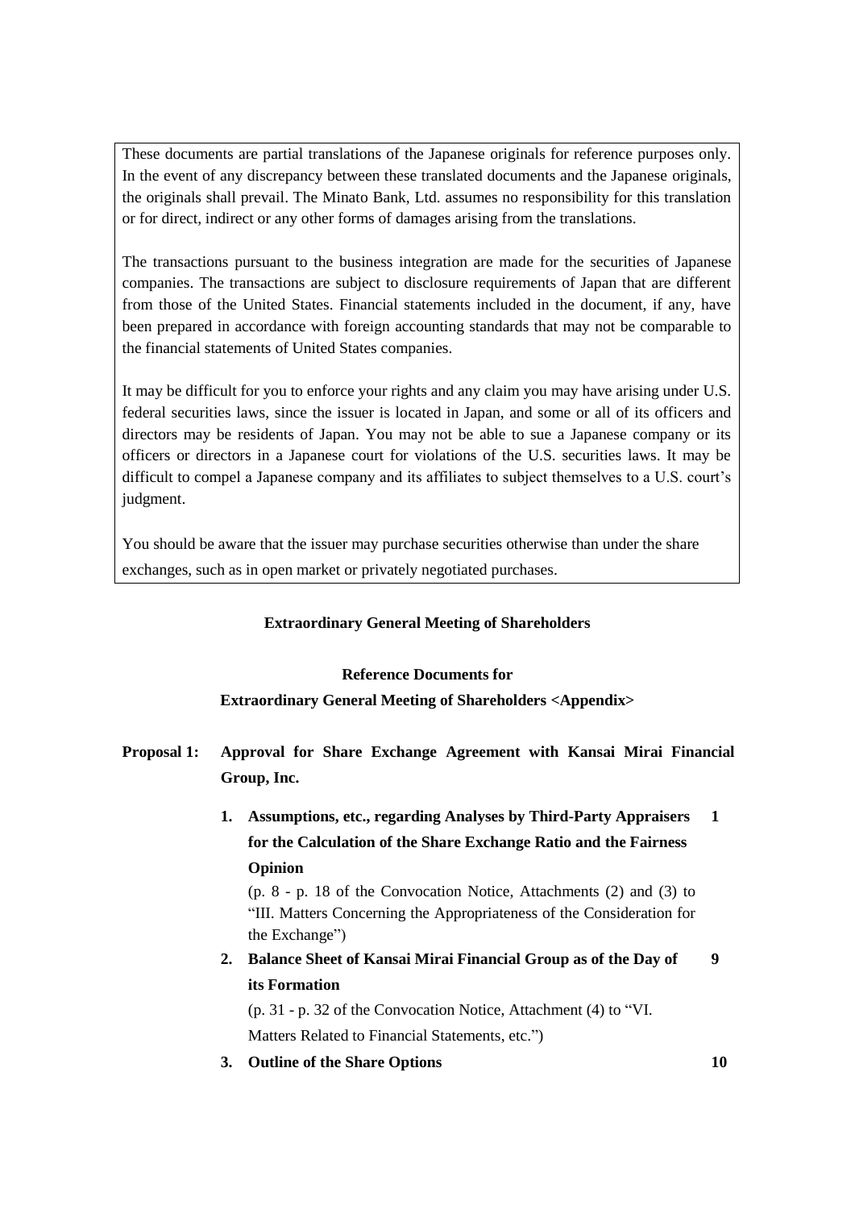These documents are partial translations of the Japanese originals for reference purposes only. In the event of any discrepancy between these translated documents and the Japanese originals, the originals shall prevail. The Minato Bank, Ltd. assumes no responsibility for this translation or for direct, indirect or any other forms of damages arising from the translations.

The transactions pursuant to the business integration are made for the securities of Japanese companies. The transactions are subject to disclosure requirements of Japan that are different from those of the United States. Financial statements included in the document, if any, have been prepared in accordance with foreign accounting standards that may not be comparable to the financial statements of United States companies.

It may be difficult for you to enforce your rights and any claim you may have arising under U.S. federal securities laws, since the issuer is located in Japan, and some or all of its officers and directors may be residents of Japan. You may not be able to sue a Japanese company or its officers or directors in a Japanese court for violations of the U.S. securities laws. It may be difficult to compel a Japanese company and its affiliates to subject themselves to a U.S. court's judgment.

You should be aware that the issuer may purchase securities otherwise than under the share exchanges, such as in open market or privately negotiated purchases.

**Extraordinary General Meeting of Shareholders**

**Reference Documents for**
**Extraordinary General Meeting of Shareholders <Appendix>**

**Proposal 1: Approval for Share Exchange Agreement with Kansai Mirai Financial Group, Inc.**

1. **Assumptions, etc., regarding Analyses by Third-Party Appraisers for the Calculation of the Share Exchange Ratio and the Fairness Opinion** — **1**
   (p. 8 - p. 18 of the Convocation Notice, Attachments (2) and (3) to "III. Matters Concerning the Appropriateness of the Consideration for the Exchange")
2. **Balance Sheet of Kansai Mirai Financial Group as of the Day of its Formation** — **9**
   (p. 31 - p. 32 of the Convocation Notice, Attachment (4) to "VI. Matters Related to Financial Statements, etc.")
3. **Outline of the Share Options** — **10**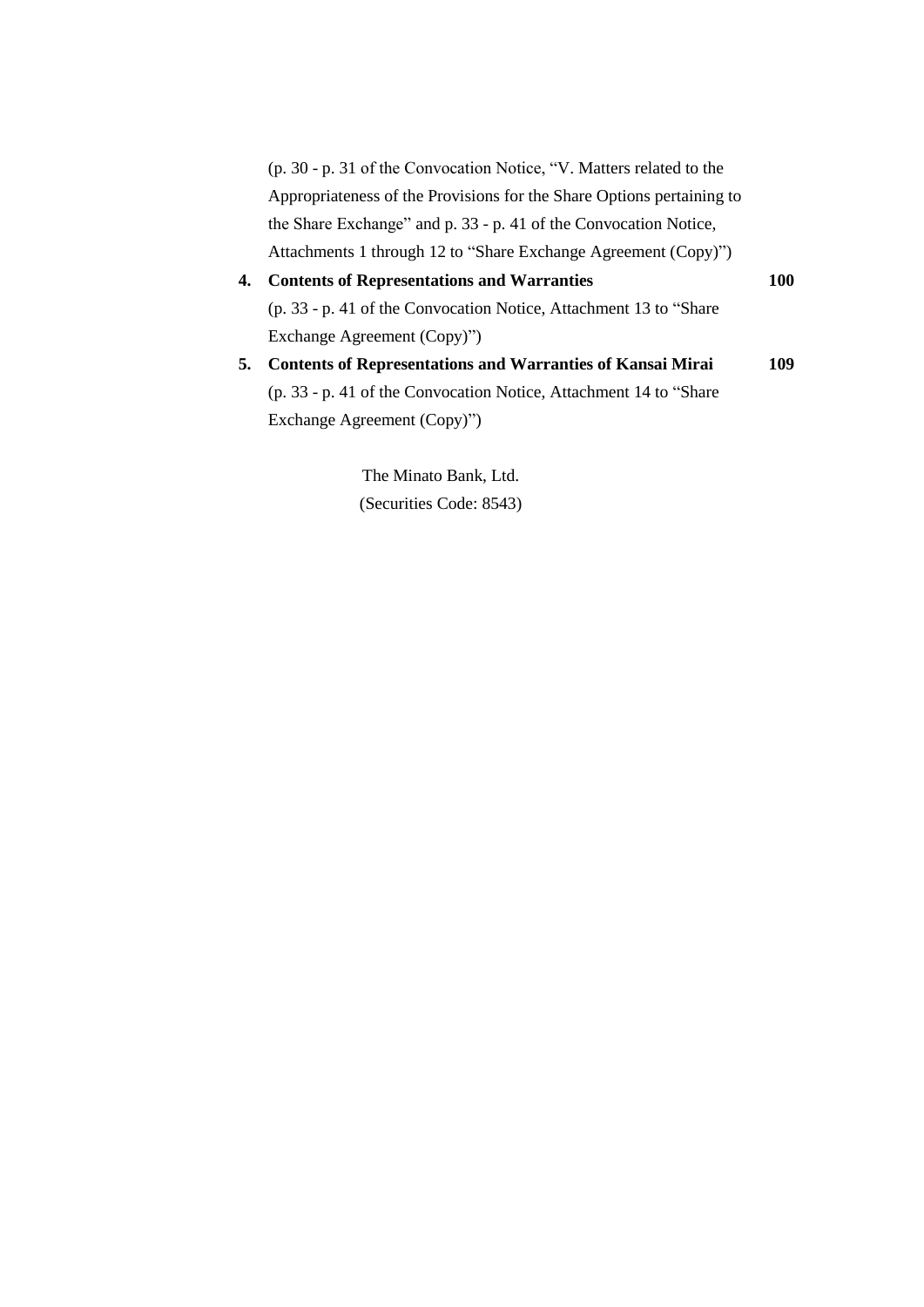(p. 30 - p. 31 of the Convocation Notice, "V. Matters related to the Appropriateness of the Provisions for the Share Options pertaining to the Share Exchange" and p. 33 - p. 41 of the Convocation Notice, Attachments 1 through 12 to "Share Exchange Agreement (Copy)")

4. **Contents of Representations and Warranties** **100**
   (p. 33 - p. 41 of the Convocation Notice, Attachment 13 to "Share Exchange Agreement (Copy)")

5. **Contents of Representations and Warranties of Kansai Mirai** **109**
   (p. 33 - p. 41 of the Convocation Notice, Attachment 14 to "Share Exchange Agreement (Copy)")

The Minato Bank, Ltd.
(Securities Code: 8543)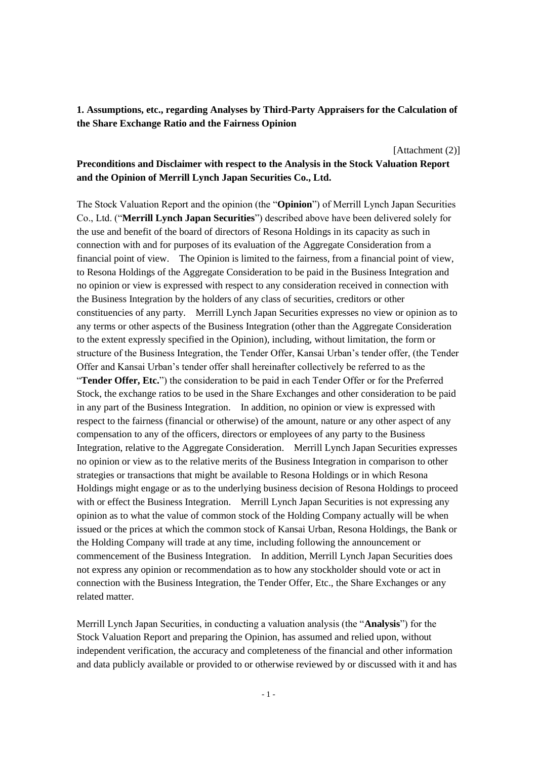**1. Assumptions, etc., regarding Analyses by Third-Party Appraisers for the Calculation of the Share Exchange Ratio and the Fairness Opinion**

[Attachment (2)]

**Preconditions and Disclaimer with respect to the Analysis in the Stock Valuation Report and the Opinion of Merrill Lynch Japan Securities Co., Ltd.**

The Stock Valuation Report and the opinion (the "**Opinion**") of Merrill Lynch Japan Securities Co., Ltd. ("**Merrill Lynch Japan Securities**") described above have been delivered solely for the use and benefit of the board of directors of Resona Holdings in its capacity as such in connection with and for purposes of its evaluation of the Aggregate Consideration from a financial point of view. The Opinion is limited to the fairness, from a financial point of view, to Resona Holdings of the Aggregate Consideration to be paid in the Business Integration and no opinion or view is expressed with respect to any consideration received in connection with the Business Integration by the holders of any class of securities, creditors or other constituencies of any party. Merrill Lynch Japan Securities expresses no view or opinion as to any terms or other aspects of the Business Integration (other than the Aggregate Consideration to the extent expressly specified in the Opinion), including, without limitation, the form or structure of the Business Integration, the Tender Offer, Kansai Urban's tender offer, (the Tender Offer and Kansai Urban's tender offer shall hereinafter collectively be referred to as the "**Tender Offer, Etc.**") the consideration to be paid in each Tender Offer or for the Preferred Stock, the exchange ratios to be used in the Share Exchanges and other consideration to be paid in any part of the Business Integration. In addition, no opinion or view is expressed with respect to the fairness (financial or otherwise) of the amount, nature or any other aspect of any compensation to any of the officers, directors or employees of any party to the Business Integration, relative to the Aggregate Consideration. Merrill Lynch Japan Securities expresses no opinion or view as to the relative merits of the Business Integration in comparison to other strategies or transactions that might be available to Resona Holdings or in which Resona Holdings might engage or as to the underlying business decision of Resona Holdings to proceed with or effect the Business Integration. Merrill Lynch Japan Securities is not expressing any opinion as to what the value of common stock of the Holding Company actually will be when issued or the prices at which the common stock of Kansai Urban, Resona Holdings, the Bank or the Holding Company will trade at any time, including following the announcement or commencement of the Business Integration. In addition, Merrill Lynch Japan Securities does not express any opinion or recommendation as to how any stockholder should vote or act in connection with the Business Integration, the Tender Offer, Etc., the Share Exchanges or any related matter.

Merrill Lynch Japan Securities, in conducting a valuation analysis (the "**Analysis**") for the Stock Valuation Report and preparing the Opinion, has assumed and relied upon, without independent verification, the accuracy and completeness of the financial and other information and data publicly available or provided to or otherwise reviewed by or discussed with it and has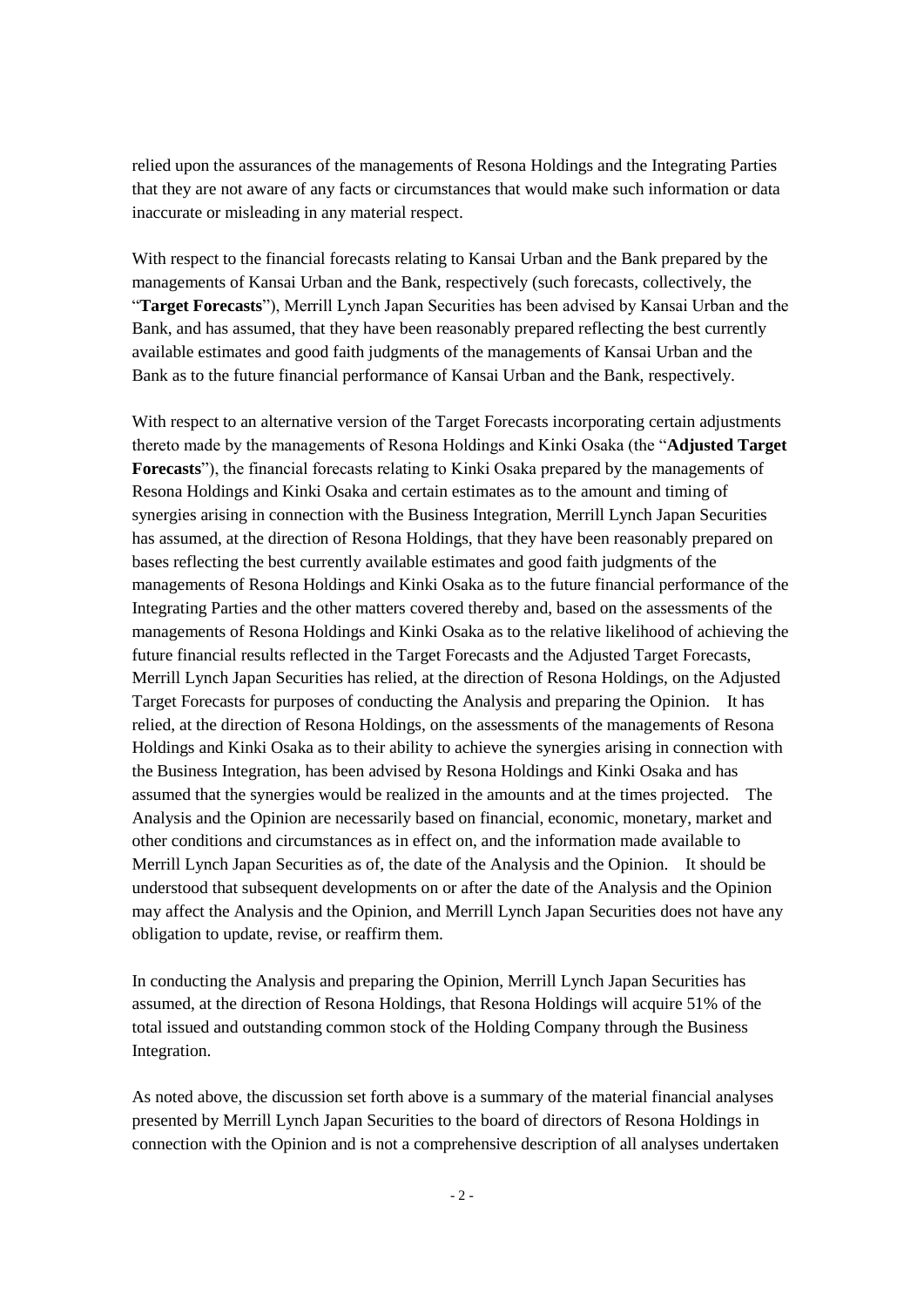relied upon the assurances of the managements of Resona Holdings and the Integrating Parties that they are not aware of any facts or circumstances that would make such information or data inaccurate or misleading in any material respect.

With respect to the financial forecasts relating to Kansai Urban and the Bank prepared by the managements of Kansai Urban and the Bank, respectively (such forecasts, collectively, the "**Target Forecasts**"), Merrill Lynch Japan Securities has been advised by Kansai Urban and the Bank, and has assumed, that they have been reasonably prepared reflecting the best currently available estimates and good faith judgments of the managements of Kansai Urban and the Bank as to the future financial performance of Kansai Urban and the Bank, respectively.

With respect to an alternative version of the Target Forecasts incorporating certain adjustments thereto made by the managements of Resona Holdings and Kinki Osaka (the "**Adjusted Target Forecasts**"), the financial forecasts relating to Kinki Osaka prepared by the managements of Resona Holdings and Kinki Osaka and certain estimates as to the amount and timing of synergies arising in connection with the Business Integration, Merrill Lynch Japan Securities has assumed, at the direction of Resona Holdings, that they have been reasonably prepared on bases reflecting the best currently available estimates and good faith judgments of the managements of Resona Holdings and Kinki Osaka as to the future financial performance of the Integrating Parties and the other matters covered thereby and, based on the assessments of the managements of Resona Holdings and Kinki Osaka as to the relative likelihood of achieving the future financial results reflected in the Target Forecasts and the Adjusted Target Forecasts, Merrill Lynch Japan Securities has relied, at the direction of Resona Holdings, on the Adjusted Target Forecasts for purposes of conducting the Analysis and preparing the Opinion. It has relied, at the direction of Resona Holdings, on the assessments of the managements of Resona Holdings and Kinki Osaka as to their ability to achieve the synergies arising in connection with the Business Integration, has been advised by Resona Holdings and Kinki Osaka and has assumed that the synergies would be realized in the amounts and at the times projected. The Analysis and the Opinion are necessarily based on financial, economic, monetary, market and other conditions and circumstances as in effect on, and the information made available to Merrill Lynch Japan Securities as of, the date of the Analysis and the Opinion. It should be understood that subsequent developments on or after the date of the Analysis and the Opinion may affect the Analysis and the Opinion, and Merrill Lynch Japan Securities does not have any obligation to update, revise, or reaffirm them.

In conducting the Analysis and preparing the Opinion, Merrill Lynch Japan Securities has assumed, at the direction of Resona Holdings, that Resona Holdings will acquire 51% of the total issued and outstanding common stock of the Holding Company through the Business Integration.

As noted above, the discussion set forth above is a summary of the material financial analyses presented by Merrill Lynch Japan Securities to the board of directors of Resona Holdings in connection with the Opinion and is not a comprehensive description of all analyses undertaken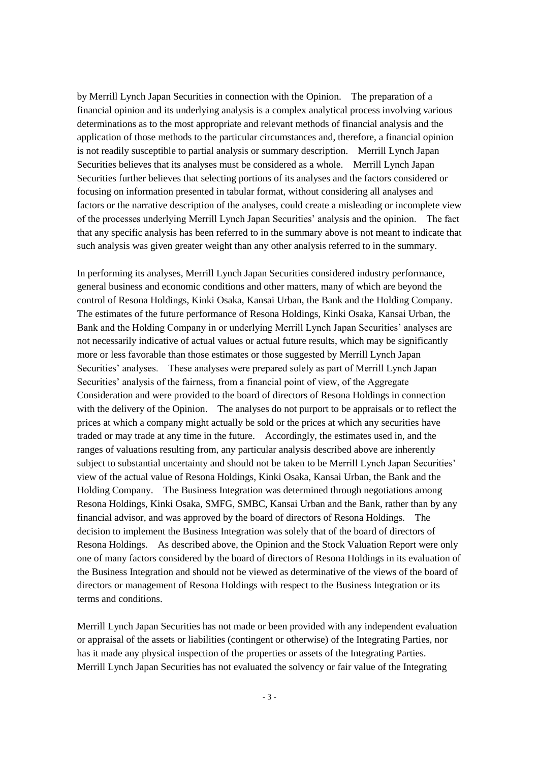by Merrill Lynch Japan Securities in connection with the Opinion. The preparation of a financial opinion and its underlying analysis is a complex analytical process involving various determinations as to the most appropriate and relevant methods of financial analysis and the application of those methods to the particular circumstances and, therefore, a financial opinion is not readily susceptible to partial analysis or summary description. Merrill Lynch Japan Securities believes that its analyses must be considered as a whole. Merrill Lynch Japan Securities further believes that selecting portions of its analyses and the factors considered or focusing on information presented in tabular format, without considering all analyses and factors or the narrative description of the analyses, could create a misleading or incomplete view of the processes underlying Merrill Lynch Japan Securities' analysis and the opinion. The fact that any specific analysis has been referred to in the summary above is not meant to indicate that such analysis was given greater weight than any other analysis referred to in the summary.

In performing its analyses, Merrill Lynch Japan Securities considered industry performance, general business and economic conditions and other matters, many of which are beyond the control of Resona Holdings, Kinki Osaka, Kansai Urban, the Bank and the Holding Company. The estimates of the future performance of Resona Holdings, Kinki Osaka, Kansai Urban, the Bank and the Holding Company in or underlying Merrill Lynch Japan Securities' analyses are not necessarily indicative of actual values or actual future results, which may be significantly more or less favorable than those estimates or those suggested by Merrill Lynch Japan Securities' analyses. These analyses were prepared solely as part of Merrill Lynch Japan Securities' analysis of the fairness, from a financial point of view, of the Aggregate Consideration and were provided to the board of directors of Resona Holdings in connection with the delivery of the Opinion. The analyses do not purport to be appraisals or to reflect the prices at which a company might actually be sold or the prices at which any securities have traded or may trade at any time in the future. Accordingly, the estimates used in, and the ranges of valuations resulting from, any particular analysis described above are inherently subject to substantial uncertainty and should not be taken to be Merrill Lynch Japan Securities' view of the actual value of Resona Holdings, Kinki Osaka, Kansai Urban, the Bank and the Holding Company. The Business Integration was determined through negotiations among Resona Holdings, Kinki Osaka, SMFG, SMBC, Kansai Urban and the Bank, rather than by any financial advisor, and was approved by the board of directors of Resona Holdings. The decision to implement the Business Integration was solely that of the board of directors of Resona Holdings. As described above, the Opinion and the Stock Valuation Report were only one of many factors considered by the board of directors of Resona Holdings in its evaluation of the Business Integration and should not be viewed as determinative of the views of the board of directors or management of Resona Holdings with respect to the Business Integration or its terms and conditions.

Merrill Lynch Japan Securities has not made or been provided with any independent evaluation or appraisal of the assets or liabilities (contingent or otherwise) of the Integrating Parties, nor has it made any physical inspection of the properties or assets of the Integrating Parties. Merrill Lynch Japan Securities has not evaluated the solvency or fair value of the Integrating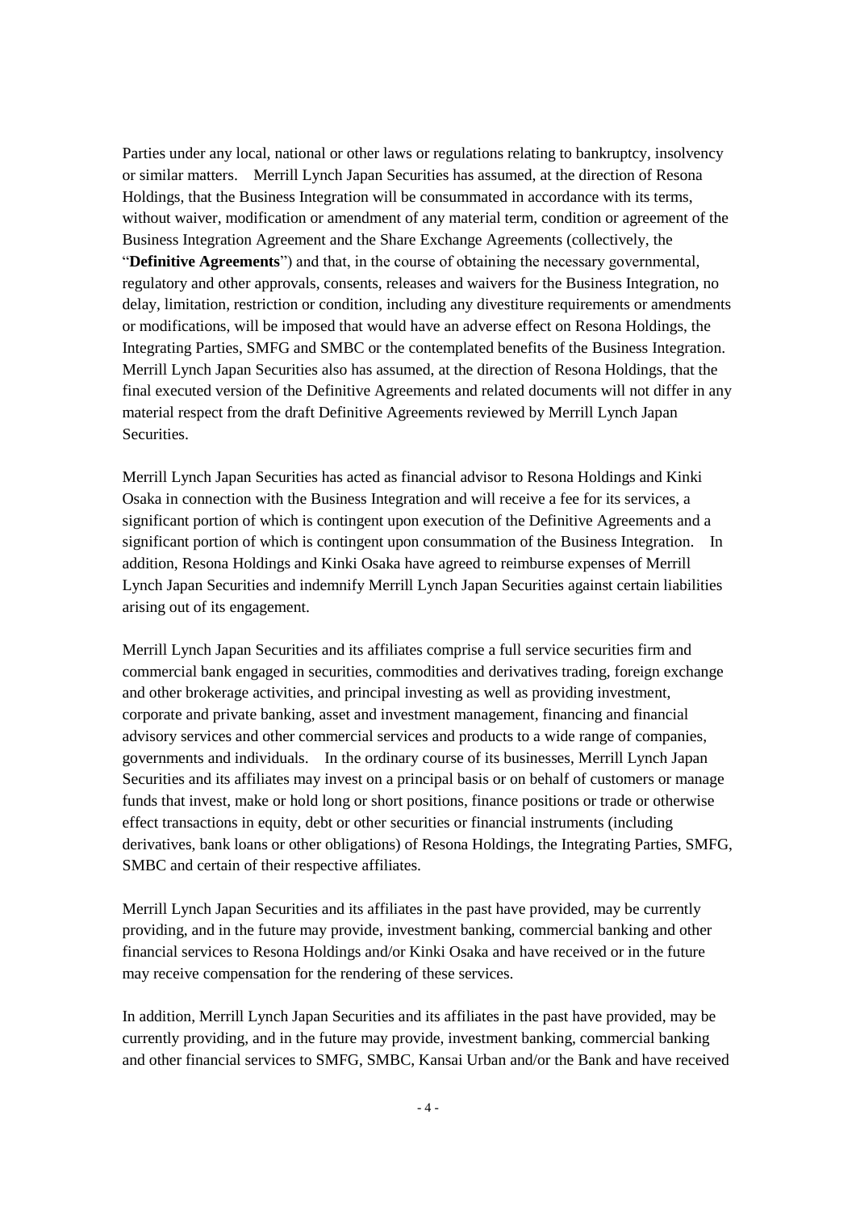Parties under any local, national or other laws or regulations relating to bankruptcy, insolvency or similar matters. Merrill Lynch Japan Securities has assumed, at the direction of Resona Holdings, that the Business Integration will be consummated in accordance with its terms, without waiver, modification or amendment of any material term, condition or agreement of the Business Integration Agreement and the Share Exchange Agreements (collectively, the "**Definitive Agreements**") and that, in the course of obtaining the necessary governmental, regulatory and other approvals, consents, releases and waivers for the Business Integration, no delay, limitation, restriction or condition, including any divestiture requirements or amendments or modifications, will be imposed that would have an adverse effect on Resona Holdings, the Integrating Parties, SMFG and SMBC or the contemplated benefits of the Business Integration. Merrill Lynch Japan Securities also has assumed, at the direction of Resona Holdings, that the final executed version of the Definitive Agreements and related documents will not differ in any material respect from the draft Definitive Agreements reviewed by Merrill Lynch Japan Securities.

Merrill Lynch Japan Securities has acted as financial advisor to Resona Holdings and Kinki Osaka in connection with the Business Integration and will receive a fee for its services, a significant portion of which is contingent upon execution of the Definitive Agreements and a significant portion of which is contingent upon consummation of the Business Integration. In addition, Resona Holdings and Kinki Osaka have agreed to reimburse expenses of Merrill Lynch Japan Securities and indemnify Merrill Lynch Japan Securities against certain liabilities arising out of its engagement.

Merrill Lynch Japan Securities and its affiliates comprise a full service securities firm and commercial bank engaged in securities, commodities and derivatives trading, foreign exchange and other brokerage activities, and principal investing as well as providing investment, corporate and private banking, asset and investment management, financing and financial advisory services and other commercial services and products to a wide range of companies, governments and individuals. In the ordinary course of its businesses, Merrill Lynch Japan Securities and its affiliates may invest on a principal basis or on behalf of customers or manage funds that invest, make or hold long or short positions, finance positions or trade or otherwise effect transactions in equity, debt or other securities or financial instruments (including derivatives, bank loans or other obligations) of Resona Holdings, the Integrating Parties, SMFG, SMBC and certain of their respective affiliates.

Merrill Lynch Japan Securities and its affiliates in the past have provided, may be currently providing, and in the future may provide, investment banking, commercial banking and other financial services to Resona Holdings and/or Kinki Osaka and have received or in the future may receive compensation for the rendering of these services.

In addition, Merrill Lynch Japan Securities and its affiliates in the past have provided, may be currently providing, and in the future may provide, investment banking, commercial banking and other financial services to SMFG, SMBC, Kansai Urban and/or the Bank and have received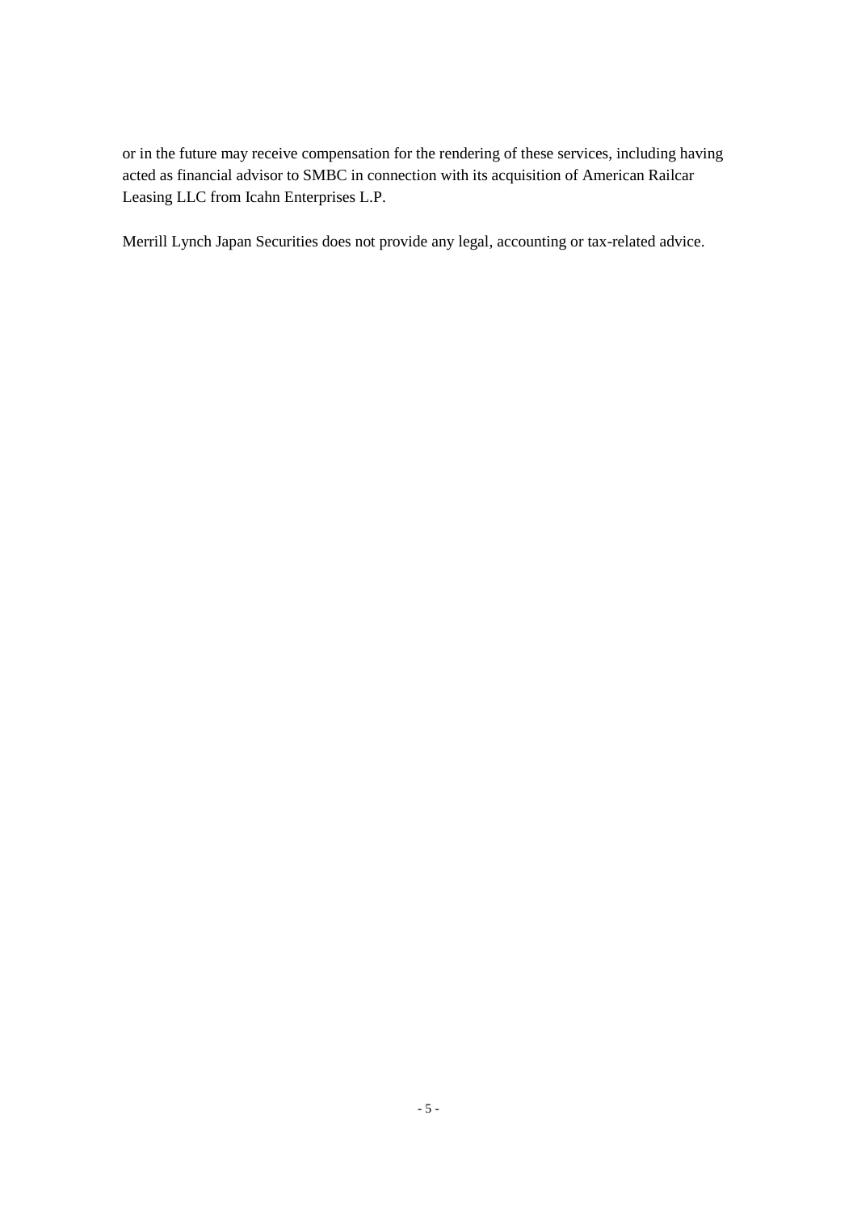or in the future may receive compensation for the rendering of these services, including having acted as financial advisor to SMBC in connection with its acquisition of American Railcar Leasing LLC from Icahn Enterprises L.P.

Merrill Lynch Japan Securities does not provide any legal, accounting or tax-related advice.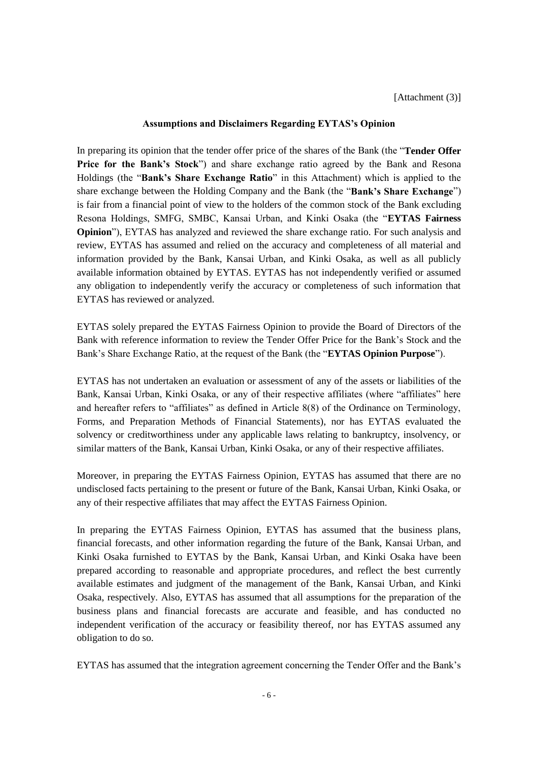[Attachment (3)]

**Assumptions and Disclaimers Regarding EYTAS's Opinion**

In preparing its opinion that the tender offer price of the shares of the Bank (the "**Tender Offer Price for the Bank's Stock**") and share exchange ratio agreed by the Bank and Resona Holdings (the "**Bank's Share Exchange Ratio**" in this Attachment) which is applied to the share exchange between the Holding Company and the Bank (the "**Bank's Share Exchange**") is fair from a financial point of view to the holders of the common stock of the Bank excluding Resona Holdings, SMFG, SMBC, Kansai Urban, and Kinki Osaka (the "**EYTAS Fairness Opinion**"), EYTAS has analyzed and reviewed the share exchange ratio. For such analysis and review, EYTAS has assumed and relied on the accuracy and completeness of all material and information provided by the Bank, Kansai Urban, and Kinki Osaka, as well as all publicly available information obtained by EYTAS. EYTAS has not independently verified or assumed any obligation to independently verify the accuracy or completeness of such information that EYTAS has reviewed or analyzed.

EYTAS solely prepared the EYTAS Fairness Opinion to provide the Board of Directors of the Bank with reference information to review the Tender Offer Price for the Bank's Stock and the Bank's Share Exchange Ratio, at the request of the Bank (the "**EYTAS Opinion Purpose**").

EYTAS has not undertaken an evaluation or assessment of any of the assets or liabilities of the Bank, Kansai Urban, Kinki Osaka, or any of their respective affiliates (where "affiliates" here and hereafter refers to "affiliates" as defined in Article 8(8) of the Ordinance on Terminology, Forms, and Preparation Methods of Financial Statements), nor has EYTAS evaluated the solvency or creditworthiness under any applicable laws relating to bankruptcy, insolvency, or similar matters of the Bank, Kansai Urban, Kinki Osaka, or any of their respective affiliates.

Moreover, in preparing the EYTAS Fairness Opinion, EYTAS has assumed that there are no undisclosed facts pertaining to the present or future of the Bank, Kansai Urban, Kinki Osaka, or any of their respective affiliates that may affect the EYTAS Fairness Opinion.

In preparing the EYTAS Fairness Opinion, EYTAS has assumed that the business plans, financial forecasts, and other information regarding the future of the Bank, Kansai Urban, and Kinki Osaka furnished to EYTAS by the Bank, Kansai Urban, and Kinki Osaka have been prepared according to reasonable and appropriate procedures, and reflect the best currently available estimates and judgment of the management of the Bank, Kansai Urban, and Kinki Osaka, respectively. Also, EYTAS has assumed that all assumptions for the preparation of the business plans and financial forecasts are accurate and feasible, and has conducted no independent verification of the accuracy or feasibility thereof, nor has EYTAS assumed any obligation to do so.

EYTAS has assumed that the integration agreement concerning the Tender Offer and the Bank's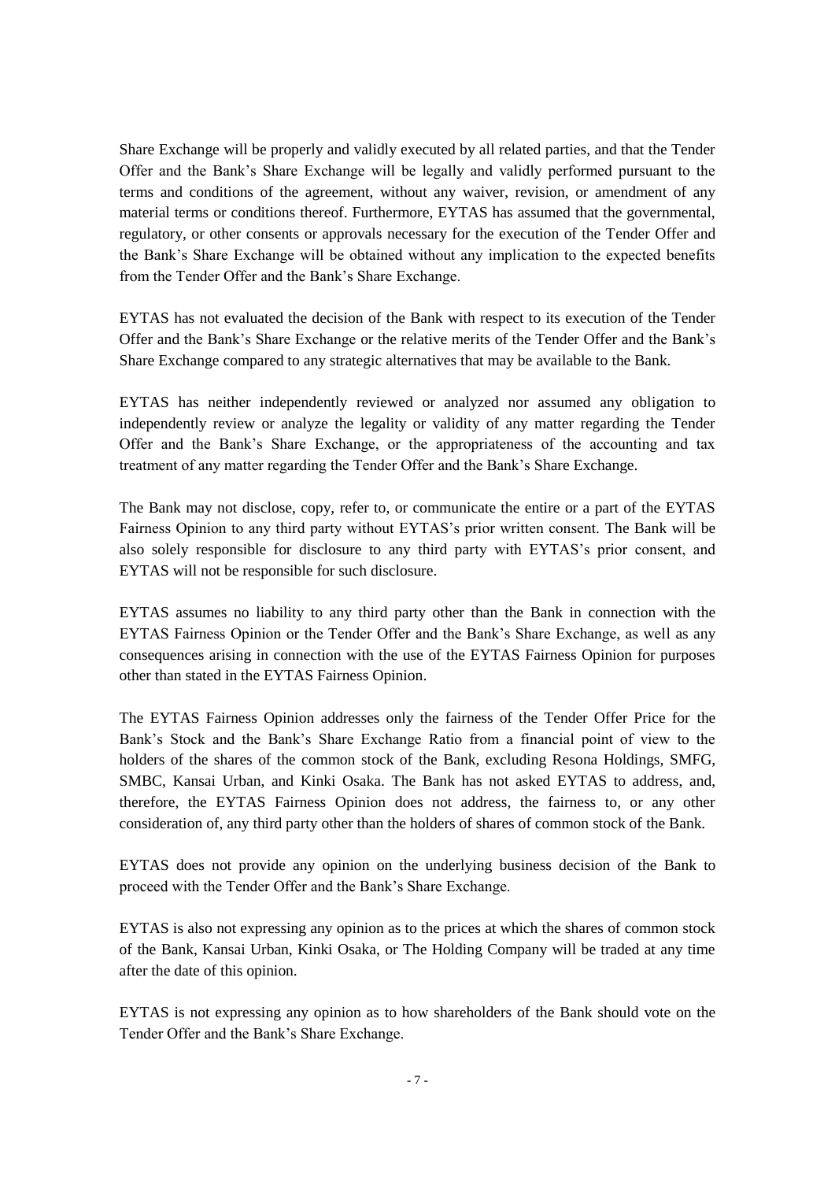Share Exchange will be properly and validly executed by all related parties, and that the Tender Offer and the Bank's Share Exchange will be legally and validly performed pursuant to the terms and conditions of the agreement, without any waiver, revision, or amendment of any material terms or conditions thereof. Furthermore, EYTAS has assumed that the governmental, regulatory, or other consents or approvals necessary for the execution of the Tender Offer and the Bank's Share Exchange will be obtained without any implication to the expected benefits from the Tender Offer and the Bank's Share Exchange.

EYTAS has not evaluated the decision of the Bank with respect to its execution of the Tender Offer and the Bank's Share Exchange or the relative merits of the Tender Offer and the Bank's Share Exchange compared to any strategic alternatives that may be available to the Bank.

EYTAS has neither independently reviewed or analyzed nor assumed any obligation to independently review or analyze the legality or validity of any matter regarding the Tender Offer and the Bank's Share Exchange, or the appropriateness of the accounting and tax treatment of any matter regarding the Tender Offer and the Bank's Share Exchange.

The Bank may not disclose, copy, refer to, or communicate the entire or a part of the EYTAS Fairness Opinion to any third party without EYTAS's prior written consent. The Bank will be also solely responsible for disclosure to any third party with EYTAS's prior consent, and EYTAS will not be responsible for such disclosure.

EYTAS assumes no liability to any third party other than the Bank in connection with the EYTAS Fairness Opinion or the Tender Offer and the Bank's Share Exchange, as well as any consequences arising in connection with the use of the EYTAS Fairness Opinion for purposes other than stated in the EYTAS Fairness Opinion.

The EYTAS Fairness Opinion addresses only the fairness of the Tender Offer Price for the Bank's Stock and the Bank's Share Exchange Ratio from a financial point of view to the holders of the shares of the common stock of the Bank, excluding Resona Holdings, SMFG, SMBC, Kansai Urban, and Kinki Osaka. The Bank has not asked EYTAS to address, and, therefore, the EYTAS Fairness Opinion does not address, the fairness to, or any other consideration of, any third party other than the holders of shares of common stock of the Bank.

EYTAS does not provide any opinion on the underlying business decision of the Bank to proceed with the Tender Offer and the Bank's Share Exchange.

EYTAS is also not expressing any opinion as to the prices at which the shares of common stock of the Bank, Kansai Urban, Kinki Osaka, or The Holding Company will be traded at any time after the date of this opinion.

EYTAS is not expressing any opinion as to how shareholders of the Bank should vote on the Tender Offer and the Bank's Share Exchange.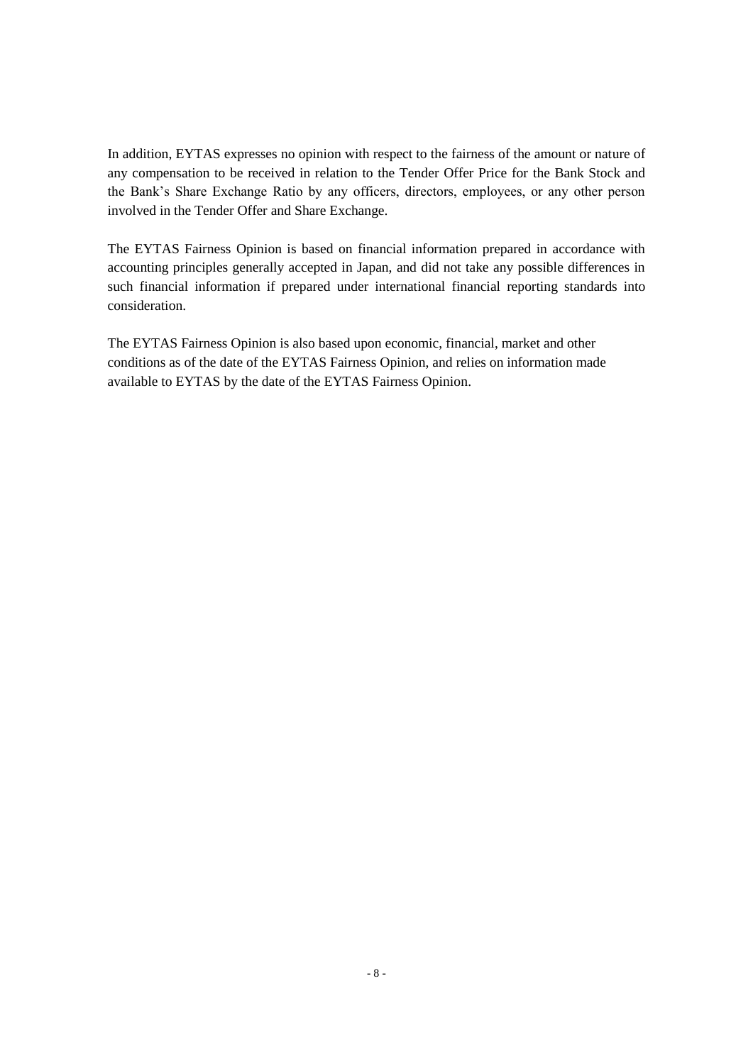In addition, EYTAS expresses no opinion with respect to the fairness of the amount or nature of any compensation to be received in relation to the Tender Offer Price for the Bank Stock and the Bank's Share Exchange Ratio by any officers, directors, employees, or any other person involved in the Tender Offer and Share Exchange.

The EYTAS Fairness Opinion is based on financial information prepared in accordance with accounting principles generally accepted in Japan, and did not take any possible differences in such financial information if prepared under international financial reporting standards into consideration.

The EYTAS Fairness Opinion is also based upon economic, financial, market and other conditions as of the date of the EYTAS Fairness Opinion, and relies on information made available to EYTAS by the date of the EYTAS Fairness Opinion.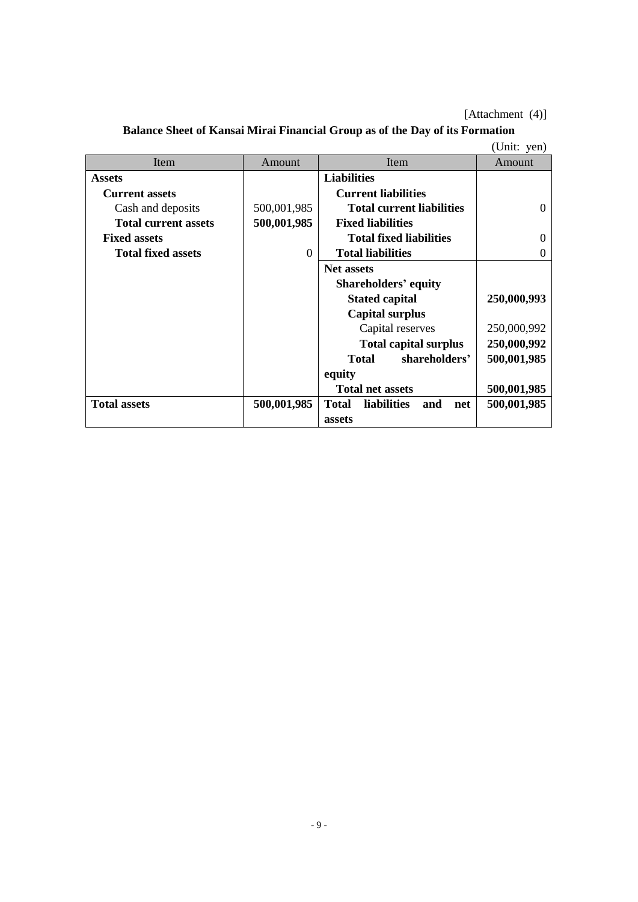[Attachment (4)]

**Balance Sheet of Kansai Mirai Financial Group as of the Day of its Formation**

(Unit: yen)

| Item | Amount | Item | Amount |
|---|---|---|---|
| **Assets** | | **Liabilities** | |
| **Current assets** | | **Current liabilities** | |
| Cash and deposits | 500,001,985 | **Total current liabilities** | 0 |
| **Total current assets** | **500,001,985** | **Fixed liabilities** | |
| **Fixed assets** | | **Total fixed liabilities** | 0 |
| **Total fixed assets** | 0 | **Total liabilities** | 0 |
| | | **Net assets** | |
| | | **Shareholders' equity** | |
| | | **Stated capital** | **250,000,993** |
| | | **Capital surplus** | |
| | | Capital reserves | 250,000,992 |
| | | **Total capital surplus** | **250,000,992** |
| | | **Total shareholders' equity** | **500,001,985** |
| | | **Total net assets** | **500,001,985** |
| **Total assets** | **500,001,985** | **Total liabilities and net assets** | **500,001,985** |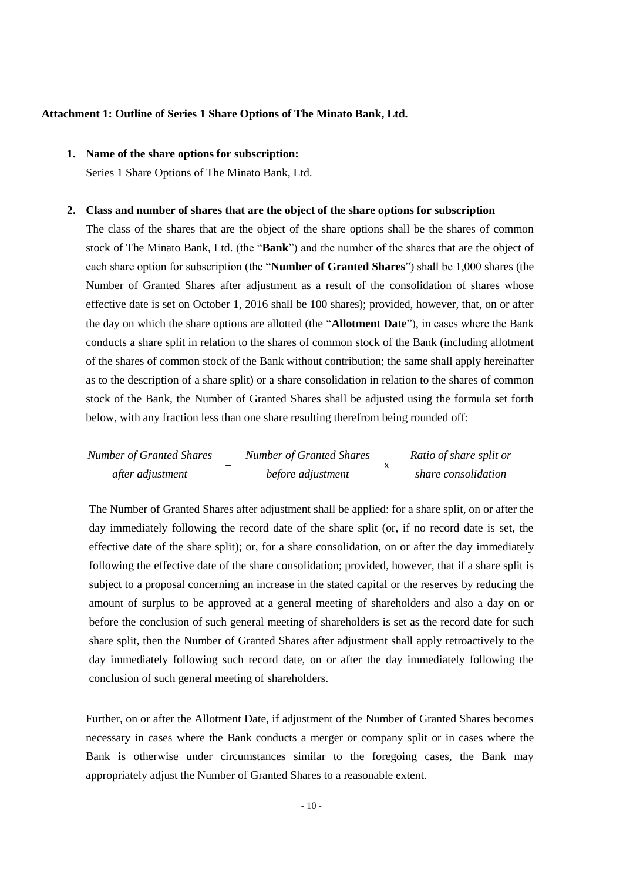**Attachment 1: Outline of Series 1 Share Options of The Minato Bank, Ltd.**

1. **Name of the share options for subscription:**

   Series 1 Share Options of The Minato Bank, Ltd.

2. **Class and number of shares that are the object of the share options for subscription**

   The class of the shares that are the object of the share options shall be the shares of common stock of The Minato Bank, Ltd. (the "**Bank**") and the number of the shares that are the object of each share option for subscription (the "**Number of Granted Shares**") shall be 1,000 shares (the Number of Granted Shares after adjustment as a result of the consolidation of shares whose effective date is set on October 1, 2016 shall be 100 shares); provided, however, that, on or after the day on which the share options are allotted (the "**Allotment Date**"), in cases where the Bank conducts a share split in relation to the shares of common stock of the Bank (including allotment of the shares of common stock of the Bank without contribution; the same shall apply hereinafter as to the description of a share split) or a share consolidation in relation to the shares of common stock of the Bank, the Number of Granted Shares shall be adjusted using the formula set forth below, with any fraction less than one share resulting therefrom being rounded off:

$$\textit{Number of Granted Shares after adjustment} = \textit{Number of Granted Shares before adjustment} \times \textit{Ratio of share split or share consolidation}$$

   The Number of Granted Shares after adjustment shall be applied: for a share split, on or after the day immediately following the record date of the share split (or, if no record date is set, the effective date of the share split); or, for a share consolidation, on or after the day immediately following the effective date of the share consolidation; provided, however, that if a share split is subject to a proposal concerning an increase in the stated capital or the reserves by reducing the amount of surplus to be approved at a general meeting of shareholders and also a day on or before the conclusion of such general meeting of shareholders is set as the record date for such share split, then the Number of Granted Shares after adjustment shall apply retroactively to the day immediately following such record date, on or after the day immediately following the conclusion of such general meeting of shareholders.

   Further, on or after the Allotment Date, if adjustment of the Number of Granted Shares becomes necessary in cases where the Bank conducts a merger or company split or in cases where the Bank is otherwise under circumstances similar to the foregoing cases, the Bank may appropriately adjust the Number of Granted Shares to a reasonable extent.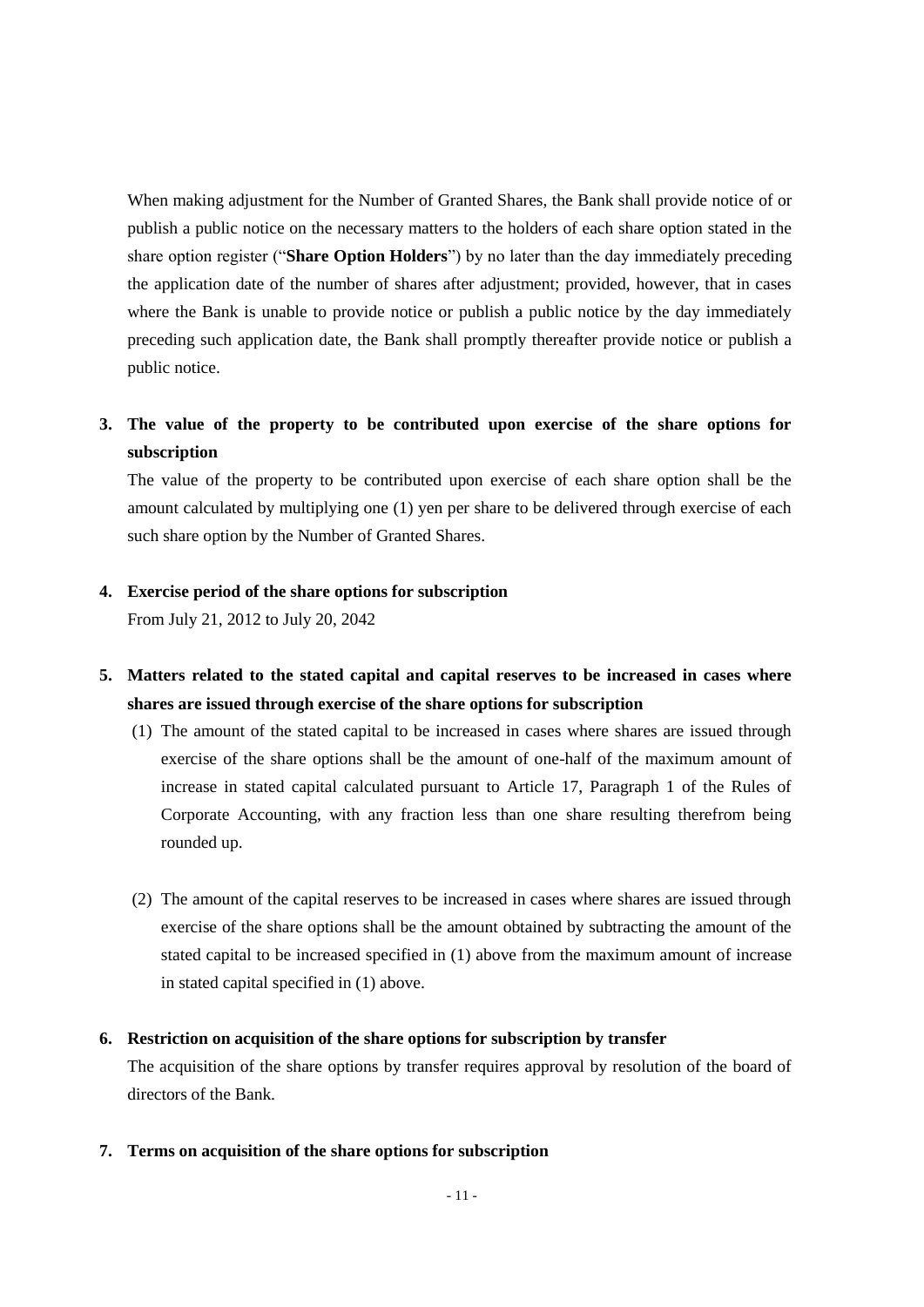When making adjustment for the Number of Granted Shares, the Bank shall provide notice of or publish a public notice on the necessary matters to the holders of each share option stated in the share option register ("**Share Option Holders**") by no later than the day immediately preceding the application date of the number of shares after adjustment; provided, however, that in cases where the Bank is unable to provide notice or publish a public notice by the day immediately preceding such application date, the Bank shall promptly thereafter provide notice or publish a public notice.

**3. The value of the property to be contributed upon exercise of the share options for subscription**

The value of the property to be contributed upon exercise of each share option shall be the amount calculated by multiplying one (1) yen per share to be delivered through exercise of each such share option by the Number of Granted Shares.

**4. Exercise period of the share options for subscription**

From July 21, 2012 to July 20, 2042

**5. Matters related to the stated capital and capital reserves to be increased in cases where shares are issued through exercise of the share options for subscription**

(1) The amount of the stated capital to be increased in cases where shares are issued through exercise of the share options shall be the amount of one-half of the maximum amount of increase in stated capital calculated pursuant to Article 17, Paragraph 1 of the Rules of Corporate Accounting, with any fraction less than one share resulting therefrom being rounded up.

(2) The amount of the capital reserves to be increased in cases where shares are issued through exercise of the share options shall be the amount obtained by subtracting the amount of the stated capital to be increased specified in (1) above from the maximum amount of increase in stated capital specified in (1) above.

**6. Restriction on acquisition of the share options for subscription by transfer**

The acquisition of the share options by transfer requires approval by resolution of the board of directors of the Bank.

**7. Terms on acquisition of the share options for subscription**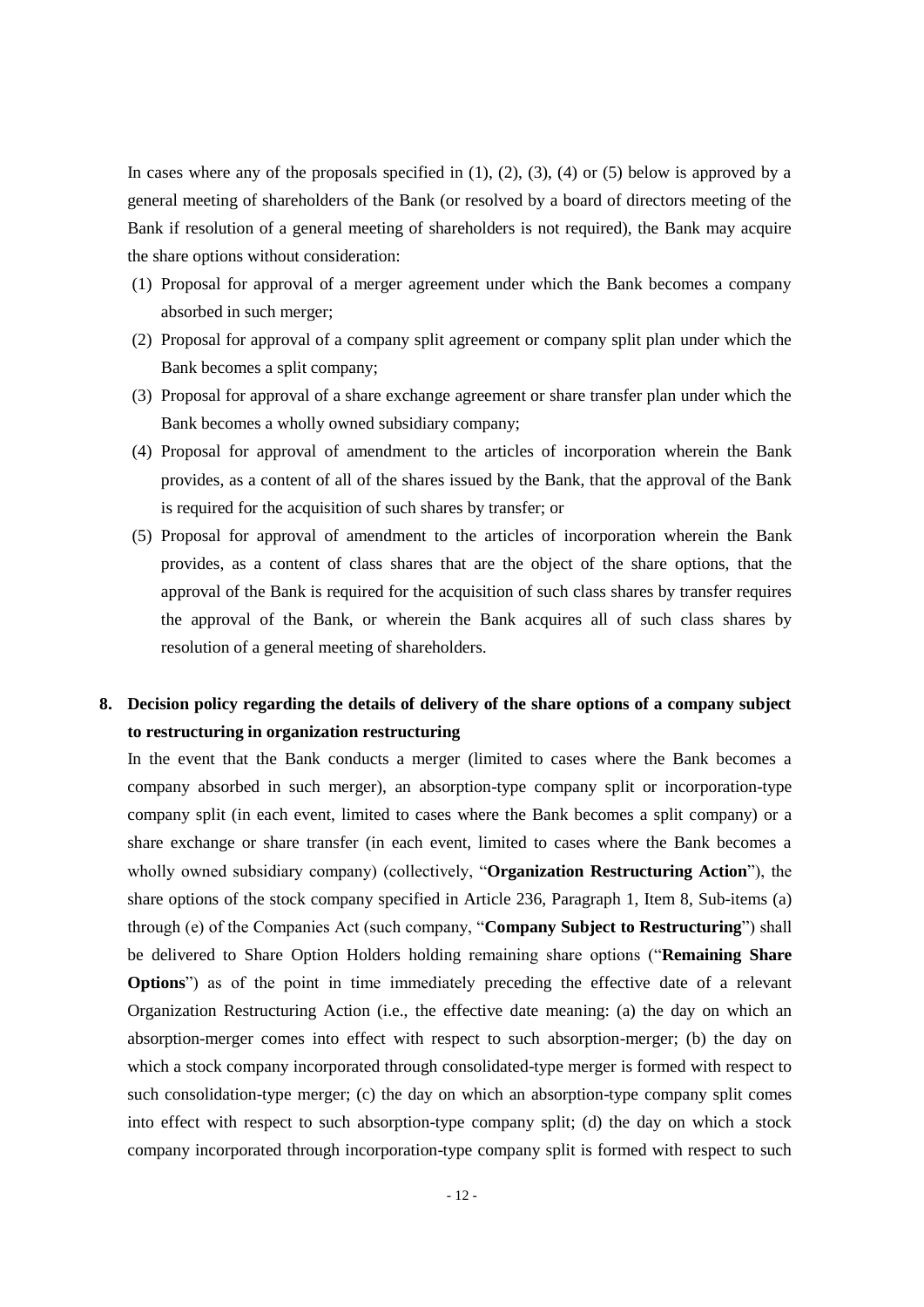In cases where any of the proposals specified in (1), (2), (3), (4) or (5) below is approved by a general meeting of shareholders of the Bank (or resolved by a board of directors meeting of the Bank if resolution of a general meeting of shareholders is not required), the Bank may acquire the share options without consideration:

(1) Proposal for approval of a merger agreement under which the Bank becomes a company absorbed in such merger;

(2) Proposal for approval of a company split agreement or company split plan under which the Bank becomes a split company;

(3) Proposal for approval of a share exchange agreement or share transfer plan under which the Bank becomes a wholly owned subsidiary company;

(4) Proposal for approval of amendment to the articles of incorporation wherein the Bank provides, as a content of all of the shares issued by the Bank, that the approval of the Bank is required for the acquisition of such shares by transfer; or

(5) Proposal for approval of amendment to the articles of incorporation wherein the Bank provides, as a content of class shares that are the object of the share options, that the approval of the Bank is required for the acquisition of such class shares by transfer requires the approval of the Bank, or wherein the Bank acquires all of such class shares by resolution of a general meeting of shareholders.

## 8. Decision policy regarding the details of delivery of the share options of a company subject to restructuring in organization restructuring

In the event that the Bank conducts a merger (limited to cases where the Bank becomes a company absorbed in such merger), an absorption-type company split or incorporation-type company split (in each event, limited to cases where the Bank becomes a split company) or a share exchange or share transfer (in each event, limited to cases where the Bank becomes a wholly owned subsidiary company) (collectively, "**Organization Restructuring Action**"), the share options of the stock company specified in Article 236, Paragraph 1, Item 8, Sub-items (a) through (e) of the Companies Act (such company, "**Company Subject to Restructuring**") shall be delivered to Share Option Holders holding remaining share options ("**Remaining Share Options**") as of the point in time immediately preceding the effective date of a relevant Organization Restructuring Action (i.e., the effective date meaning: (a) the day on which an absorption-merger comes into effect with respect to such absorption-merger; (b) the day on which a stock company incorporated through consolidated-type merger is formed with respect to such consolidation-type merger; (c) the day on which an absorption-type company split comes into effect with respect to such absorption-type company split; (d) the day on which a stock company incorporated through incorporation-type company split is formed with respect to such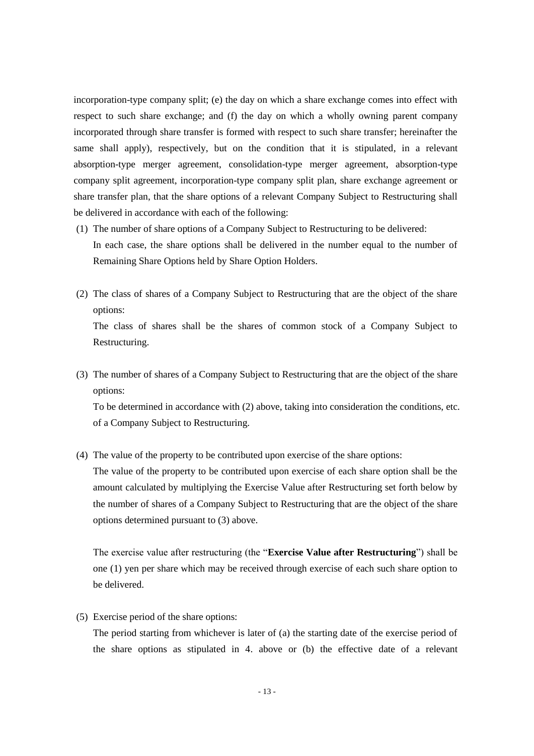incorporation-type company split; (e) the day on which a share exchange comes into effect with respect to such share exchange; and (f) the day on which a wholly owning parent company incorporated through share transfer is formed with respect to such share transfer; hereinafter the same shall apply), respectively, but on the condition that it is stipulated, in a relevant absorption-type merger agreement, consolidation-type merger agreement, absorption-type company split agreement, incorporation-type company split plan, share exchange agreement or share transfer plan, that the share options of a relevant Company Subject to Restructuring shall be delivered in accordance with each of the following:

(1) The number of share options of a Company Subject to Restructuring to be delivered:

In each case, the share options shall be delivered in the number equal to the number of Remaining Share Options held by Share Option Holders.

(2) The class of shares of a Company Subject to Restructuring that are the object of the share options:

The class of shares shall be the shares of common stock of a Company Subject to Restructuring.

(3) The number of shares of a Company Subject to Restructuring that are the object of the share options:

To be determined in accordance with (2) above, taking into consideration the conditions, etc. of a Company Subject to Restructuring.

(4) The value of the property to be contributed upon exercise of the share options:

The value of the property to be contributed upon exercise of each share option shall be the amount calculated by multiplying the Exercise Value after Restructuring set forth below by the number of shares of a Company Subject to Restructuring that are the object of the share options determined pursuant to (3) above.

The exercise value after restructuring (the "**Exercise Value after Restructuring**") shall be one (1) yen per share which may be received through exercise of each such share option to be delivered.

(5) Exercise period of the share options:

The period starting from whichever is later of (a) the starting date of the exercise period of the share options as stipulated in 4. above or (b) the effective date of a relevant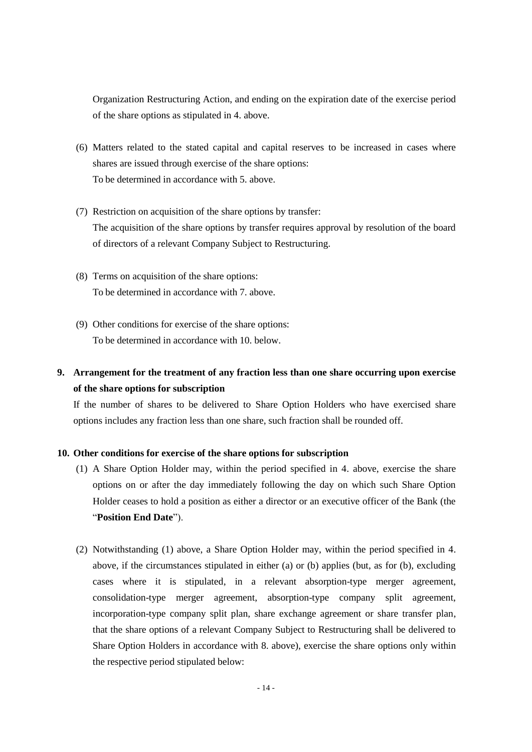Organization Restructuring Action, and ending on the expiration date of the exercise period of the share options as stipulated in 4. above.

(6) Matters related to the stated capital and capital reserves to be increased in cases where shares are issued through exercise of the share options:
To be determined in accordance with 5. above.

(7) Restriction on acquisition of the share options by transfer:
The acquisition of the share options by transfer requires approval by resolution of the board of directors of a relevant Company Subject to Restructuring.

(8) Terms on acquisition of the share options:
To be determined in accordance with 7. above.

(9) Other conditions for exercise of the share options:
To be determined in accordance with 10. below.

**9. Arrangement for the treatment of any fraction less than one share occurring upon exercise of the share options for subscription**

If the number of shares to be delivered to Share Option Holders who have exercised share options includes any fraction less than one share, such fraction shall be rounded off.

**10. Other conditions for exercise of the share options for subscription**

(1) A Share Option Holder may, within the period specified in 4. above, exercise the share options on or after the day immediately following the day on which such Share Option Holder ceases to hold a position as either a director or an executive officer of the Bank (the "**Position End Date**").

(2) Notwithstanding (1) above, a Share Option Holder may, within the period specified in 4. above, if the circumstances stipulated in either (a) or (b) applies (but, as for (b), excluding cases where it is stipulated, in a relevant absorption-type merger agreement, consolidation-type merger agreement, absorption-type company split agreement, incorporation-type company split plan, share exchange agreement or share transfer plan, that the share options of a relevant Company Subject to Restructuring shall be delivered to Share Option Holders in accordance with 8. above), exercise the share options only within the respective period stipulated below: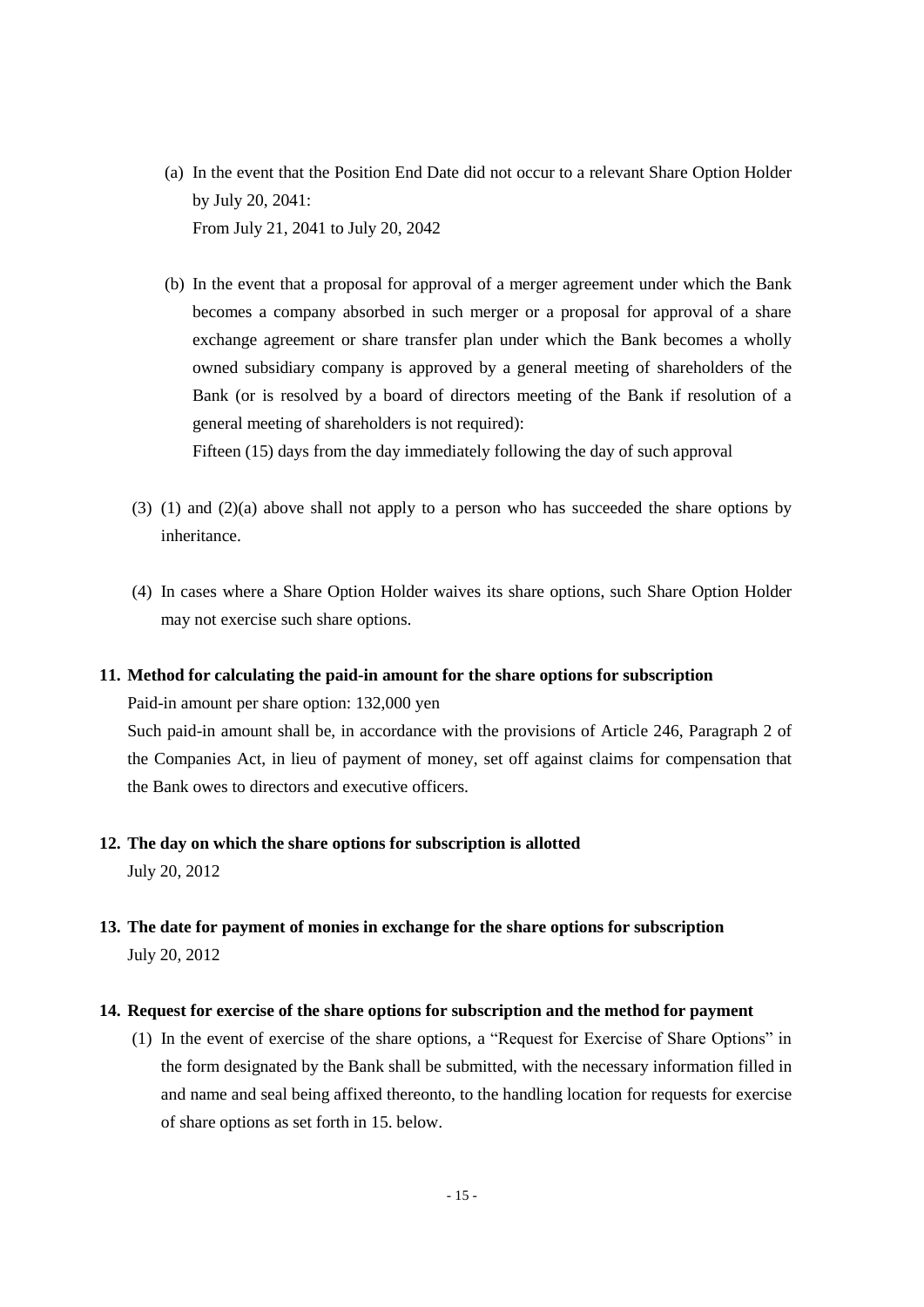(a) In the event that the Position End Date did not occur to a relevant Share Option Holder by July 20, 2041:
From July 21, 2041 to July 20, 2042

(b) In the event that a proposal for approval of a merger agreement under which the Bank becomes a company absorbed in such merger or a proposal for approval of a share exchange agreement or share transfer plan under which the Bank becomes a wholly owned subsidiary company is approved by a general meeting of shareholders of the Bank (or is resolved by a board of directors meeting of the Bank if resolution of a general meeting of shareholders is not required):
Fifteen (15) days from the day immediately following the day of such approval

(3) (1) and (2)(a) above shall not apply to a person who has succeeded the share options by inheritance.

(4) In cases where a Share Option Holder waives its share options, such Share Option Holder may not exercise such share options.

**11. Method for calculating the paid-in amount for the share options for subscription**

Paid-in amount per share option: 132,000 yen

Such paid-in amount shall be, in accordance with the provisions of Article 246, Paragraph 2 of the Companies Act, in lieu of payment of money, set off against claims for compensation that the Bank owes to directors and executive officers.

**12. The day on which the share options for subscription is allotted**

July 20, 2012

**13. The date for payment of monies in exchange for the share options for subscription**

July 20, 2012

**14. Request for exercise of the share options for subscription and the method for payment**

(1) In the event of exercise of the share options, a "Request for Exercise of Share Options" in the form designated by the Bank shall be submitted, with the necessary information filled in and name and seal being affixed thereonto, to the handling location for requests for exercise of share options as set forth in 15. below.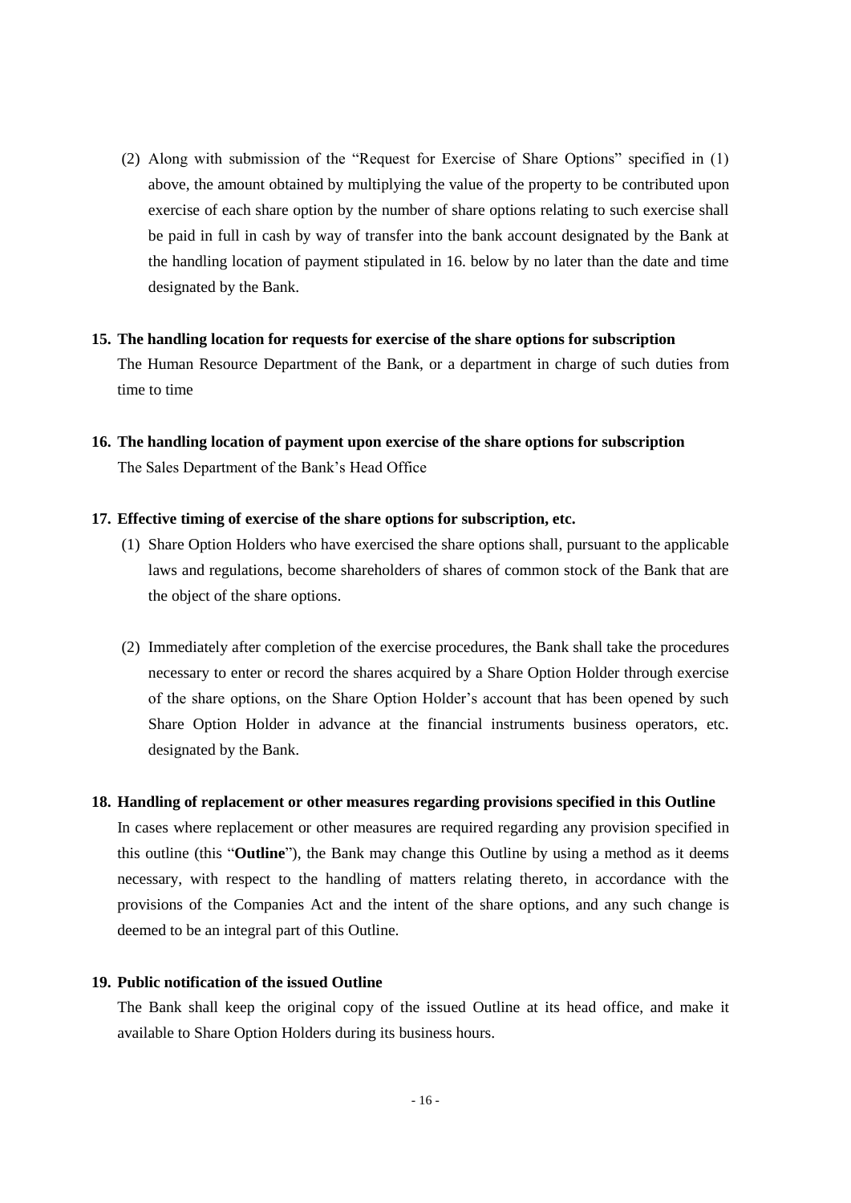(2) Along with submission of the "Request for Exercise of Share Options" specified in (1) above, the amount obtained by multiplying the value of the property to be contributed upon exercise of each share option by the number of share options relating to such exercise shall be paid in full in cash by way of transfer into the bank account designated by the Bank at the handling location of payment stipulated in 16. below by no later than the date and time designated by the Bank.

**15. The handling location for requests for exercise of the share options for subscription**

The Human Resource Department of the Bank, or a department in charge of such duties from time to time

**16. The handling location of payment upon exercise of the share options for subscription**

The Sales Department of the Bank's Head Office

**17. Effective timing of exercise of the share options for subscription, etc.**

(1) Share Option Holders who have exercised the share options shall, pursuant to the applicable laws and regulations, become shareholders of shares of common stock of the Bank that are the object of the share options.

(2) Immediately after completion of the exercise procedures, the Bank shall take the procedures necessary to enter or record the shares acquired by a Share Option Holder through exercise of the share options, on the Share Option Holder's account that has been opened by such Share Option Holder in advance at the financial instruments business operators, etc. designated by the Bank.

**18. Handling of replacement or other measures regarding provisions specified in this Outline**

In cases where replacement or other measures are required regarding any provision specified in this outline (this "**Outline**"), the Bank may change this Outline by using a method as it deems necessary, with respect to the handling of matters relating thereto, in accordance with the provisions of the Companies Act and the intent of the share options, and any such change is deemed to be an integral part of this Outline.

**19. Public notification of the issued Outline**

The Bank shall keep the original copy of the issued Outline at its head office, and make it available to Share Option Holders during its business hours.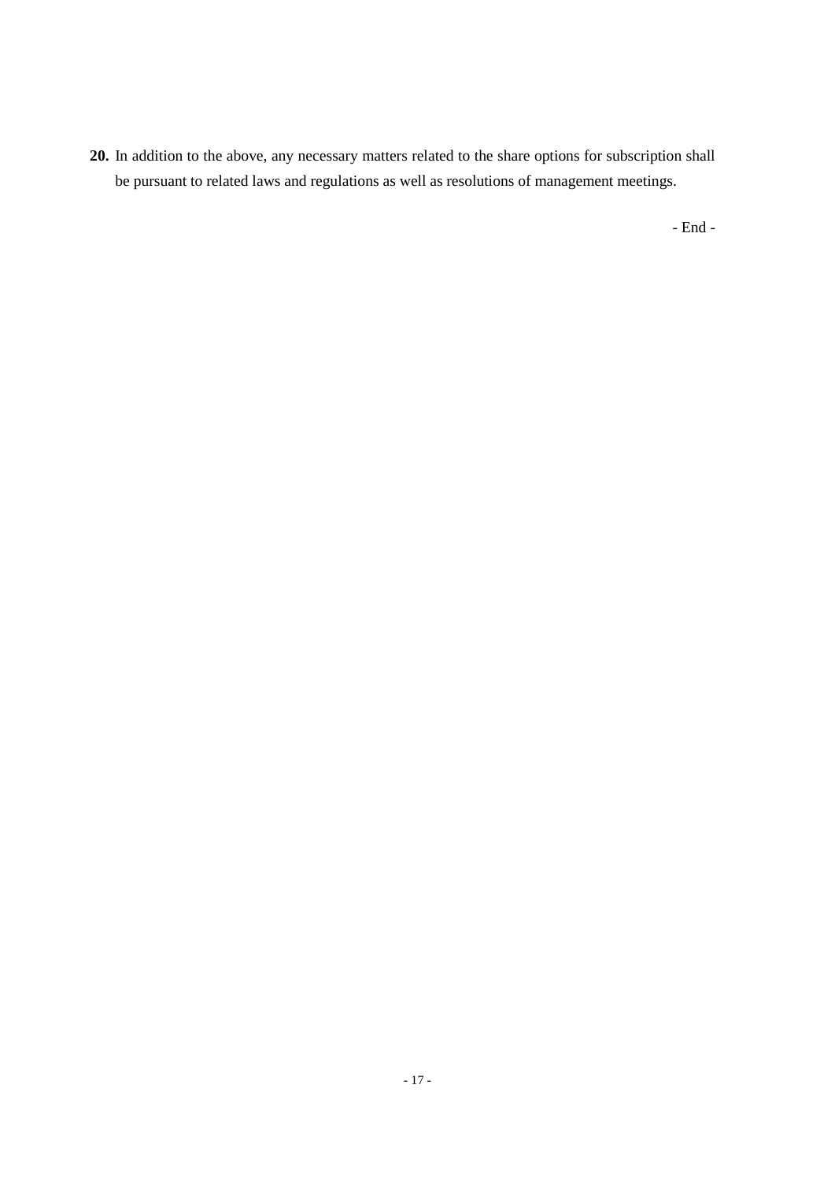**20.** In addition to the above, any necessary matters related to the share options for subscription shall be pursuant to related laws and regulations as well as resolutions of management meetings.

- End -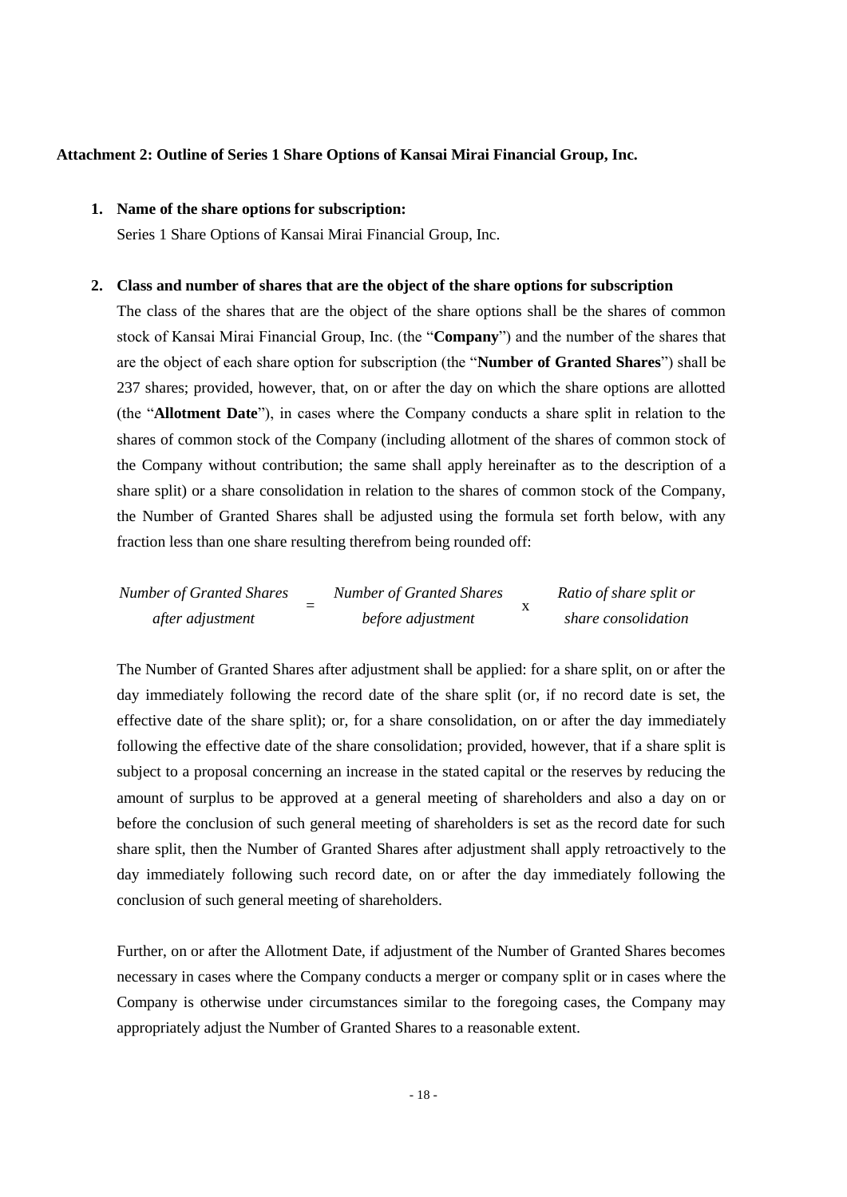**Attachment 2: Outline of Series 1 Share Options of Kansai Mirai Financial Group, Inc.**

1. **Name of the share options for subscription:**

   Series 1 Share Options of Kansai Mirai Financial Group, Inc.

2. **Class and number of shares that are the object of the share options for subscription**

   The class of the shares that are the object of the share options shall be the shares of common stock of Kansai Mirai Financial Group, Inc. (the "**Company**") and the number of the shares that are the object of each share option for subscription (the "**Number of Granted Shares**") shall be 237 shares; provided, however, that, on or after the day on which the share options are allotted (the "**Allotment Date**"), in cases where the Company conducts a share split in relation to the shares of common stock of the Company (including allotment of the shares of common stock of the Company without contribution; the same shall apply hereinafter as to the description of a share split) or a share consolidation in relation to the shares of common stock of the Company, the Number of Granted Shares shall be adjusted using the formula set forth below, with any fraction less than one share resulting therefrom being rounded off:

   $$\textit{Number of Granted Shares after adjustment} = \textit{Number of Granted Shares before adjustment} \times \textit{Ratio of share split or share consolidation}$$

   The Number of Granted Shares after adjustment shall be applied: for a share split, on or after the day immediately following the record date of the share split (or, if no record date is set, the effective date of the share split); or, for a share consolidation, on or after the day immediately following the effective date of the share consolidation; provided, however, that if a share split is subject to a proposal concerning an increase in the stated capital or the reserves by reducing the amount of surplus to be approved at a general meeting of shareholders and also a day on or before the conclusion of such general meeting of shareholders is set as the record date for such share split, then the Number of Granted Shares after adjustment shall apply retroactively to the day immediately following such record date, on or after the day immediately following the conclusion of such general meeting of shareholders.

   Further, on or after the Allotment Date, if adjustment of the Number of Granted Shares becomes necessary in cases where the Company conducts a merger or company split or in cases where the Company is otherwise under circumstances similar to the foregoing cases, the Company may appropriately adjust the Number of Granted Shares to a reasonable extent.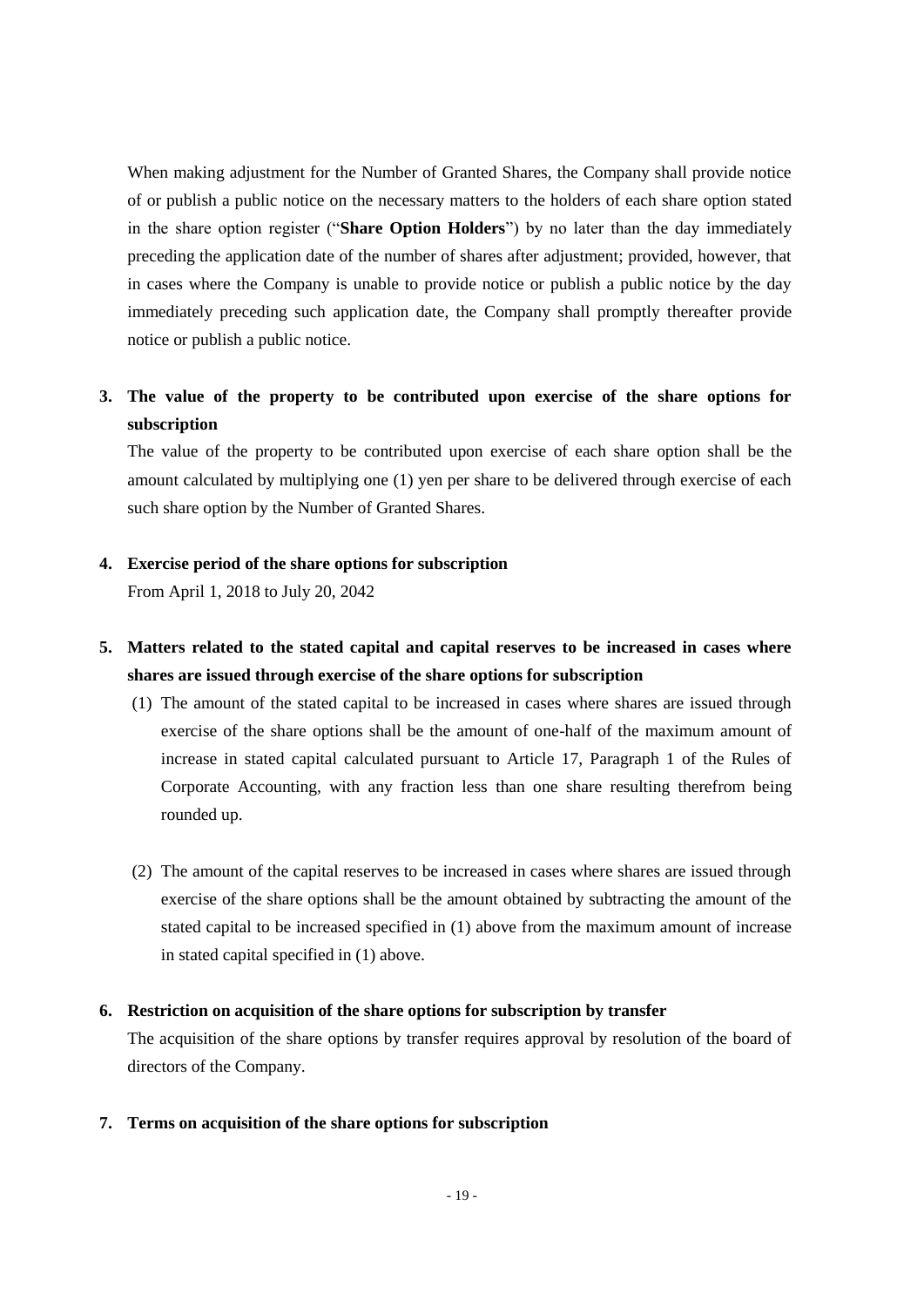When making adjustment for the Number of Granted Shares, the Company shall provide notice of or publish a public notice on the necessary matters to the holders of each share option stated in the share option register ("**Share Option Holders**") by no later than the day immediately preceding the application date of the number of shares after adjustment; provided, however, that in cases where the Company is unable to provide notice or publish a public notice by the day immediately preceding such application date, the Company shall promptly thereafter provide notice or publish a public notice.

**3. The value of the property to be contributed upon exercise of the share options for subscription**

The value of the property to be contributed upon exercise of each share option shall be the amount calculated by multiplying one (1) yen per share to be delivered through exercise of each such share option by the Number of Granted Shares.

**4. Exercise period of the share options for subscription**

From April 1, 2018 to July 20, 2042

**5. Matters related to the stated capital and capital reserves to be increased in cases where shares are issued through exercise of the share options for subscription**

(1) The amount of the stated capital to be increased in cases where shares are issued through exercise of the share options shall be the amount of one-half of the maximum amount of increase in stated capital calculated pursuant to Article 17, Paragraph 1 of the Rules of Corporate Accounting, with any fraction less than one share resulting therefrom being rounded up.

(2) The amount of the capital reserves to be increased in cases where shares are issued through exercise of the share options shall be the amount obtained by subtracting the amount of the stated capital to be increased specified in (1) above from the maximum amount of increase in stated capital specified in (1) above.

**6. Restriction on acquisition of the share options for subscription by transfer**

The acquisition of the share options by transfer requires approval by resolution of the board of directors of the Company.

**7. Terms on acquisition of the share options for subscription**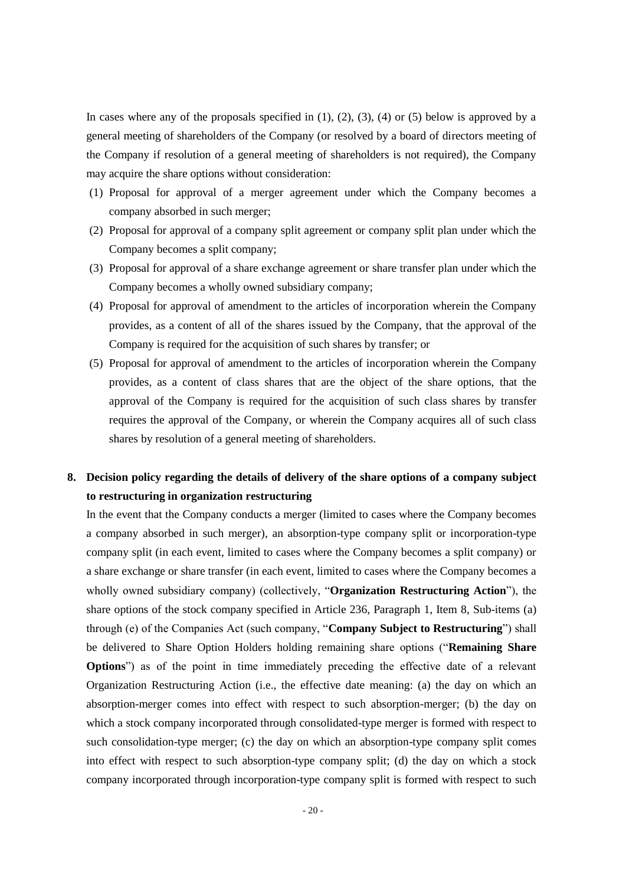In cases where any of the proposals specified in (1), (2), (3), (4) or (5) below is approved by a general meeting of shareholders of the Company (or resolved by a board of directors meeting of the Company if resolution of a general meeting of shareholders is not required), the Company may acquire the share options without consideration:

(1) Proposal for approval of a merger agreement under which the Company becomes a company absorbed in such merger;

(2) Proposal for approval of a company split agreement or company split plan under which the Company becomes a split company;

(3) Proposal for approval of a share exchange agreement or share transfer plan under which the Company becomes a wholly owned subsidiary company;

(4) Proposal for approval of amendment to the articles of incorporation wherein the Company provides, as a content of all of the shares issued by the Company, that the approval of the Company is required for the acquisition of such shares by transfer; or

(5) Proposal for approval of amendment to the articles of incorporation wherein the Company provides, as a content of class shares that are the object of the share options, that the approval of the Company is required for the acquisition of such class shares by transfer requires the approval of the Company, or wherein the Company acquires all of such class shares by resolution of a general meeting of shareholders.

## 8. Decision policy regarding the details of delivery of the share options of a company subject to restructuring in organization restructuring

In the event that the Company conducts a merger (limited to cases where the Company becomes a company absorbed in such merger), an absorption-type company split or incorporation-type company split (in each event, limited to cases where the Company becomes a split company) or a share exchange or share transfer (in each event, limited to cases where the Company becomes a wholly owned subsidiary company) (collectively, "**Organization Restructuring Action**"), the share options of the stock company specified in Article 236, Paragraph 1, Item 8, Sub-items (a) through (e) of the Companies Act (such company, "**Company Subject to Restructuring**") shall be delivered to Share Option Holders holding remaining share options ("**Remaining Share Options**") as of the point in time immediately preceding the effective date of a relevant Organization Restructuring Action (i.e., the effective date meaning: (a) the day on which an absorption-merger comes into effect with respect to such absorption-merger; (b) the day on which a stock company incorporated through consolidated-type merger is formed with respect to such consolidation-type merger; (c) the day on which an absorption-type company split comes into effect with respect to such absorption-type company split; (d) the day on which a stock company incorporated through incorporation-type company split is formed with respect to such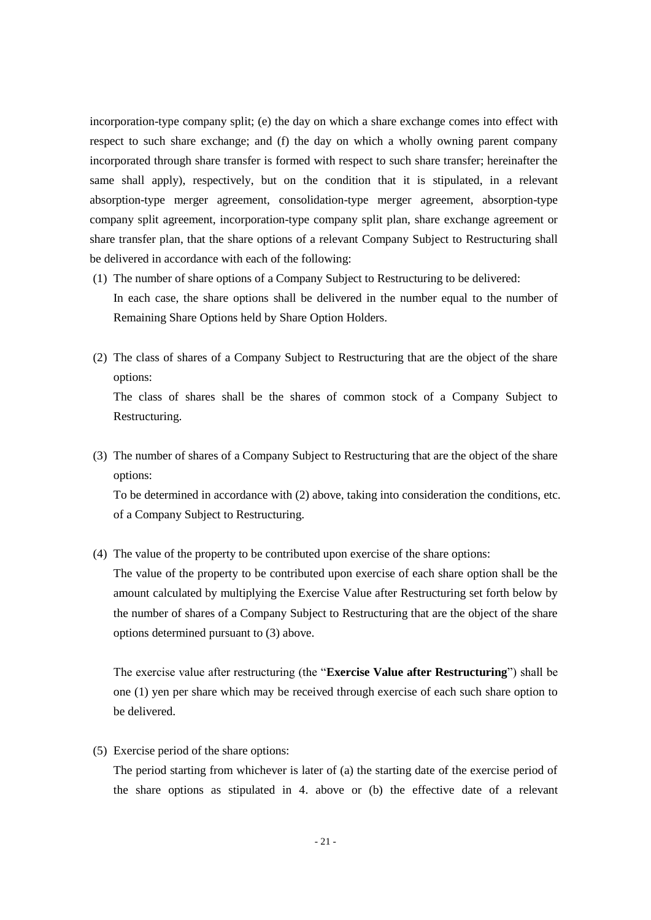incorporation-type company split; (e) the day on which a share exchange comes into effect with respect to such share exchange; and (f) the day on which a wholly owning parent company incorporated through share transfer is formed with respect to such share transfer; hereinafter the same shall apply), respectively, but on the condition that it is stipulated, in a relevant absorption-type merger agreement, consolidation-type merger agreement, absorption-type company split agreement, incorporation-type company split plan, share exchange agreement or share transfer plan, that the share options of a relevant Company Subject to Restructuring shall be delivered in accordance with each of the following:

(1) The number of share options of a Company Subject to Restructuring to be delivered:
In each case, the share options shall be delivered in the number equal to the number of Remaining Share Options held by Share Option Holders.

(2) The class of shares of a Company Subject to Restructuring that are the object of the share options:
The class of shares shall be the shares of common stock of a Company Subject to Restructuring.

(3) The number of shares of a Company Subject to Restructuring that are the object of the share options:
To be determined in accordance with (2) above, taking into consideration the conditions, etc. of a Company Subject to Restructuring.

(4) The value of the property to be contributed upon exercise of the share options:
The value of the property to be contributed upon exercise of each share option shall be the amount calculated by multiplying the Exercise Value after Restructuring set forth below by the number of shares of a Company Subject to Restructuring that are the object of the share options determined pursuant to (3) above.

The exercise value after restructuring (the "**Exercise Value after Restructuring**") shall be one (1) yen per share which may be received through exercise of each such share option to be delivered.

(5) Exercise period of the share options:
The period starting from whichever is later of (a) the starting date of the exercise period of the share options as stipulated in 4. above or (b) the effective date of a relevant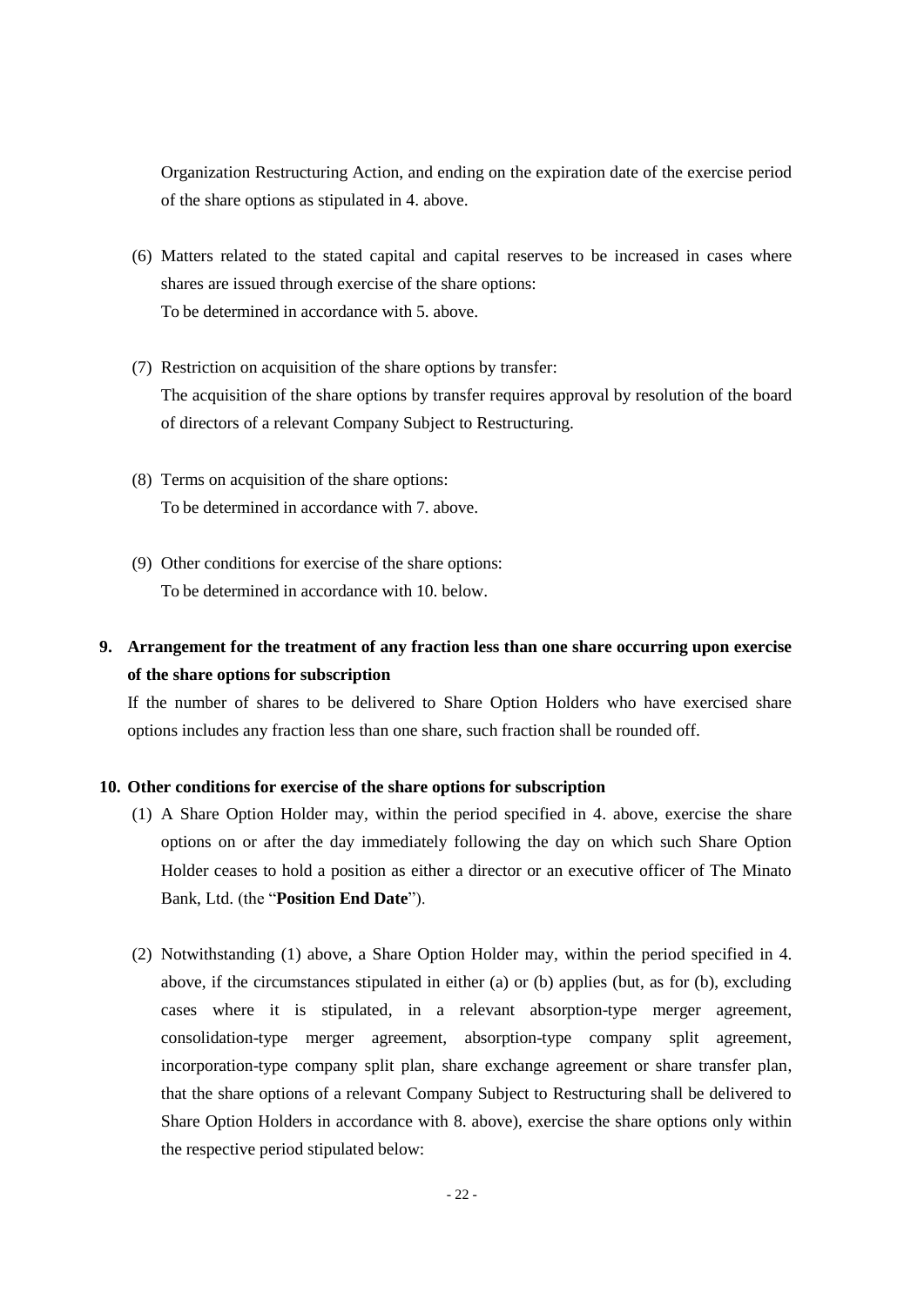Organization Restructuring Action, and ending on the expiration date of the exercise period of the share options as stipulated in 4. above.

(6) Matters related to the stated capital and capital reserves to be increased in cases where shares are issued through exercise of the share options:
To be determined in accordance with 5. above.

(7) Restriction on acquisition of the share options by transfer:
The acquisition of the share options by transfer requires approval by resolution of the board of directors of a relevant Company Subject to Restructuring.

(8) Terms on acquisition of the share options:
To be determined in accordance with 7. above.

(9) Other conditions for exercise of the share options:
To be determined in accordance with 10. below.

## 9. Arrangement for the treatment of any fraction less than one share occurring upon exercise of the share options for subscription

If the number of shares to be delivered to Share Option Holders who have exercised share options includes any fraction less than one share, such fraction shall be rounded off.

## 10. Other conditions for exercise of the share options for subscription

(1) A Share Option Holder may, within the period specified in 4. above, exercise the share options on or after the day immediately following the day on which such Share Option Holder ceases to hold a position as either a director or an executive officer of The Minato Bank, Ltd. (the "**Position End Date**").

(2) Notwithstanding (1) above, a Share Option Holder may, within the period specified in 4. above, if the circumstances stipulated in either (a) or (b) applies (but, as for (b), excluding cases where it is stipulated, in a relevant absorption-type merger agreement, consolidation-type merger agreement, absorption-type company split agreement, incorporation-type company split plan, share exchange agreement or share transfer plan, that the share options of a relevant Company Subject to Restructuring shall be delivered to Share Option Holders in accordance with 8. above), exercise the share options only within the respective period stipulated below: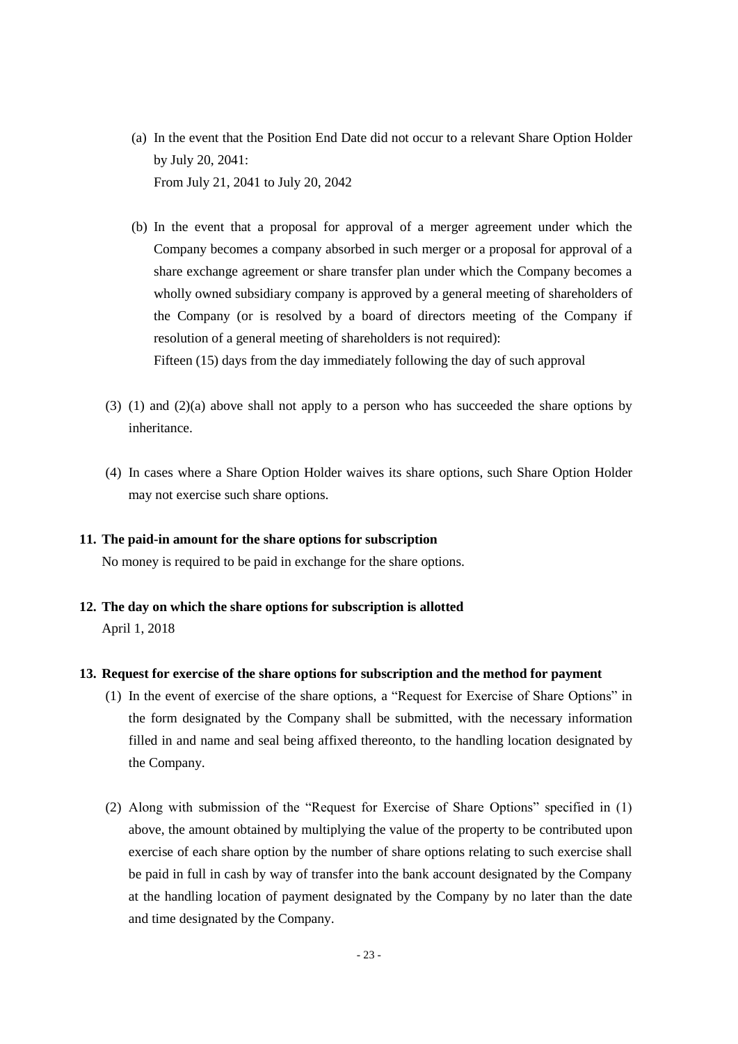(a) In the event that the Position End Date did not occur to a relevant Share Option Holder by July 20, 2041:
From July 21, 2041 to July 20, 2042

(b) In the event that a proposal for approval of a merger agreement under which the Company becomes a company absorbed in such merger or a proposal for approval of a share exchange agreement or share transfer plan under which the Company becomes a wholly owned subsidiary company is approved by a general meeting of shareholders of the Company (or is resolved by a board of directors meeting of the Company if resolution of a general meeting of shareholders is not required):
Fifteen (15) days from the day immediately following the day of such approval

(3) (1) and (2)(a) above shall not apply to a person who has succeeded the share options by inheritance.

(4) In cases where a Share Option Holder waives its share options, such Share Option Holder may not exercise such share options.

**11. The paid-in amount for the share options for subscription**

No money is required to be paid in exchange for the share options.

**12. The day on which the share options for subscription is allotted**

April 1, 2018

**13. Request for exercise of the share options for subscription and the method for payment**

(1) In the event of exercise of the share options, a "Request for Exercise of Share Options" in the form designated by the Company shall be submitted, with the necessary information filled in and name and seal being affixed thereonto, to the handling location designated by the Company.

(2) Along with submission of the "Request for Exercise of Share Options" specified in (1) above, the amount obtained by multiplying the value of the property to be contributed upon exercise of each share option by the number of share options relating to such exercise shall be paid in full in cash by way of transfer into the bank account designated by the Company at the handling location of payment designated by the Company by no later than the date and time designated by the Company.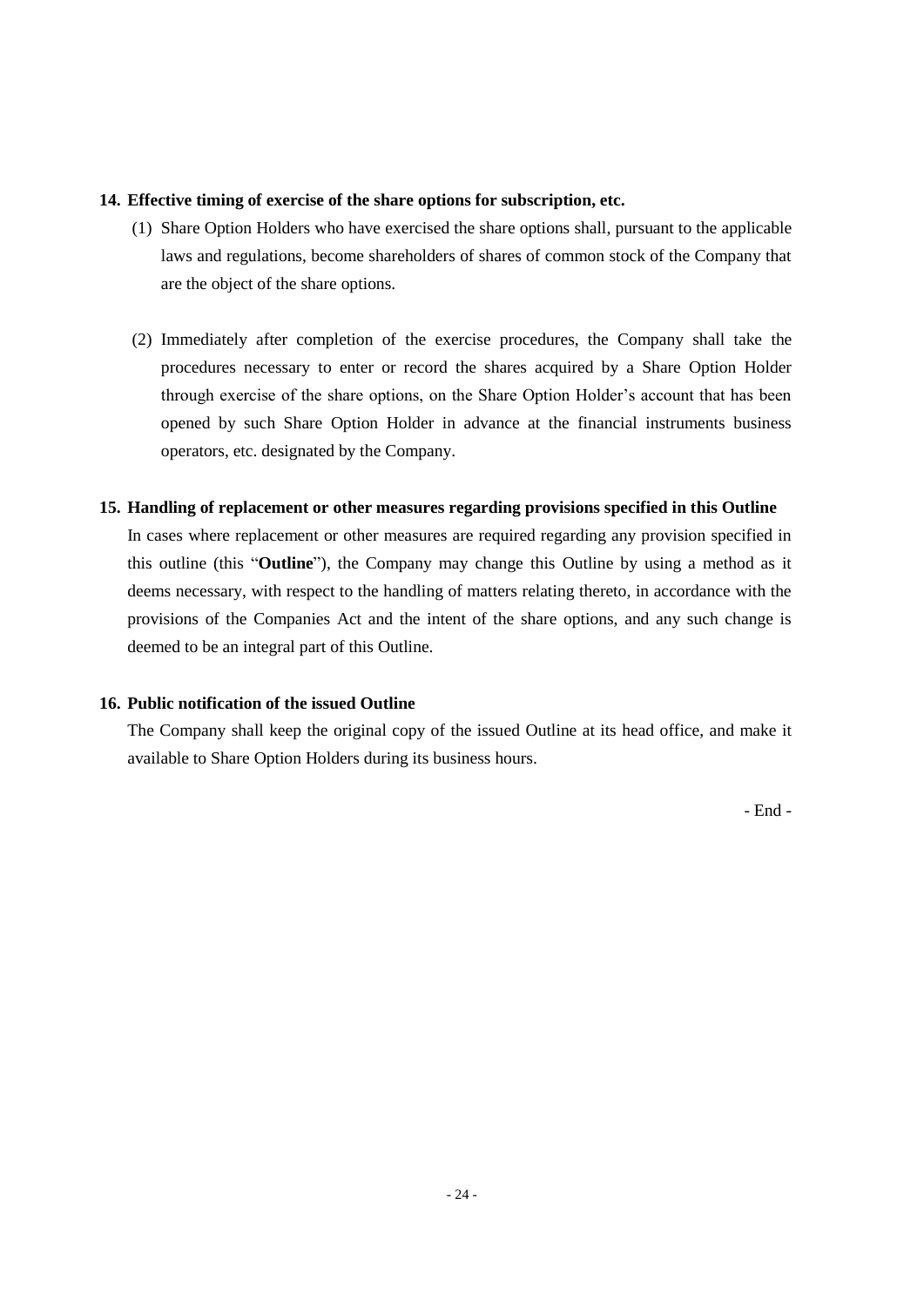**14. Effective timing of exercise of the share options for subscription, etc.**

(1) Share Option Holders who have exercised the share options shall, pursuant to the applicable laws and regulations, become shareholders of shares of common stock of the Company that are the object of the share options.

(2) Immediately after completion of the exercise procedures, the Company shall take the procedures necessary to enter or record the shares acquired by a Share Option Holder through exercise of the share options, on the Share Option Holder's account that has been opened by such Share Option Holder in advance at the financial instruments business operators, etc. designated by the Company.

**15. Handling of replacement or other measures regarding provisions specified in this Outline**

In cases where replacement or other measures are required regarding any provision specified in this outline (this "**Outline**"), the Company may change this Outline by using a method as it deems necessary, with respect to the handling of matters relating thereto, in accordance with the provisions of the Companies Act and the intent of the share options, and any such change is deemed to be an integral part of this Outline.

**16. Public notification of the issued Outline**

The Company shall keep the original copy of the issued Outline at its head office, and make it available to Share Option Holders during its business hours.

- End -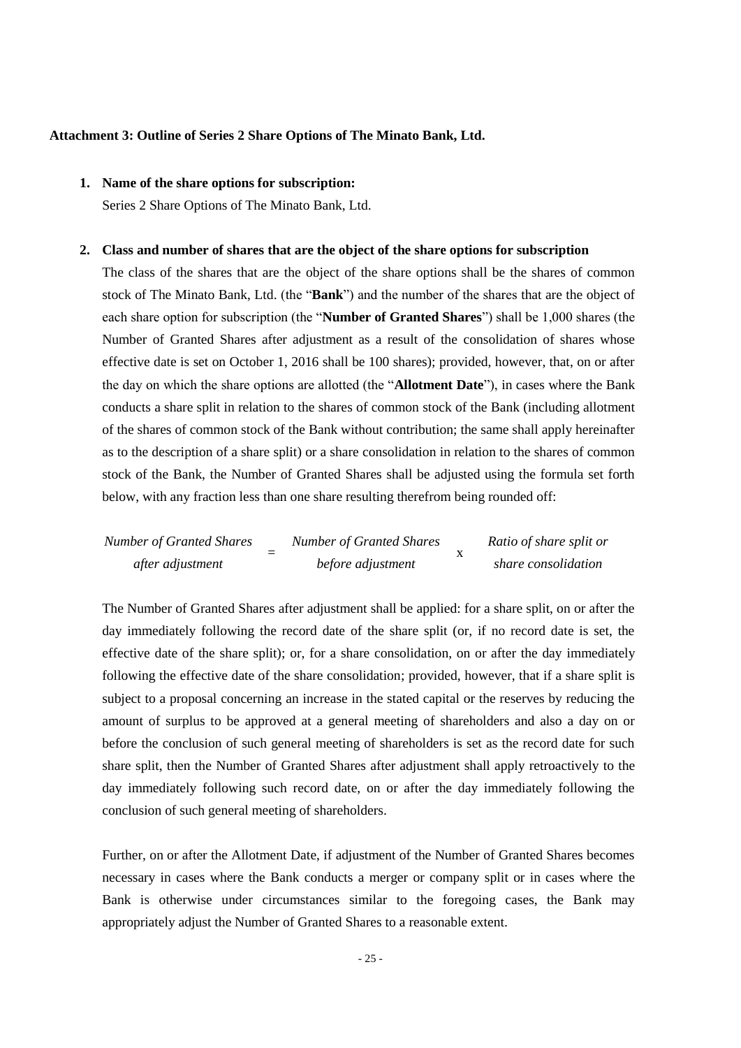**Attachment 3: Outline of Series 2 Share Options of The Minato Bank, Ltd.**

1. **Name of the share options for subscription:**

   Series 2 Share Options of The Minato Bank, Ltd.

2. **Class and number of shares that are the object of the share options for subscription**

   The class of the shares that are the object of the share options shall be the shares of common stock of The Minato Bank, Ltd. (the "**Bank**") and the number of the shares that are the object of each share option for subscription (the "**Number of Granted Shares**") shall be 1,000 shares (the Number of Granted Shares after adjustment as a result of the consolidation of shares whose effective date is set on October 1, 2016 shall be 100 shares); provided, however, that, on or after the day on which the share options are allotted (the "**Allotment Date**"), in cases where the Bank conducts a share split in relation to the shares of common stock of the Bank (including allotment of the shares of common stock of the Bank without contribution; the same shall apply hereinafter as to the description of a share split) or a share consolidation in relation to the shares of common stock of the Bank, the Number of Granted Shares shall be adjusted using the formula set forth below, with any fraction less than one share resulting therefrom being rounded off:

   $$\begin{array}{c}\textit{Number of Granted Shares} \\ \textit{after adjustment}\end{array} = \begin{array}{c}\textit{Number of Granted Shares} \\ \textit{before adjustment}\end{array} \times \begin{array}{c}\textit{Ratio of share split or} \\ \textit{share consolidation}\end{array}$$

   The Number of Granted Shares after adjustment shall be applied: for a share split, on or after the day immediately following the record date of the share split (or, if no record date is set, the effective date of the share split); or, for a share consolidation, on or after the day immediately following the effective date of the share consolidation; provided, however, that if a share split is subject to a proposal concerning an increase in the stated capital or the reserves by reducing the amount of surplus to be approved at a general meeting of shareholders and also a day on or before the conclusion of such general meeting of shareholders is set as the record date for such share split, then the Number of Granted Shares after adjustment shall apply retroactively to the day immediately following such record date, on or after the day immediately following the conclusion of such general meeting of shareholders.

   Further, on or after the Allotment Date, if adjustment of the Number of Granted Shares becomes necessary in cases where the Bank conducts a merger or company split or in cases where the Bank is otherwise under circumstances similar to the foregoing cases, the Bank may appropriately adjust the Number of Granted Shares to a reasonable extent.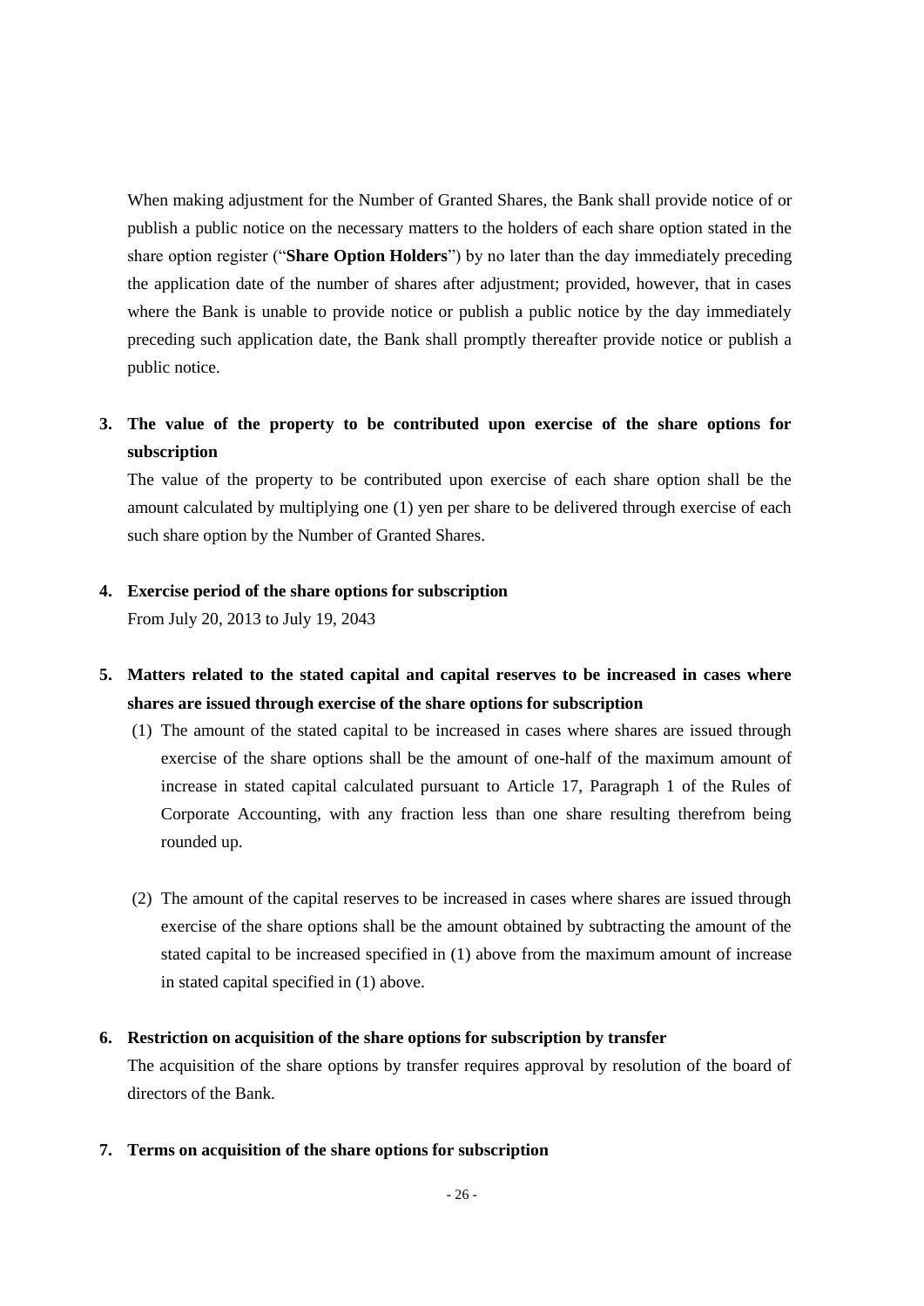When making adjustment for the Number of Granted Shares, the Bank shall provide notice of or publish a public notice on the necessary matters to the holders of each share option stated in the share option register ("**Share Option Holders**") by no later than the day immediately preceding the application date of the number of shares after adjustment; provided, however, that in cases where the Bank is unable to provide notice or publish a public notice by the day immediately preceding such application date, the Bank shall promptly thereafter provide notice or publish a public notice.

**3. The value of the property to be contributed upon exercise of the share options for subscription**

The value of the property to be contributed upon exercise of each share option shall be the amount calculated by multiplying one (1) yen per share to be delivered through exercise of each such share option by the Number of Granted Shares.

**4. Exercise period of the share options for subscription**

From July 20, 2013 to July 19, 2043

**5. Matters related to the stated capital and capital reserves to be increased in cases where shares are issued through exercise of the share options for subscription**

(1) The amount of the stated capital to be increased in cases where shares are issued through exercise of the share options shall be the amount of one-half of the maximum amount of increase in stated capital calculated pursuant to Article 17, Paragraph 1 of the Rules of Corporate Accounting, with any fraction less than one share resulting therefrom being rounded up.

(2) The amount of the capital reserves to be increased in cases where shares are issued through exercise of the share options shall be the amount obtained by subtracting the amount of the stated capital to be increased specified in (1) above from the maximum amount of increase in stated capital specified in (1) above.

**6. Restriction on acquisition of the share options for subscription by transfer**

The acquisition of the share options by transfer requires approval by resolution of the board of directors of the Bank.

**7. Terms on acquisition of the share options for subscription**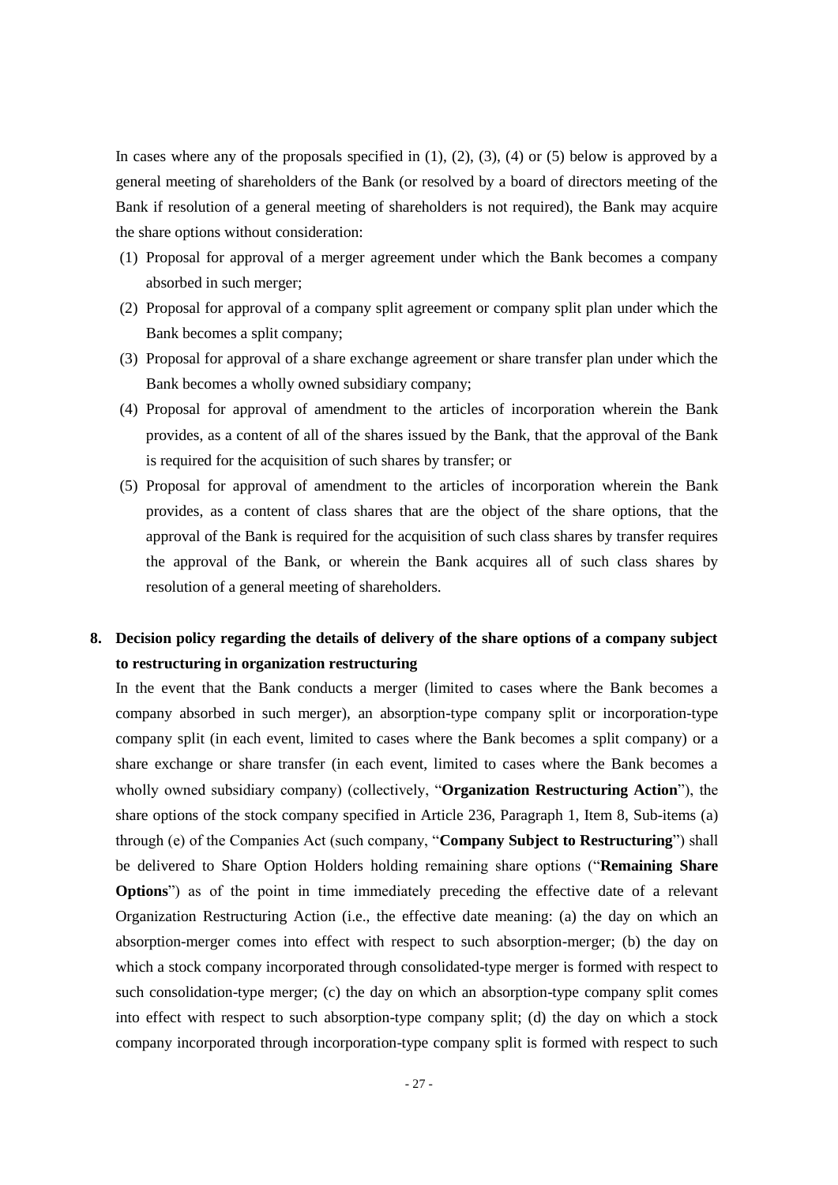In cases where any of the proposals specified in (1), (2), (3), (4) or (5) below is approved by a general meeting of shareholders of the Bank (or resolved by a board of directors meeting of the Bank if resolution of a general meeting of shareholders is not required), the Bank may acquire the share options without consideration:

(1) Proposal for approval of a merger agreement under which the Bank becomes a company absorbed in such merger;

(2) Proposal for approval of a company split agreement or company split plan under which the Bank becomes a split company;

(3) Proposal for approval of a share exchange agreement or share transfer plan under which the Bank becomes a wholly owned subsidiary company;

(4) Proposal for approval of amendment to the articles of incorporation wherein the Bank provides, as a content of all of the shares issued by the Bank, that the approval of the Bank is required for the acquisition of such shares by transfer; or

(5) Proposal for approval of amendment to the articles of incorporation wherein the Bank provides, as a content of class shares that are the object of the share options, that the approval of the Bank is required for the acquisition of such class shares by transfer requires the approval of the Bank, or wherein the Bank acquires all of such class shares by resolution of a general meeting of shareholders.

**8. Decision policy regarding the details of delivery of the share options of a company subject to restructuring in organization restructuring**

In the event that the Bank conducts a merger (limited to cases where the Bank becomes a company absorbed in such merger), an absorption-type company split or incorporation-type company split (in each event, limited to cases where the Bank becomes a split company) or a share exchange or share transfer (in each event, limited to cases where the Bank becomes a wholly owned subsidiary company) (collectively, "**Organization Restructuring Action**"), the share options of the stock company specified in Article 236, Paragraph 1, Item 8, Sub-items (a) through (e) of the Companies Act (such company, "**Company Subject to Restructuring**") shall be delivered to Share Option Holders holding remaining share options ("**Remaining Share Options**") as of the point in time immediately preceding the effective date of a relevant Organization Restructuring Action (i.e., the effective date meaning: (a) the day on which an absorption-merger comes into effect with respect to such absorption-merger; (b) the day on which a stock company incorporated through consolidated-type merger is formed with respect to such consolidation-type merger; (c) the day on which an absorption-type company split comes into effect with respect to such absorption-type company split; (d) the day on which a stock company incorporated through incorporation-type company split is formed with respect to such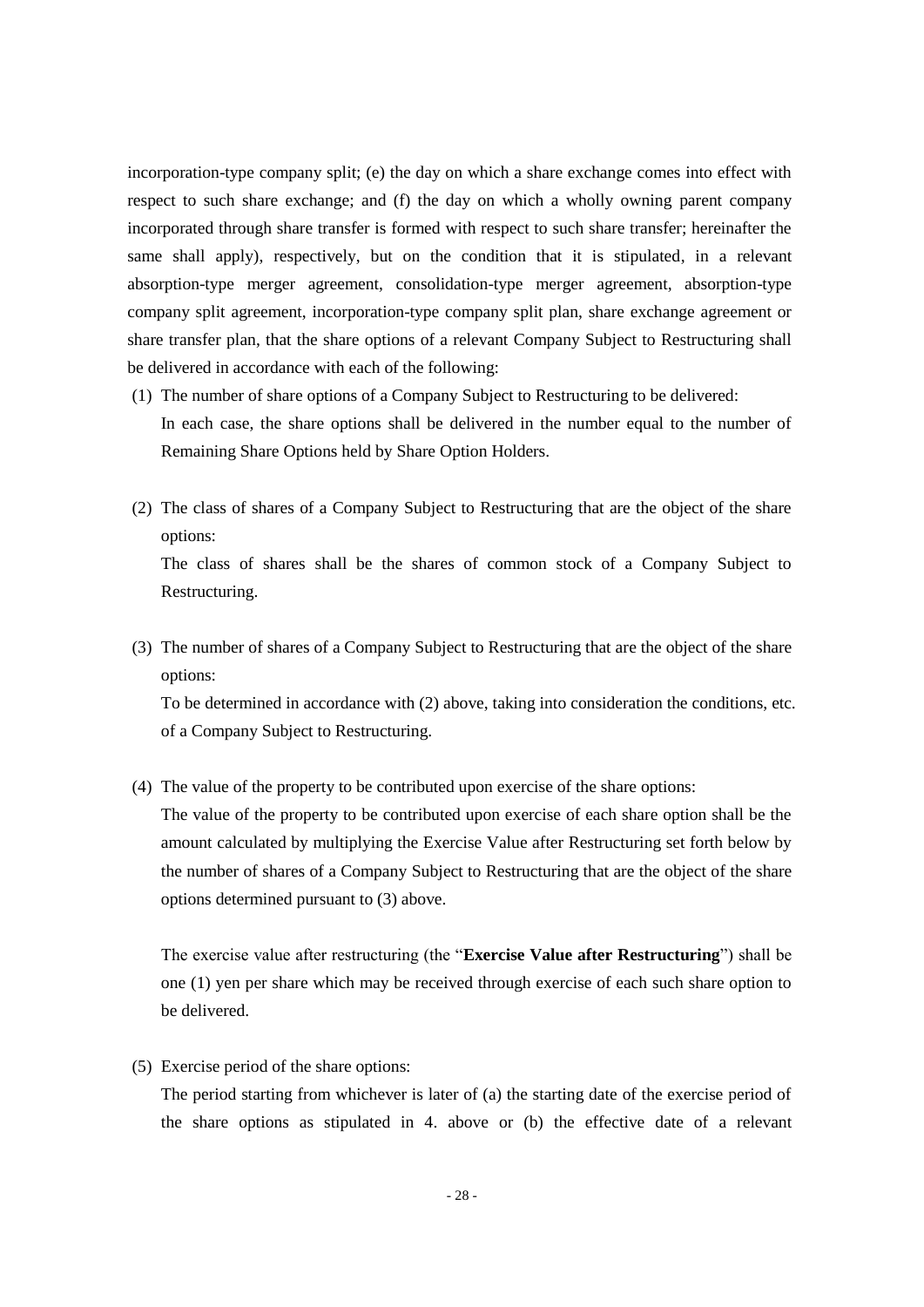incorporation-type company split; (e) the day on which a share exchange comes into effect with respect to such share exchange; and (f) the day on which a wholly owning parent company incorporated through share transfer is formed with respect to such share transfer; hereinafter the same shall apply), respectively, but on the condition that it is stipulated, in a relevant absorption-type merger agreement, consolidation-type merger agreement, absorption-type company split agreement, incorporation-type company split plan, share exchange agreement or share transfer plan, that the share options of a relevant Company Subject to Restructuring shall be delivered in accordance with each of the following:

(1) The number of share options of a Company Subject to Restructuring to be delivered:
In each case, the share options shall be delivered in the number equal to the number of Remaining Share Options held by Share Option Holders.

(2) The class of shares of a Company Subject to Restructuring that are the object of the share options:
The class of shares shall be the shares of common stock of a Company Subject to Restructuring.

(3) The number of shares of a Company Subject to Restructuring that are the object of the share options:
To be determined in accordance with (2) above, taking into consideration the conditions, etc. of a Company Subject to Restructuring.

(4) The value of the property to be contributed upon exercise of the share options:
The value of the property to be contributed upon exercise of each share option shall be the amount calculated by multiplying the Exercise Value after Restructuring set forth below by the number of shares of a Company Subject to Restructuring that are the object of the share options determined pursuant to (3) above.

The exercise value after restructuring (the "**Exercise Value after Restructuring**") shall be one (1) yen per share which may be received through exercise of each such share option to be delivered.

(5) Exercise period of the share options:
The period starting from whichever is later of (a) the starting date of the exercise period of the share options as stipulated in 4. above or (b) the effective date of a relevant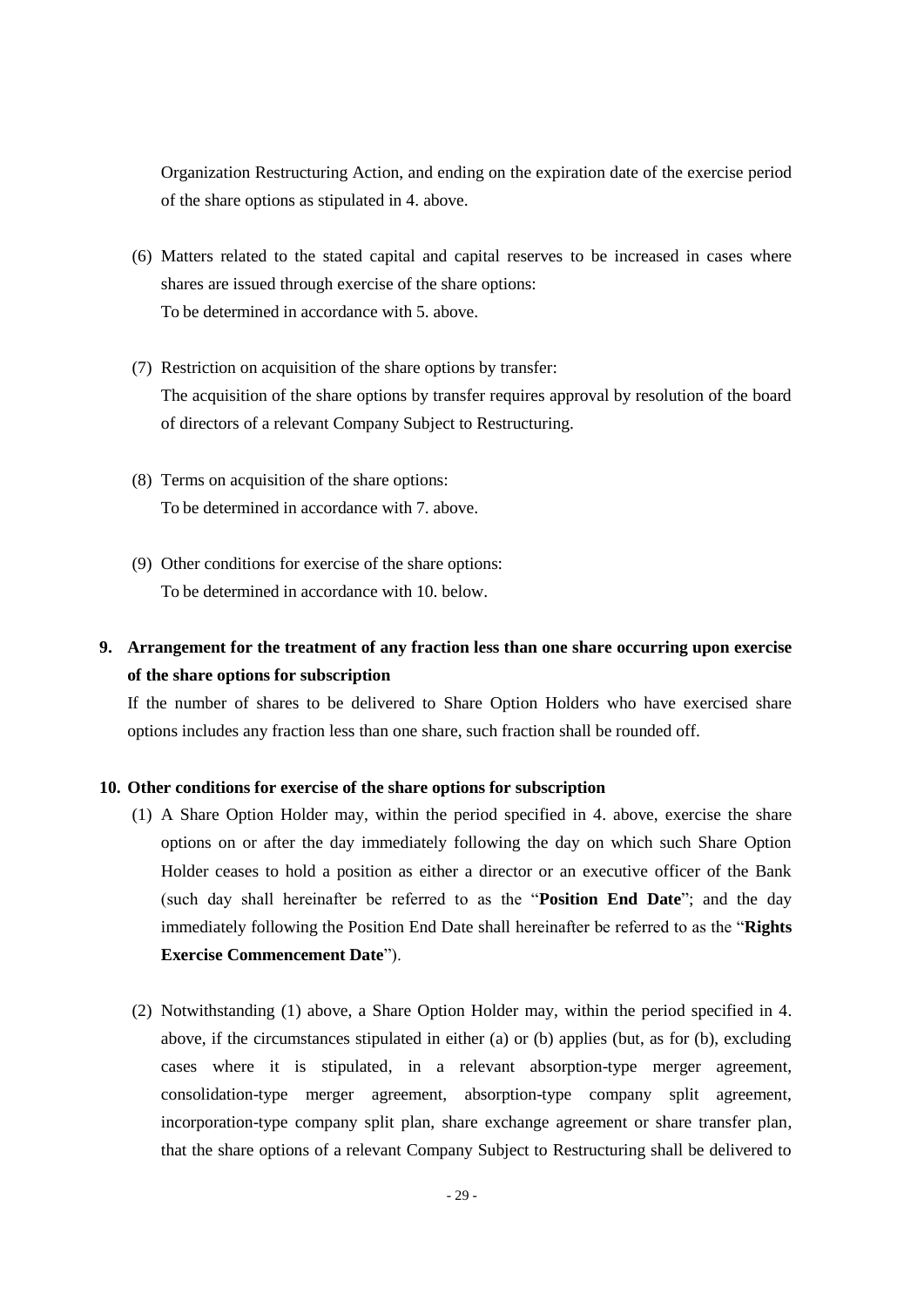Organization Restructuring Action, and ending on the expiration date of the exercise period of the share options as stipulated in 4. above.

(6) Matters related to the stated capital and capital reserves to be increased in cases where shares are issued through exercise of the share options:
To be determined in accordance with 5. above.

(7) Restriction on acquisition of the share options by transfer:
The acquisition of the share options by transfer requires approval by resolution of the board of directors of a relevant Company Subject to Restructuring.

(8) Terms on acquisition of the share options:
To be determined in accordance with 7. above.

(9) Other conditions for exercise of the share options:
To be determined in accordance with 10. below.

## 9. Arrangement for the treatment of any fraction less than one share occurring upon exercise of the share options for subscription

If the number of shares to be delivered to Share Option Holders who have exercised share options includes any fraction less than one share, such fraction shall be rounded off.

## 10. Other conditions for exercise of the share options for subscription

(1) A Share Option Holder may, within the period specified in 4. above, exercise the share options on or after the day immediately following the day on which such Share Option Holder ceases to hold a position as either a director or an executive officer of the Bank (such day shall hereinafter be referred to as the "**Position End Date**"; and the day immediately following the Position End Date shall hereinafter be referred to as the "**Rights Exercise Commencement Date**").

(2) Notwithstanding (1) above, a Share Option Holder may, within the period specified in 4. above, if the circumstances stipulated in either (a) or (b) applies (but, as for (b), excluding cases where it is stipulated, in a relevant absorption-type merger agreement, consolidation-type merger agreement, absorption-type company split agreement, incorporation-type company split plan, share exchange agreement or share transfer plan, that the share options of a relevant Company Subject to Restructuring shall be delivered to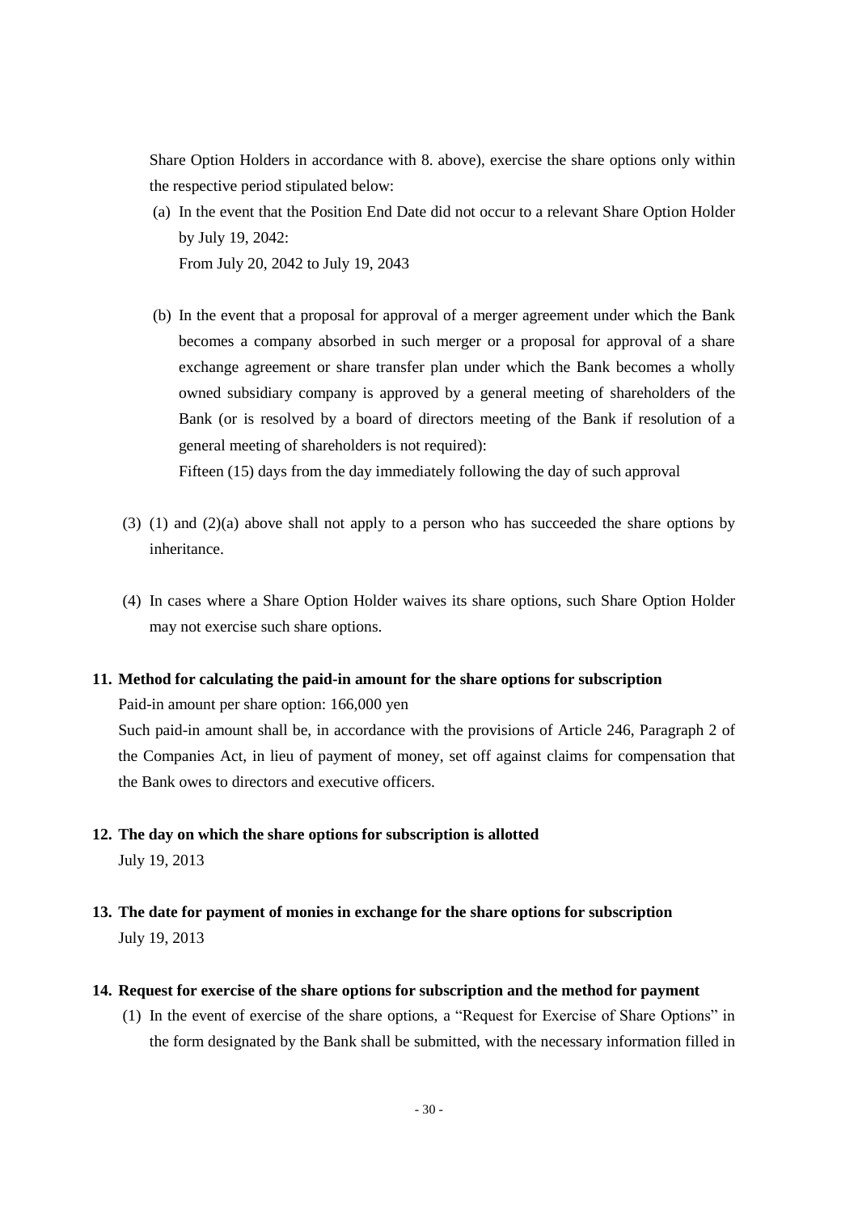Share Option Holders in accordance with 8. above), exercise the share options only within the respective period stipulated below:

(a) In the event that the Position End Date did not occur to a relevant Share Option Holder by July 19, 2042:
From July 20, 2042 to July 19, 2043

(b) In the event that a proposal for approval of a merger agreement under which the Bank becomes a company absorbed in such merger or a proposal for approval of a share exchange agreement or share transfer plan under which the Bank becomes a wholly owned subsidiary company is approved by a general meeting of shareholders of the Bank (or is resolved by a board of directors meeting of the Bank if resolution of a general meeting of shareholders is not required):
Fifteen (15) days from the day immediately following the day of such approval

(3) (1) and (2)(a) above shall not apply to a person who has succeeded the share options by inheritance.

(4) In cases where a Share Option Holder waives its share options, such Share Option Holder may not exercise such share options.

**11. Method for calculating the paid-in amount for the share options for subscription**

Paid-in amount per share option: 166,000 yen

Such paid-in amount shall be, in accordance with the provisions of Article 246, Paragraph 2 of the Companies Act, in lieu of payment of money, set off against claims for compensation that the Bank owes to directors and executive officers.

**12. The day on which the share options for subscription is allotted**

July 19, 2013

**13. The date for payment of monies in exchange for the share options for subscription**

July 19, 2013

**14. Request for exercise of the share options for subscription and the method for payment**

(1) In the event of exercise of the share options, a "Request for Exercise of Share Options" in the form designated by the Bank shall be submitted, with the necessary information filled in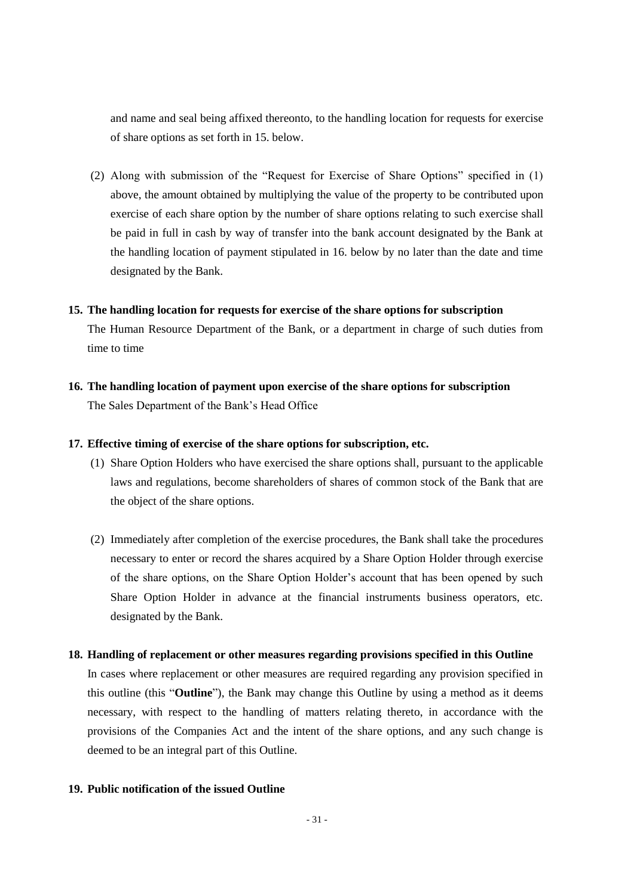and name and seal being affixed thereonto, to the handling location for requests for exercise of share options as set forth in 15. below.

(2) Along with submission of the "Request for Exercise of Share Options" specified in (1) above, the amount obtained by multiplying the value of the property to be contributed upon exercise of each share option by the number of share options relating to such exercise shall be paid in full in cash by way of transfer into the bank account designated by the Bank at the handling location of payment stipulated in 16. below by no later than the date and time designated by the Bank.

**15. The handling location for requests for exercise of the share options for subscription**

The Human Resource Department of the Bank, or a department in charge of such duties from time to time

**16. The handling location of payment upon exercise of the share options for subscription**

The Sales Department of the Bank's Head Office

**17. Effective timing of exercise of the share options for subscription, etc.**

(1) Share Option Holders who have exercised the share options shall, pursuant to the applicable laws and regulations, become shareholders of shares of common stock of the Bank that are the object of the share options.

(2) Immediately after completion of the exercise procedures, the Bank shall take the procedures necessary to enter or record the shares acquired by a Share Option Holder through exercise of the share options, on the Share Option Holder's account that has been opened by such Share Option Holder in advance at the financial instruments business operators, etc. designated by the Bank.

**18. Handling of replacement or other measures regarding provisions specified in this Outline**

In cases where replacement or other measures are required regarding any provision specified in this outline (this "**Outline**"), the Bank may change this Outline by using a method as it deems necessary, with respect to the handling of matters relating thereto, in accordance with the provisions of the Companies Act and the intent of the share options, and any such change is deemed to be an integral part of this Outline.

**19. Public notification of the issued Outline**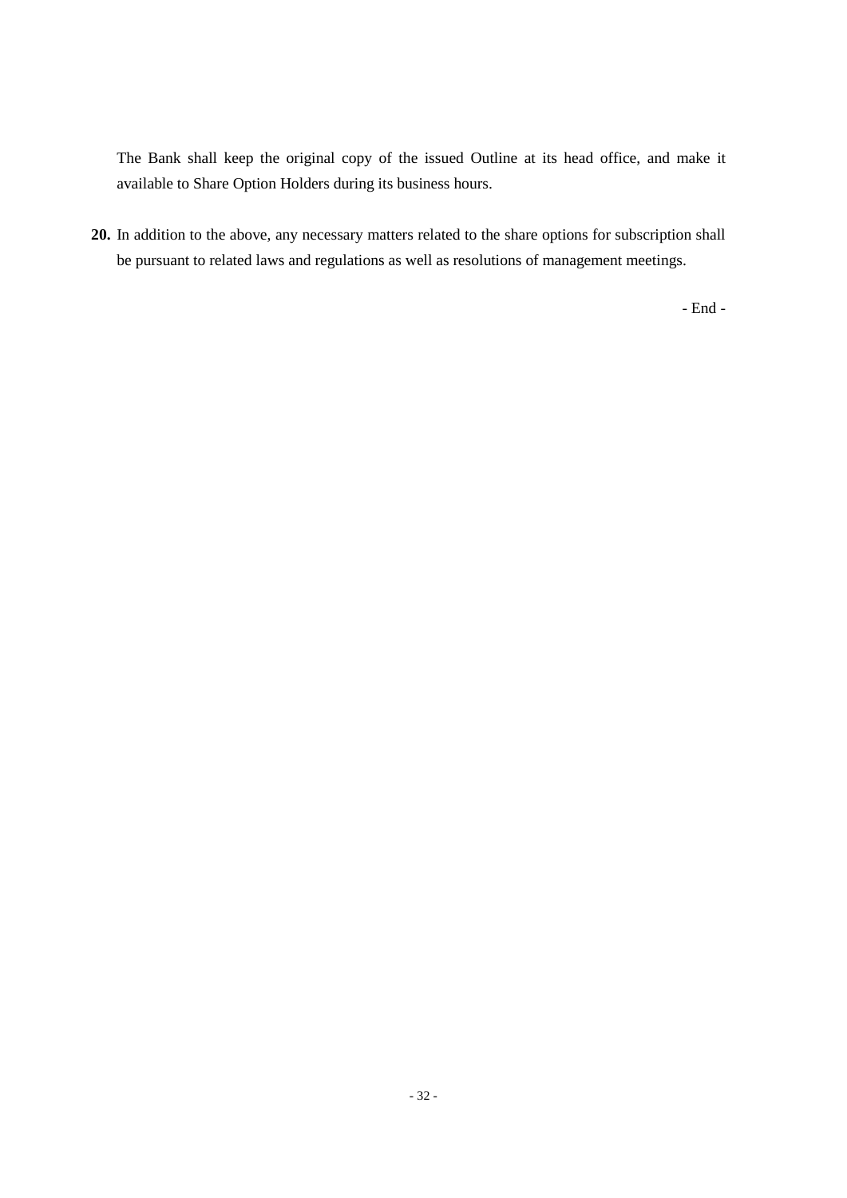The Bank shall keep the original copy of the issued Outline at its head office, and make it available to Share Option Holders during its business hours.

**20.** In addition to the above, any necessary matters related to the share options for subscription shall be pursuant to related laws and regulations as well as resolutions of management meetings.

- End -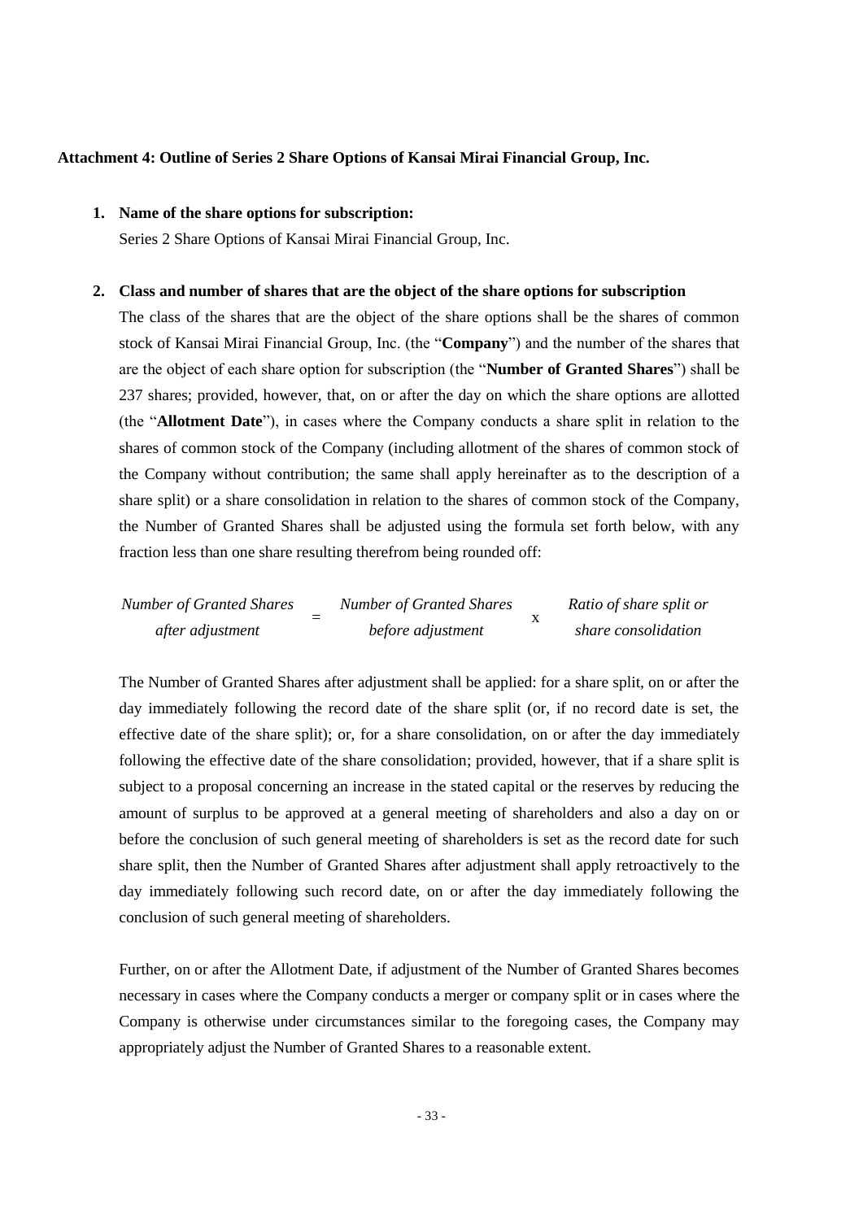**Attachment 4: Outline of Series 2 Share Options of Kansai Mirai Financial Group, Inc.**

1. **Name of the share options for subscription:**

   Series 2 Share Options of Kansai Mirai Financial Group, Inc.

2. **Class and number of shares that are the object of the share options for subscription**

   The class of the shares that are the object of the share options shall be the shares of common stock of Kansai Mirai Financial Group, Inc. (the "**Company**") and the number of the shares that are the object of each share option for subscription (the "**Number of Granted Shares**") shall be 237 shares; provided, however, that, on or after the day on which the share options are allotted (the "**Allotment Date**"), in cases where the Company conducts a share split in relation to the shares of common stock of the Company (including allotment of the shares of common stock of the Company without contribution; the same shall apply hereinafter as to the description of a share split) or a share consolidation in relation to the shares of common stock of the Company, the Number of Granted Shares shall be adjusted using the formula set forth below, with any fraction less than one share resulting therefrom being rounded off:

   $$\textit{Number of Granted Shares after adjustment} = \textit{Number of Granted Shares before adjustment} \times \textit{Ratio of share split or share consolidation}$$

   The Number of Granted Shares after adjustment shall be applied: for a share split, on or after the day immediately following the record date of the share split (or, if no record date is set, the effective date of the share split); or, for a share consolidation, on or after the day immediately following the effective date of the share consolidation; provided, however, that if a share split is subject to a proposal concerning an increase in the stated capital or the reserves by reducing the amount of surplus to be approved at a general meeting of shareholders and also a day on or before the conclusion of such general meeting of shareholders is set as the record date for such share split, then the Number of Granted Shares after adjustment shall apply retroactively to the day immediately following such record date, on or after the day immediately following the conclusion of such general meeting of shareholders.

   Further, on or after the Allotment Date, if adjustment of the Number of Granted Shares becomes necessary in cases where the Company conducts a merger or company split or in cases where the Company is otherwise under circumstances similar to the foregoing cases, the Company may appropriately adjust the Number of Granted Shares to a reasonable extent.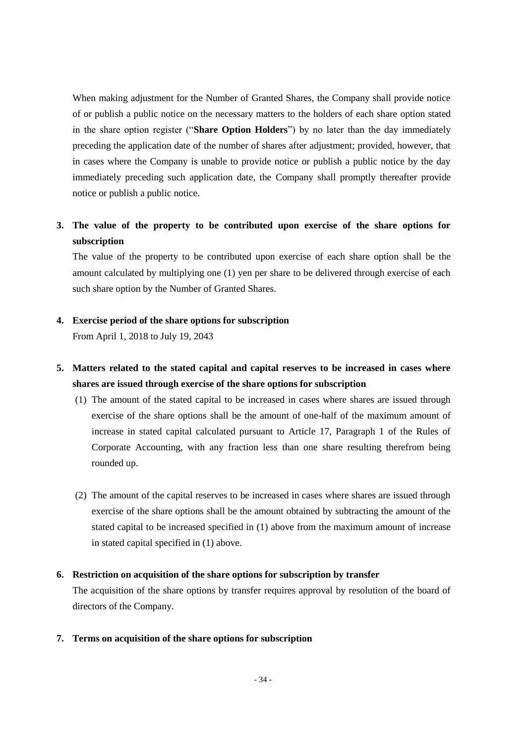When making adjustment for the Number of Granted Shares, the Company shall provide notice of or publish a public notice on the necessary matters to the holders of each share option stated in the share option register ("**Share Option Holders**") by no later than the day immediately preceding the application date of the number of shares after adjustment; provided, however, that in cases where the Company is unable to provide notice or publish a public notice by the day immediately preceding such application date, the Company shall promptly thereafter provide notice or publish a public notice.

**3. The value of the property to be contributed upon exercise of the share options for subscription**

The value of the property to be contributed upon exercise of each share option shall be the amount calculated by multiplying one (1) yen per share to be delivered through exercise of each such share option by the Number of Granted Shares.

**4. Exercise period of the share options for subscription**

From April 1, 2018 to July 19, 2043

**5. Matters related to the stated capital and capital reserves to be increased in cases where shares are issued through exercise of the share options for subscription**

(1) The amount of the stated capital to be increased in cases where shares are issued through exercise of the share options shall be the amount of one-half of the maximum amount of increase in stated capital calculated pursuant to Article 17, Paragraph 1 of the Rules of Corporate Accounting, with any fraction less than one share resulting therefrom being rounded up.

(2) The amount of the capital reserves to be increased in cases where shares are issued through exercise of the share options shall be the amount obtained by subtracting the amount of the stated capital to be increased specified in (1) above from the maximum amount of increase in stated capital specified in (1) above.

**6. Restriction on acquisition of the share options for subscription by transfer**

The acquisition of the share options by transfer requires approval by resolution of the board of directors of the Company.

**7. Terms on acquisition of the share options for subscription**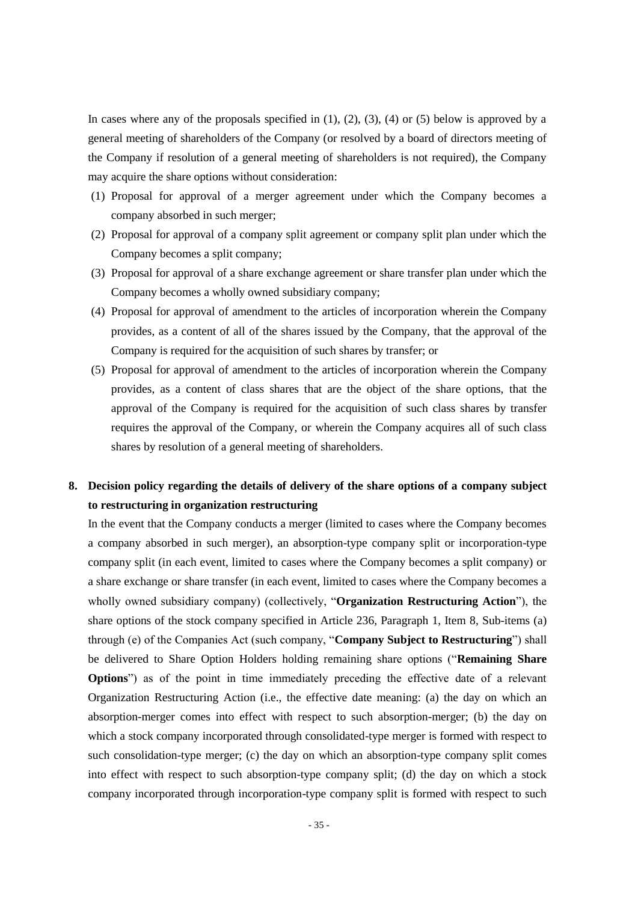In cases where any of the proposals specified in (1), (2), (3), (4) or (5) below is approved by a general meeting of shareholders of the Company (or resolved by a board of directors meeting of the Company if resolution of a general meeting of shareholders is not required), the Company may acquire the share options without consideration:

(1) Proposal for approval of a merger agreement under which the Company becomes a company absorbed in such merger;

(2) Proposal for approval of a company split agreement or company split plan under which the Company becomes a split company;

(3) Proposal for approval of a share exchange agreement or share transfer plan under which the Company becomes a wholly owned subsidiary company;

(4) Proposal for approval of amendment to the articles of incorporation wherein the Company provides, as a content of all of the shares issued by the Company, that the approval of the Company is required for the acquisition of such shares by transfer; or

(5) Proposal for approval of amendment to the articles of incorporation wherein the Company provides, as a content of class shares that are the object of the share options, that the approval of the Company is required for the acquisition of such class shares by transfer requires the approval of the Company, or wherein the Company acquires all of such class shares by resolution of a general meeting of shareholders.

**8. Decision policy regarding the details of delivery of the share options of a company subject to restructuring in organization restructuring**

In the event that the Company conducts a merger (limited to cases where the Company becomes a company absorbed in such merger), an absorption-type company split or incorporation-type company split (in each event, limited to cases where the Company becomes a split company) or a share exchange or share transfer (in each event, limited to cases where the Company becomes a wholly owned subsidiary company) (collectively, "**Organization Restructuring Action**"), the share options of the stock company specified in Article 236, Paragraph 1, Item 8, Sub-items (a) through (e) of the Companies Act (such company, "**Company Subject to Restructuring**") shall be delivered to Share Option Holders holding remaining share options ("**Remaining Share Options**") as of the point in time immediately preceding the effective date of a relevant Organization Restructuring Action (i.e., the effective date meaning: (a) the day on which an absorption-merger comes into effect with respect to such absorption-merger; (b) the day on which a stock company incorporated through consolidated-type merger is formed with respect to such consolidation-type merger; (c) the day on which an absorption-type company split comes into effect with respect to such absorption-type company split; (d) the day on which a stock company incorporated through incorporation-type company split is formed with respect to such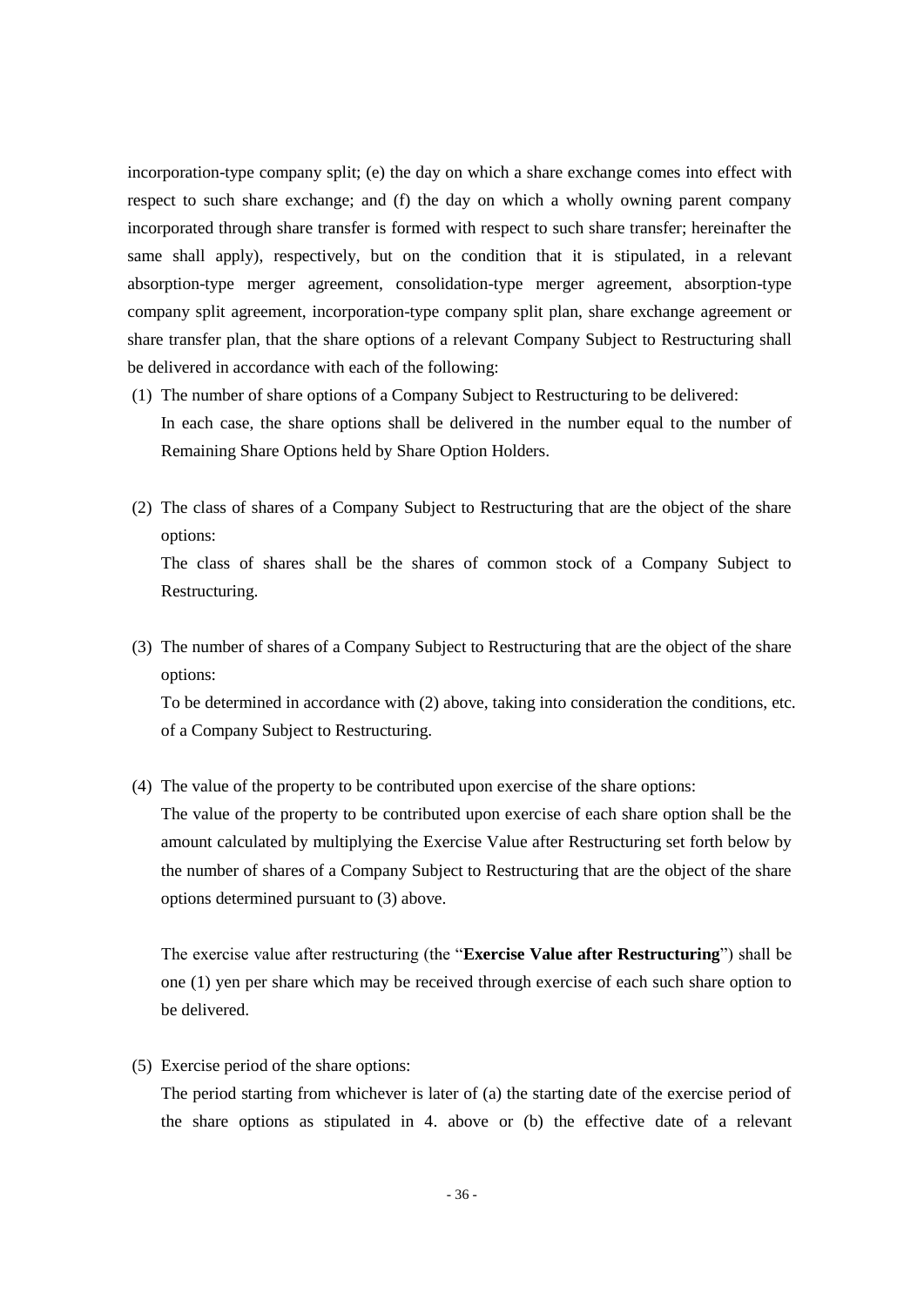incorporation-type company split; (e) the day on which a share exchange comes into effect with respect to such share exchange; and (f) the day on which a wholly owning parent company incorporated through share transfer is formed with respect to such share transfer; hereinafter the same shall apply), respectively, but on the condition that it is stipulated, in a relevant absorption-type merger agreement, consolidation-type merger agreement, absorption-type company split agreement, incorporation-type company split plan, share exchange agreement or share transfer plan, that the share options of a relevant Company Subject to Restructuring shall be delivered in accordance with each of the following:

(1) The number of share options of a Company Subject to Restructuring to be delivered:
   In each case, the share options shall be delivered in the number equal to the number of Remaining Share Options held by Share Option Holders.

(2) The class of shares of a Company Subject to Restructuring that are the object of the share options:
   The class of shares shall be the shares of common stock of a Company Subject to Restructuring.

(3) The number of shares of a Company Subject to Restructuring that are the object of the share options:
   To be determined in accordance with (2) above, taking into consideration the conditions, etc. of a Company Subject to Restructuring.

(4) The value of the property to be contributed upon exercise of the share options:
   The value of the property to be contributed upon exercise of each share option shall be the amount calculated by multiplying the Exercise Value after Restructuring set forth below by the number of shares of a Company Subject to Restructuring that are the object of the share options determined pursuant to (3) above.

   The exercise value after restructuring (the "**Exercise Value after Restructuring**") shall be one (1) yen per share which may be received through exercise of each such share option to be delivered.

(5) Exercise period of the share options:
   The period starting from whichever is later of (a) the starting date of the exercise period of the share options as stipulated in 4. above or (b) the effective date of a relevant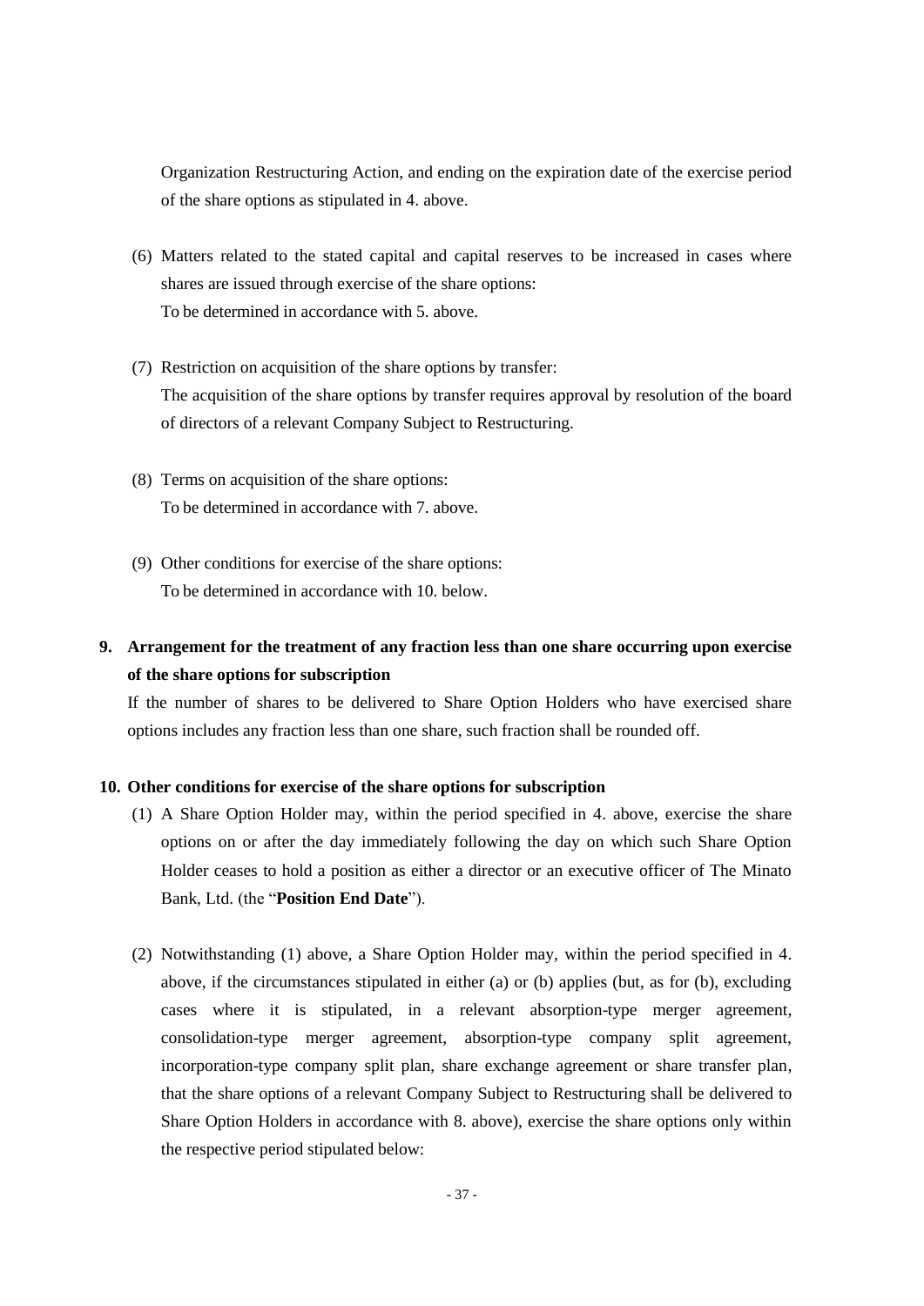Organization Restructuring Action, and ending on the expiration date of the exercise period of the share options as stipulated in 4. above.

(6) Matters related to the stated capital and capital reserves to be increased in cases where shares are issued through exercise of the share options:
To be determined in accordance with 5. above.

(7) Restriction on acquisition of the share options by transfer:
The acquisition of the share options by transfer requires approval by resolution of the board of directors of a relevant Company Subject to Restructuring.

(8) Terms on acquisition of the share options:
To be determined in accordance with 7. above.

(9) Other conditions for exercise of the share options:
To be determined in accordance with 10. below.

**9. Arrangement for the treatment of any fraction less than one share occurring upon exercise of the share options for subscription**

If the number of shares to be delivered to Share Option Holders who have exercised share options includes any fraction less than one share, such fraction shall be rounded off.

**10. Other conditions for exercise of the share options for subscription**

(1) A Share Option Holder may, within the period specified in 4. above, exercise the share options on or after the day immediately following the day on which such Share Option Holder ceases to hold a position as either a director or an executive officer of The Minato Bank, Ltd. (the "**Position End Date**").

(2) Notwithstanding (1) above, a Share Option Holder may, within the period specified in 4. above, if the circumstances stipulated in either (a) or (b) applies (but, as for (b), excluding cases where it is stipulated, in a relevant absorption-type merger agreement, consolidation-type merger agreement, absorption-type company split agreement, incorporation-type company split plan, share exchange agreement or share transfer plan, that the share options of a relevant Company Subject to Restructuring shall be delivered to Share Option Holders in accordance with 8. above), exercise the share options only within the respective period stipulated below: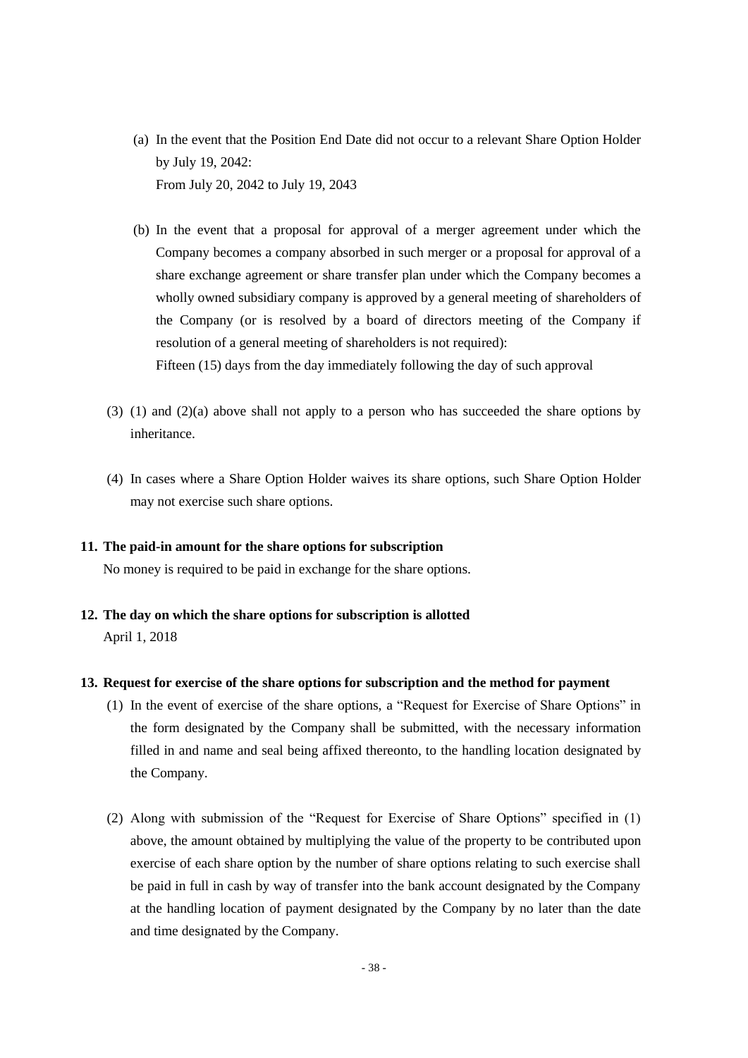(a) In the event that the Position End Date did not occur to a relevant Share Option Holder by July 19, 2042:
From July 20, 2042 to July 19, 2043

(b) In the event that a proposal for approval of a merger agreement under which the Company becomes a company absorbed in such merger or a proposal for approval of a share exchange agreement or share transfer plan under which the Company becomes a wholly owned subsidiary company is approved by a general meeting of shareholders of the Company (or is resolved by a board of directors meeting of the Company if resolution of a general meeting of shareholders is not required):
Fifteen (15) days from the day immediately following the day of such approval

(3) (1) and (2)(a) above shall not apply to a person who has succeeded the share options by inheritance.

(4) In cases where a Share Option Holder waives its share options, such Share Option Holder may not exercise such share options.

**11. The paid-in amount for the share options for subscription**

No money is required to be paid in exchange for the share options.

**12. The day on which the share options for subscription is allotted**

April 1, 2018

**13. Request for exercise of the share options for subscription and the method for payment**

(1) In the event of exercise of the share options, a "Request for Exercise of Share Options" in the form designated by the Company shall be submitted, with the necessary information filled in and name and seal being affixed thereonto, to the handling location designated by the Company.

(2) Along with submission of the "Request for Exercise of Share Options" specified in (1) above, the amount obtained by multiplying the value of the property to be contributed upon exercise of each share option by the number of share options relating to such exercise shall be paid in full in cash by way of transfer into the bank account designated by the Company at the handling location of payment designated by the Company by no later than the date and time designated by the Company.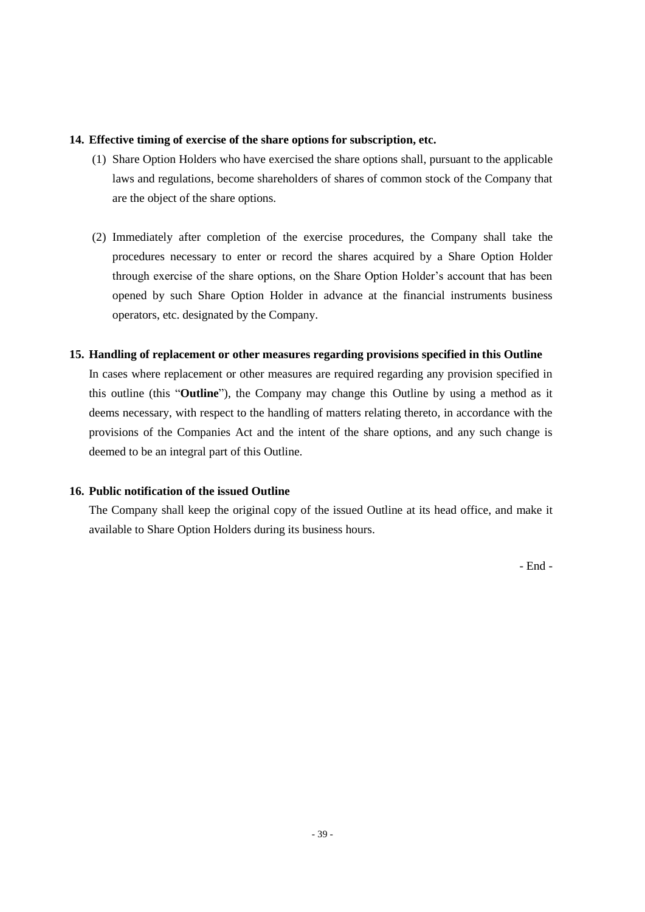**14. Effective timing of exercise of the share options for subscription, etc.**

(1) Share Option Holders who have exercised the share options shall, pursuant to the applicable laws and regulations, become shareholders of shares of common stock of the Company that are the object of the share options.

(2) Immediately after completion of the exercise procedures, the Company shall take the procedures necessary to enter or record the shares acquired by a Share Option Holder through exercise of the share options, on the Share Option Holder's account that has been opened by such Share Option Holder in advance at the financial instruments business operators, etc. designated by the Company.

**15. Handling of replacement or other measures regarding provisions specified in this Outline**

In cases where replacement or other measures are required regarding any provision specified in this outline (this "**Outline**"), the Company may change this Outline by using a method as it deems necessary, with respect to the handling of matters relating thereto, in accordance with the provisions of the Companies Act and the intent of the share options, and any such change is deemed to be an integral part of this Outline.

**16. Public notification of the issued Outline**

The Company shall keep the original copy of the issued Outline at its head office, and make it available to Share Option Holders during its business hours.

- End -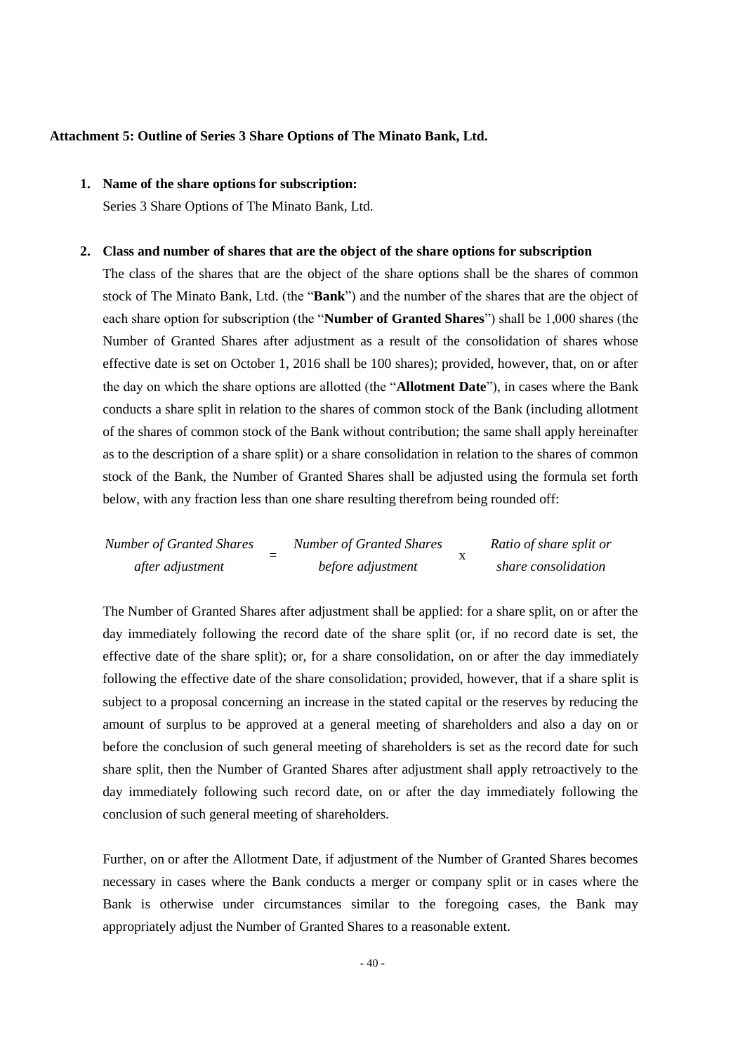**Attachment 5: Outline of Series 3 Share Options of The Minato Bank, Ltd.**

1. **Name of the share options for subscription:**
   Series 3 Share Options of The Minato Bank, Ltd.

2. **Class and number of shares that are the object of the share options for subscription**
   The class of the shares that are the object of the share options shall be the shares of common stock of The Minato Bank, Ltd. (the "**Bank**") and the number of the shares that are the object of each share option for subscription (the "**Number of Granted Shares**") shall be 1,000 shares (the Number of Granted Shares after adjustment as a result of the consolidation of shares whose effective date is set on October 1, 2016 shall be 100 shares); provided, however, that, on or after the day on which the share options are allotted (the "**Allotment Date**"), in cases where the Bank conducts a share split in relation to the shares of common stock of the Bank (including allotment of the shares of common stock of the Bank without contribution; the same shall apply hereinafter as to the description of a share split) or a share consolidation in relation to the shares of common stock of the Bank, the Number of Granted Shares shall be adjusted using the formula set forth below, with any fraction less than one share resulting therefrom being rounded off:

$$\text{Number of Granted Shares after adjustment} = \text{Number of Granted Shares before adjustment} \times \text{Ratio of share split or share consolidation}$$

   The Number of Granted Shares after adjustment shall be applied: for a share split, on or after the day immediately following the record date of the share split (or, if no record date is set, the effective date of the share split); or, for a share consolidation, on or after the day immediately following the effective date of the share consolidation; provided, however, that if a share split is subject to a proposal concerning an increase in the stated capital or the reserves by reducing the amount of surplus to be approved at a general meeting of shareholders and also a day on or before the conclusion of such general meeting of shareholders is set as the record date for such share split, then the Number of Granted Shares after adjustment shall apply retroactively to the day immediately following such record date, on or after the day immediately following the conclusion of such general meeting of shareholders.

   Further, on or after the Allotment Date, if adjustment of the Number of Granted Shares becomes necessary in cases where the Bank conducts a merger or company split or in cases where the Bank is otherwise under circumstances similar to the foregoing cases, the Bank may appropriately adjust the Number of Granted Shares to a reasonable extent.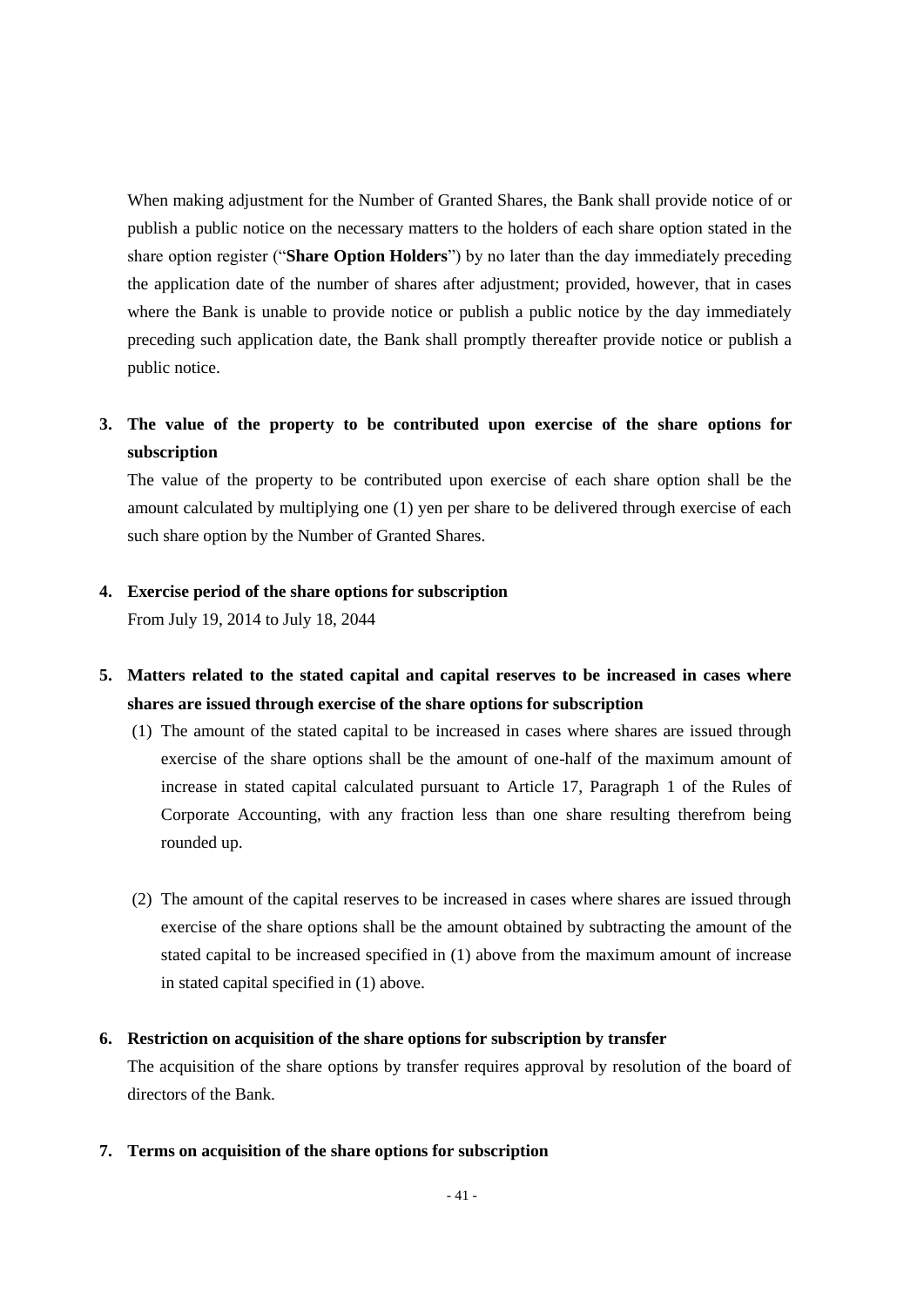When making adjustment for the Number of Granted Shares, the Bank shall provide notice of or publish a public notice on the necessary matters to the holders of each share option stated in the share option register ("**Share Option Holders**") by no later than the day immediately preceding the application date of the number of shares after adjustment; provided, however, that in cases where the Bank is unable to provide notice or publish a public notice by the day immediately preceding such application date, the Bank shall promptly thereafter provide notice or publish a public notice.

**3. The value of the property to be contributed upon exercise of the share options for subscription**

The value of the property to be contributed upon exercise of each share option shall be the amount calculated by multiplying one (1) yen per share to be delivered through exercise of each such share option by the Number of Granted Shares.

**4. Exercise period of the share options for subscription**

From July 19, 2014 to July 18, 2044

**5. Matters related to the stated capital and capital reserves to be increased in cases where shares are issued through exercise of the share options for subscription**

(1) The amount of the stated capital to be increased in cases where shares are issued through exercise of the share options shall be the amount of one-half of the maximum amount of increase in stated capital calculated pursuant to Article 17, Paragraph 1 of the Rules of Corporate Accounting, with any fraction less than one share resulting therefrom being rounded up.

(2) The amount of the capital reserves to be increased in cases where shares are issued through exercise of the share options shall be the amount obtained by subtracting the amount of the stated capital to be increased specified in (1) above from the maximum amount of increase in stated capital specified in (1) above.

**6. Restriction on acquisition of the share options for subscription by transfer**

The acquisition of the share options by transfer requires approval by resolution of the board of directors of the Bank.

**7. Terms on acquisition of the share options for subscription**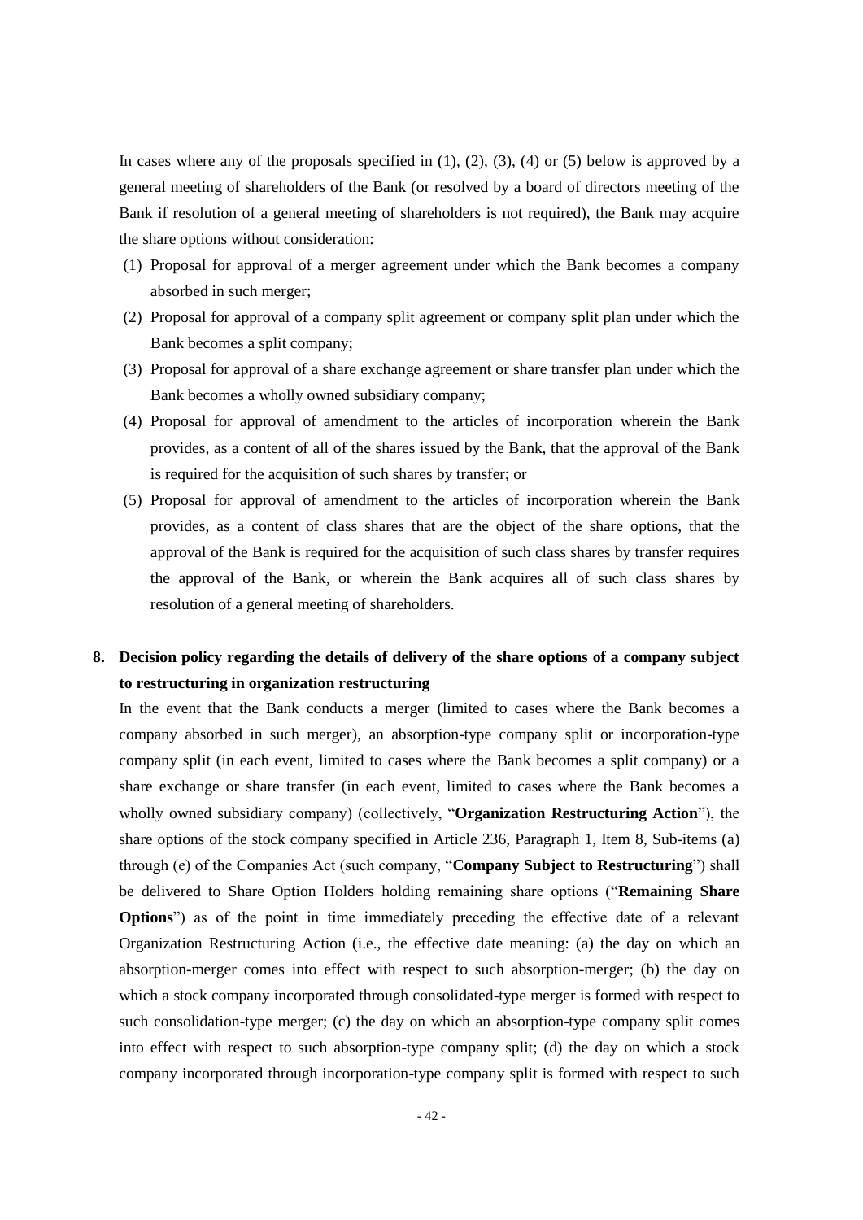In cases where any of the proposals specified in (1), (2), (3), (4) or (5) below is approved by a general meeting of shareholders of the Bank (or resolved by a board of directors meeting of the Bank if resolution of a general meeting of shareholders is not required), the Bank may acquire the share options without consideration:

(1) Proposal for approval of a merger agreement under which the Bank becomes a company absorbed in such merger;

(2) Proposal for approval of a company split agreement or company split plan under which the Bank becomes a split company;

(3) Proposal for approval of a share exchange agreement or share transfer plan under which the Bank becomes a wholly owned subsidiary company;

(4) Proposal for approval of amendment to the articles of incorporation wherein the Bank provides, as a content of all of the shares issued by the Bank, that the approval of the Bank is required for the acquisition of such shares by transfer; or

(5) Proposal for approval of amendment to the articles of incorporation wherein the Bank provides, as a content of class shares that are the object of the share options, that the approval of the Bank is required for the acquisition of such class shares by transfer requires the approval of the Bank, or wherein the Bank acquires all of such class shares by resolution of a general meeting of shareholders.

**8. Decision policy regarding the details of delivery of the share options of a company subject to restructuring in organization restructuring**

In the event that the Bank conducts a merger (limited to cases where the Bank becomes a company absorbed in such merger), an absorption-type company split or incorporation-type company split (in each event, limited to cases where the Bank becomes a split company) or a share exchange or share transfer (in each event, limited to cases where the Bank becomes a wholly owned subsidiary company) (collectively, "**Organization Restructuring Action**"), the share options of the stock company specified in Article 236, Paragraph 1, Item 8, Sub-items (a) through (e) of the Companies Act (such company, "**Company Subject to Restructuring**") shall be delivered to Share Option Holders holding remaining share options ("**Remaining Share Options**") as of the point in time immediately preceding the effective date of a relevant Organization Restructuring Action (i.e., the effective date meaning: (a) the day on which an absorption-merger comes into effect with respect to such absorption-merger; (b) the day on which a stock company incorporated through consolidated-type merger is formed with respect to such consolidation-type merger; (c) the day on which an absorption-type company split comes into effect with respect to such absorption-type company split; (d) the day on which a stock company incorporated through incorporation-type company split is formed with respect to such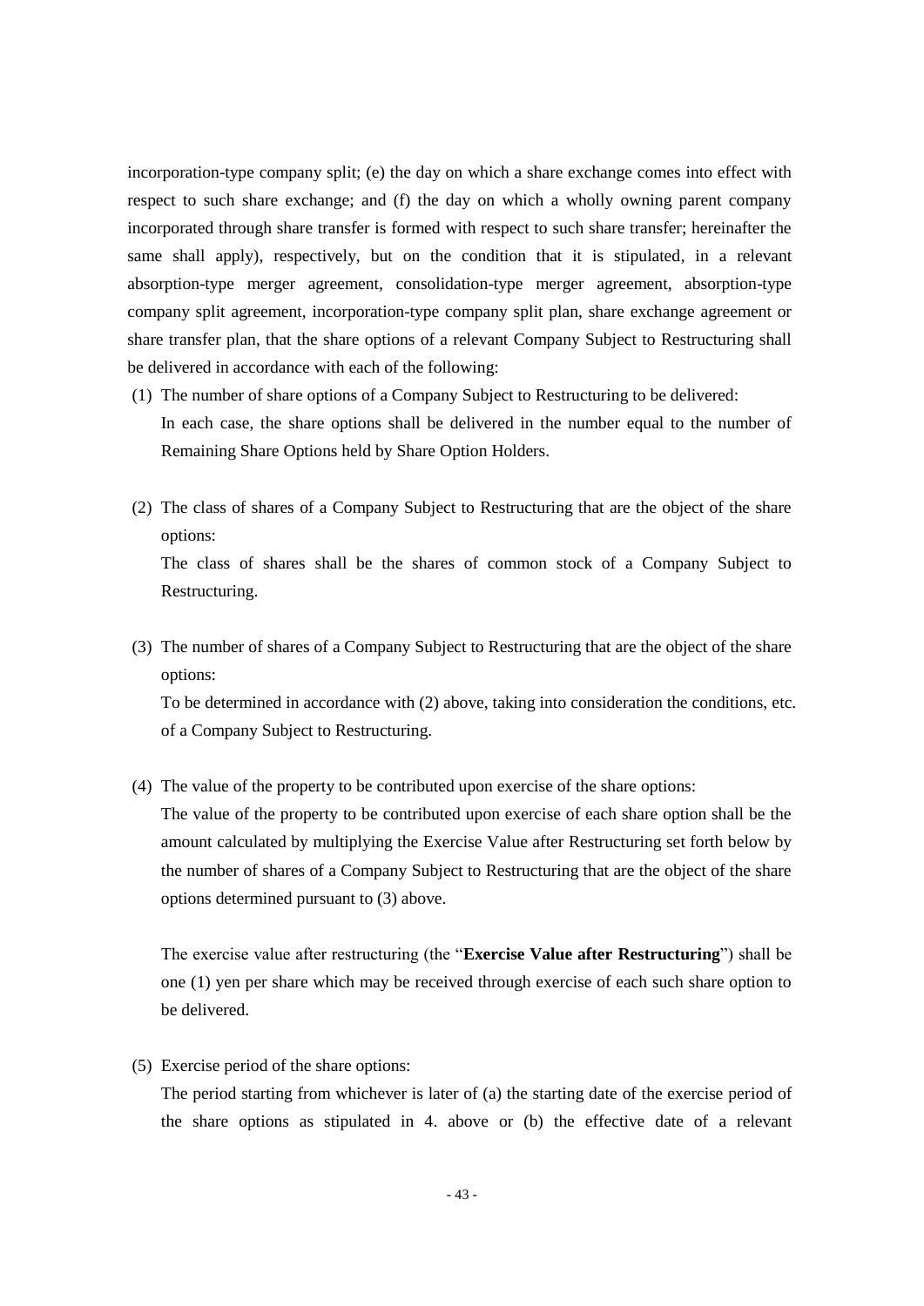incorporation-type company split; (e) the day on which a share exchange comes into effect with respect to such share exchange; and (f) the day on which a wholly owning parent company incorporated through share transfer is formed with respect to such share transfer; hereinafter the same shall apply), respectively, but on the condition that it is stipulated, in a relevant absorption-type merger agreement, consolidation-type merger agreement, absorption-type company split agreement, incorporation-type company split plan, share exchange agreement or share transfer plan, that the share options of a relevant Company Subject to Restructuring shall be delivered in accordance with each of the following:

(1) The number of share options of a Company Subject to Restructuring to be delivered:

In each case, the share options shall be delivered in the number equal to the number of Remaining Share Options held by Share Option Holders.

(2) The class of shares of a Company Subject to Restructuring that are the object of the share options:

The class of shares shall be the shares of common stock of a Company Subject to Restructuring.

(3) The number of shares of a Company Subject to Restructuring that are the object of the share options:

To be determined in accordance with (2) above, taking into consideration the conditions, etc. of a Company Subject to Restructuring.

(4) The value of the property to be contributed upon exercise of the share options:

The value of the property to be contributed upon exercise of each share option shall be the amount calculated by multiplying the Exercise Value after Restructuring set forth below by the number of shares of a Company Subject to Restructuring that are the object of the share options determined pursuant to (3) above.

The exercise value after restructuring (the "**Exercise Value after Restructuring**") shall be one (1) yen per share which may be received through exercise of each such share option to be delivered.

(5) Exercise period of the share options:

The period starting from whichever is later of (a) the starting date of the exercise period of the share options as stipulated in 4. above or (b) the effective date of a relevant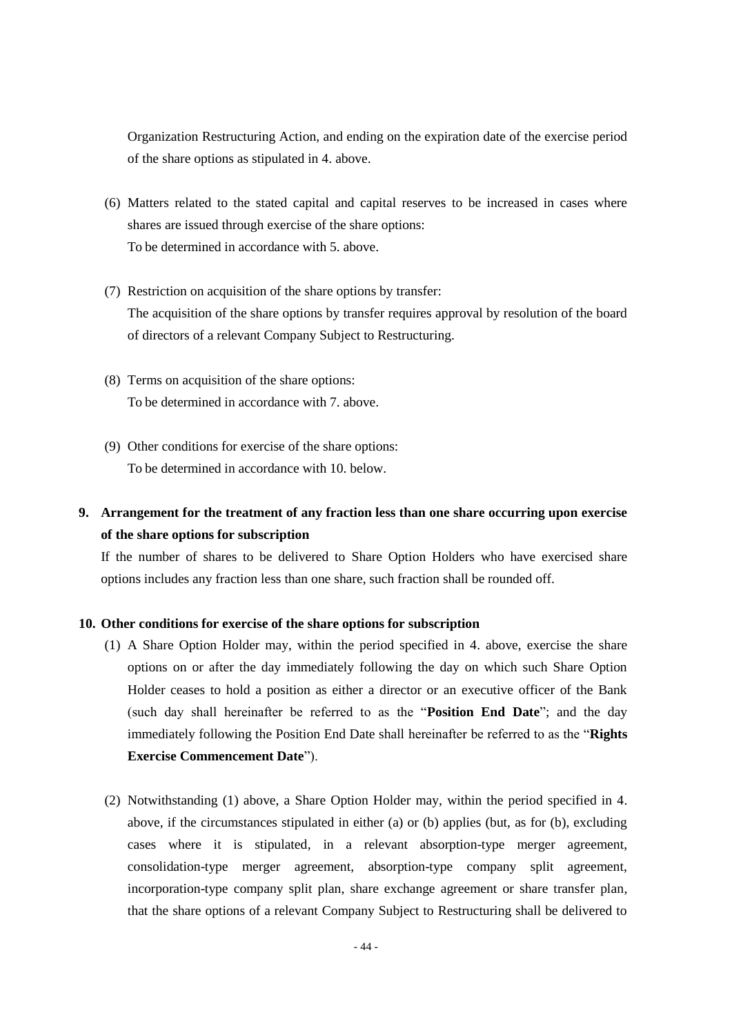Organization Restructuring Action, and ending on the expiration date of the exercise period of the share options as stipulated in 4. above.

(6) Matters related to the stated capital and capital reserves to be increased in cases where shares are issued through exercise of the share options:
To be determined in accordance with 5. above.

(7) Restriction on acquisition of the share options by transfer:
The acquisition of the share options by transfer requires approval by resolution of the board of directors of a relevant Company Subject to Restructuring.

(8) Terms on acquisition of the share options:
To be determined in accordance with 7. above.

(9) Other conditions for exercise of the share options:
To be determined in accordance with 10. below.

**9. Arrangement for the treatment of any fraction less than one share occurring upon exercise of the share options for subscription**

If the number of shares to be delivered to Share Option Holders who have exercised share options includes any fraction less than one share, such fraction shall be rounded off.

**10. Other conditions for exercise of the share options for subscription**

(1) A Share Option Holder may, within the period specified in 4. above, exercise the share options on or after the day immediately following the day on which such Share Option Holder ceases to hold a position as either a director or an executive officer of the Bank (such day shall hereinafter be referred to as the "**Position End Date**"; and the day immediately following the Position End Date shall hereinafter be referred to as the "**Rights Exercise Commencement Date**").

(2) Notwithstanding (1) above, a Share Option Holder may, within the period specified in 4. above, if the circumstances stipulated in either (a) or (b) applies (but, as for (b), excluding cases where it is stipulated, in a relevant absorption-type merger agreement, consolidation-type merger agreement, absorption-type company split agreement, incorporation-type company split plan, share exchange agreement or share transfer plan, that the share options of a relevant Company Subject to Restructuring shall be delivered to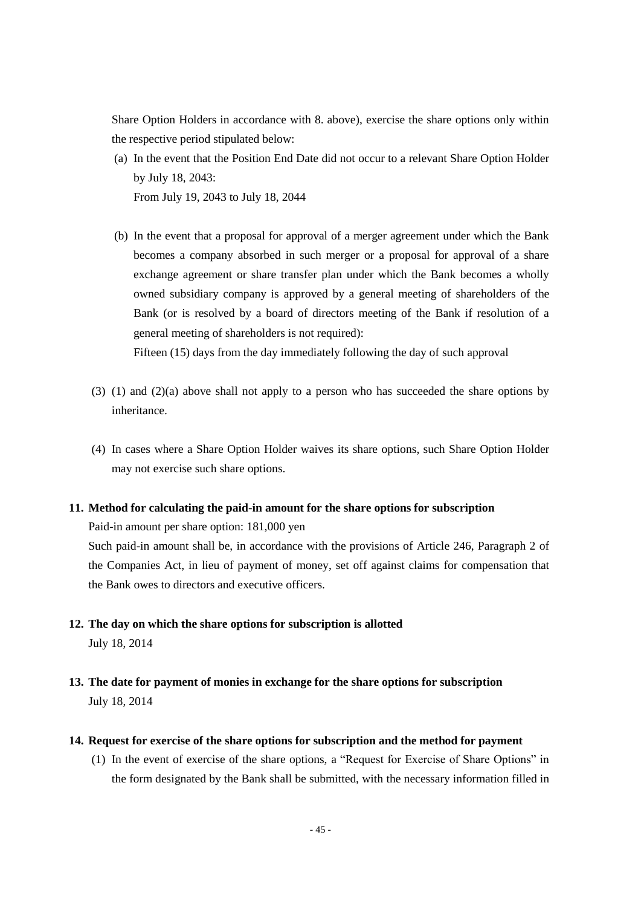Share Option Holders in accordance with 8. above), exercise the share options only within the respective period stipulated below:

(a) In the event that the Position End Date did not occur to a relevant Share Option Holder by July 18, 2043:
From July 19, 2043 to July 18, 2044

(b) In the event that a proposal for approval of a merger agreement under which the Bank becomes a company absorbed in such merger or a proposal for approval of a share exchange agreement or share transfer plan under which the Bank becomes a wholly owned subsidiary company is approved by a general meeting of shareholders of the Bank (or is resolved by a board of directors meeting of the Bank if resolution of a general meeting of shareholders is not required):
Fifteen (15) days from the day immediately following the day of such approval

(3) (1) and (2)(a) above shall not apply to a person who has succeeded the share options by inheritance.

(4) In cases where a Share Option Holder waives its share options, such Share Option Holder may not exercise such share options.

**11. Method for calculating the paid-in amount for the share options for subscription**

Paid-in amount per share option: 181,000 yen

Such paid-in amount shall be, in accordance with the provisions of Article 246, Paragraph 2 of the Companies Act, in lieu of payment of money, set off against claims for compensation that the Bank owes to directors and executive officers.

**12. The day on which the share options for subscription is allotted**

July 18, 2014

**13. The date for payment of monies in exchange for the share options for subscription**

July 18, 2014

**14. Request for exercise of the share options for subscription and the method for payment**

(1) In the event of exercise of the share options, a "Request for Exercise of Share Options" in the form designated by the Bank shall be submitted, with the necessary information filled in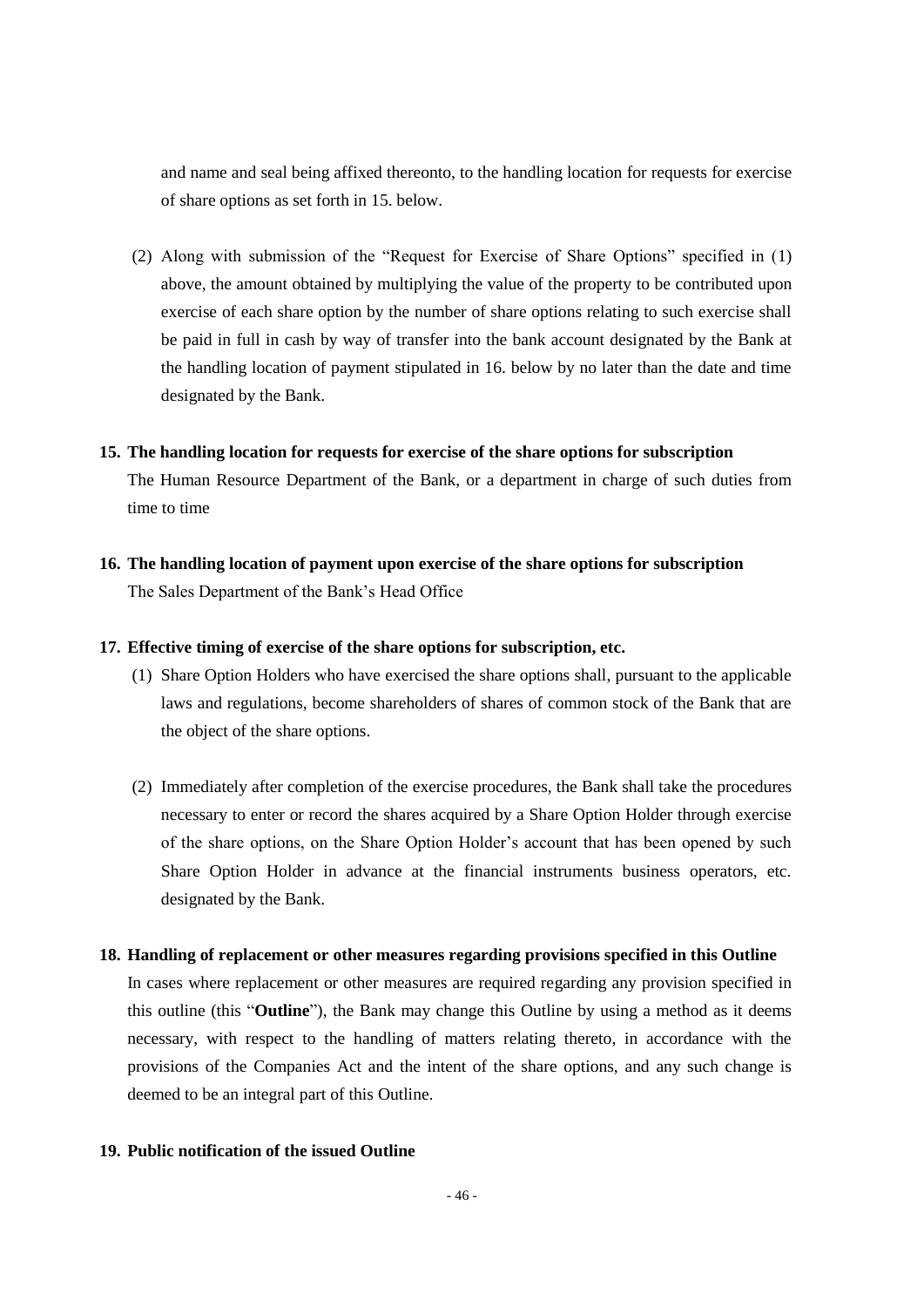and name and seal being affixed thereonto, to the handling location for requests for exercise of share options as set forth in 15. below.

(2) Along with submission of the "Request for Exercise of Share Options" specified in (1) above, the amount obtained by multiplying the value of the property to be contributed upon exercise of each share option by the number of share options relating to such exercise shall be paid in full in cash by way of transfer into the bank account designated by the Bank at the handling location of payment stipulated in 16. below by no later than the date and time designated by the Bank.

**15. The handling location for requests for exercise of the share options for subscription**

The Human Resource Department of the Bank, or a department in charge of such duties from time to time

**16. The handling location of payment upon exercise of the share options for subscription**

The Sales Department of the Bank's Head Office

**17. Effective timing of exercise of the share options for subscription, etc.**

(1) Share Option Holders who have exercised the share options shall, pursuant to the applicable laws and regulations, become shareholders of shares of common stock of the Bank that are the object of the share options.

(2) Immediately after completion of the exercise procedures, the Bank shall take the procedures necessary to enter or record the shares acquired by a Share Option Holder through exercise of the share options, on the Share Option Holder's account that has been opened by such Share Option Holder in advance at the financial instruments business operators, etc. designated by the Bank.

**18. Handling of replacement or other measures regarding provisions specified in this Outline**

In cases where replacement or other measures are required regarding any provision specified in this outline (this "**Outline**"), the Bank may change this Outline by using a method as it deems necessary, with respect to the handling of matters relating thereto, in accordance with the provisions of the Companies Act and the intent of the share options, and any such change is deemed to be an integral part of this Outline.

**19. Public notification of the issued Outline**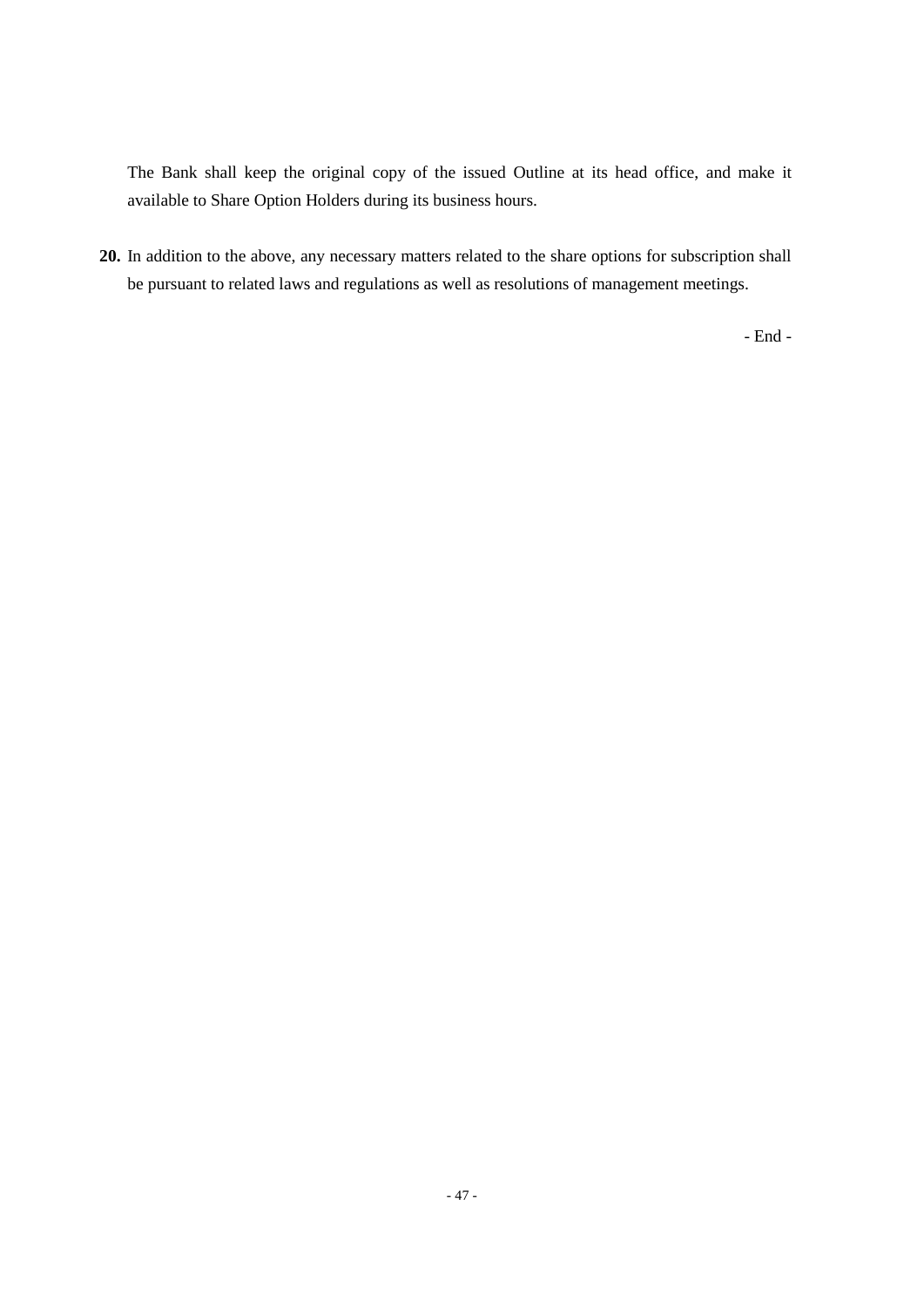The Bank shall keep the original copy of the issued Outline at its head office, and make it available to Share Option Holders during its business hours.

**20.** In addition to the above, any necessary matters related to the share options for subscription shall be pursuant to related laws and regulations as well as resolutions of management meetings.

- End -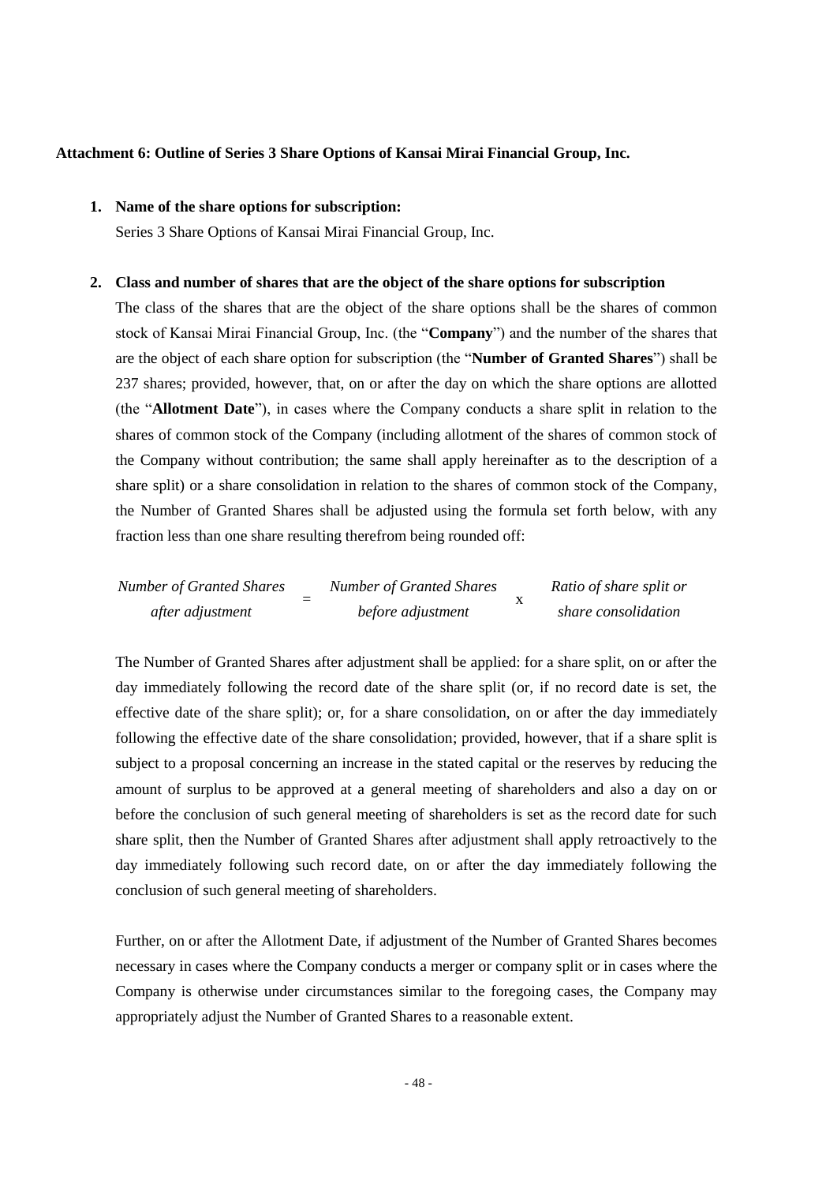**Attachment 6: Outline of Series 3 Share Options of Kansai Mirai Financial Group, Inc.**

1. **Name of the share options for subscription:**

   Series 3 Share Options of Kansai Mirai Financial Group, Inc.

2. **Class and number of shares that are the object of the share options for subscription**

   The class of the shares that are the object of the share options shall be the shares of common stock of Kansai Mirai Financial Group, Inc. (the "**Company**") and the number of the shares that are the object of each share option for subscription (the "**Number of Granted Shares**") shall be 237 shares; provided, however, that, on or after the day on which the share options are allotted (the "**Allotment Date**"), in cases where the Company conducts a share split in relation to the shares of common stock of the Company (including allotment of the shares of common stock of the Company without contribution; the same shall apply hereinafter as to the description of a share split) or a share consolidation in relation to the shares of common stock of the Company, the Number of Granted Shares shall be adjusted using the formula set forth below, with any fraction less than one share resulting therefrom being rounded off:

$$\text{Number of Granted Shares after adjustment} = \text{Number of Granted Shares before adjustment} \times \text{Ratio of share split or share consolidation}$$

   The Number of Granted Shares after adjustment shall be applied: for a share split, on or after the day immediately following the record date of the share split (or, if no record date is set, the effective date of the share split); or, for a share consolidation, on or after the day immediately following the effective date of the share consolidation; provided, however, that if a share split is subject to a proposal concerning an increase in the stated capital or the reserves by reducing the amount of surplus to be approved at a general meeting of shareholders and also a day on or before the conclusion of such general meeting of shareholders is set as the record date for such share split, then the Number of Granted Shares after adjustment shall apply retroactively to the day immediately following such record date, on or after the day immediately following the conclusion of such general meeting of shareholders.

   Further, on or after the Allotment Date, if adjustment of the Number of Granted Shares becomes necessary in cases where the Company conducts a merger or company split or in cases where the Company is otherwise under circumstances similar to the foregoing cases, the Company may appropriately adjust the Number of Granted Shares to a reasonable extent.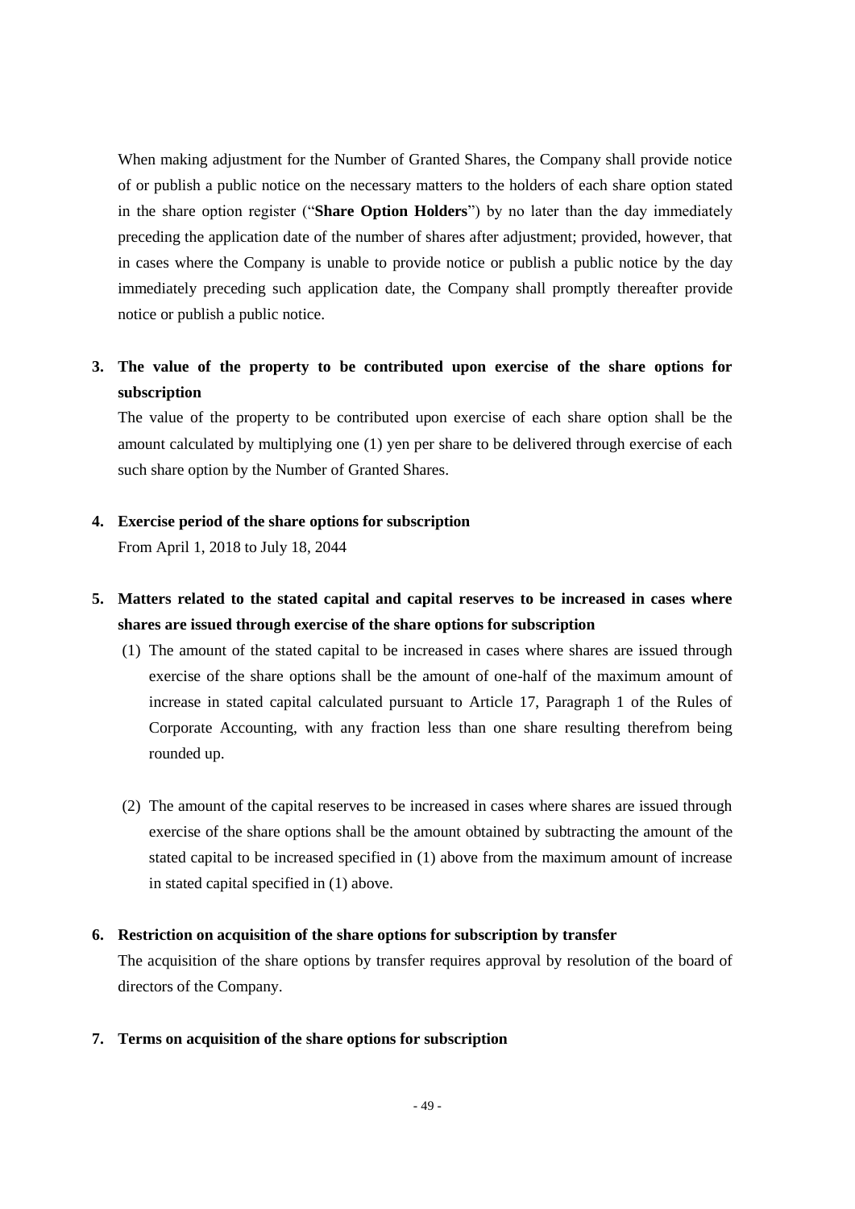When making adjustment for the Number of Granted Shares, the Company shall provide notice of or publish a public notice on the necessary matters to the holders of each share option stated in the share option register ("**Share Option Holders**") by no later than the day immediately preceding the application date of the number of shares after adjustment; provided, however, that in cases where the Company is unable to provide notice or publish a public notice by the day immediately preceding such application date, the Company shall promptly thereafter provide notice or publish a public notice.

**3. The value of the property to be contributed upon exercise of the share options for subscription**

The value of the property to be contributed upon exercise of each share option shall be the amount calculated by multiplying one (1) yen per share to be delivered through exercise of each such share option by the Number of Granted Shares.

**4. Exercise period of the share options for subscription**

From April 1, 2018 to July 18, 2044

**5. Matters related to the stated capital and capital reserves to be increased in cases where shares are issued through exercise of the share options for subscription**

(1) The amount of the stated capital to be increased in cases where shares are issued through exercise of the share options shall be the amount of one-half of the maximum amount of increase in stated capital calculated pursuant to Article 17, Paragraph 1 of the Rules of Corporate Accounting, with any fraction less than one share resulting therefrom being rounded up.

(2) The amount of the capital reserves to be increased in cases where shares are issued through exercise of the share options shall be the amount obtained by subtracting the amount of the stated capital to be increased specified in (1) above from the maximum amount of increase in stated capital specified in (1) above.

**6. Restriction on acquisition of the share options for subscription by transfer**

The acquisition of the share options by transfer requires approval by resolution of the board of directors of the Company.

**7. Terms on acquisition of the share options for subscription**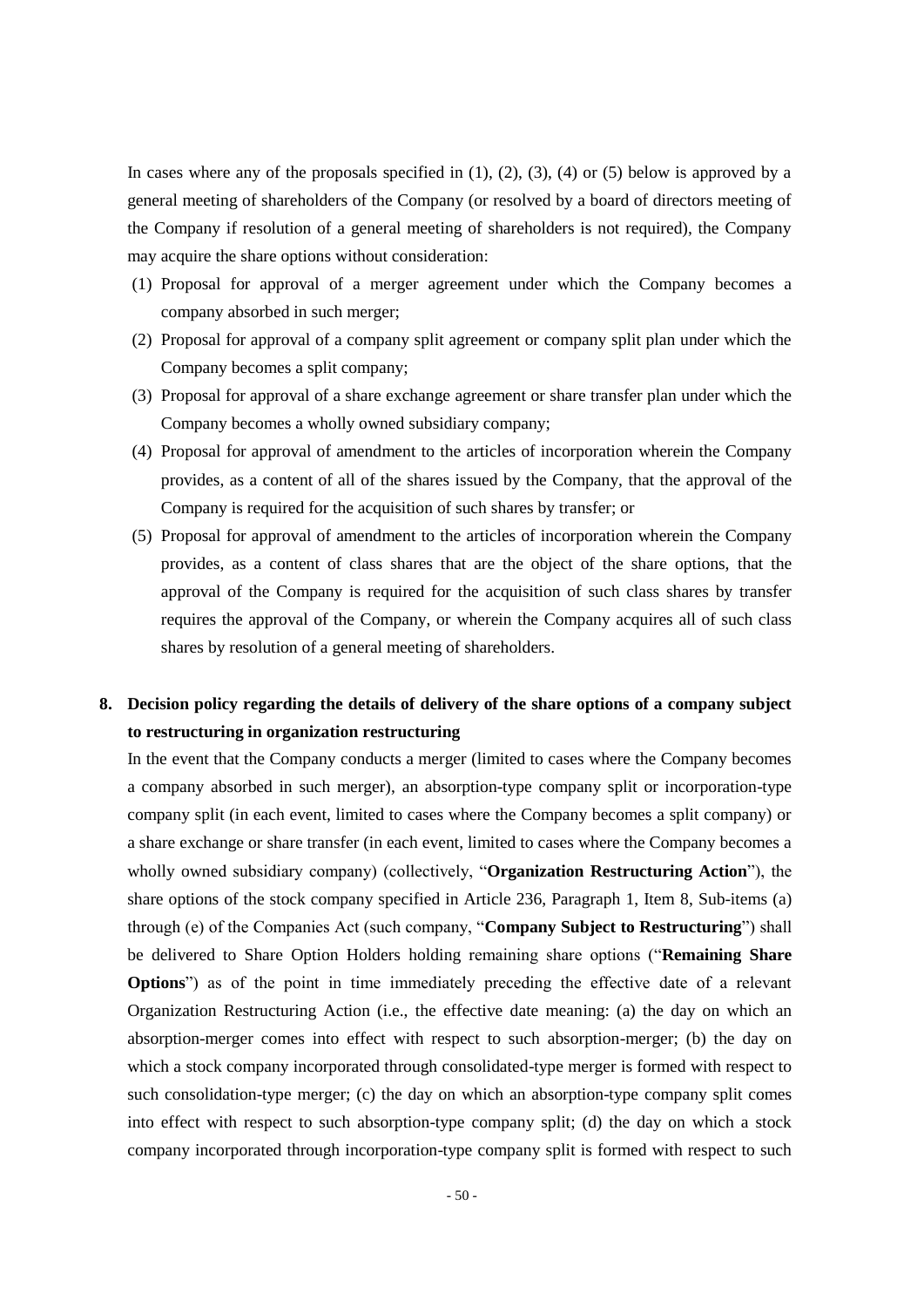In cases where any of the proposals specified in (1), (2), (3), (4) or (5) below is approved by a general meeting of shareholders of the Company (or resolved by a board of directors meeting of the Company if resolution of a general meeting of shareholders is not required), the Company may acquire the share options without consideration:

(1) Proposal for approval of a merger agreement under which the Company becomes a company absorbed in such merger;

(2) Proposal for approval of a company split agreement or company split plan under which the Company becomes a split company;

(3) Proposal for approval of a share exchange agreement or share transfer plan under which the Company becomes a wholly owned subsidiary company;

(4) Proposal for approval of amendment to the articles of incorporation wherein the Company provides, as a content of all of the shares issued by the Company, that the approval of the Company is required for the acquisition of such shares by transfer; or

(5) Proposal for approval of amendment to the articles of incorporation wherein the Company provides, as a content of class shares that are the object of the share options, that the approval of the Company is required for the acquisition of such class shares by transfer requires the approval of the Company, or wherein the Company acquires all of such class shares by resolution of a general meeting of shareholders.

**8. Decision policy regarding the details of delivery of the share options of a company subject to restructuring in organization restructuring**

In the event that the Company conducts a merger (limited to cases where the Company becomes a company absorbed in such merger), an absorption-type company split or incorporation-type company split (in each event, limited to cases where the Company becomes a split company) or a share exchange or share transfer (in each event, limited to cases where the Company becomes a wholly owned subsidiary company) (collectively, "**Organization Restructuring Action**"), the share options of the stock company specified in Article 236, Paragraph 1, Item 8, Sub-items (a) through (e) of the Companies Act (such company, "**Company Subject to Restructuring**") shall be delivered to Share Option Holders holding remaining share options ("**Remaining Share Options**") as of the point in time immediately preceding the effective date of a relevant Organization Restructuring Action (i.e., the effective date meaning: (a) the day on which an absorption-merger comes into effect with respect to such absorption-merger; (b) the day on which a stock company incorporated through consolidated-type merger is formed with respect to such consolidation-type merger; (c) the day on which an absorption-type company split comes into effect with respect to such absorption-type company split; (d) the day on which a stock company incorporated through incorporation-type company split is formed with respect to such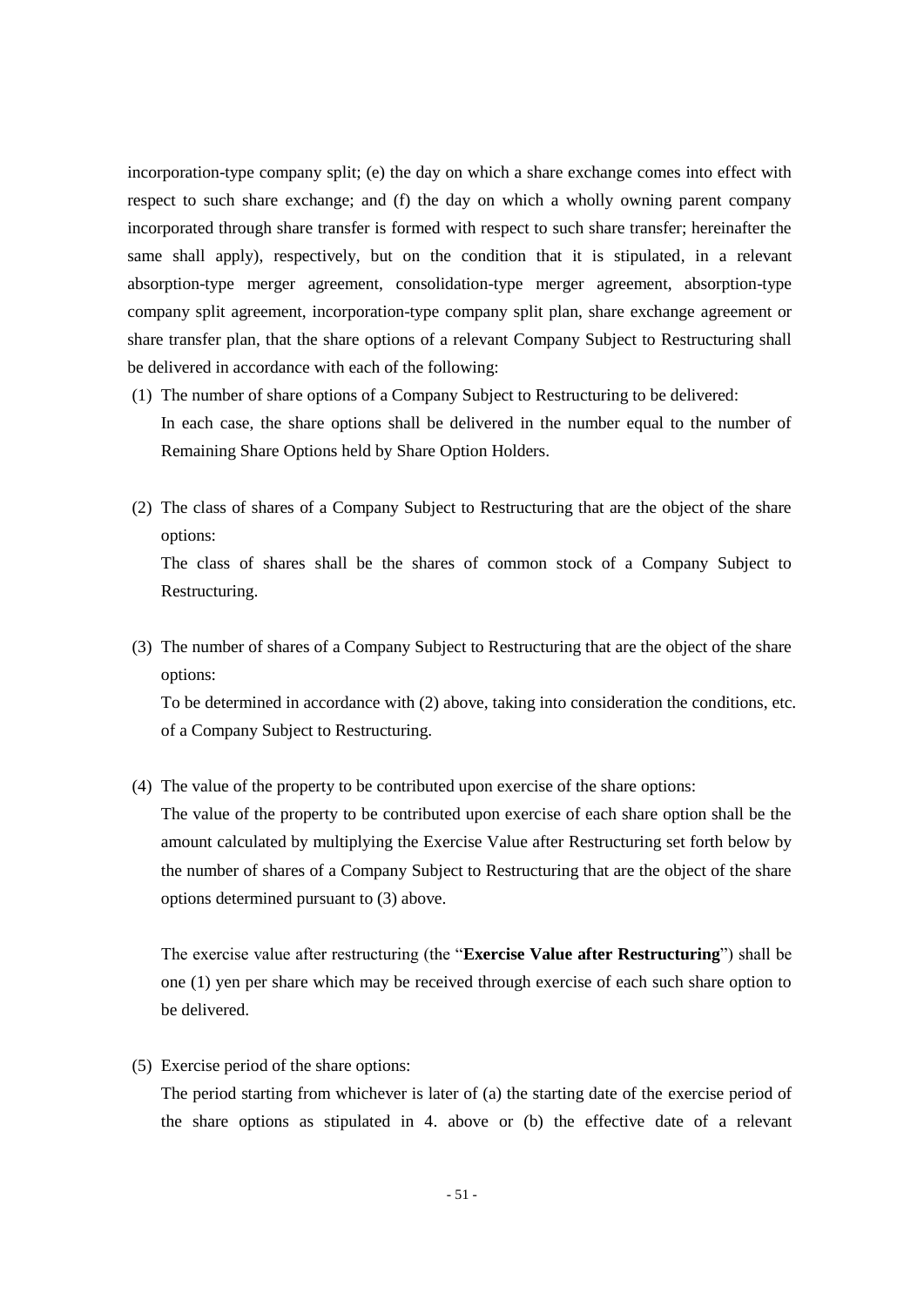incorporation-type company split; (e) the day on which a share exchange comes into effect with respect to such share exchange; and (f) the day on which a wholly owning parent company incorporated through share transfer is formed with respect to such share transfer; hereinafter the same shall apply), respectively, but on the condition that it is stipulated, in a relevant absorption-type merger agreement, consolidation-type merger agreement, absorption-type company split agreement, incorporation-type company split plan, share exchange agreement or share transfer plan, that the share options of a relevant Company Subject to Restructuring shall be delivered in accordance with each of the following:

(1) The number of share options of a Company Subject to Restructuring to be delivered:

In each case, the share options shall be delivered in the number equal to the number of Remaining Share Options held by Share Option Holders.

(2) The class of shares of a Company Subject to Restructuring that are the object of the share options:

The class of shares shall be the shares of common stock of a Company Subject to Restructuring.

(3) The number of shares of a Company Subject to Restructuring that are the object of the share options:

To be determined in accordance with (2) above, taking into consideration the conditions, etc. of a Company Subject to Restructuring.

(4) The value of the property to be contributed upon exercise of the share options:

The value of the property to be contributed upon exercise of each share option shall be the amount calculated by multiplying the Exercise Value after Restructuring set forth below by the number of shares of a Company Subject to Restructuring that are the object of the share options determined pursuant to (3) above.

The exercise value after restructuring (the "**Exercise Value after Restructuring**") shall be one (1) yen per share which may be received through exercise of each such share option to be delivered.

(5) Exercise period of the share options:

The period starting from whichever is later of (a) the starting date of the exercise period of the share options as stipulated in 4. above or (b) the effective date of a relevant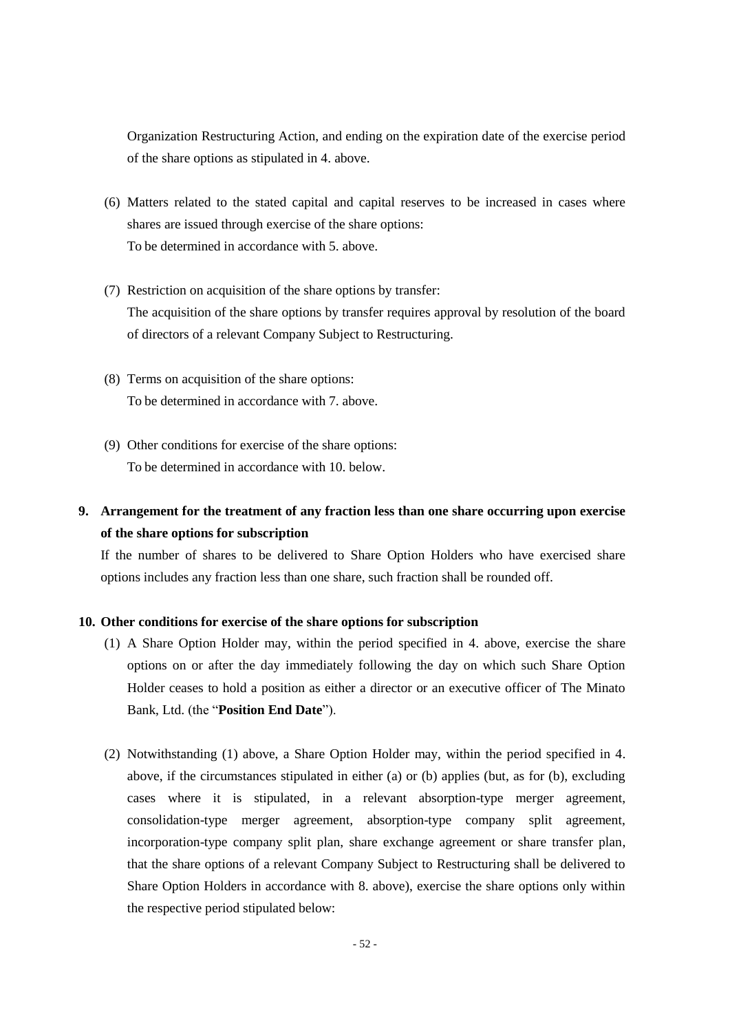Organization Restructuring Action, and ending on the expiration date of the exercise period of the share options as stipulated in 4. above.

(6) Matters related to the stated capital and capital reserves to be increased in cases where shares are issued through exercise of the share options:
To be determined in accordance with 5. above.

(7) Restriction on acquisition of the share options by transfer:
The acquisition of the share options by transfer requires approval by resolution of the board of directors of a relevant Company Subject to Restructuring.

(8) Terms on acquisition of the share options:
To be determined in accordance with 7. above.

(9) Other conditions for exercise of the share options:
To be determined in accordance with 10. below.

## 9. Arrangement for the treatment of any fraction less than one share occurring upon exercise of the share options for subscription

If the number of shares to be delivered to Share Option Holders who have exercised share options includes any fraction less than one share, such fraction shall be rounded off.

## 10. Other conditions for exercise of the share options for subscription

(1) A Share Option Holder may, within the period specified in 4. above, exercise the share options on or after the day immediately following the day on which such Share Option Holder ceases to hold a position as either a director or an executive officer of The Minato Bank, Ltd. (the "**Position End Date**").

(2) Notwithstanding (1) above, a Share Option Holder may, within the period specified in 4. above, if the circumstances stipulated in either (a) or (b) applies (but, as for (b), excluding cases where it is stipulated, in a relevant absorption-type merger agreement, consolidation-type merger agreement, absorption-type company split agreement, incorporation-type company split plan, share exchange agreement or share transfer plan, that the share options of a relevant Company Subject to Restructuring shall be delivered to Share Option Holders in accordance with 8. above), exercise the share options only within the respective period stipulated below: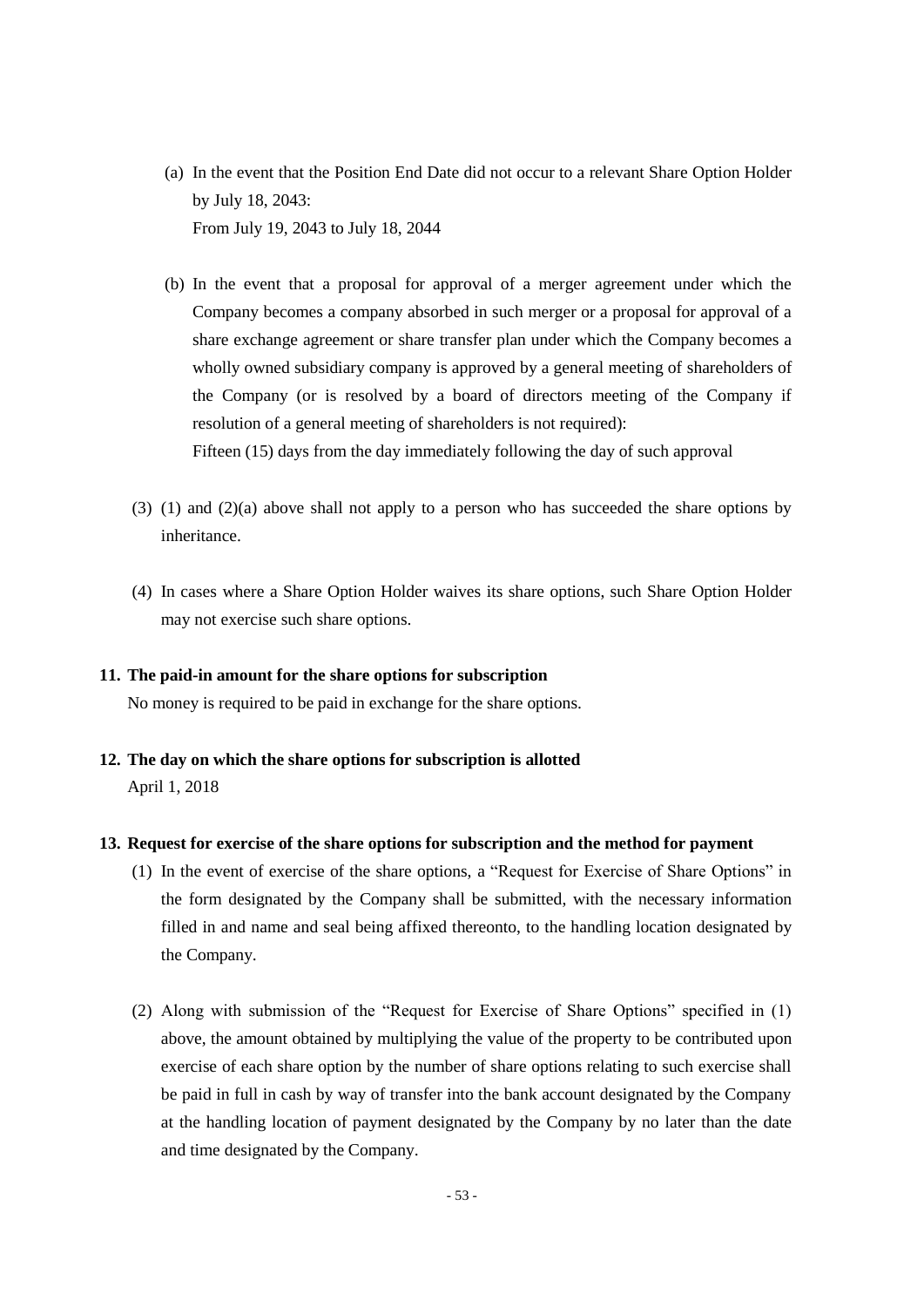(a) In the event that the Position End Date did not occur to a relevant Share Option Holder by July 18, 2043:
    From July 19, 2043 to July 18, 2044

(b) In the event that a proposal for approval of a merger agreement under which the Company becomes a company absorbed in such merger or a proposal for approval of a share exchange agreement or share transfer plan under which the Company becomes a wholly owned subsidiary company is approved by a general meeting of shareholders of the Company (or is resolved by a board of directors meeting of the Company if resolution of a general meeting of shareholders is not required):
    Fifteen (15) days from the day immediately following the day of such approval

(3) (1) and (2)(a) above shall not apply to a person who has succeeded the share options by inheritance.

(4) In cases where a Share Option Holder waives its share options, such Share Option Holder may not exercise such share options.

**11. The paid-in amount for the share options for subscription**

No money is required to be paid in exchange for the share options.

**12. The day on which the share options for subscription is allotted**

April 1, 2018

**13. Request for exercise of the share options for subscription and the method for payment**

(1) In the event of exercise of the share options, a "Request for Exercise of Share Options" in the form designated by the Company shall be submitted, with the necessary information filled in and name and seal being affixed thereonto, to the handling location designated by the Company.

(2) Along with submission of the "Request for Exercise of Share Options" specified in (1) above, the amount obtained by multiplying the value of the property to be contributed upon exercise of each share option by the number of share options relating to such exercise shall be paid in full in cash by way of transfer into the bank account designated by the Company at the handling location of payment designated by the Company by no later than the date and time designated by the Company.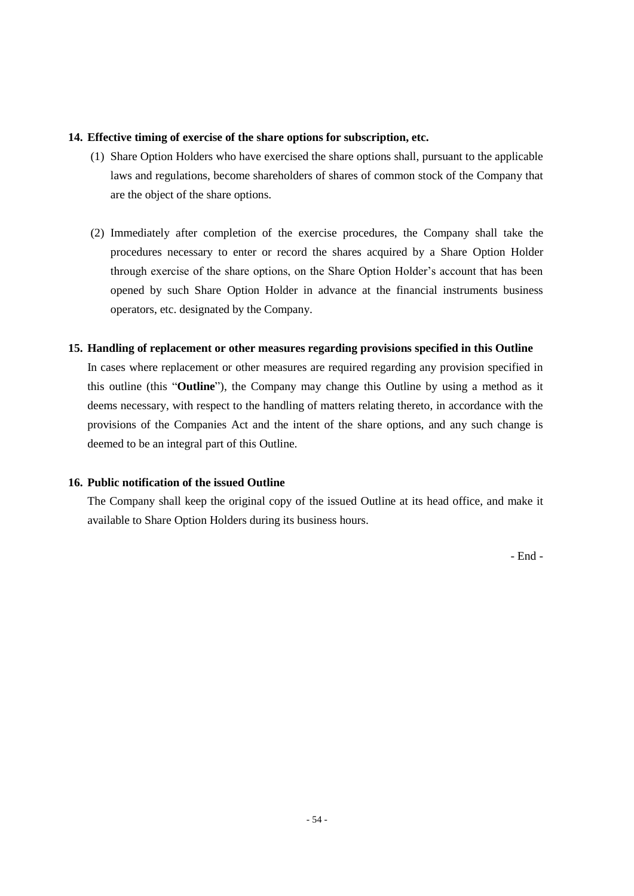**14. Effective timing of exercise of the share options for subscription, etc.**

(1) Share Option Holders who have exercised the share options shall, pursuant to the applicable laws and regulations, become shareholders of shares of common stock of the Company that are the object of the share options.

(2) Immediately after completion of the exercise procedures, the Company shall take the procedures necessary to enter or record the shares acquired by a Share Option Holder through exercise of the share options, on the Share Option Holder's account that has been opened by such Share Option Holder in advance at the financial instruments business operators, etc. designated by the Company.

**15. Handling of replacement or other measures regarding provisions specified in this Outline**

In cases where replacement or other measures are required regarding any provision specified in this outline (this "**Outline**"), the Company may change this Outline by using a method as it deems necessary, with respect to the handling of matters relating thereto, in accordance with the provisions of the Companies Act and the intent of the share options, and any such change is deemed to be an integral part of this Outline.

**16. Public notification of the issued Outline**

The Company shall keep the original copy of the issued Outline at its head office, and make it available to Share Option Holders during its business hours.

- End -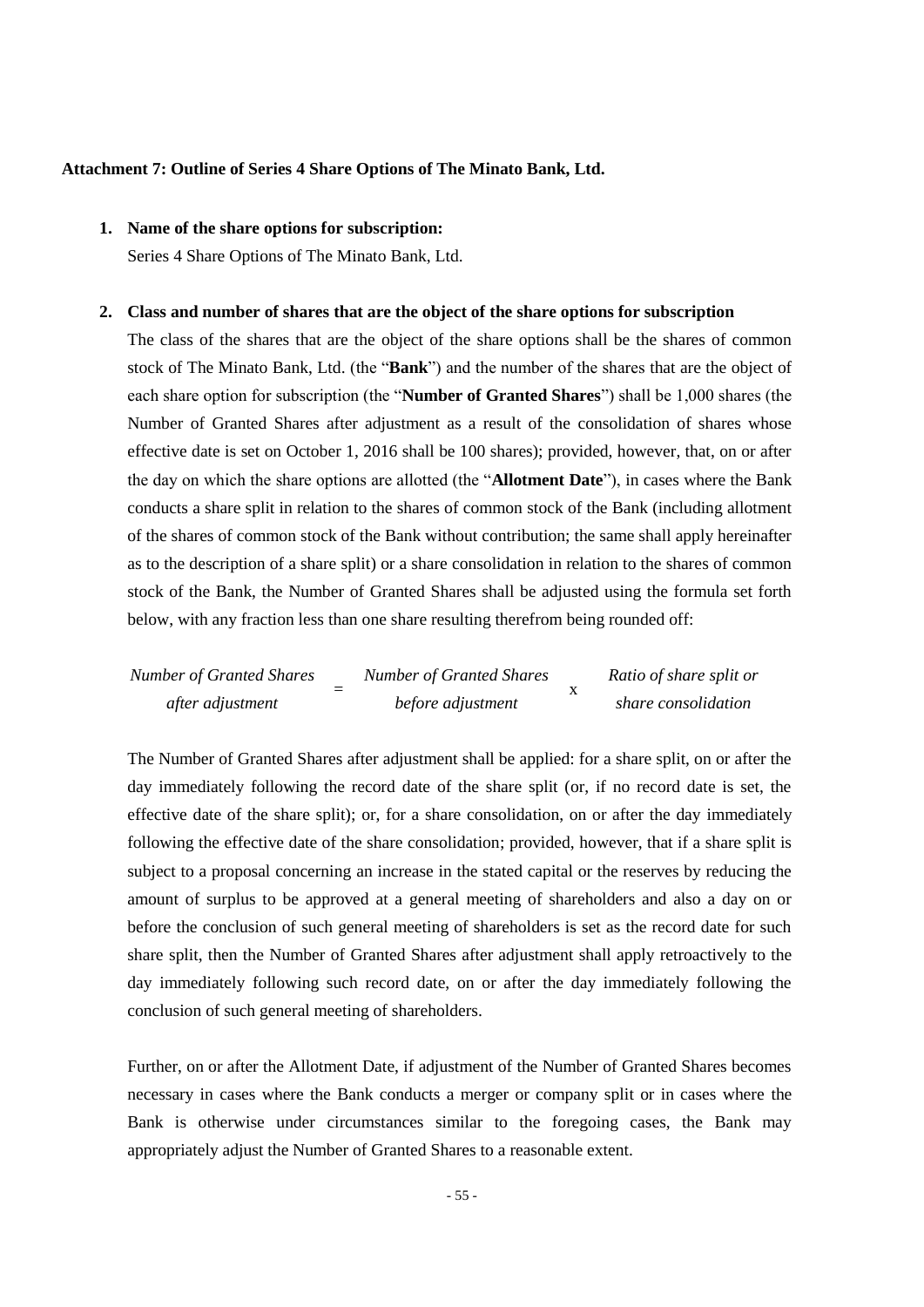**Attachment 7: Outline of Series 4 Share Options of The Minato Bank, Ltd.**

1. **Name of the share options for subscription:**

   Series 4 Share Options of The Minato Bank, Ltd.

2. **Class and number of shares that are the object of the share options for subscription**

   The class of the shares that are the object of the share options shall be the shares of common stock of The Minato Bank, Ltd. (the "**Bank**") and the number of the shares that are the object of each share option for subscription (the "**Number of Granted Shares**") shall be 1,000 shares (the Number of Granted Shares after adjustment as a result of the consolidation of shares whose effective date is set on October 1, 2016 shall be 100 shares); provided, however, that, on or after the day on which the share options are allotted (the "**Allotment Date**"), in cases where the Bank conducts a share split in relation to the shares of common stock of the Bank (including allotment of the shares of common stock of the Bank without contribution; the same shall apply hereinafter as to the description of a share split) or a share consolidation in relation to the shares of common stock of the Bank, the Number of Granted Shares shall be adjusted using the formula set forth below, with any fraction less than one share resulting therefrom being rounded off:

   $$\textit{Number of Granted Shares after adjustment} = \textit{Number of Granted Shares before adjustment} \times \textit{Ratio of share split or share consolidation}$$

   The Number of Granted Shares after adjustment shall be applied: for a share split, on or after the day immediately following the record date of the share split (or, if no record date is set, the effective date of the share split); or, for a share consolidation, on or after the day immediately following the effective date of the share consolidation; provided, however, that if a share split is subject to a proposal concerning an increase in the stated capital or the reserves by reducing the amount of surplus to be approved at a general meeting of shareholders and also a day on or before the conclusion of such general meeting of shareholders is set as the record date for such share split, then the Number of Granted Shares after adjustment shall apply retroactively to the day immediately following such record date, on or after the day immediately following the conclusion of such general meeting of shareholders.

   Further, on or after the Allotment Date, if adjustment of the Number of Granted Shares becomes necessary in cases where the Bank conducts a merger or company split or in cases where the Bank is otherwise under circumstances similar to the foregoing cases, the Bank may appropriately adjust the Number of Granted Shares to a reasonable extent.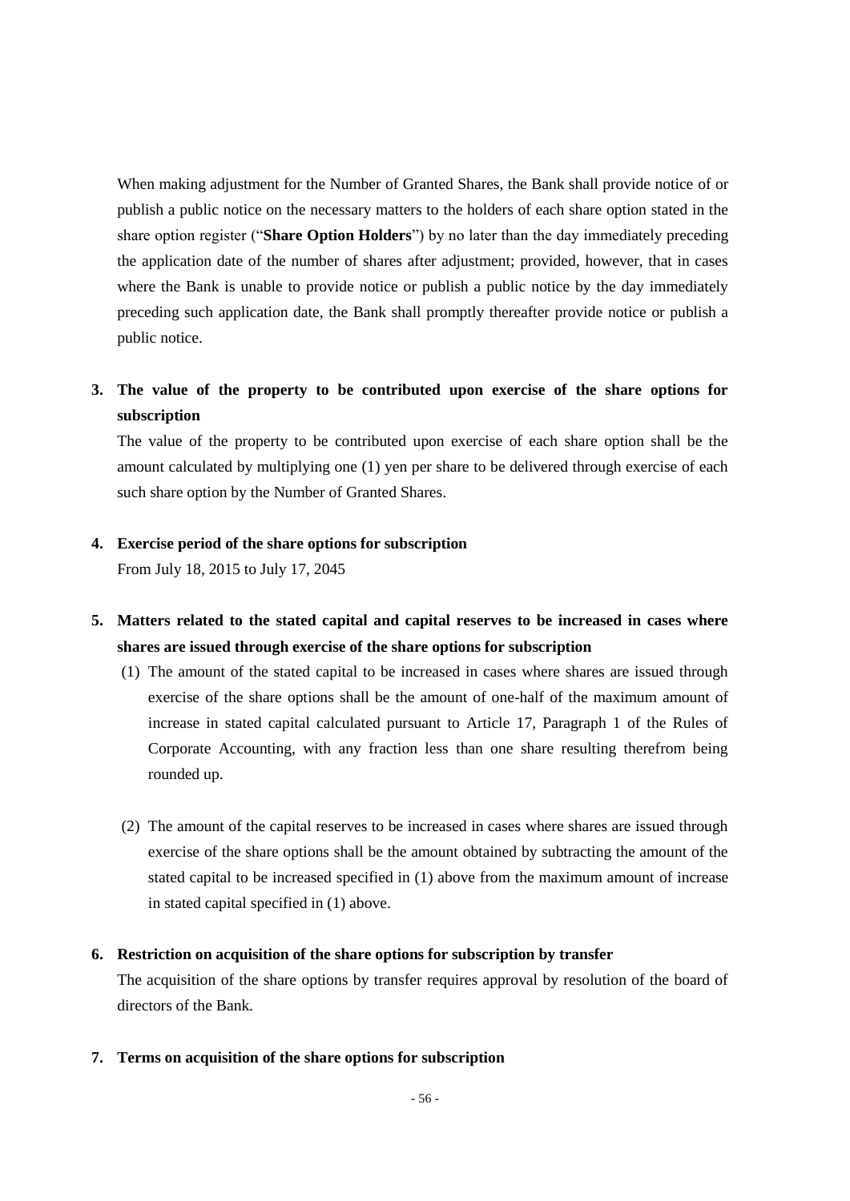When making adjustment for the Number of Granted Shares, the Bank shall provide notice of or publish a public notice on the necessary matters to the holders of each share option stated in the share option register ("**Share Option Holders**") by no later than the day immediately preceding the application date of the number of shares after adjustment; provided, however, that in cases where the Bank is unable to provide notice or publish a public notice by the day immediately preceding such application date, the Bank shall promptly thereafter provide notice or publish a public notice.

**3. The value of the property to be contributed upon exercise of the share options for subscription**

The value of the property to be contributed upon exercise of each share option shall be the amount calculated by multiplying one (1) yen per share to be delivered through exercise of each such share option by the Number of Granted Shares.

**4. Exercise period of the share options for subscription**

From July 18, 2015 to July 17, 2045

**5. Matters related to the stated capital and capital reserves to be increased in cases where shares are issued through exercise of the share options for subscription**

(1) The amount of the stated capital to be increased in cases where shares are issued through exercise of the share options shall be the amount of one-half of the maximum amount of increase in stated capital calculated pursuant to Article 17, Paragraph 1 of the Rules of Corporate Accounting, with any fraction less than one share resulting therefrom being rounded up.

(2) The amount of the capital reserves to be increased in cases where shares are issued through exercise of the share options shall be the amount obtained by subtracting the amount of the stated capital to be increased specified in (1) above from the maximum amount of increase in stated capital specified in (1) above.

**6. Restriction on acquisition of the share options for subscription by transfer**

The acquisition of the share options by transfer requires approval by resolution of the board of directors of the Bank.

**7. Terms on acquisition of the share options for subscription**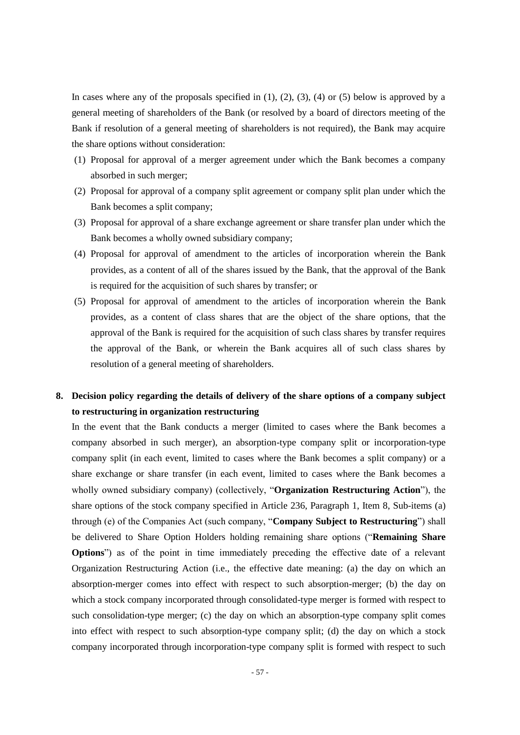In cases where any of the proposals specified in (1), (2), (3), (4) or (5) below is approved by a general meeting of shareholders of the Bank (or resolved by a board of directors meeting of the Bank if resolution of a general meeting of shareholders is not required), the Bank may acquire the share options without consideration:

(1) Proposal for approval of a merger agreement under which the Bank becomes a company absorbed in such merger;

(2) Proposal for approval of a company split agreement or company split plan under which the Bank becomes a split company;

(3) Proposal for approval of a share exchange agreement or share transfer plan under which the Bank becomes a wholly owned subsidiary company;

(4) Proposal for approval of amendment to the articles of incorporation wherein the Bank provides, as a content of all of the shares issued by the Bank, that the approval of the Bank is required for the acquisition of such shares by transfer; or

(5) Proposal for approval of amendment to the articles of incorporation wherein the Bank provides, as a content of class shares that are the object of the share options, that the approval of the Bank is required for the acquisition of such class shares by transfer requires the approval of the Bank, or wherein the Bank acquires all of such class shares by resolution of a general meeting of shareholders.

**8. Decision policy regarding the details of delivery of the share options of a company subject to restructuring in organization restructuring**

In the event that the Bank conducts a merger (limited to cases where the Bank becomes a company absorbed in such merger), an absorption-type company split or incorporation-type company split (in each event, limited to cases where the Bank becomes a split company) or a share exchange or share transfer (in each event, limited to cases where the Bank becomes a wholly owned subsidiary company) (collectively, "**Organization Restructuring Action**"), the share options of the stock company specified in Article 236, Paragraph 1, Item 8, Sub-items (a) through (e) of the Companies Act (such company, "**Company Subject to Restructuring**") shall be delivered to Share Option Holders holding remaining share options ("**Remaining Share Options**") as of the point in time immediately preceding the effective date of a relevant Organization Restructuring Action (i.e., the effective date meaning: (a) the day on which an absorption-merger comes into effect with respect to such absorption-merger; (b) the day on which a stock company incorporated through consolidated-type merger is formed with respect to such consolidation-type merger; (c) the day on which an absorption-type company split comes into effect with respect to such absorption-type company split; (d) the day on which a stock company incorporated through incorporation-type company split is formed with respect to such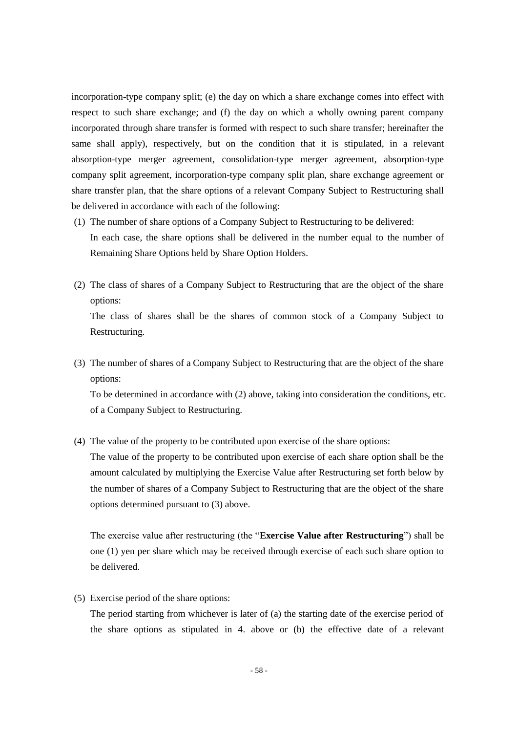incorporation-type company split; (e) the day on which a share exchange comes into effect with respect to such share exchange; and (f) the day on which a wholly owning parent company incorporated through share transfer is formed with respect to such share transfer; hereinafter the same shall apply), respectively, but on the condition that it is stipulated, in a relevant absorption-type merger agreement, consolidation-type merger agreement, absorption-type company split agreement, incorporation-type company split plan, share exchange agreement or share transfer plan, that the share options of a relevant Company Subject to Restructuring shall be delivered in accordance with each of the following:

(1) The number of share options of a Company Subject to Restructuring to be delivered:
In each case, the share options shall be delivered in the number equal to the number of Remaining Share Options held by Share Option Holders.

(2) The class of shares of a Company Subject to Restructuring that are the object of the share options:
The class of shares shall be the shares of common stock of a Company Subject to Restructuring.

(3) The number of shares of a Company Subject to Restructuring that are the object of the share options:
To be determined in accordance with (2) above, taking into consideration the conditions, etc. of a Company Subject to Restructuring.

(4) The value of the property to be contributed upon exercise of the share options:
The value of the property to be contributed upon exercise of each share option shall be the amount calculated by multiplying the Exercise Value after Restructuring set forth below by the number of shares of a Company Subject to Restructuring that are the object of the share options determined pursuant to (3) above.

The exercise value after restructuring (the "**Exercise Value after Restructuring**") shall be one (1) yen per share which may be received through exercise of each such share option to be delivered.

(5) Exercise period of the share options:
The period starting from whichever is later of (a) the starting date of the exercise period of the share options as stipulated in 4. above or (b) the effective date of a relevant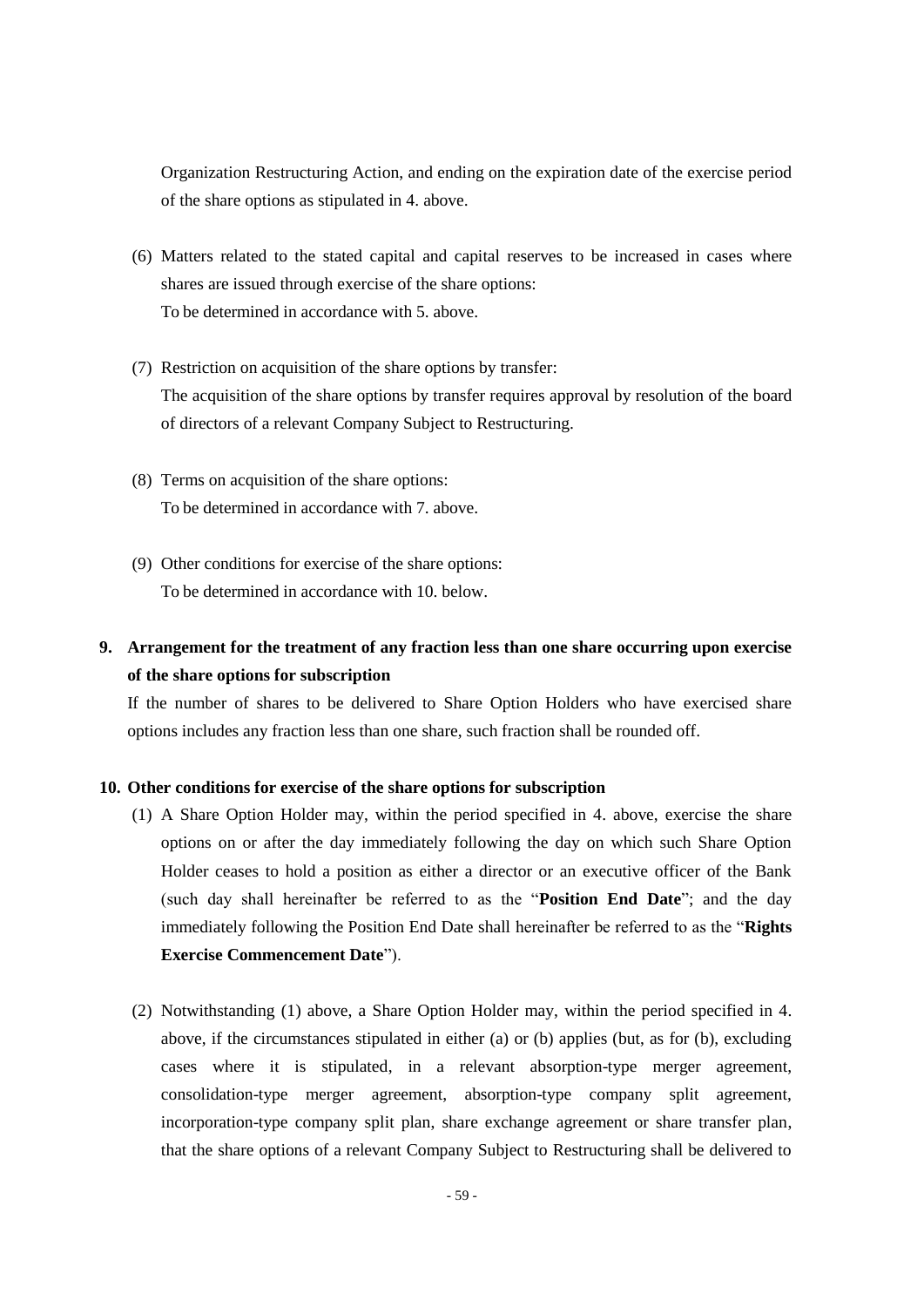Organization Restructuring Action, and ending on the expiration date of the exercise period of the share options as stipulated in 4. above.

(6) Matters related to the stated capital and capital reserves to be increased in cases where shares are issued through exercise of the share options:
To be determined in accordance with 5. above.

(7) Restriction on acquisition of the share options by transfer:
The acquisition of the share options by transfer requires approval by resolution of the board of directors of a relevant Company Subject to Restructuring.

(8) Terms on acquisition of the share options:
To be determined in accordance with 7. above.

(9) Other conditions for exercise of the share options:
To be determined in accordance with 10. below.

## 9. Arrangement for the treatment of any fraction less than one share occurring upon exercise of the share options for subscription

If the number of shares to be delivered to Share Option Holders who have exercised share options includes any fraction less than one share, such fraction shall be rounded off.

## 10. Other conditions for exercise of the share options for subscription

(1) A Share Option Holder may, within the period specified in 4. above, exercise the share options on or after the day immediately following the day on which such Share Option Holder ceases to hold a position as either a director or an executive officer of the Bank (such day shall hereinafter be referred to as the "**Position End Date**"; and the day immediately following the Position End Date shall hereinafter be referred to as the "**Rights Exercise Commencement Date**").

(2) Notwithstanding (1) above, a Share Option Holder may, within the period specified in 4. above, if the circumstances stipulated in either (a) or (b) applies (but, as for (b), excluding cases where it is stipulated, in a relevant absorption-type merger agreement, consolidation-type merger agreement, absorption-type company split agreement, incorporation-type company split plan, share exchange agreement or share transfer plan, that the share options of a relevant Company Subject to Restructuring shall be delivered to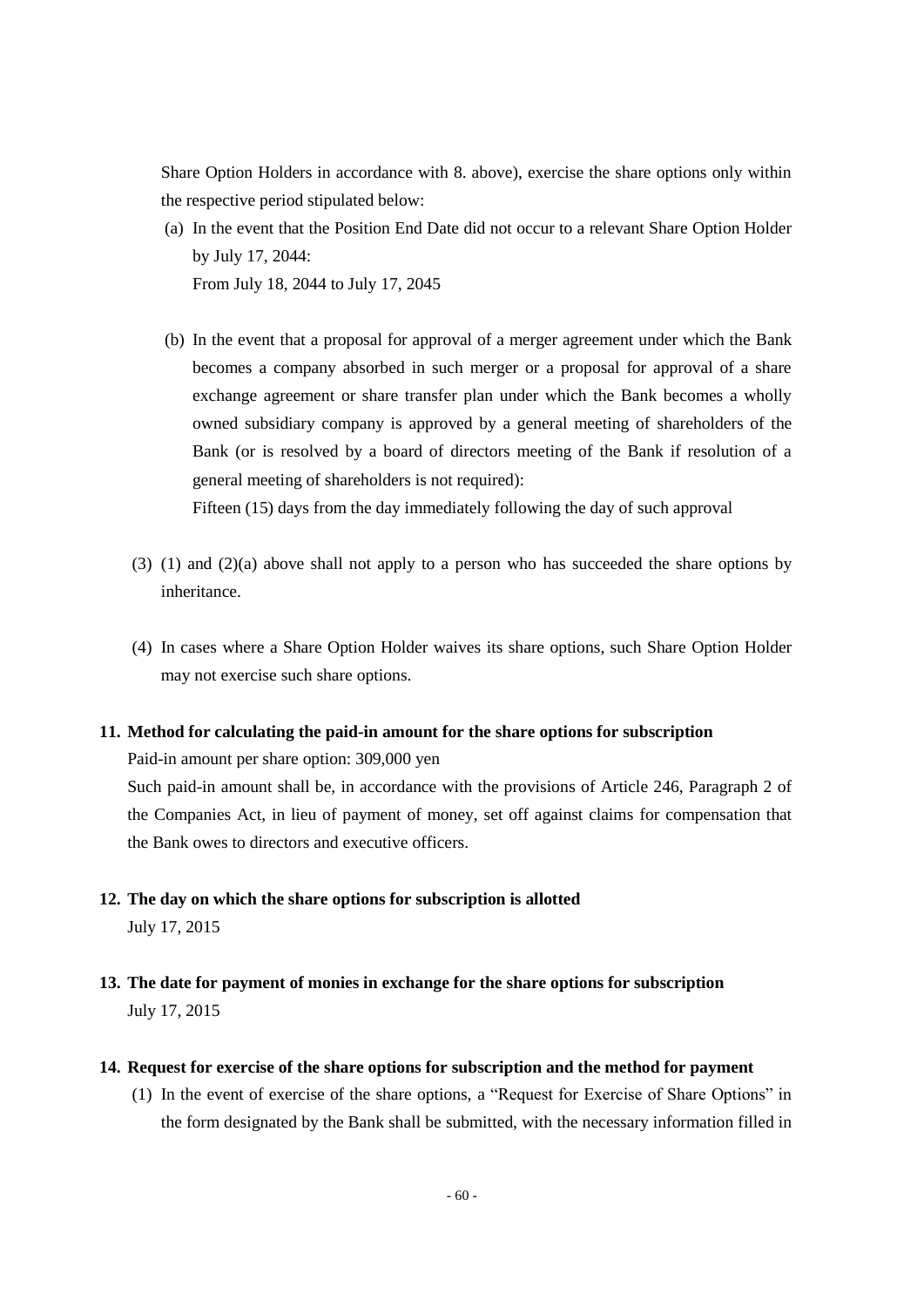Share Option Holders in accordance with 8. above), exercise the share options only within the respective period stipulated below:

(a) In the event that the Position End Date did not occur to a relevant Share Option Holder by July 17, 2044:
From July 18, 2044 to July 17, 2045

(b) In the event that a proposal for approval of a merger agreement under which the Bank becomes a company absorbed in such merger or a proposal for approval of a share exchange agreement or share transfer plan under which the Bank becomes a wholly owned subsidiary company is approved by a general meeting of shareholders of the Bank (or is resolved by a board of directors meeting of the Bank if resolution of a general meeting of shareholders is not required):
Fifteen (15) days from the day immediately following the day of such approval

(3) (1) and (2)(a) above shall not apply to a person who has succeeded the share options by inheritance.

(4) In cases where a Share Option Holder waives its share options, such Share Option Holder may not exercise such share options.

**11. Method for calculating the paid-in amount for the share options for subscription**

Paid-in amount per share option: 309,000 yen

Such paid-in amount shall be, in accordance with the provisions of Article 246, Paragraph 2 of the Companies Act, in lieu of payment of money, set off against claims for compensation that the Bank owes to directors and executive officers.

**12. The day on which the share options for subscription is allotted**

July 17, 2015

**13. The date for payment of monies in exchange for the share options for subscription**

July 17, 2015

**14. Request for exercise of the share options for subscription and the method for payment**

(1) In the event of exercise of the share options, a "Request for Exercise of Share Options" in the form designated by the Bank shall be submitted, with the necessary information filled in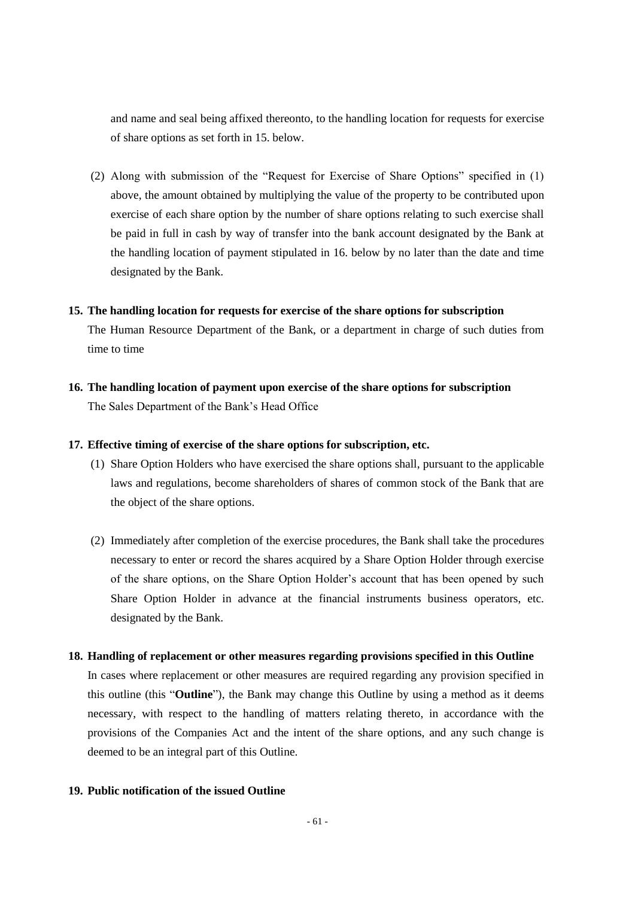and name and seal being affixed thereonto, to the handling location for requests for exercise of share options as set forth in 15. below.

(2) Along with submission of the "Request for Exercise of Share Options" specified in (1) above, the amount obtained by multiplying the value of the property to be contributed upon exercise of each share option by the number of share options relating to such exercise shall be paid in full in cash by way of transfer into the bank account designated by the Bank at the handling location of payment stipulated in 16. below by no later than the date and time designated by the Bank.

**15. The handling location for requests for exercise of the share options for subscription**

The Human Resource Department of the Bank, or a department in charge of such duties from time to time

**16. The handling location of payment upon exercise of the share options for subscription**

The Sales Department of the Bank's Head Office

**17. Effective timing of exercise of the share options for subscription, etc.**

(1) Share Option Holders who have exercised the share options shall, pursuant to the applicable laws and regulations, become shareholders of shares of common stock of the Bank that are the object of the share options.

(2) Immediately after completion of the exercise procedures, the Bank shall take the procedures necessary to enter or record the shares acquired by a Share Option Holder through exercise of the share options, on the Share Option Holder's account that has been opened by such Share Option Holder in advance at the financial instruments business operators, etc. designated by the Bank.

**18. Handling of replacement or other measures regarding provisions specified in this Outline**

In cases where replacement or other measures are required regarding any provision specified in this outline (this "**Outline**"), the Bank may change this Outline by using a method as it deems necessary, with respect to the handling of matters relating thereto, in accordance with the provisions of the Companies Act and the intent of the share options, and any such change is deemed to be an integral part of this Outline.

**19. Public notification of the issued Outline**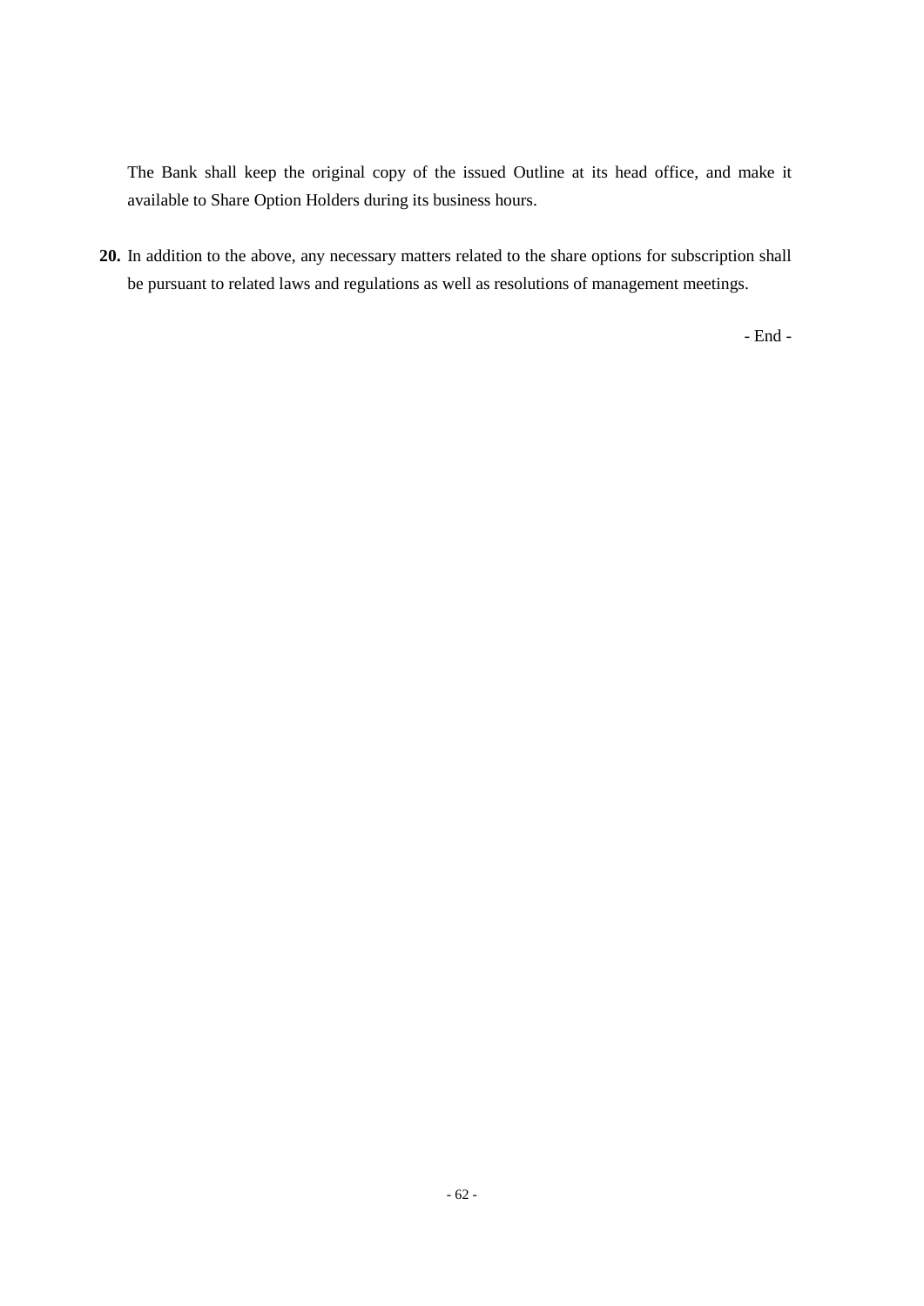The Bank shall keep the original copy of the issued Outline at its head office, and make it available to Share Option Holders during its business hours.

**20.** In addition to the above, any necessary matters related to the share options for subscription shall be pursuant to related laws and regulations as well as resolutions of management meetings.

- End -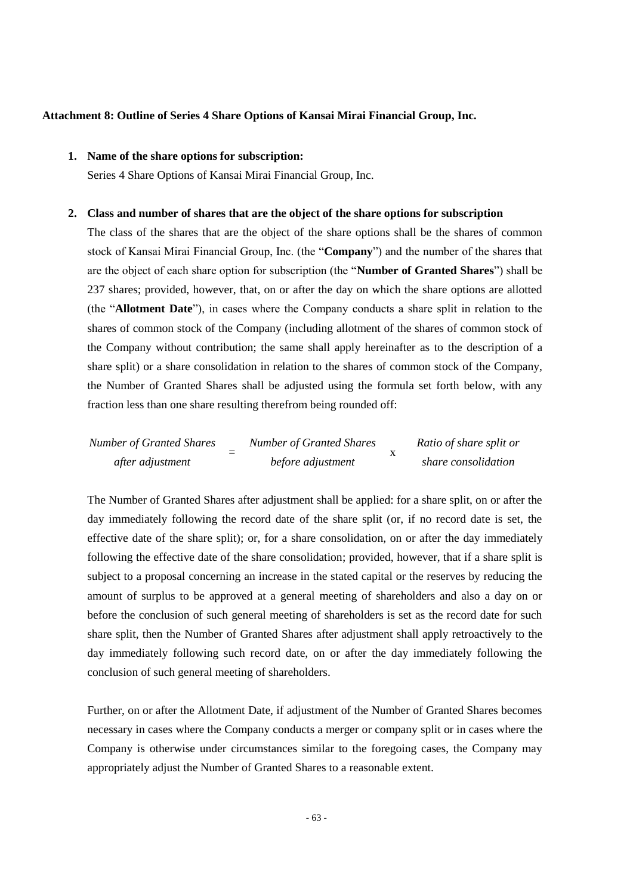**Attachment 8: Outline of Series 4 Share Options of Kansai Mirai Financial Group, Inc.**

1. **Name of the share options for subscription:**

   Series 4 Share Options of Kansai Mirai Financial Group, Inc.

2. **Class and number of shares that are the object of the share options for subscription**

   The class of the shares that are the object of the share options shall be the shares of common stock of Kansai Mirai Financial Group, Inc. (the "**Company**") and the number of the shares that are the object of each share option for subscription (the "**Number of Granted Shares**") shall be 237 shares; provided, however, that, on or after the day on which the share options are allotted (the "**Allotment Date**"), in cases where the Company conducts a share split in relation to the shares of common stock of the Company (including allotment of the shares of common stock of the Company without contribution; the same shall apply hereinafter as to the description of a share split) or a share consolidation in relation to the shares of common stock of the Company, the Number of Granted Shares shall be adjusted using the formula set forth below, with any fraction less than one share resulting therefrom being rounded off:

   $$\text{Number of Granted Shares after adjustment} = \text{Number of Granted Shares before adjustment} \times \text{Ratio of share split or share consolidation}$$

   The Number of Granted Shares after adjustment shall be applied: for a share split, on or after the day immediately following the record date of the share split (or, if no record date is set, the effective date of the share split); or, for a share consolidation, on or after the day immediately following the effective date of the share consolidation; provided, however, that if a share split is subject to a proposal concerning an increase in the stated capital or the reserves by reducing the amount of surplus to be approved at a general meeting of shareholders and also a day on or before the conclusion of such general meeting of shareholders is set as the record date for such share split, then the Number of Granted Shares after adjustment shall apply retroactively to the day immediately following such record date, on or after the day immediately following the conclusion of such general meeting of shareholders.

   Further, on or after the Allotment Date, if adjustment of the Number of Granted Shares becomes necessary in cases where the Company conducts a merger or company split or in cases where the Company is otherwise under circumstances similar to the foregoing cases, the Company may appropriately adjust the Number of Granted Shares to a reasonable extent.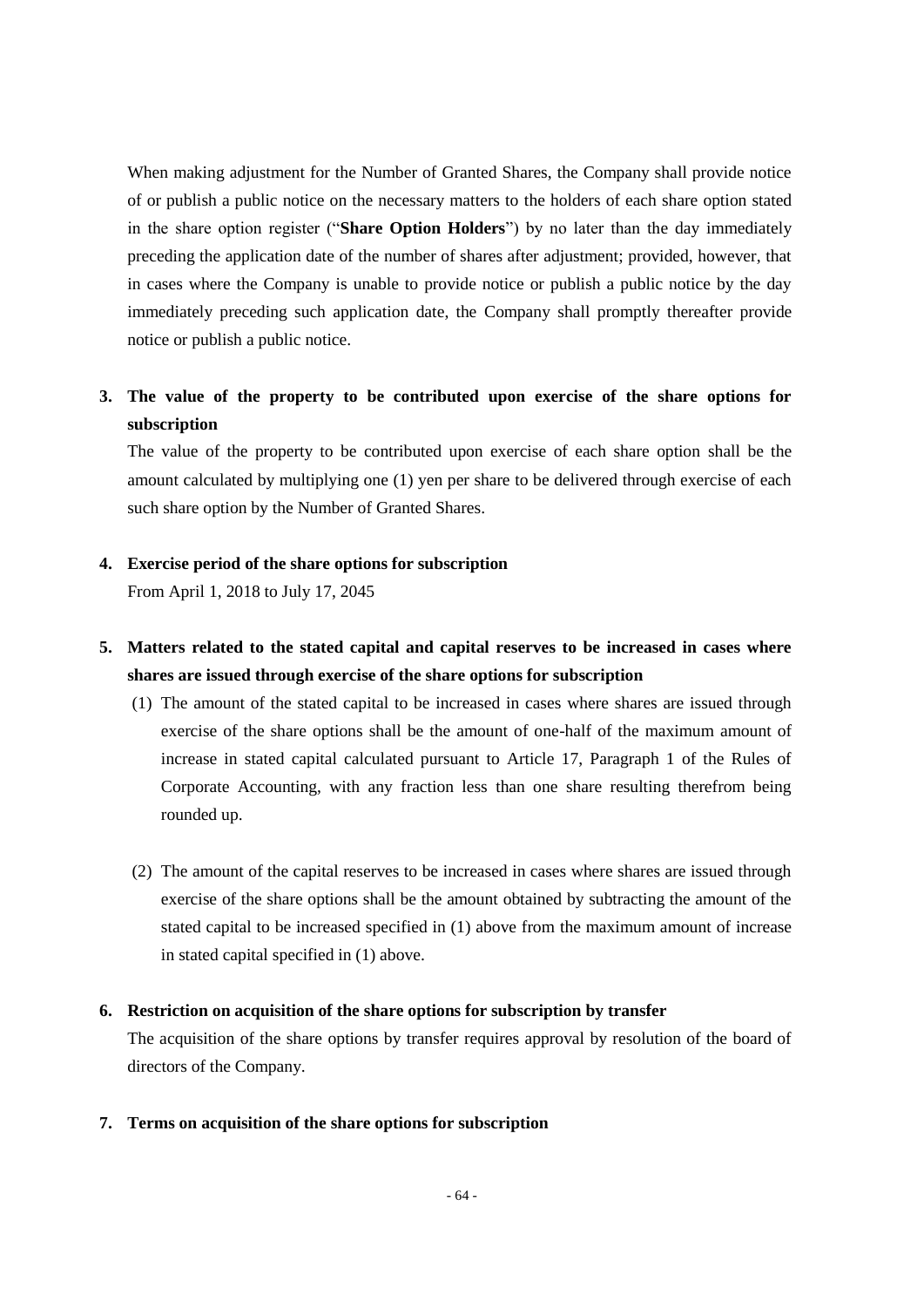When making adjustment for the Number of Granted Shares, the Company shall provide notice of or publish a public notice on the necessary matters to the holders of each share option stated in the share option register ("**Share Option Holders**") by no later than the day immediately preceding the application date of the number of shares after adjustment; provided, however, that in cases where the Company is unable to provide notice or publish a public notice by the day immediately preceding such application date, the Company shall promptly thereafter provide notice or publish a public notice.

**3. The value of the property to be contributed upon exercise of the share options for subscription**

The value of the property to be contributed upon exercise of each share option shall be the amount calculated by multiplying one (1) yen per share to be delivered through exercise of each such share option by the Number of Granted Shares.

**4. Exercise period of the share options for subscription**

From April 1, 2018 to July 17, 2045

**5. Matters related to the stated capital and capital reserves to be increased in cases where shares are issued through exercise of the share options for subscription**

(1) The amount of the stated capital to be increased in cases where shares are issued through exercise of the share options shall be the amount of one-half of the maximum amount of increase in stated capital calculated pursuant to Article 17, Paragraph 1 of the Rules of Corporate Accounting, with any fraction less than one share resulting therefrom being rounded up.

(2) The amount of the capital reserves to be increased in cases where shares are issued through exercise of the share options shall be the amount obtained by subtracting the amount of the stated capital to be increased specified in (1) above from the maximum amount of increase in stated capital specified in (1) above.

**6. Restriction on acquisition of the share options for subscription by transfer**

The acquisition of the share options by transfer requires approval by resolution of the board of directors of the Company.

**7. Terms on acquisition of the share options for subscription**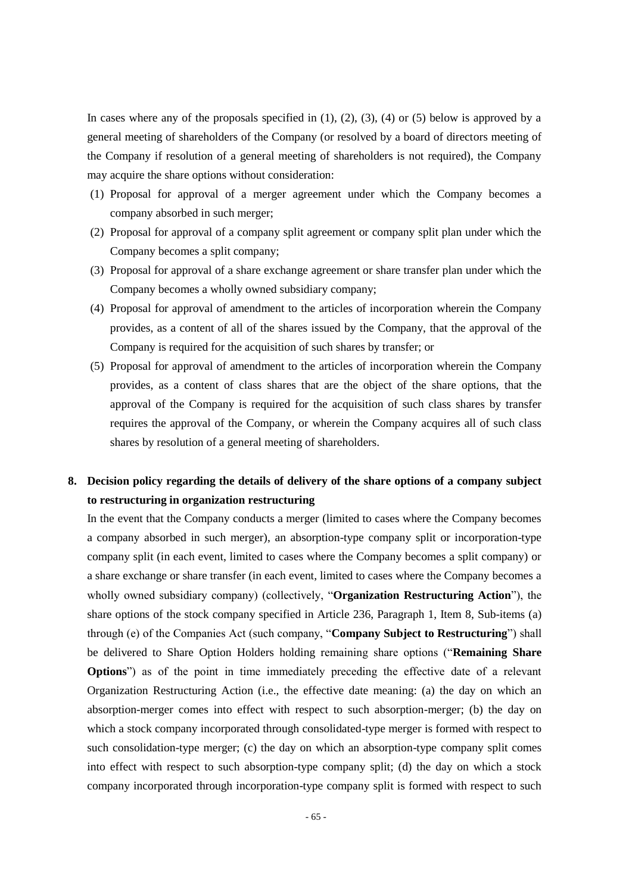In cases where any of the proposals specified in (1), (2), (3), (4) or (5) below is approved by a general meeting of shareholders of the Company (or resolved by a board of directors meeting of the Company if resolution of a general meeting of shareholders is not required), the Company may acquire the share options without consideration:

(1) Proposal for approval of a merger agreement under which the Company becomes a company absorbed in such merger;

(2) Proposal for approval of a company split agreement or company split plan under which the Company becomes a split company;

(3) Proposal for approval of a share exchange agreement or share transfer plan under which the Company becomes a wholly owned subsidiary company;

(4) Proposal for approval of amendment to the articles of incorporation wherein the Company provides, as a content of all of the shares issued by the Company, that the approval of the Company is required for the acquisition of such shares by transfer; or

(5) Proposal for approval of amendment to the articles of incorporation wherein the Company provides, as a content of class shares that are the object of the share options, that the approval of the Company is required for the acquisition of such class shares by transfer requires the approval of the Company, or wherein the Company acquires all of such class shares by resolution of a general meeting of shareholders.

## 8. Decision policy regarding the details of delivery of the share options of a company subject to restructuring in organization restructuring

In the event that the Company conducts a merger (limited to cases where the Company becomes a company absorbed in such merger), an absorption-type company split or incorporation-type company split (in each event, limited to cases where the Company becomes a split company) or a share exchange or share transfer (in each event, limited to cases where the Company becomes a wholly owned subsidiary company) (collectively, "**Organization Restructuring Action**"), the share options of the stock company specified in Article 236, Paragraph 1, Item 8, Sub-items (a) through (e) of the Companies Act (such company, "**Company Subject to Restructuring**") shall be delivered to Share Option Holders holding remaining share options ("**Remaining Share Options**") as of the point in time immediately preceding the effective date of a relevant Organization Restructuring Action (i.e., the effective date meaning: (a) the day on which an absorption-merger comes into effect with respect to such absorption-merger; (b) the day on which a stock company incorporated through consolidated-type merger is formed with respect to such consolidation-type merger; (c) the day on which an absorption-type company split comes into effect with respect to such absorption-type company split; (d) the day on which a stock company incorporated through incorporation-type company split is formed with respect to such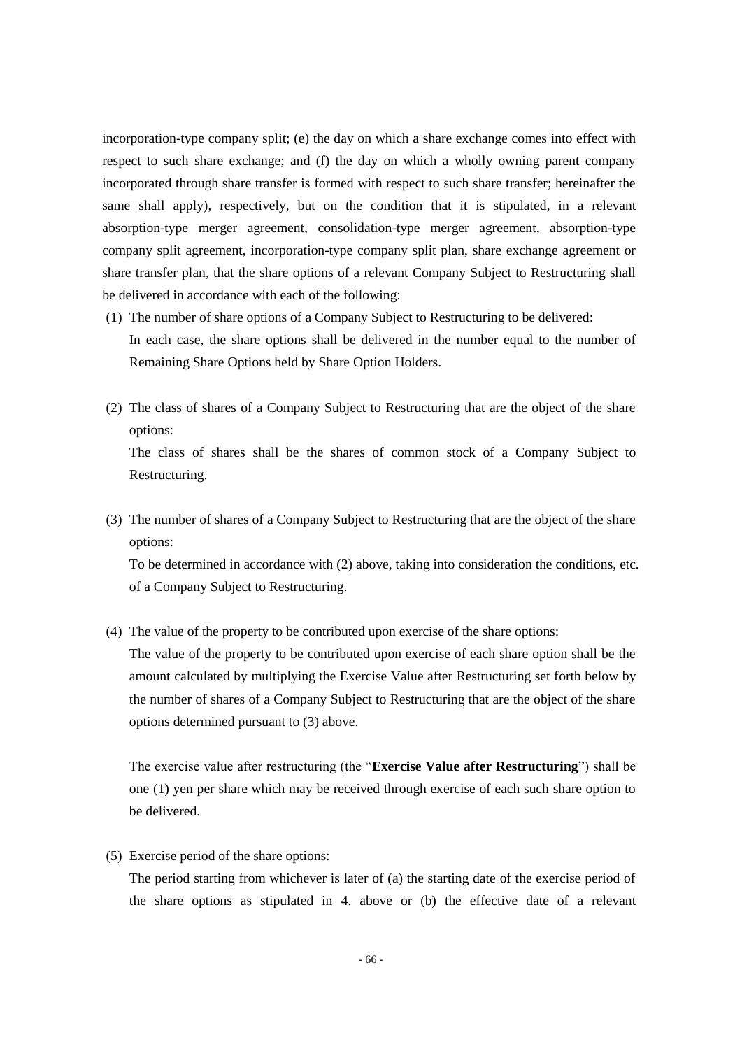incorporation-type company split; (e) the day on which a share exchange comes into effect with respect to such share exchange; and (f) the day on which a wholly owning parent company incorporated through share transfer is formed with respect to such share transfer; hereinafter the same shall apply), respectively, but on the condition that it is stipulated, in a relevant absorption-type merger agreement, consolidation-type merger agreement, absorption-type company split agreement, incorporation-type company split plan, share exchange agreement or share transfer plan, that the share options of a relevant Company Subject to Restructuring shall be delivered in accordance with each of the following:

(1) The number of share options of a Company Subject to Restructuring to be delivered:
    In each case, the share options shall be delivered in the number equal to the number of Remaining Share Options held by Share Option Holders.

(2) The class of shares of a Company Subject to Restructuring that are the object of the share options:
    The class of shares shall be the shares of common stock of a Company Subject to Restructuring.

(3) The number of shares of a Company Subject to Restructuring that are the object of the share options:
    To be determined in accordance with (2) above, taking into consideration the conditions, etc. of a Company Subject to Restructuring.

(4) The value of the property to be contributed upon exercise of the share options:
    The value of the property to be contributed upon exercise of each share option shall be the amount calculated by multiplying the Exercise Value after Restructuring set forth below by the number of shares of a Company Subject to Restructuring that are the object of the share options determined pursuant to (3) above.

    The exercise value after restructuring (the "**Exercise Value after Restructuring**") shall be one (1) yen per share which may be received through exercise of each such share option to be delivered.

(5) Exercise period of the share options:
    The period starting from whichever is later of (a) the starting date of the exercise period of the share options as stipulated in 4. above or (b) the effective date of a relevant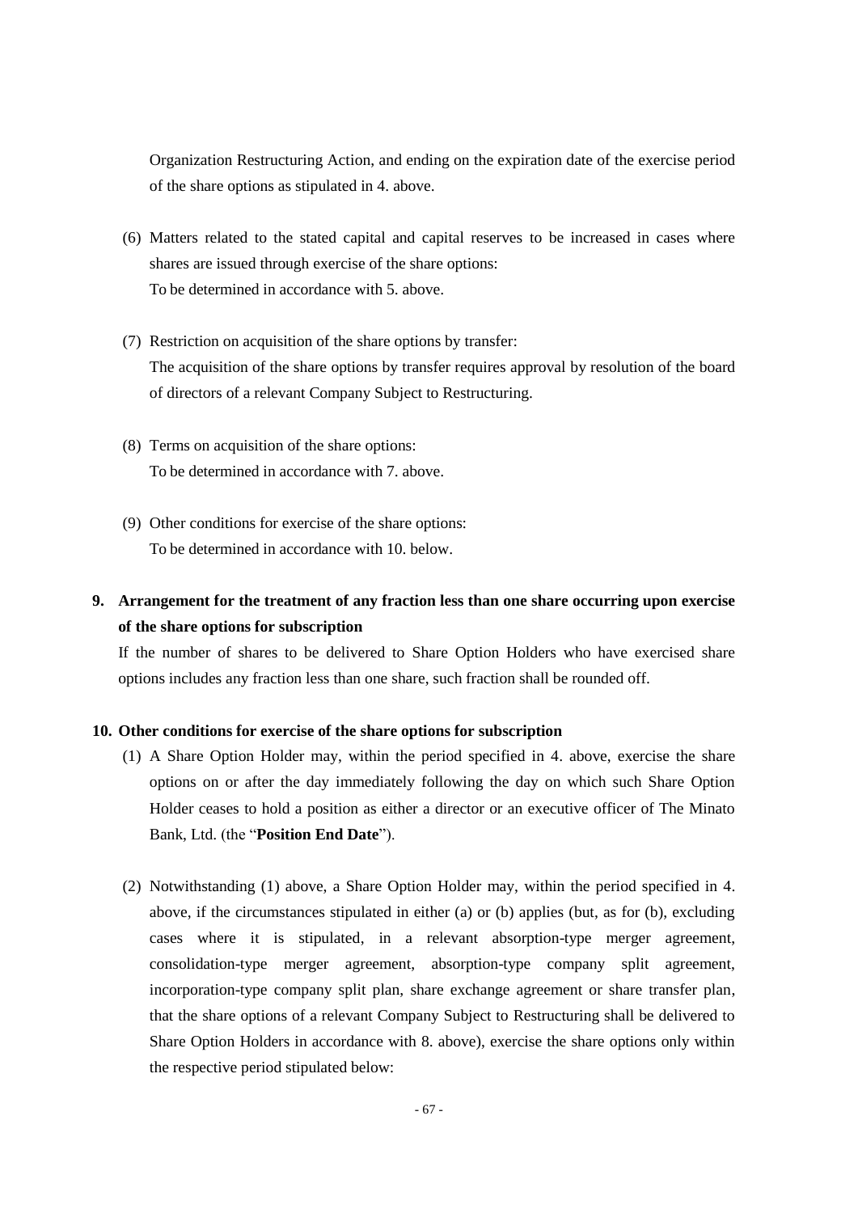Organization Restructuring Action, and ending on the expiration date of the exercise period of the share options as stipulated in 4. above.

(6) Matters related to the stated capital and capital reserves to be increased in cases where shares are issued through exercise of the share options:
To be determined in accordance with 5. above.

(7) Restriction on acquisition of the share options by transfer:
The acquisition of the share options by transfer requires approval by resolution of the board of directors of a relevant Company Subject to Restructuring.

(8) Terms on acquisition of the share options:
To be determined in accordance with 7. above.

(9) Other conditions for exercise of the share options:
To be determined in accordance with 10. below.

**9. Arrangement for the treatment of any fraction less than one share occurring upon exercise of the share options for subscription**

If the number of shares to be delivered to Share Option Holders who have exercised share options includes any fraction less than one share, such fraction shall be rounded off.

**10. Other conditions for exercise of the share options for subscription**

(1) A Share Option Holder may, within the period specified in 4. above, exercise the share options on or after the day immediately following the day on which such Share Option Holder ceases to hold a position as either a director or an executive officer of The Minato Bank, Ltd. (the "**Position End Date**").

(2) Notwithstanding (1) above, a Share Option Holder may, within the period specified in 4. above, if the circumstances stipulated in either (a) or (b) applies (but, as for (b), excluding cases where it is stipulated, in a relevant absorption-type merger agreement, consolidation-type merger agreement, absorption-type company split agreement, incorporation-type company split plan, share exchange agreement or share transfer plan, that the share options of a relevant Company Subject to Restructuring shall be delivered to Share Option Holders in accordance with 8. above), exercise the share options only within the respective period stipulated below: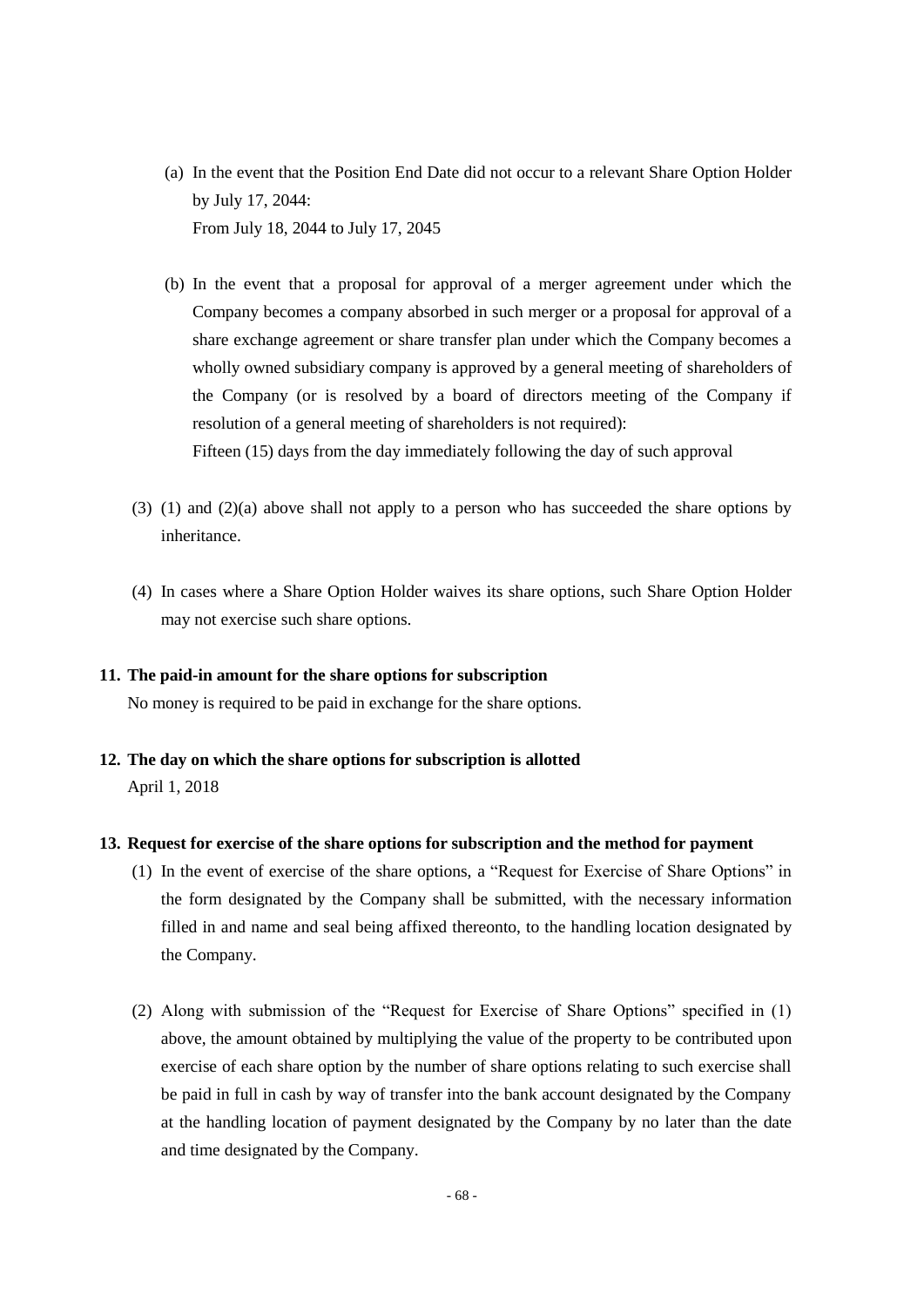(a) In the event that the Position End Date did not occur to a relevant Share Option Holder by July 17, 2044:
From July 18, 2044 to July 17, 2045

(b) In the event that a proposal for approval of a merger agreement under which the Company becomes a company absorbed in such merger or a proposal for approval of a share exchange agreement or share transfer plan under which the Company becomes a wholly owned subsidiary company is approved by a general meeting of shareholders of the Company (or is resolved by a board of directors meeting of the Company if resolution of a general meeting of shareholders is not required):
Fifteen (15) days from the day immediately following the day of such approval

(3) (1) and (2)(a) above shall not apply to a person who has succeeded the share options by inheritance.

(4) In cases where a Share Option Holder waives its share options, such Share Option Holder may not exercise such share options.

**11. The paid-in amount for the share options for subscription**

No money is required to be paid in exchange for the share options.

**12. The day on which the share options for subscription is allotted**

April 1, 2018

**13. Request for exercise of the share options for subscription and the method for payment**

(1) In the event of exercise of the share options, a "Request for Exercise of Share Options" in the form designated by the Company shall be submitted, with the necessary information filled in and name and seal being affixed thereonto, to the handling location designated by the Company.

(2) Along with submission of the "Request for Exercise of Share Options" specified in (1) above, the amount obtained by multiplying the value of the property to be contributed upon exercise of each share option by the number of share options relating to such exercise shall be paid in full in cash by way of transfer into the bank account designated by the Company at the handling location of payment designated by the Company by no later than the date and time designated by the Company.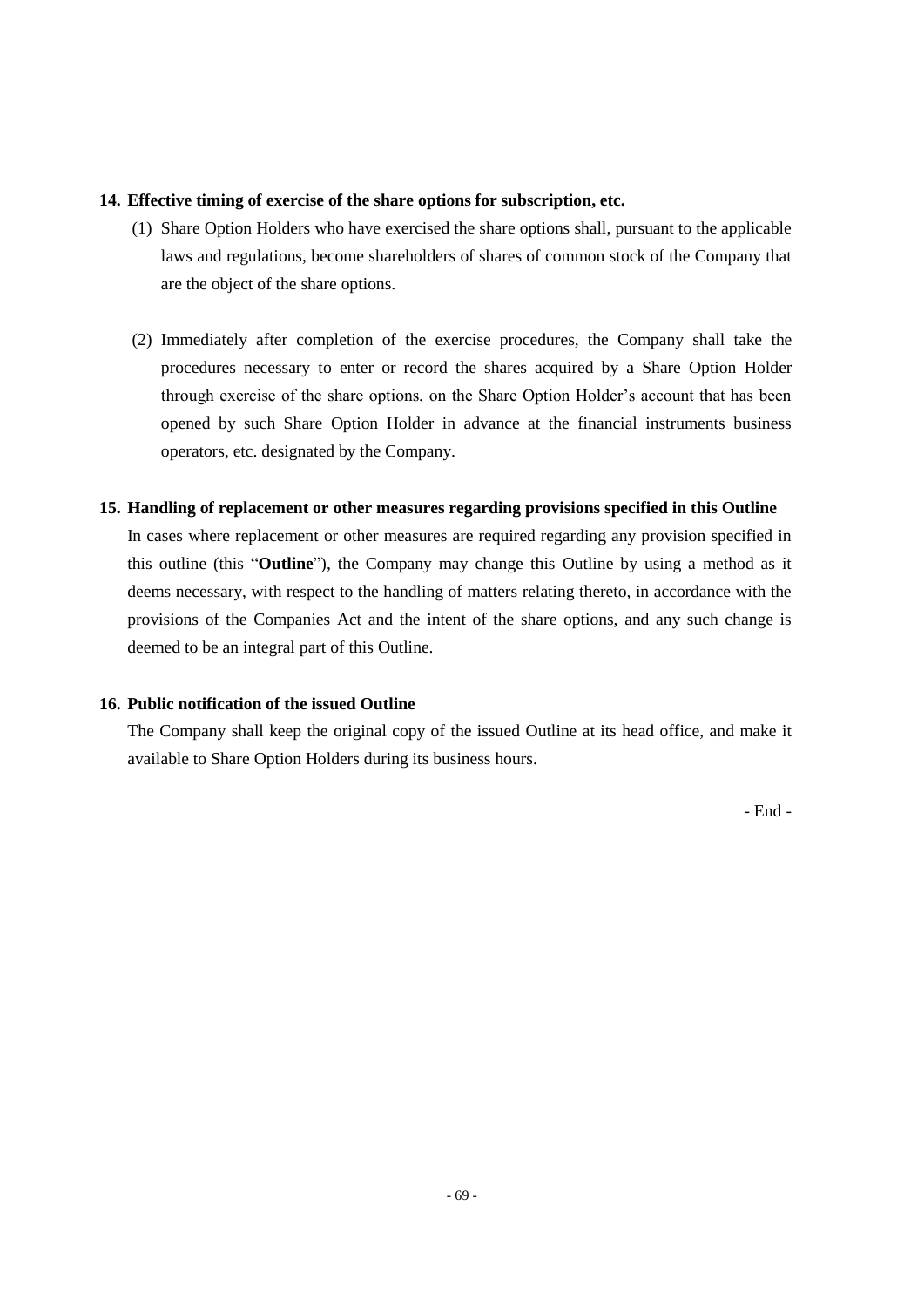**14. Effective timing of exercise of the share options for subscription, etc.**

(1) Share Option Holders who have exercised the share options shall, pursuant to the applicable laws and regulations, become shareholders of shares of common stock of the Company that are the object of the share options.

(2) Immediately after completion of the exercise procedures, the Company shall take the procedures necessary to enter or record the shares acquired by a Share Option Holder through exercise of the share options, on the Share Option Holder's account that has been opened by such Share Option Holder in advance at the financial instruments business operators, etc. designated by the Company.

**15. Handling of replacement or other measures regarding provisions specified in this Outline**

In cases where replacement or other measures are required regarding any provision specified in this outline (this "**Outline**"), the Company may change this Outline by using a method as it deems necessary, with respect to the handling of matters relating thereto, in accordance with the provisions of the Companies Act and the intent of the share options, and any such change is deemed to be an integral part of this Outline.

**16. Public notification of the issued Outline**

The Company shall keep the original copy of the issued Outline at its head office, and make it available to Share Option Holders during its business hours.

- End -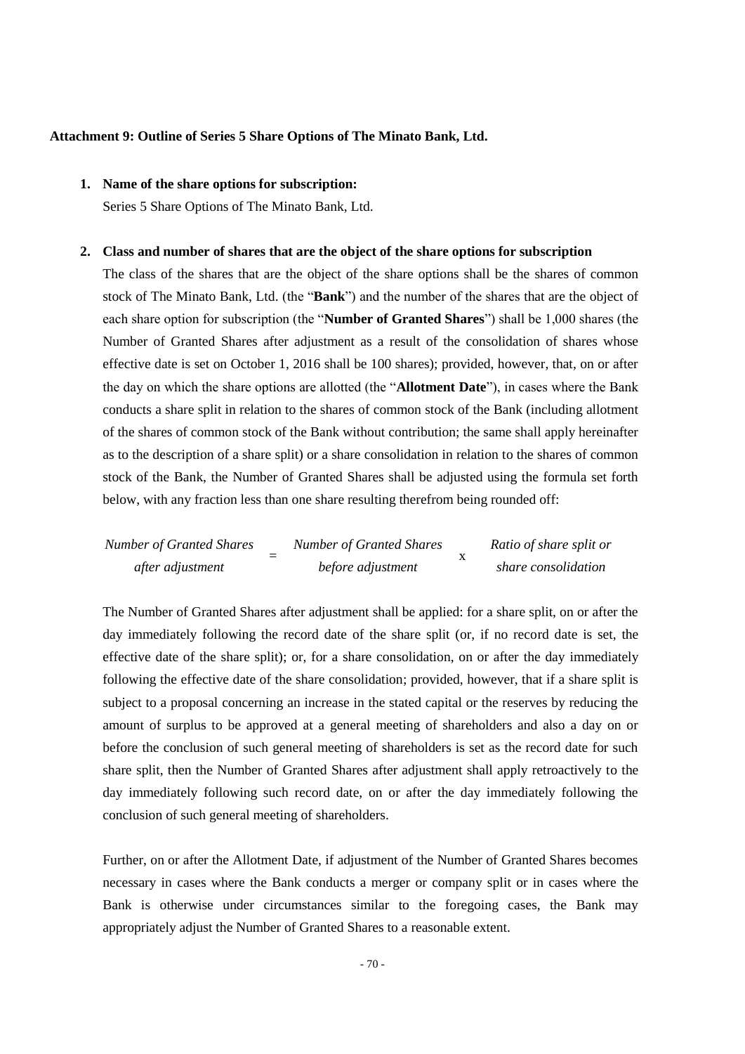**Attachment 9: Outline of Series 5 Share Options of The Minato Bank, Ltd.**

1. **Name of the share options for subscription:**

   Series 5 Share Options of The Minato Bank, Ltd.

2. **Class and number of shares that are the object of the share options for subscription**

   The class of the shares that are the object of the share options shall be the shares of common stock of The Minato Bank, Ltd. (the "**Bank**") and the number of the shares that are the object of each share option for subscription (the "**Number of Granted Shares**") shall be 1,000 shares (the Number of Granted Shares after adjustment as a result of the consolidation of shares whose effective date is set on October 1, 2016 shall be 100 shares); provided, however, that, on or after the day on which the share options are allotted (the "**Allotment Date**"), in cases where the Bank conducts a share split in relation to the shares of common stock of the Bank (including allotment of the shares of common stock of the Bank without contribution; the same shall apply hereinafter as to the description of a share split) or a share consolidation in relation to the shares of common stock of the Bank, the Number of Granted Shares shall be adjusted using the formula set forth below, with any fraction less than one share resulting therefrom being rounded off:

$$\text{Number of Granted Shares after adjustment} = \text{Number of Granted Shares before adjustment} \times \text{Ratio of share split or share consolidation}$$

   The Number of Granted Shares after adjustment shall be applied: for a share split, on or after the day immediately following the record date of the share split (or, if no record date is set, the effective date of the share split); or, for a share consolidation, on or after the day immediately following the effective date of the share consolidation; provided, however, that if a share split is subject to a proposal concerning an increase in the stated capital or the reserves by reducing the amount of surplus to be approved at a general meeting of shareholders and also a day on or before the conclusion of such general meeting of shareholders is set as the record date for such share split, then the Number of Granted Shares after adjustment shall apply retroactively to the day immediately following such record date, on or after the day immediately following the conclusion of such general meeting of shareholders.

   Further, on or after the Allotment Date, if adjustment of the Number of Granted Shares becomes necessary in cases where the Bank conducts a merger or company split or in cases where the Bank is otherwise under circumstances similar to the foregoing cases, the Bank may appropriately adjust the Number of Granted Shares to a reasonable extent.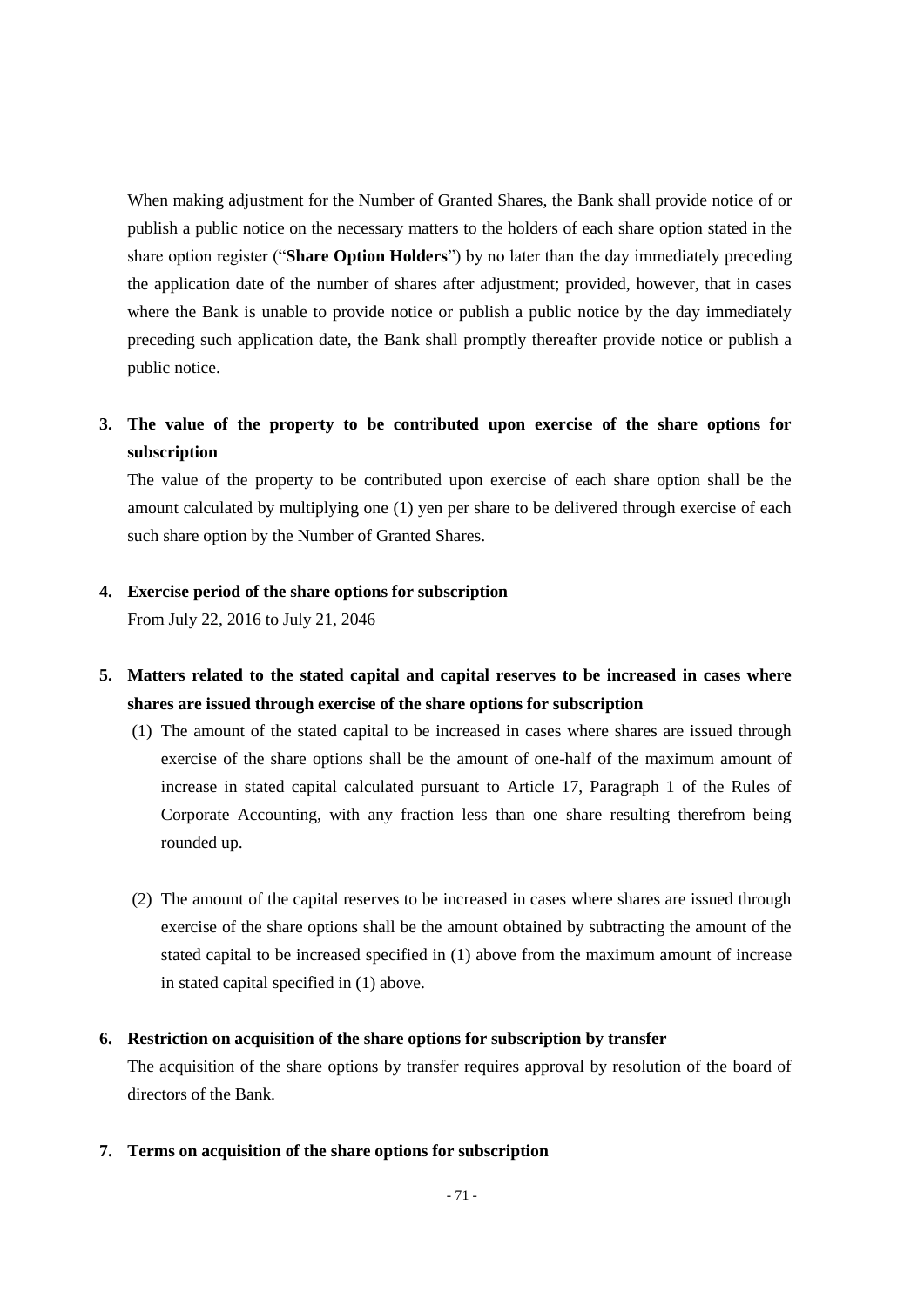When making adjustment for the Number of Granted Shares, the Bank shall provide notice of or publish a public notice on the necessary matters to the holders of each share option stated in the share option register ("**Share Option Holders**") by no later than the day immediately preceding the application date of the number of shares after adjustment; provided, however, that in cases where the Bank is unable to provide notice or publish a public notice by the day immediately preceding such application date, the Bank shall promptly thereafter provide notice or publish a public notice.

**3. The value of the property to be contributed upon exercise of the share options for subscription**

The value of the property to be contributed upon exercise of each share option shall be the amount calculated by multiplying one (1) yen per share to be delivered through exercise of each such share option by the Number of Granted Shares.

**4. Exercise period of the share options for subscription**

From July 22, 2016 to July 21, 2046

**5. Matters related to the stated capital and capital reserves to be increased in cases where shares are issued through exercise of the share options for subscription**

(1) The amount of the stated capital to be increased in cases where shares are issued through exercise of the share options shall be the amount of one-half of the maximum amount of increase in stated capital calculated pursuant to Article 17, Paragraph 1 of the Rules of Corporate Accounting, with any fraction less than one share resulting therefrom being rounded up.

(2) The amount of the capital reserves to be increased in cases where shares are issued through exercise of the share options shall be the amount obtained by subtracting the amount of the stated capital to be increased specified in (1) above from the maximum amount of increase in stated capital specified in (1) above.

**6. Restriction on acquisition of the share options for subscription by transfer**

The acquisition of the share options by transfer requires approval by resolution of the board of directors of the Bank.

**7. Terms on acquisition of the share options for subscription**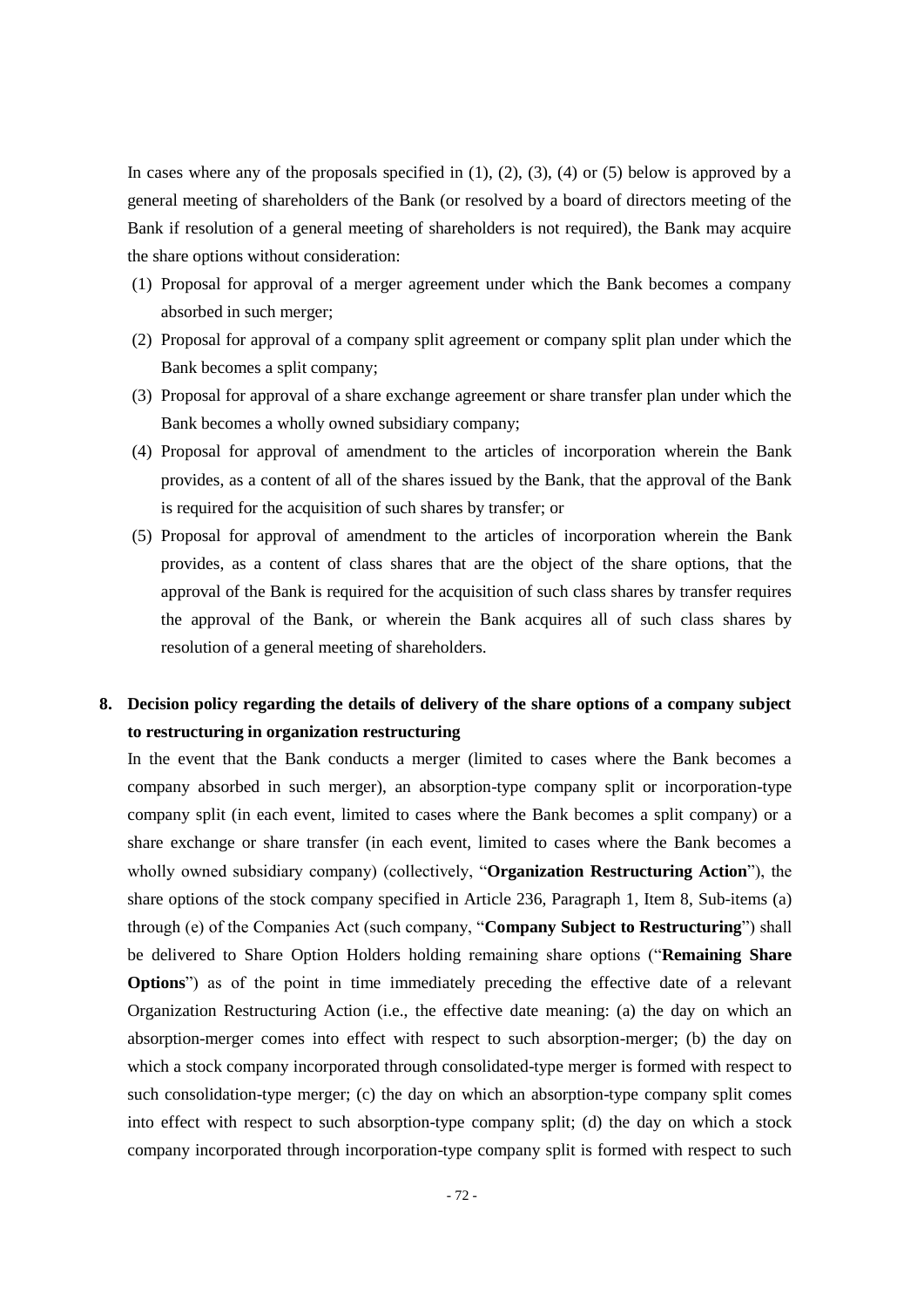In cases where any of the proposals specified in (1), (2), (3), (4) or (5) below is approved by a general meeting of shareholders of the Bank (or resolved by a board of directors meeting of the Bank if resolution of a general meeting of shareholders is not required), the Bank may acquire the share options without consideration:

(1) Proposal for approval of a merger agreement under which the Bank becomes a company absorbed in such merger;

(2) Proposal for approval of a company split agreement or company split plan under which the Bank becomes a split company;

(3) Proposal for approval of a share exchange agreement or share transfer plan under which the Bank becomes a wholly owned subsidiary company;

(4) Proposal for approval of amendment to the articles of incorporation wherein the Bank provides, as a content of all of the shares issued by the Bank, that the approval of the Bank is required for the acquisition of such shares by transfer; or

(5) Proposal for approval of amendment to the articles of incorporation wherein the Bank provides, as a content of class shares that are the object of the share options, that the approval of the Bank is required for the acquisition of such class shares by transfer requires the approval of the Bank, or wherein the Bank acquires all of such class shares by resolution of a general meeting of shareholders.

## 8. Decision policy regarding the details of delivery of the share options of a company subject to restructuring in organization restructuring

In the event that the Bank conducts a merger (limited to cases where the Bank becomes a company absorbed in such merger), an absorption-type company split or incorporation-type company split (in each event, limited to cases where the Bank becomes a split company) or a share exchange or share transfer (in each event, limited to cases where the Bank becomes a wholly owned subsidiary company) (collectively, "**Organization Restructuring Action**"), the share options of the stock company specified in Article 236, Paragraph 1, Item 8, Sub-items (a) through (e) of the Companies Act (such company, "**Company Subject to Restructuring**") shall be delivered to Share Option Holders holding remaining share options ("**Remaining Share Options**") as of the point in time immediately preceding the effective date of a relevant Organization Restructuring Action (i.e., the effective date meaning: (a) the day on which an absorption-merger comes into effect with respect to such absorption-merger; (b) the day on which a stock company incorporated through consolidated-type merger is formed with respect to such consolidation-type merger; (c) the day on which an absorption-type company split comes into effect with respect to such absorption-type company split; (d) the day on which a stock company incorporated through incorporation-type company split is formed with respect to such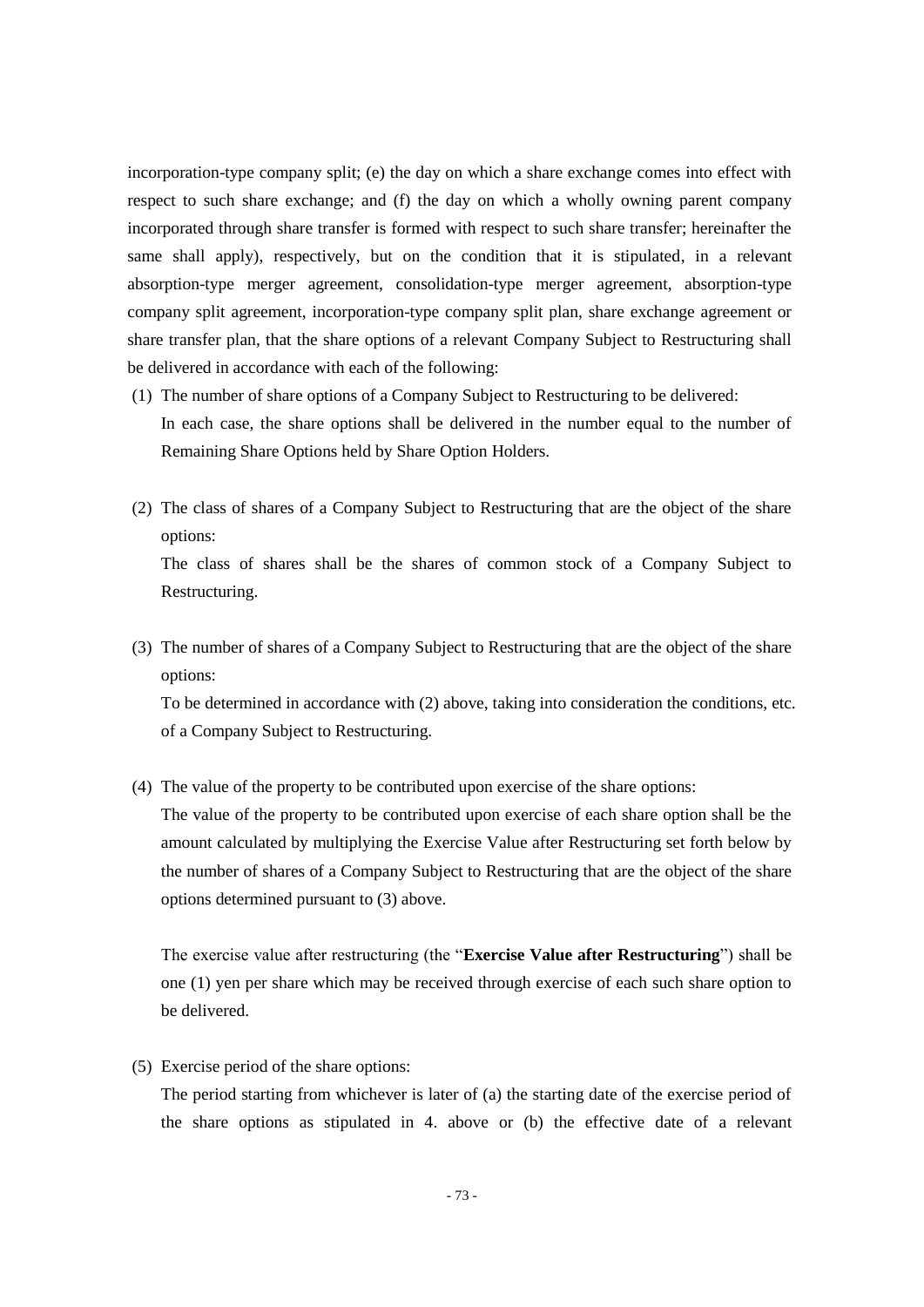incorporation-type company split; (e) the day on which a share exchange comes into effect with respect to such share exchange; and (f) the day on which a wholly owning parent company incorporated through share transfer is formed with respect to such share transfer; hereinafter the same shall apply), respectively, but on the condition that it is stipulated, in a relevant absorption-type merger agreement, consolidation-type merger agreement, absorption-type company split agreement, incorporation-type company split plan, share exchange agreement or share transfer plan, that the share options of a relevant Company Subject to Restructuring shall be delivered in accordance with each of the following:

(1) The number of share options of a Company Subject to Restructuring to be delivered:
   In each case, the share options shall be delivered in the number equal to the number of Remaining Share Options held by Share Option Holders.

(2) The class of shares of a Company Subject to Restructuring that are the object of the share options:
   The class of shares shall be the shares of common stock of a Company Subject to Restructuring.

(3) The number of shares of a Company Subject to Restructuring that are the object of the share options:
   To be determined in accordance with (2) above, taking into consideration the conditions, etc. of a Company Subject to Restructuring.

(4) The value of the property to be contributed upon exercise of the share options:
   The value of the property to be contributed upon exercise of each share option shall be the amount calculated by multiplying the Exercise Value after Restructuring set forth below by the number of shares of a Company Subject to Restructuring that are the object of the share options determined pursuant to (3) above.

   The exercise value after restructuring (the "**Exercise Value after Restructuring**") shall be one (1) yen per share which may be received through exercise of each such share option to be delivered.

(5) Exercise period of the share options:
   The period starting from whichever is later of (a) the starting date of the exercise period of the share options as stipulated in 4. above or (b) the effective date of a relevant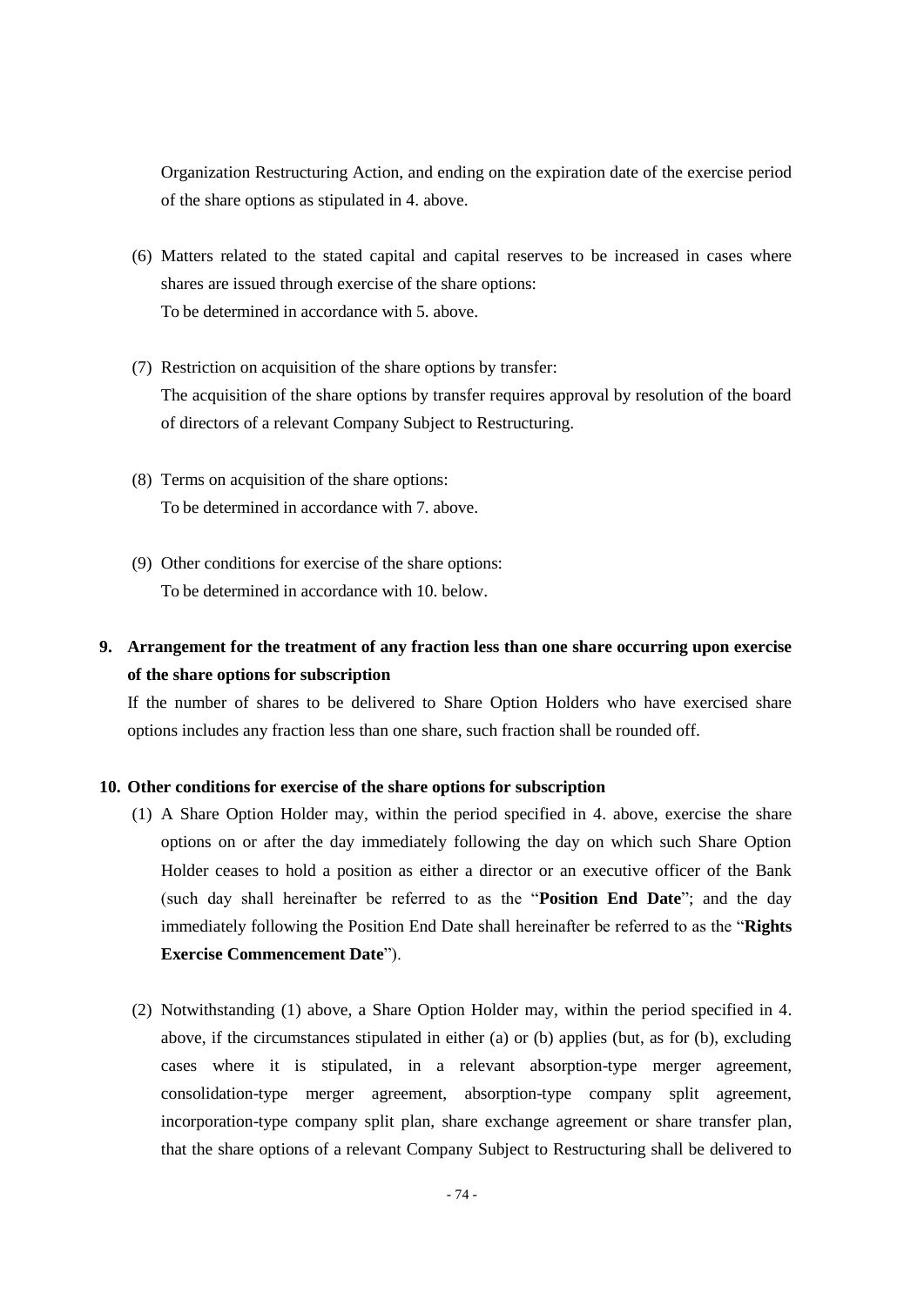Organization Restructuring Action, and ending on the expiration date of the exercise period of the share options as stipulated in 4. above.

(6) Matters related to the stated capital and capital reserves to be increased in cases where shares are issued through exercise of the share options:
To be determined in accordance with 5. above.

(7) Restriction on acquisition of the share options by transfer:
The acquisition of the share options by transfer requires approval by resolution of the board of directors of a relevant Company Subject to Restructuring.

(8) Terms on acquisition of the share options:
To be determined in accordance with 7. above.

(9) Other conditions for exercise of the share options:
To be determined in accordance with 10. below.

**9. Arrangement for the treatment of any fraction less than one share occurring upon exercise of the share options for subscription**

If the number of shares to be delivered to Share Option Holders who have exercised share options includes any fraction less than one share, such fraction shall be rounded off.

**10. Other conditions for exercise of the share options for subscription**

(1) A Share Option Holder may, within the period specified in 4. above, exercise the share options on or after the day immediately following the day on which such Share Option Holder ceases to hold a position as either a director or an executive officer of the Bank (such day shall hereinafter be referred to as the "**Position End Date**"; and the day immediately following the Position End Date shall hereinafter be referred to as the "**Rights Exercise Commencement Date**").

(2) Notwithstanding (1) above, a Share Option Holder may, within the period specified in 4. above, if the circumstances stipulated in either (a) or (b) applies (but, as for (b), excluding cases where it is stipulated, in a relevant absorption-type merger agreement, consolidation-type merger agreement, absorption-type company split agreement, incorporation-type company split plan, share exchange agreement or share transfer plan, that the share options of a relevant Company Subject to Restructuring shall be delivered to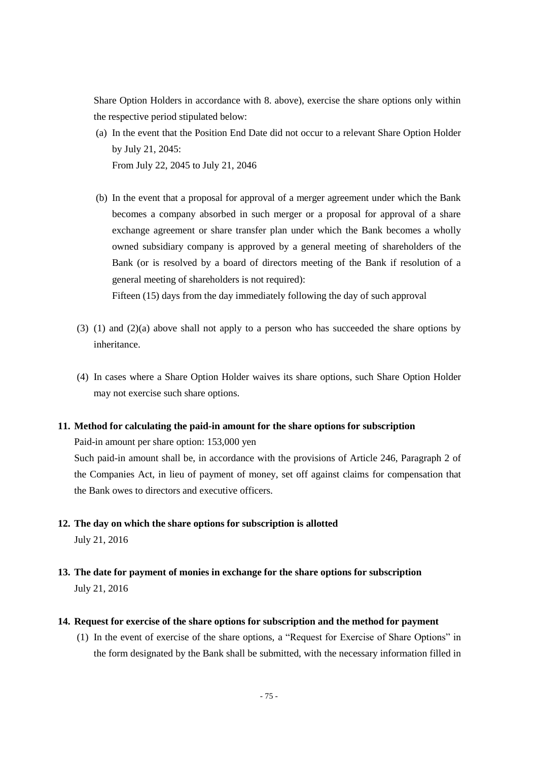Share Option Holders in accordance with 8. above), exercise the share options only within the respective period stipulated below:

(a) In the event that the Position End Date did not occur to a relevant Share Option Holder by July 21, 2045:
From July 22, 2045 to July 21, 2046

(b) In the event that a proposal for approval of a merger agreement under which the Bank becomes a company absorbed in such merger or a proposal for approval of a share exchange agreement or share transfer plan under which the Bank becomes a wholly owned subsidiary company is approved by a general meeting of shareholders of the Bank (or is resolved by a board of directors meeting of the Bank if resolution of a general meeting of shareholders is not required):
Fifteen (15) days from the day immediately following the day of such approval

(3) (1) and (2)(a) above shall not apply to a person who has succeeded the share options by inheritance.

(4) In cases where a Share Option Holder waives its share options, such Share Option Holder may not exercise such share options.

**11. Method for calculating the paid-in amount for the share options for subscription**

Paid-in amount per share option: 153,000 yen

Such paid-in amount shall be, in accordance with the provisions of Article 246, Paragraph 2 of the Companies Act, in lieu of payment of money, set off against claims for compensation that the Bank owes to directors and executive officers.

**12. The day on which the share options for subscription is allotted**

July 21, 2016

**13. The date for payment of monies in exchange for the share options for subscription**

July 21, 2016

**14. Request for exercise of the share options for subscription and the method for payment**

(1) In the event of exercise of the share options, a "Request for Exercise of Share Options" in the form designated by the Bank shall be submitted, with the necessary information filled in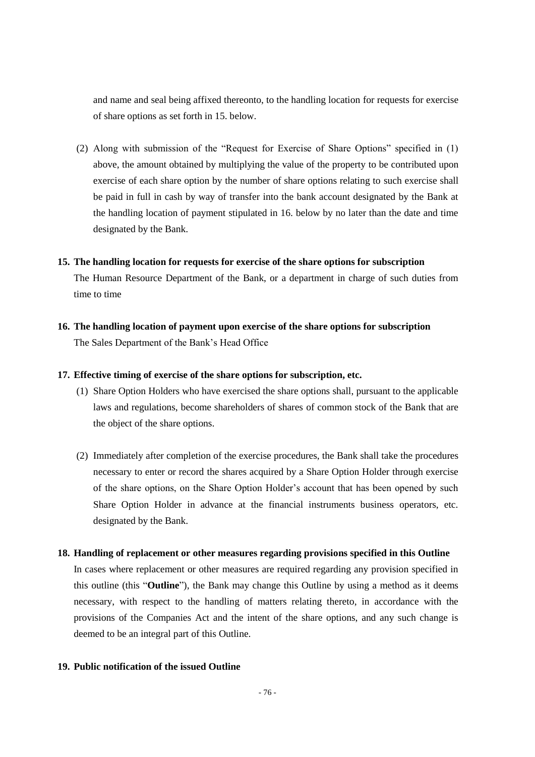and name and seal being affixed thereonto, to the handling location for requests for exercise of share options as set forth in 15. below.

(2) Along with submission of the "Request for Exercise of Share Options" specified in (1) above, the amount obtained by multiplying the value of the property to be contributed upon exercise of each share option by the number of share options relating to such exercise shall be paid in full in cash by way of transfer into the bank account designated by the Bank at the handling location of payment stipulated in 16. below by no later than the date and time designated by the Bank.

**15. The handling location for requests for exercise of the share options for subscription**

The Human Resource Department of the Bank, or a department in charge of such duties from time to time

**16. The handling location of payment upon exercise of the share options for subscription**

The Sales Department of the Bank's Head Office

**17. Effective timing of exercise of the share options for subscription, etc.**

(1) Share Option Holders who have exercised the share options shall, pursuant to the applicable laws and regulations, become shareholders of shares of common stock of the Bank that are the object of the share options.

(2) Immediately after completion of the exercise procedures, the Bank shall take the procedures necessary to enter or record the shares acquired by a Share Option Holder through exercise of the share options, on the Share Option Holder's account that has been opened by such Share Option Holder in advance at the financial instruments business operators, etc. designated by the Bank.

**18. Handling of replacement or other measures regarding provisions specified in this Outline**

In cases where replacement or other measures are required regarding any provision specified in this outline (this "**Outline**"), the Bank may change this Outline by using a method as it deems necessary, with respect to the handling of matters relating thereto, in accordance with the provisions of the Companies Act and the intent of the share options, and any such change is deemed to be an integral part of this Outline.

**19. Public notification of the issued Outline**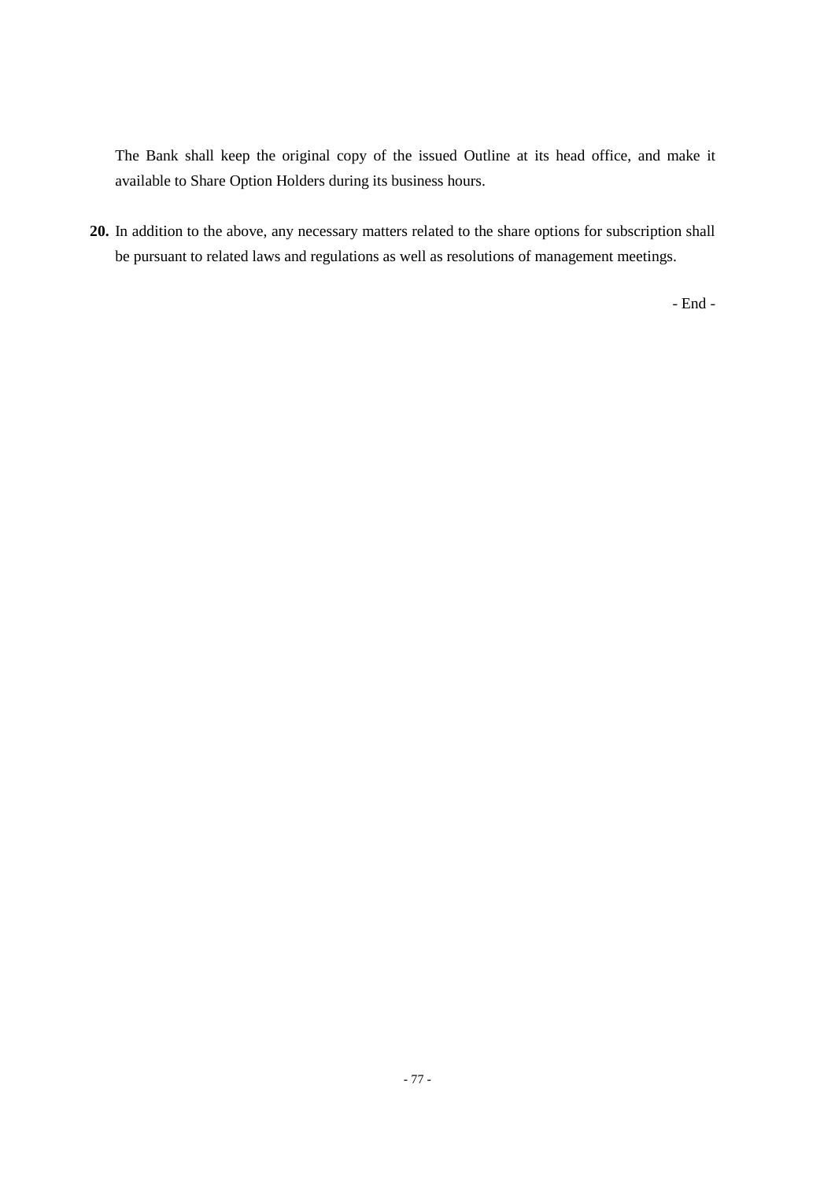The Bank shall keep the original copy of the issued Outline at its head office, and make it available to Share Option Holders during its business hours.

**20.** In addition to the above, any necessary matters related to the share options for subscription shall be pursuant to related laws and regulations as well as resolutions of management meetings.

- End -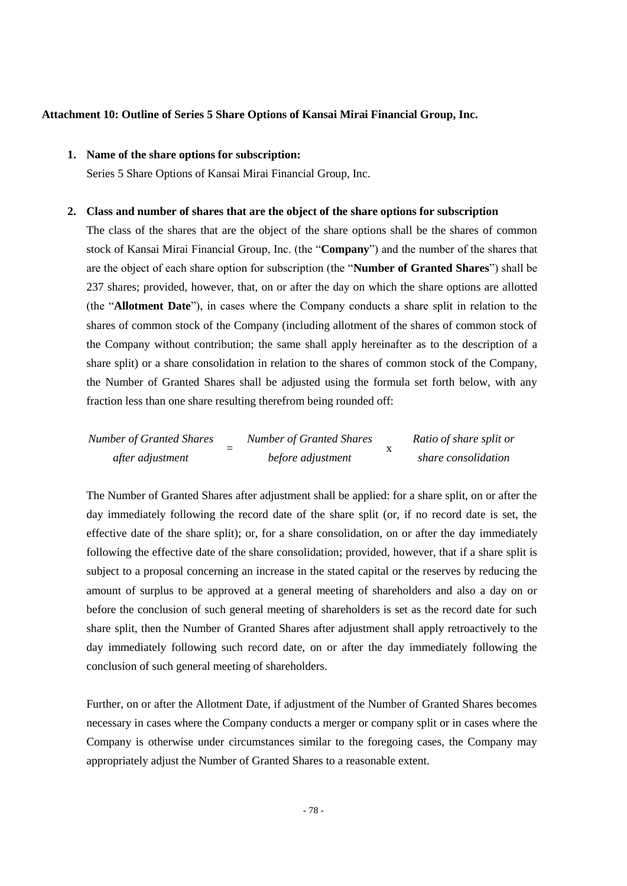**Attachment 10: Outline of Series 5 Share Options of Kansai Mirai Financial Group, Inc.**

1. **Name of the share options for subscription:**

   Series 5 Share Options of Kansai Mirai Financial Group, Inc.

2. **Class and number of shares that are the object of the share options for subscription**

   The class of the shares that are the object of the share options shall be the shares of common stock of Kansai Mirai Financial Group, Inc. (the "**Company**") and the number of the shares that are the object of each share option for subscription (the "**Number of Granted Shares**") shall be 237 shares; provided, however, that, on or after the day on which the share options are allotted (the "**Allotment Date**"), in cases where the Company conducts a share split in relation to the shares of common stock of the Company (including allotment of the shares of common stock of the Company without contribution; the same shall apply hereinafter as to the description of a share split) or a share consolidation in relation to the shares of common stock of the Company, the Number of Granted Shares shall be adjusted using the formula set forth below, with any fraction less than one share resulting therefrom being rounded off:

   $$\textit{Number of Granted Shares after adjustment} = \textit{Number of Granted Shares before adjustment} \times \textit{Ratio of share split or share consolidation}$$

   The Number of Granted Shares after adjustment shall be applied: for a share split, on or after the day immediately following the record date of the share split (or, if no record date is set, the effective date of the share split); or, for a share consolidation, on or after the day immediately following the effective date of the share consolidation; provided, however, that if a share split is subject to a proposal concerning an increase in the stated capital or the reserves by reducing the amount of surplus to be approved at a general meeting of shareholders and also a day on or before the conclusion of such general meeting of shareholders is set as the record date for such share split, then the Number of Granted Shares after adjustment shall apply retroactively to the day immediately following such record date, on or after the day immediately following the conclusion of such general meeting of shareholders.

   Further, on or after the Allotment Date, if adjustment of the Number of Granted Shares becomes necessary in cases where the Company conducts a merger or company split or in cases where the Company is otherwise under circumstances similar to the foregoing cases, the Company may appropriately adjust the Number of Granted Shares to a reasonable extent.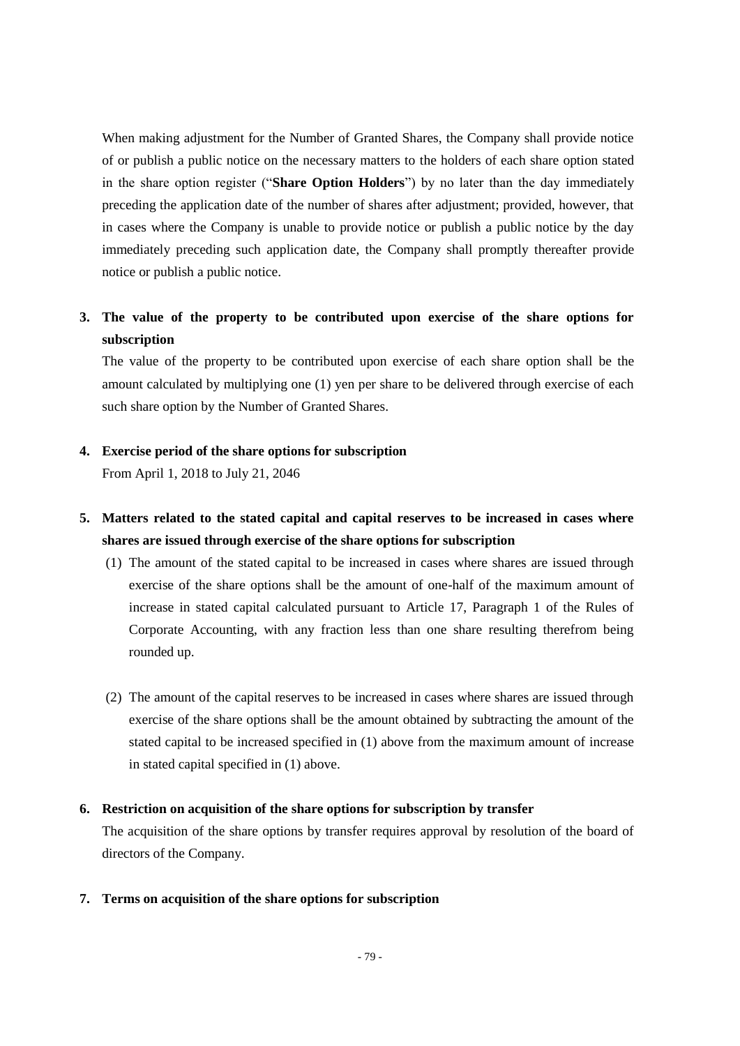When making adjustment for the Number of Granted Shares, the Company shall provide notice of or publish a public notice on the necessary matters to the holders of each share option stated in the share option register ("**Share Option Holders**") by no later than the day immediately preceding the application date of the number of shares after adjustment; provided, however, that in cases where the Company is unable to provide notice or publish a public notice by the day immediately preceding such application date, the Company shall promptly thereafter provide notice or publish a public notice.

**3. The value of the property to be contributed upon exercise of the share options for subscription**

The value of the property to be contributed upon exercise of each share option shall be the amount calculated by multiplying one (1) yen per share to be delivered through exercise of each such share option by the Number of Granted Shares.

**4. Exercise period of the share options for subscription**

From April 1, 2018 to July 21, 2046

**5. Matters related to the stated capital and capital reserves to be increased in cases where shares are issued through exercise of the share options for subscription**

(1) The amount of the stated capital to be increased in cases where shares are issued through exercise of the share options shall be the amount of one-half of the maximum amount of increase in stated capital calculated pursuant to Article 17, Paragraph 1 of the Rules of Corporate Accounting, with any fraction less than one share resulting therefrom being rounded up.

(2) The amount of the capital reserves to be increased in cases where shares are issued through exercise of the share options shall be the amount obtained by subtracting the amount of the stated capital to be increased specified in (1) above from the maximum amount of increase in stated capital specified in (1) above.

**6. Restriction on acquisition of the share options for subscription by transfer**

The acquisition of the share options by transfer requires approval by resolution of the board of directors of the Company.

**7. Terms on acquisition of the share options for subscription**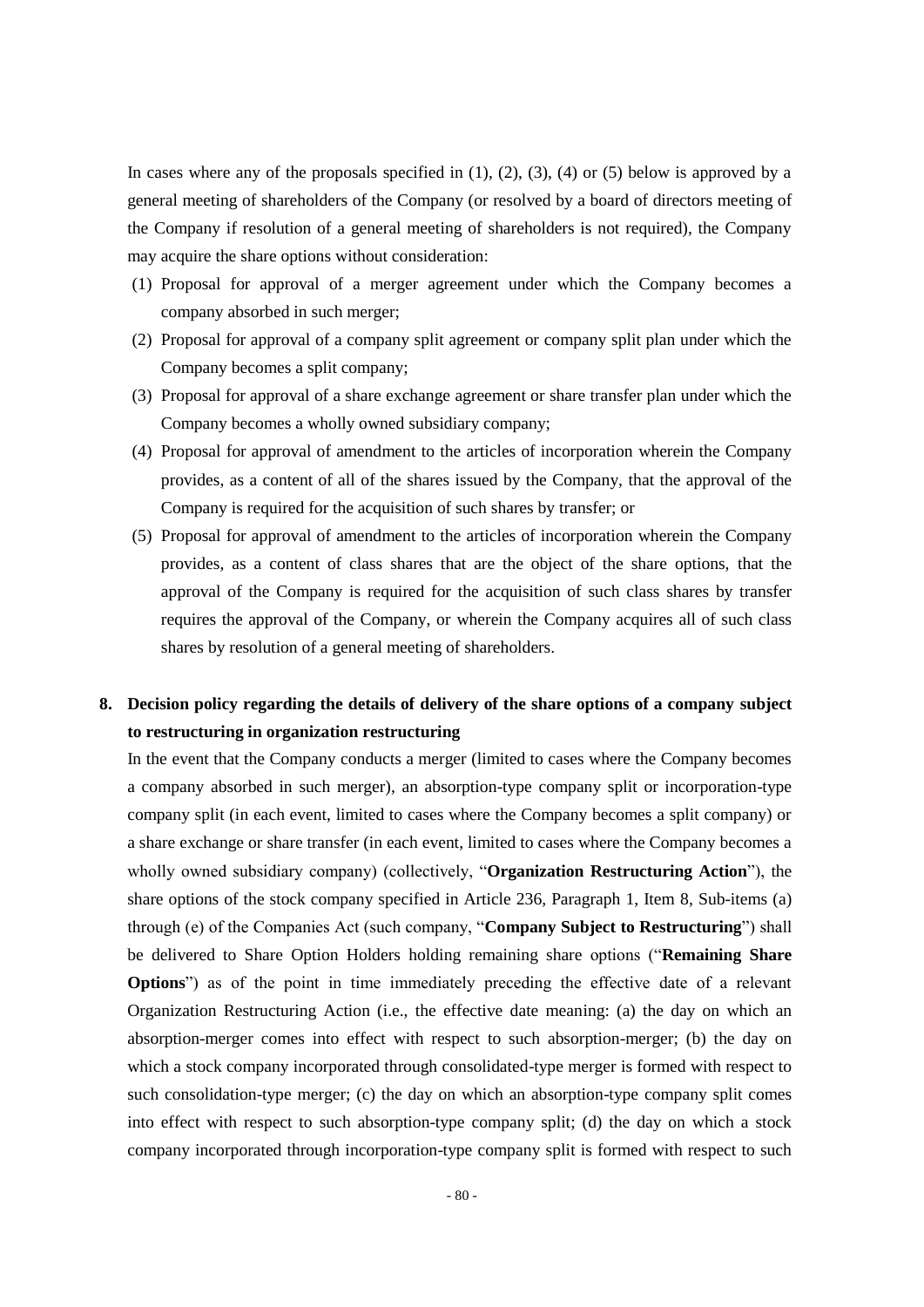In cases where any of the proposals specified in (1), (2), (3), (4) or (5) below is approved by a general meeting of shareholders of the Company (or resolved by a board of directors meeting of the Company if resolution of a general meeting of shareholders is not required), the Company may acquire the share options without consideration:

(1) Proposal for approval of a merger agreement under which the Company becomes a company absorbed in such merger;

(2) Proposal for approval of a company split agreement or company split plan under which the Company becomes a split company;

(3) Proposal for approval of a share exchange agreement or share transfer plan under which the Company becomes a wholly owned subsidiary company;

(4) Proposal for approval of amendment to the articles of incorporation wherein the Company provides, as a content of all of the shares issued by the Company, that the approval of the Company is required for the acquisition of such shares by transfer; or

(5) Proposal for approval of amendment to the articles of incorporation wherein the Company provides, as a content of class shares that are the object of the share options, that the approval of the Company is required for the acquisition of such class shares by transfer requires the approval of the Company, or wherein the Company acquires all of such class shares by resolution of a general meeting of shareholders.

**8. Decision policy regarding the details of delivery of the share options of a company subject to restructuring in organization restructuring**

In the event that the Company conducts a merger (limited to cases where the Company becomes a company absorbed in such merger), an absorption-type company split or incorporation-type company split (in each event, limited to cases where the Company becomes a split company) or a share exchange or share transfer (in each event, limited to cases where the Company becomes a wholly owned subsidiary company) (collectively, "**Organization Restructuring Action**"), the share options of the stock company specified in Article 236, Paragraph 1, Item 8, Sub-items (a) through (e) of the Companies Act (such company, "**Company Subject to Restructuring**") shall be delivered to Share Option Holders holding remaining share options ("**Remaining Share Options**") as of the point in time immediately preceding the effective date of a relevant Organization Restructuring Action (i.e., the effective date meaning: (a) the day on which an absorption-merger comes into effect with respect to such absorption-merger; (b) the day on which a stock company incorporated through consolidated-type merger is formed with respect to such consolidation-type merger; (c) the day on which an absorption-type company split comes into effect with respect to such absorption-type company split; (d) the day on which a stock company incorporated through incorporation-type company split is formed with respect to such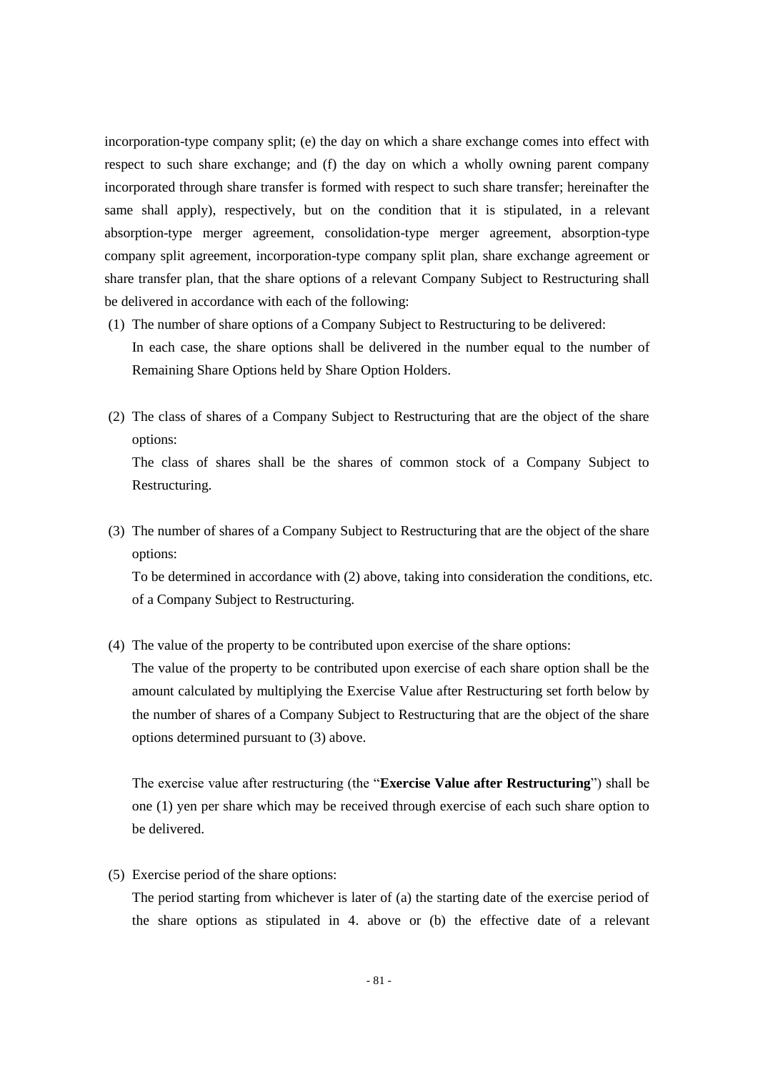incorporation-type company split; (e) the day on which a share exchange comes into effect with respect to such share exchange; and (f) the day on which a wholly owning parent company incorporated through share transfer is formed with respect to such share transfer; hereinafter the same shall apply), respectively, but on the condition that it is stipulated, in a relevant absorption-type merger agreement, consolidation-type merger agreement, absorption-type company split agreement, incorporation-type company split plan, share exchange agreement or share transfer plan, that the share options of a relevant Company Subject to Restructuring shall be delivered in accordance with each of the following:

(1) The number of share options of a Company Subject to Restructuring to be delivered:

In each case, the share options shall be delivered in the number equal to the number of Remaining Share Options held by Share Option Holders.

(2) The class of shares of a Company Subject to Restructuring that are the object of the share options:

The class of shares shall be the shares of common stock of a Company Subject to Restructuring.

(3) The number of shares of a Company Subject to Restructuring that are the object of the share options:

To be determined in accordance with (2) above, taking into consideration the conditions, etc. of a Company Subject to Restructuring.

(4) The value of the property to be contributed upon exercise of the share options:

The value of the property to be contributed upon exercise of each share option shall be the amount calculated by multiplying the Exercise Value after Restructuring set forth below by the number of shares of a Company Subject to Restructuring that are the object of the share options determined pursuant to (3) above.

The exercise value after restructuring (the "**Exercise Value after Restructuring**") shall be one (1) yen per share which may be received through exercise of each such share option to be delivered.

(5) Exercise period of the share options:

The period starting from whichever is later of (a) the starting date of the exercise period of the share options as stipulated in 4. above or (b) the effective date of a relevant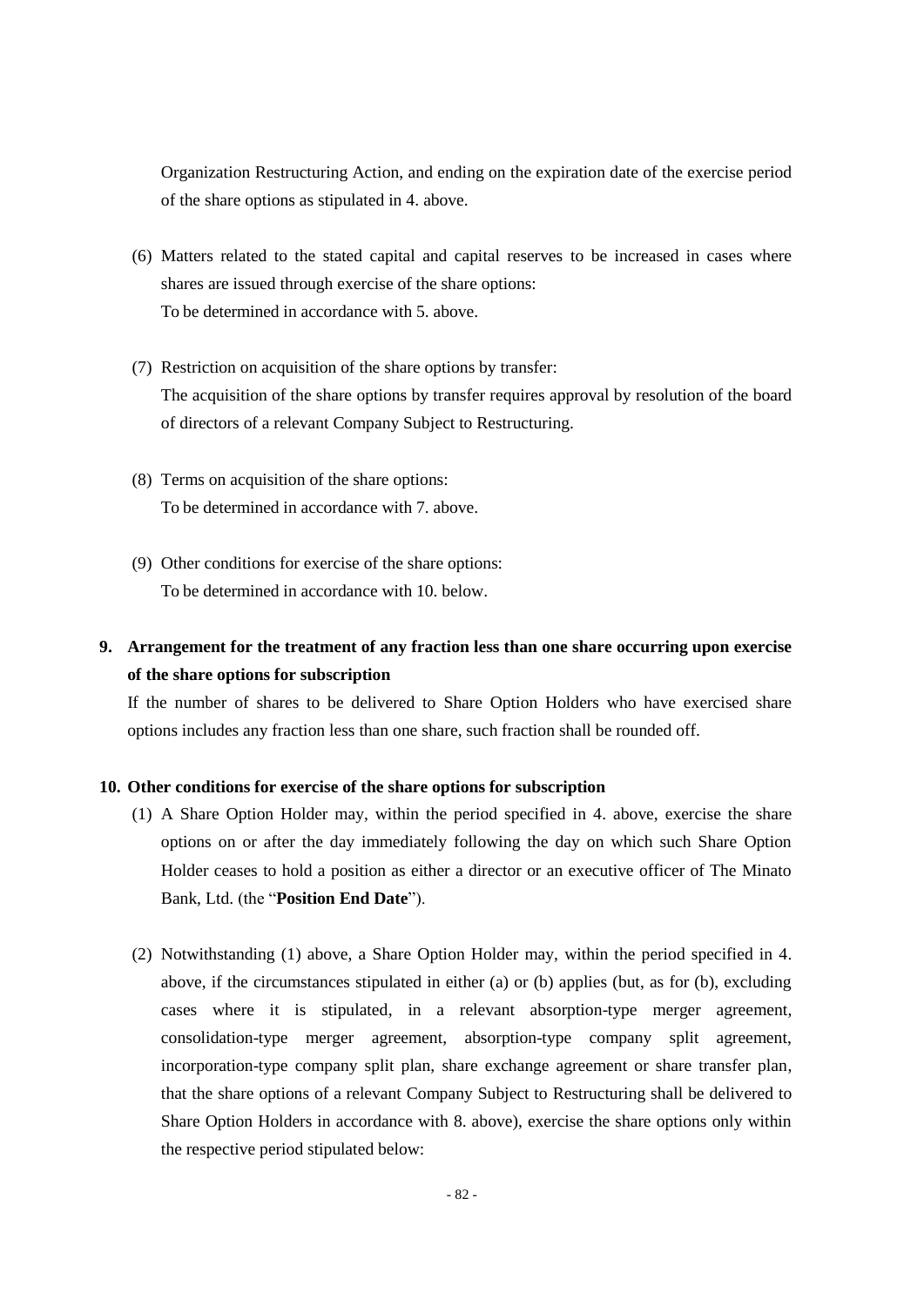Organization Restructuring Action, and ending on the expiration date of the exercise period of the share options as stipulated in 4. above.

(6) Matters related to the stated capital and capital reserves to be increased in cases where shares are issued through exercise of the share options:
To be determined in accordance with 5. above.

(7) Restriction on acquisition of the share options by transfer:
The acquisition of the share options by transfer requires approval by resolution of the board of directors of a relevant Company Subject to Restructuring.

(8) Terms on acquisition of the share options:
To be determined in accordance with 7. above.

(9) Other conditions for exercise of the share options:
To be determined in accordance with 10. below.

## 9. Arrangement for the treatment of any fraction less than one share occurring upon exercise of the share options for subscription

If the number of shares to be delivered to Share Option Holders who have exercised share options includes any fraction less than one share, such fraction shall be rounded off.

## 10. Other conditions for exercise of the share options for subscription

(1) A Share Option Holder may, within the period specified in 4. above, exercise the share options on or after the day immediately following the day on which such Share Option Holder ceases to hold a position as either a director or an executive officer of The Minato Bank, Ltd. (the "**Position End Date**").

(2) Notwithstanding (1) above, a Share Option Holder may, within the period specified in 4. above, if the circumstances stipulated in either (a) or (b) applies (but, as for (b), excluding cases where it is stipulated, in a relevant absorption-type merger agreement, consolidation-type merger agreement, absorption-type company split agreement, incorporation-type company split plan, share exchange agreement or share transfer plan, that the share options of a relevant Company Subject to Restructuring shall be delivered to Share Option Holders in accordance with 8. above), exercise the share options only within the respective period stipulated below: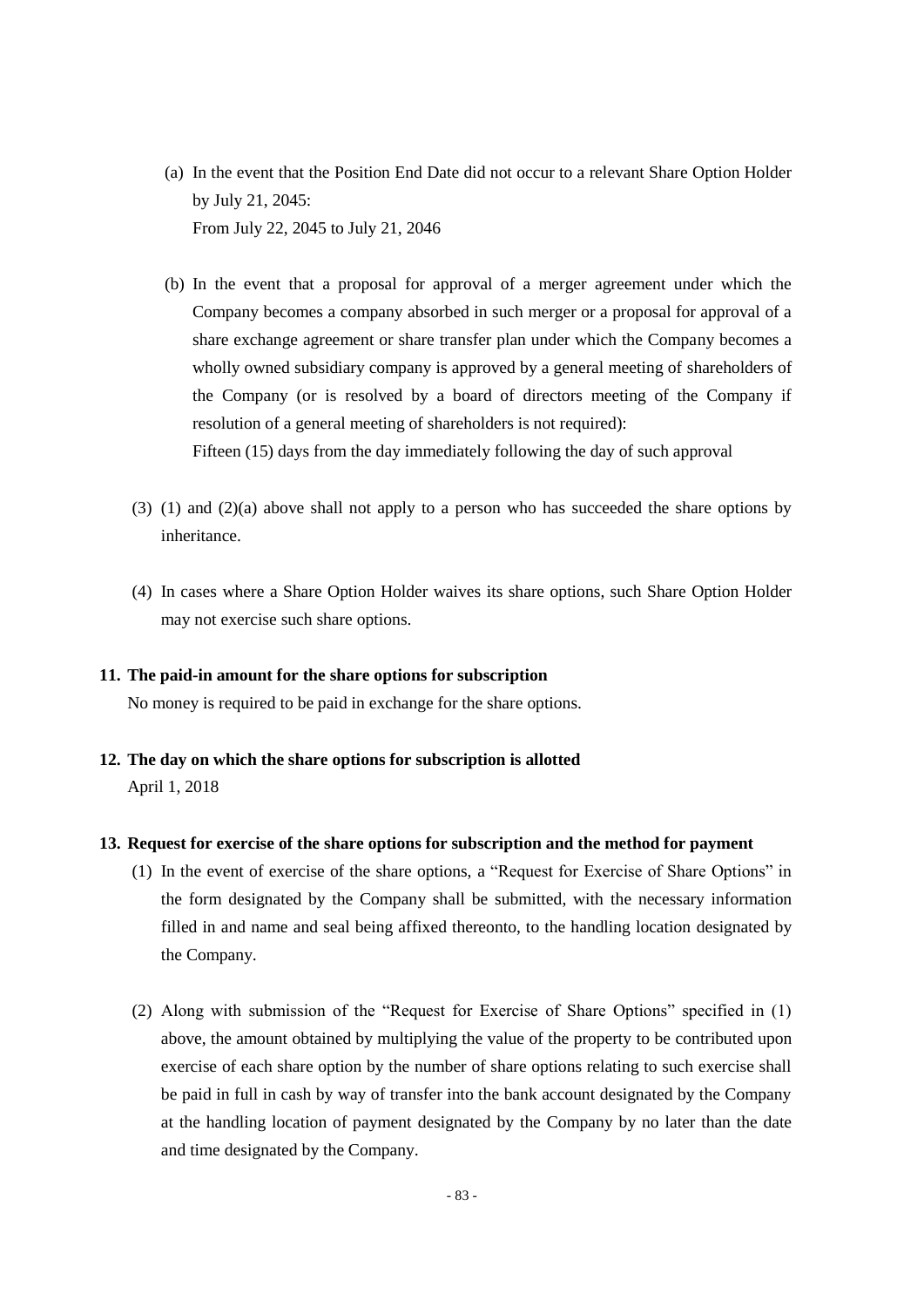(a) In the event that the Position End Date did not occur to a relevant Share Option Holder by July 21, 2045:
From July 22, 2045 to July 21, 2046

(b) In the event that a proposal for approval of a merger agreement under which the Company becomes a company absorbed in such merger or a proposal for approval of a share exchange agreement or share transfer plan under which the Company becomes a wholly owned subsidiary company is approved by a general meeting of shareholders of the Company (or is resolved by a board of directors meeting of the Company if resolution of a general meeting of shareholders is not required):
Fifteen (15) days from the day immediately following the day of such approval

(3) (1) and (2)(a) above shall not apply to a person who has succeeded the share options by inheritance.

(4) In cases where a Share Option Holder waives its share options, such Share Option Holder may not exercise such share options.

**11. The paid-in amount for the share options for subscription**

No money is required to be paid in exchange for the share options.

**12. The day on which the share options for subscription is allotted**

April 1, 2018

**13. Request for exercise of the share options for subscription and the method for payment**

(1) In the event of exercise of the share options, a "Request for Exercise of Share Options" in the form designated by the Company shall be submitted, with the necessary information filled in and name and seal being affixed thereonto, to the handling location designated by the Company.

(2) Along with submission of the "Request for Exercise of Share Options" specified in (1) above, the amount obtained by multiplying the value of the property to be contributed upon exercise of each share option by the number of share options relating to such exercise shall be paid in full in cash by way of transfer into the bank account designated by the Company at the handling location of payment designated by the Company by no later than the date and time designated by the Company.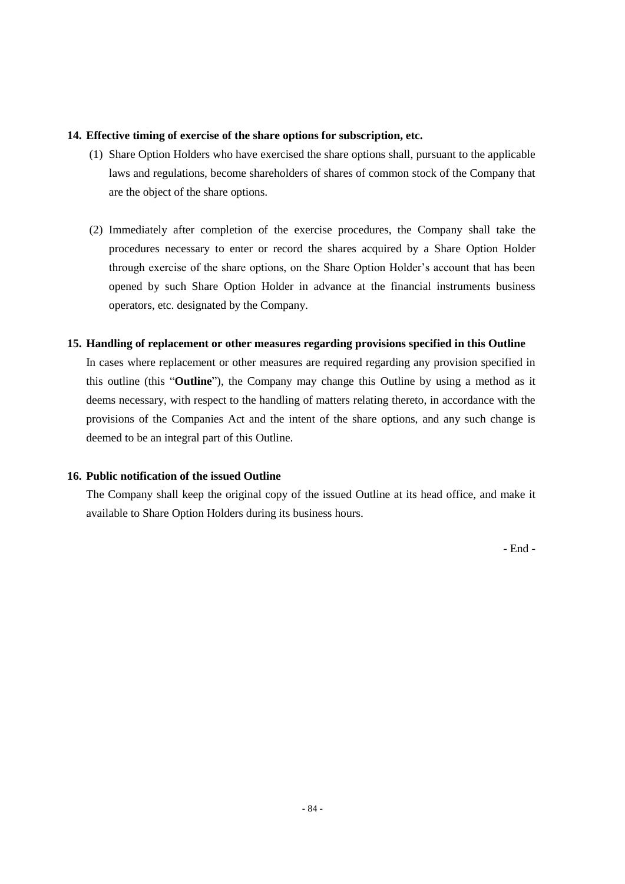### 14. Effective timing of exercise of the share options for subscription, etc.

(1) Share Option Holders who have exercised the share options shall, pursuant to the applicable laws and regulations, become shareholders of shares of common stock of the Company that are the object of the share options.

(2) Immediately after completion of the exercise procedures, the Company shall take the procedures necessary to enter or record the shares acquired by a Share Option Holder through exercise of the share options, on the Share Option Holder's account that has been opened by such Share Option Holder in advance at the financial instruments business operators, etc. designated by the Company.

### 15. Handling of replacement or other measures regarding provisions specified in this Outline

In cases where replacement or other measures are required regarding any provision specified in this outline (this "**Outline**"), the Company may change this Outline by using a method as it deems necessary, with respect to the handling of matters relating thereto, in accordance with the provisions of the Companies Act and the intent of the share options, and any such change is deemed to be an integral part of this Outline.

### 16. Public notification of the issued Outline

The Company shall keep the original copy of the issued Outline at its head office, and make it available to Share Option Holders during its business hours.

- End -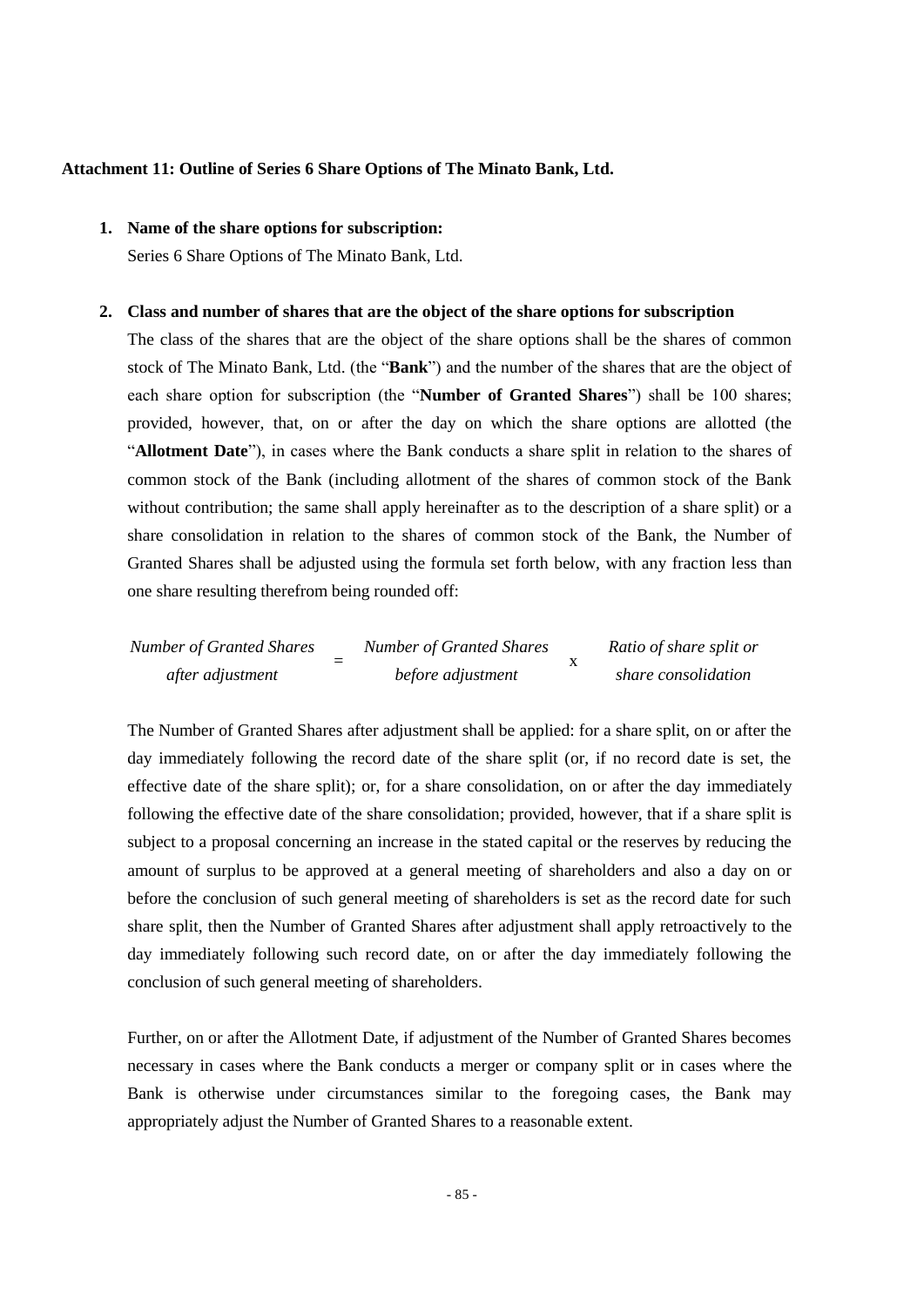**Attachment 11: Outline of Series 6 Share Options of The Minato Bank, Ltd.**

1. **Name of the share options for subscription:**
   Series 6 Share Options of The Minato Bank, Ltd.

2. **Class and number of shares that are the object of the share options for subscription**
   The class of the shares that are the object of the share options shall be the shares of common stock of The Minato Bank, Ltd. (the "**Bank**") and the number of the shares that are the object of each share option for subscription (the "**Number of Granted Shares**") shall be 100 shares; provided, however, that, on or after the day on which the share options are allotted (the "**Allotment Date**"), in cases where the Bank conducts a share split in relation to the shares of common stock of the Bank (including allotment of the shares of common stock of the Bank without contribution; the same shall apply hereinafter as to the description of a share split) or a share consolidation in relation to the shares of common stock of the Bank, the Number of Granted Shares shall be adjusted using the formula set forth below, with any fraction less than one share resulting therefrom being rounded off:

$$\textit{Number of Granted Shares after adjustment} = \textit{Number of Granted Shares before adjustment} \times \textit{Ratio of share split or share consolidation}$$

   The Number of Granted Shares after adjustment shall be applied: for a share split, on or after the day immediately following the record date of the share split (or, if no record date is set, the effective date of the share split); or, for a share consolidation, on or after the day immediately following the effective date of the share consolidation; provided, however, that if a share split is subject to a proposal concerning an increase in the stated capital or the reserves by reducing the amount of surplus to be approved at a general meeting of shareholders and also a day on or before the conclusion of such general meeting of shareholders is set as the record date for such share split, then the Number of Granted Shares after adjustment shall apply retroactively to the day immediately following such record date, on or after the day immediately following the conclusion of such general meeting of shareholders.

   Further, on or after the Allotment Date, if adjustment of the Number of Granted Shares becomes necessary in cases where the Bank conducts a merger or company split or in cases where the Bank is otherwise under circumstances similar to the foregoing cases, the Bank may appropriately adjust the Number of Granted Shares to a reasonable extent.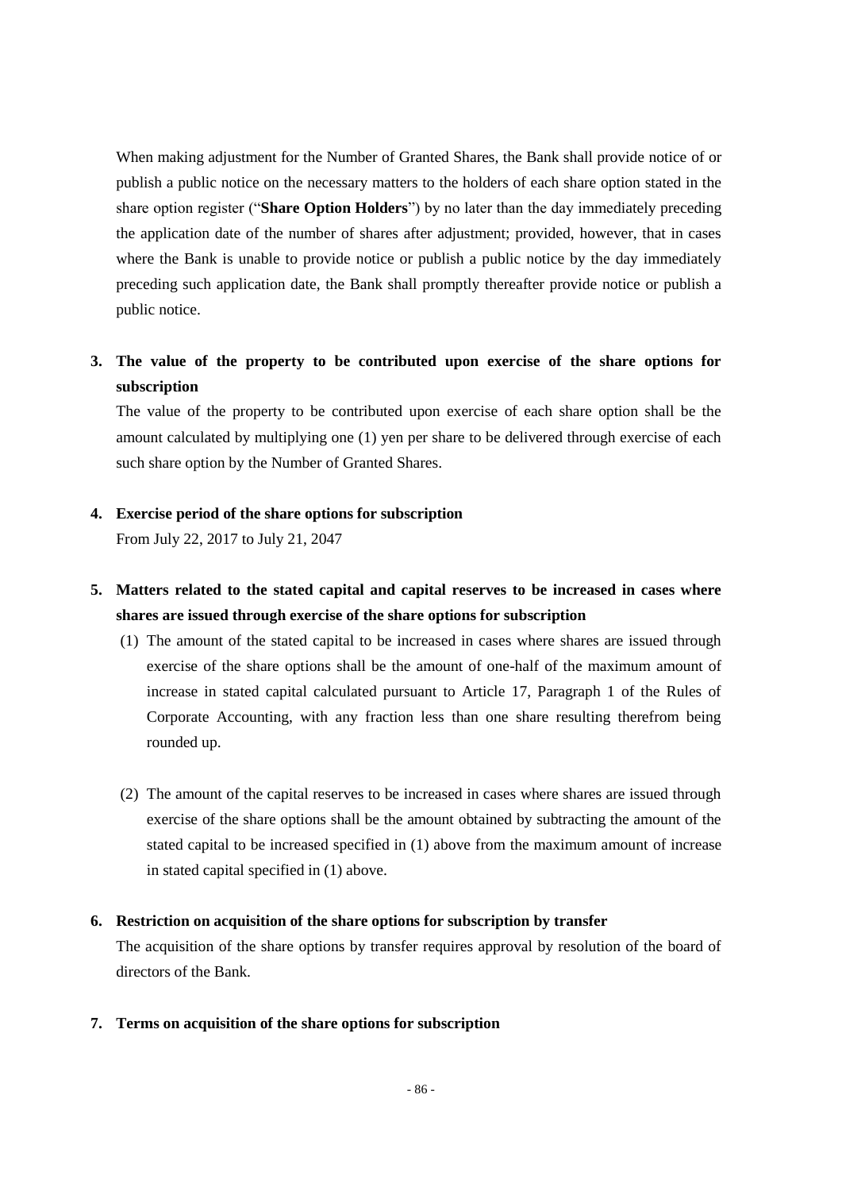When making adjustment for the Number of Granted Shares, the Bank shall provide notice of or publish a public notice on the necessary matters to the holders of each share option stated in the share option register ("**Share Option Holders**") by no later than the day immediately preceding the application date of the number of shares after adjustment; provided, however, that in cases where the Bank is unable to provide notice or publish a public notice by the day immediately preceding such application date, the Bank shall promptly thereafter provide notice or publish a public notice.

**3. The value of the property to be contributed upon exercise of the share options for subscription**

The value of the property to be contributed upon exercise of each share option shall be the amount calculated by multiplying one (1) yen per share to be delivered through exercise of each such share option by the Number of Granted Shares.

**4. Exercise period of the share options for subscription**

From July 22, 2017 to July 21, 2047

**5. Matters related to the stated capital and capital reserves to be increased in cases where shares are issued through exercise of the share options for subscription**

(1) The amount of the stated capital to be increased in cases where shares are issued through exercise of the share options shall be the amount of one-half of the maximum amount of increase in stated capital calculated pursuant to Article 17, Paragraph 1 of the Rules of Corporate Accounting, with any fraction less than one share resulting therefrom being rounded up.

(2) The amount of the capital reserves to be increased in cases where shares are issued through exercise of the share options shall be the amount obtained by subtracting the amount of the stated capital to be increased specified in (1) above from the maximum amount of increase in stated capital specified in (1) above.

**6. Restriction on acquisition of the share options for subscription by transfer**

The acquisition of the share options by transfer requires approval by resolution of the board of directors of the Bank.

**7. Terms on acquisition of the share options for subscription**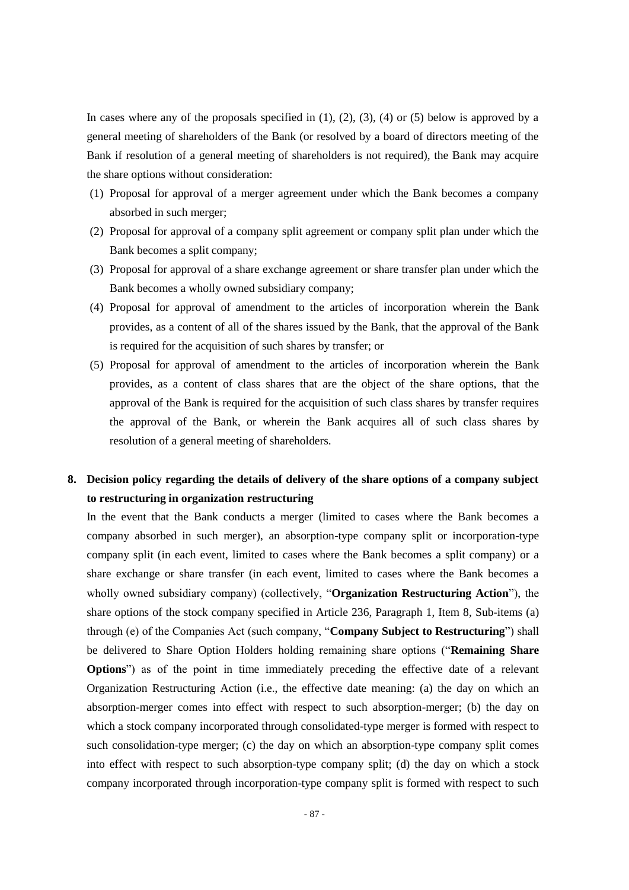In cases where any of the proposals specified in (1), (2), (3), (4) or (5) below is approved by a general meeting of shareholders of the Bank (or resolved by a board of directors meeting of the Bank if resolution of a general meeting of shareholders is not required), the Bank may acquire the share options without consideration:

(1) Proposal for approval of a merger agreement under which the Bank becomes a company absorbed in such merger;

(2) Proposal for approval of a company split agreement or company split plan under which the Bank becomes a split company;

(3) Proposal for approval of a share exchange agreement or share transfer plan under which the Bank becomes a wholly owned subsidiary company;

(4) Proposal for approval of amendment to the articles of incorporation wherein the Bank provides, as a content of all of the shares issued by the Bank, that the approval of the Bank is required for the acquisition of such shares by transfer; or

(5) Proposal for approval of amendment to the articles of incorporation wherein the Bank provides, as a content of class shares that are the object of the share options, that the approval of the Bank is required for the acquisition of such class shares by transfer requires the approval of the Bank, or wherein the Bank acquires all of such class shares by resolution of a general meeting of shareholders.

**8. Decision policy regarding the details of delivery of the share options of a company subject to restructuring in organization restructuring**

In the event that the Bank conducts a merger (limited to cases where the Bank becomes a company absorbed in such merger), an absorption-type company split or incorporation-type company split (in each event, limited to cases where the Bank becomes a split company) or a share exchange or share transfer (in each event, limited to cases where the Bank becomes a wholly owned subsidiary company) (collectively, "**Organization Restructuring Action**"), the share options of the stock company specified in Article 236, Paragraph 1, Item 8, Sub-items (a) through (e) of the Companies Act (such company, "**Company Subject to Restructuring**") shall be delivered to Share Option Holders holding remaining share options ("**Remaining Share Options**") as of the point in time immediately preceding the effective date of a relevant Organization Restructuring Action (i.e., the effective date meaning: (a) the day on which an absorption-merger comes into effect with respect to such absorption-merger; (b) the day on which a stock company incorporated through consolidated-type merger is formed with respect to such consolidation-type merger; (c) the day on which an absorption-type company split comes into effect with respect to such absorption-type company split; (d) the day on which a stock company incorporated through incorporation-type company split is formed with respect to such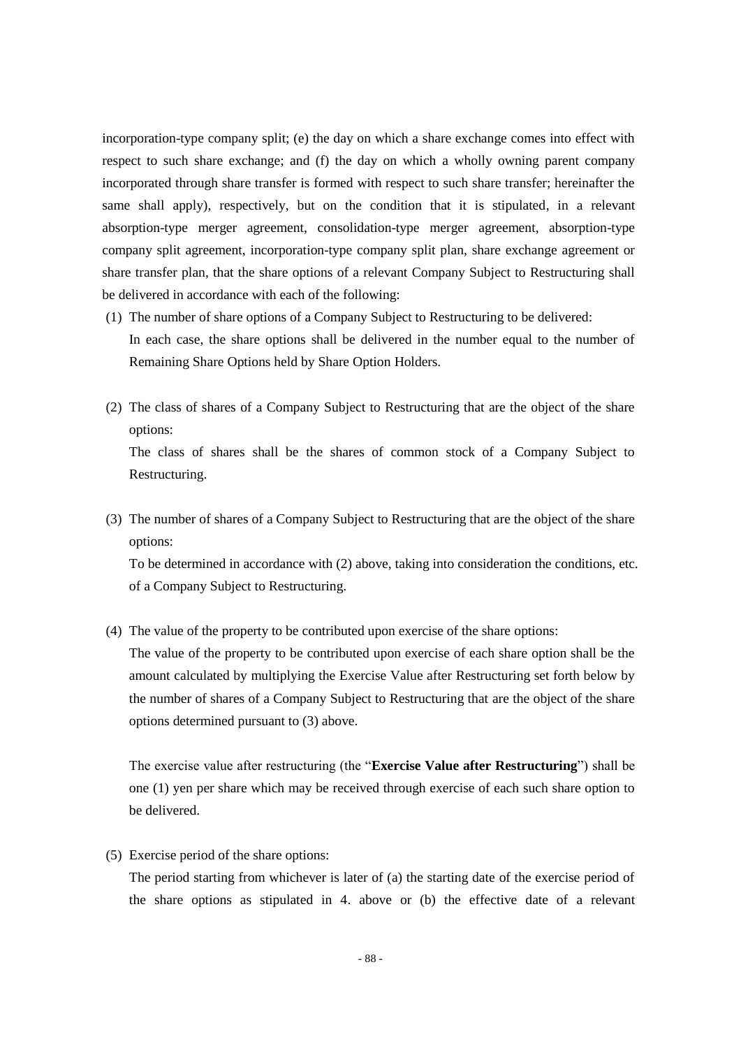incorporation-type company split; (e) the day on which a share exchange comes into effect with respect to such share exchange; and (f) the day on which a wholly owning parent company incorporated through share transfer is formed with respect to such share transfer; hereinafter the same shall apply), respectively, but on the condition that it is stipulated, in a relevant absorption-type merger agreement, consolidation-type merger agreement, absorption-type company split agreement, incorporation-type company split plan, share exchange agreement or share transfer plan, that the share options of a relevant Company Subject to Restructuring shall be delivered in accordance with each of the following:

(1) The number of share options of a Company Subject to Restructuring to be delivered:

In each case, the share options shall be delivered in the number equal to the number of Remaining Share Options held by Share Option Holders.

(2) The class of shares of a Company Subject to Restructuring that are the object of the share options:

The class of shares shall be the shares of common stock of a Company Subject to Restructuring.

(3) The number of shares of a Company Subject to Restructuring that are the object of the share options:

To be determined in accordance with (2) above, taking into consideration the conditions, etc. of a Company Subject to Restructuring.

(4) The value of the property to be contributed upon exercise of the share options:

The value of the property to be contributed upon exercise of each share option shall be the amount calculated by multiplying the Exercise Value after Restructuring set forth below by the number of shares of a Company Subject to Restructuring that are the object of the share options determined pursuant to (3) above.

The exercise value after restructuring (the "**Exercise Value after Restructuring**") shall be one (1) yen per share which may be received through exercise of each such share option to be delivered.

(5) Exercise period of the share options:

The period starting from whichever is later of (a) the starting date of the exercise period of the share options as stipulated in 4. above or (b) the effective date of a relevant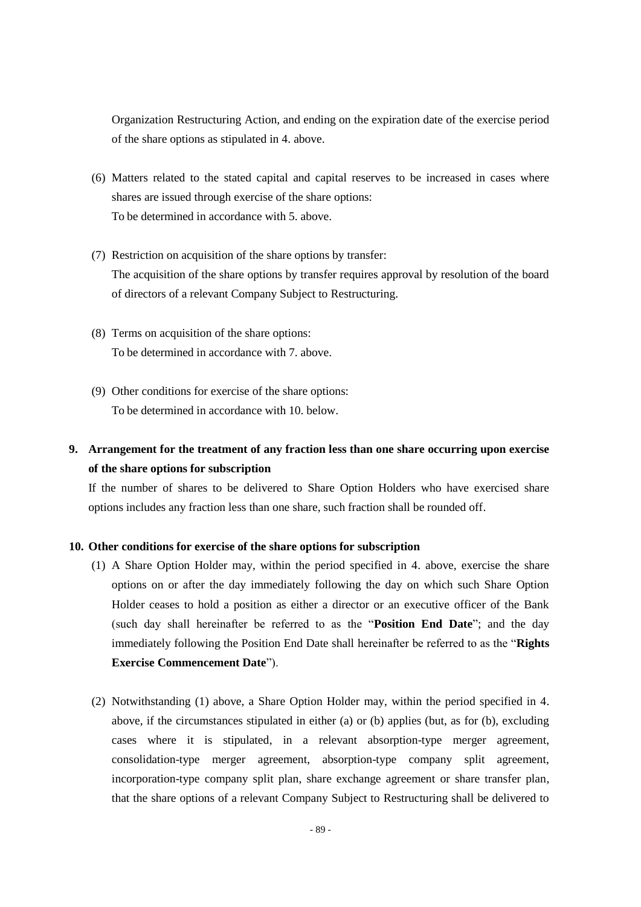Organization Restructuring Action, and ending on the expiration date of the exercise period of the share options as stipulated in 4. above.

(6) Matters related to the stated capital and capital reserves to be increased in cases where shares are issued through exercise of the share options:
To be determined in accordance with 5. above.

(7) Restriction on acquisition of the share options by transfer:
The acquisition of the share options by transfer requires approval by resolution of the board of directors of a relevant Company Subject to Restructuring.

(8) Terms on acquisition of the share options:
To be determined in accordance with 7. above.

(9) Other conditions for exercise of the share options:
To be determined in accordance with 10. below.

## 9. Arrangement for the treatment of any fraction less than one share occurring upon exercise of the share options for subscription

If the number of shares to be delivered to Share Option Holders who have exercised share options includes any fraction less than one share, such fraction shall be rounded off.

## 10. Other conditions for exercise of the share options for subscription

(1) A Share Option Holder may, within the period specified in 4. above, exercise the share options on or after the day immediately following the day on which such Share Option Holder ceases to hold a position as either a director or an executive officer of the Bank (such day shall hereinafter be referred to as the "**Position End Date**"; and the day immediately following the Position End Date shall hereinafter be referred to as the "**Rights Exercise Commencement Date**").

(2) Notwithstanding (1) above, a Share Option Holder may, within the period specified in 4. above, if the circumstances stipulated in either (a) or (b) applies (but, as for (b), excluding cases where it is stipulated, in a relevant absorption-type merger agreement, consolidation-type merger agreement, absorption-type company split agreement, incorporation-type company split plan, share exchange agreement or share transfer plan, that the share options of a relevant Company Subject to Restructuring shall be delivered to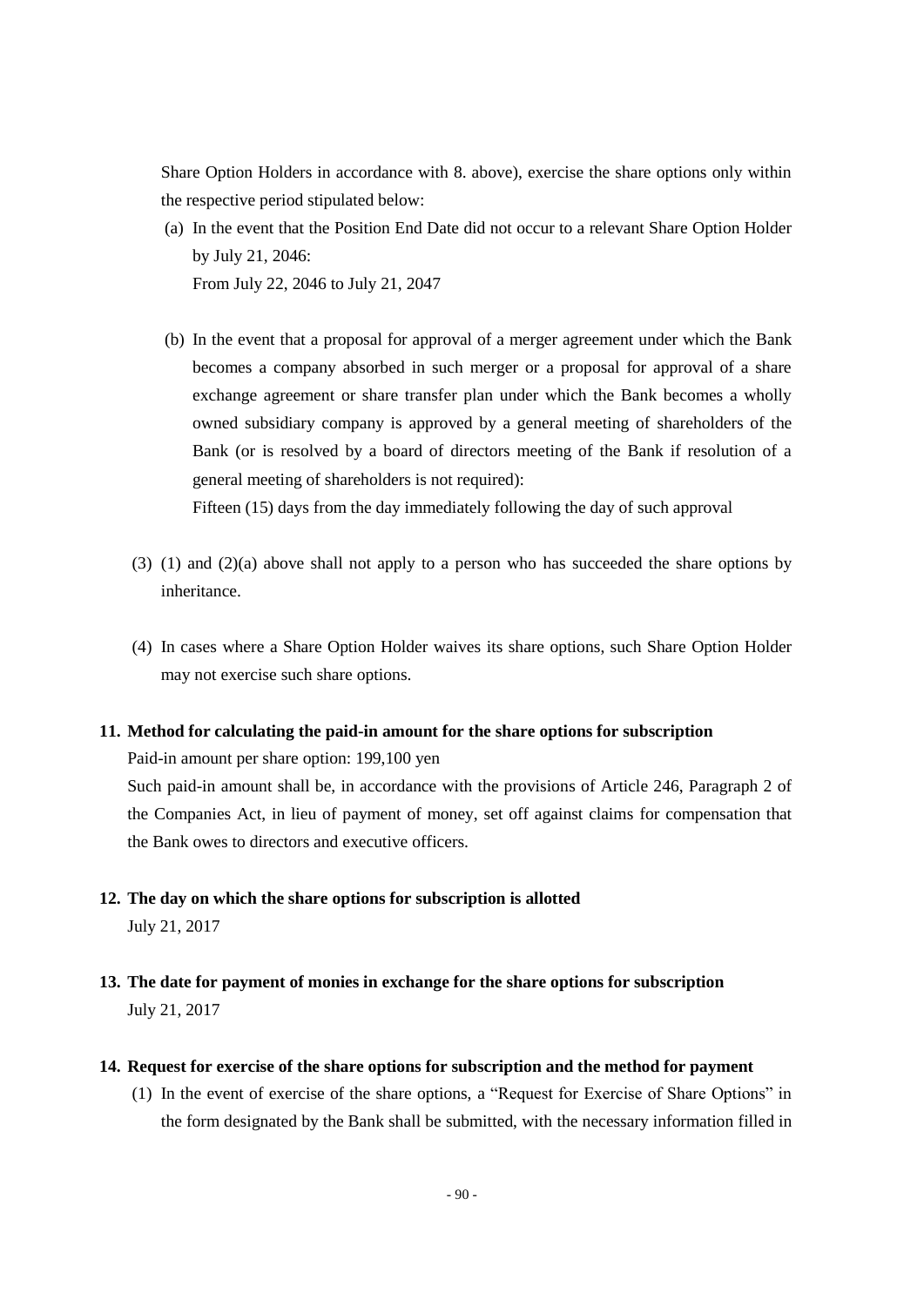Share Option Holders in accordance with 8. above), exercise the share options only within the respective period stipulated below:

(a) In the event that the Position End Date did not occur to a relevant Share Option Holder by July 21, 2046:
From July 22, 2046 to July 21, 2047

(b) In the event that a proposal for approval of a merger agreement under which the Bank becomes a company absorbed in such merger or a proposal for approval of a share exchange agreement or share transfer plan under which the Bank becomes a wholly owned subsidiary company is approved by a general meeting of shareholders of the Bank (or is resolved by a board of directors meeting of the Bank if resolution of a general meeting of shareholders is not required):
Fifteen (15) days from the day immediately following the day of such approval

(3) (1) and (2)(a) above shall not apply to a person who has succeeded the share options by inheritance.

(4) In cases where a Share Option Holder waives its share options, such Share Option Holder may not exercise such share options.

**11. Method for calculating the paid-in amount for the share options for subscription**

Paid-in amount per share option: 199,100 yen

Such paid-in amount shall be, in accordance with the provisions of Article 246, Paragraph 2 of the Companies Act, in lieu of payment of money, set off against claims for compensation that the Bank owes to directors and executive officers.

**12. The day on which the share options for subscription is allotted**

July 21, 2017

**13. The date for payment of monies in exchange for the share options for subscription**

July 21, 2017

**14. Request for exercise of the share options for subscription and the method for payment**

(1) In the event of exercise of the share options, a "Request for Exercise of Share Options" in the form designated by the Bank shall be submitted, with the necessary information filled in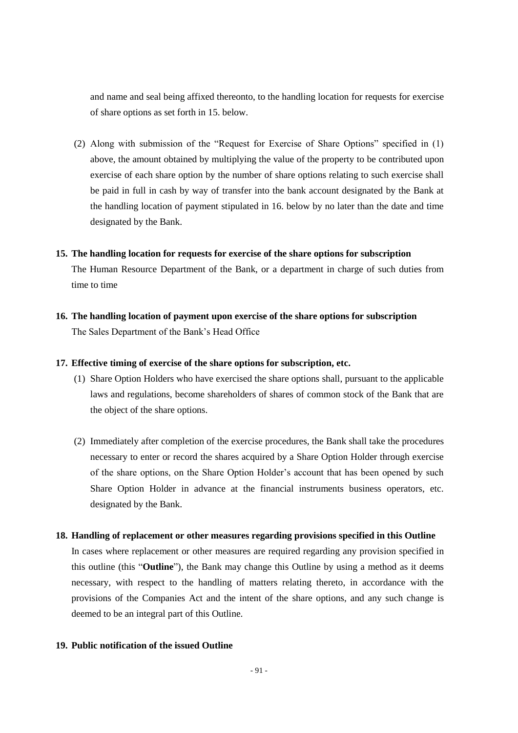and name and seal being affixed thereonto, to the handling location for requests for exercise of share options as set forth in 15. below.

(2) Along with submission of the "Request for Exercise of Share Options" specified in (1) above, the amount obtained by multiplying the value of the property to be contributed upon exercise of each share option by the number of share options relating to such exercise shall be paid in full in cash by way of transfer into the bank account designated by the Bank at the handling location of payment stipulated in 16. below by no later than the date and time designated by the Bank.

**15. The handling location for requests for exercise of the share options for subscription**

The Human Resource Department of the Bank, or a department in charge of such duties from time to time

**16. The handling location of payment upon exercise of the share options for subscription**

The Sales Department of the Bank's Head Office

**17. Effective timing of exercise of the share options for subscription, etc.**

(1) Share Option Holders who have exercised the share options shall, pursuant to the applicable laws and regulations, become shareholders of shares of common stock of the Bank that are the object of the share options.

(2) Immediately after completion of the exercise procedures, the Bank shall take the procedures necessary to enter or record the shares acquired by a Share Option Holder through exercise of the share options, on the Share Option Holder's account that has been opened by such Share Option Holder in advance at the financial instruments business operators, etc. designated by the Bank.

**18. Handling of replacement or other measures regarding provisions specified in this Outline**

In cases where replacement or other measures are required regarding any provision specified in this outline (this "**Outline**"), the Bank may change this Outline by using a method as it deems necessary, with respect to the handling of matters relating thereto, in accordance with the provisions of the Companies Act and the intent of the share options, and any such change is deemed to be an integral part of this Outline.

**19. Public notification of the issued Outline**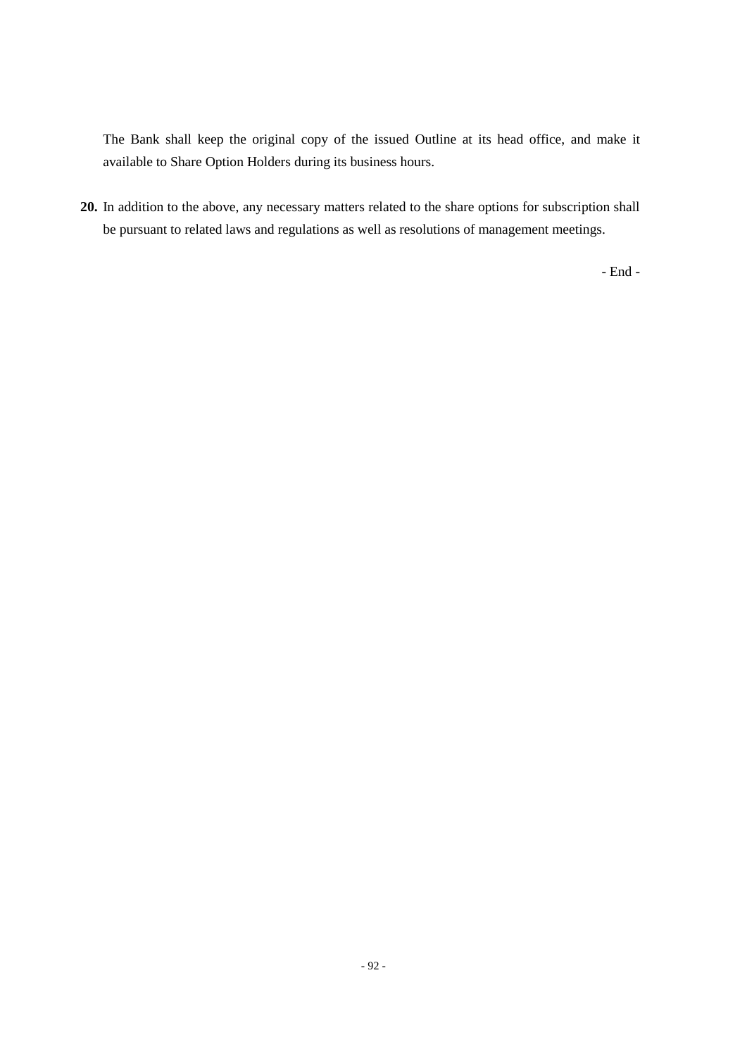The Bank shall keep the original copy of the issued Outline at its head office, and make it available to Share Option Holders during its business hours.

**20.** In addition to the above, any necessary matters related to the share options for subscription shall be pursuant to related laws and regulations as well as resolutions of management meetings.

- End -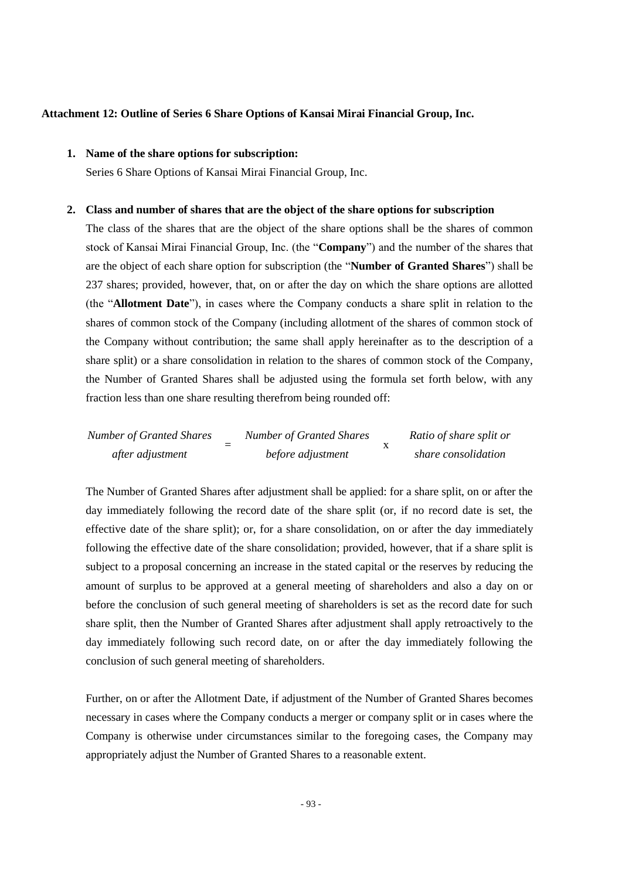**Attachment 12: Outline of Series 6 Share Options of Kansai Mirai Financial Group, Inc.**

1. **Name of the share options for subscription:**

   Series 6 Share Options of Kansai Mirai Financial Group, Inc.

2. **Class and number of shares that are the object of the share options for subscription**

   The class of the shares that are the object of the share options shall be the shares of common stock of Kansai Mirai Financial Group, Inc. (the "**Company**") and the number of the shares that are the object of each share option for subscription (the "**Number of Granted Shares**") shall be 237 shares; provided, however, that, on or after the day on which the share options are allotted (the "**Allotment Date**"), in cases where the Company conducts a share split in relation to the shares of common stock of the Company (including allotment of the shares of common stock of the Company without contribution; the same shall apply hereinafter as to the description of a share split) or a share consolidation in relation to the shares of common stock of the Company, the Number of Granted Shares shall be adjusted using the formula set forth below, with any fraction less than one share resulting therefrom being rounded off:

$$\textit{Number of Granted Shares after adjustment} = \textit{Number of Granted Shares before adjustment} \times \textit{Ratio of share split or share consolidation}$$

   The Number of Granted Shares after adjustment shall be applied: for a share split, on or after the day immediately following the record date of the share split (or, if no record date is set, the effective date of the share split); or, for a share consolidation, on or after the day immediately following the effective date of the share consolidation; provided, however, that if a share split is subject to a proposal concerning an increase in the stated capital or the reserves by reducing the amount of surplus to be approved at a general meeting of shareholders and also a day on or before the conclusion of such general meeting of shareholders is set as the record date for such share split, then the Number of Granted Shares after adjustment shall apply retroactively to the day immediately following such record date, on or after the day immediately following the conclusion of such general meeting of shareholders.

   Further, on or after the Allotment Date, if adjustment of the Number of Granted Shares becomes necessary in cases where the Company conducts a merger or company split or in cases where the Company is otherwise under circumstances similar to the foregoing cases, the Company may appropriately adjust the Number of Granted Shares to a reasonable extent.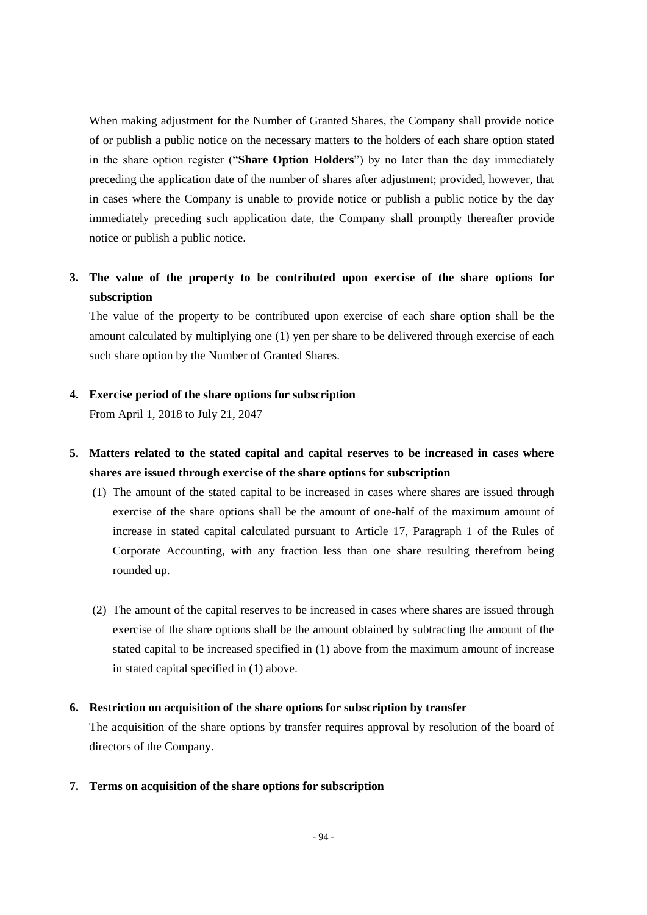When making adjustment for the Number of Granted Shares, the Company shall provide notice of or publish a public notice on the necessary matters to the holders of each share option stated in the share option register ("**Share Option Holders**") by no later than the day immediately preceding the application date of the number of shares after adjustment; provided, however, that in cases where the Company is unable to provide notice or publish a public notice by the day immediately preceding such application date, the Company shall promptly thereafter provide notice or publish a public notice.

**3. The value of the property to be contributed upon exercise of the share options for subscription**

The value of the property to be contributed upon exercise of each share option shall be the amount calculated by multiplying one (1) yen per share to be delivered through exercise of each such share option by the Number of Granted Shares.

**4. Exercise period of the share options for subscription**

From April 1, 2018 to July 21, 2047

**5. Matters related to the stated capital and capital reserves to be increased in cases where shares are issued through exercise of the share options for subscription**

(1) The amount of the stated capital to be increased in cases where shares are issued through exercise of the share options shall be the amount of one-half of the maximum amount of increase in stated capital calculated pursuant to Article 17, Paragraph 1 of the Rules of Corporate Accounting, with any fraction less than one share resulting therefrom being rounded up.

(2) The amount of the capital reserves to be increased in cases where shares are issued through exercise of the share options shall be the amount obtained by subtracting the amount of the stated capital to be increased specified in (1) above from the maximum amount of increase in stated capital specified in (1) above.

**6. Restriction on acquisition of the share options for subscription by transfer**

The acquisition of the share options by transfer requires approval by resolution of the board of directors of the Company.

**7. Terms on acquisition of the share options for subscription**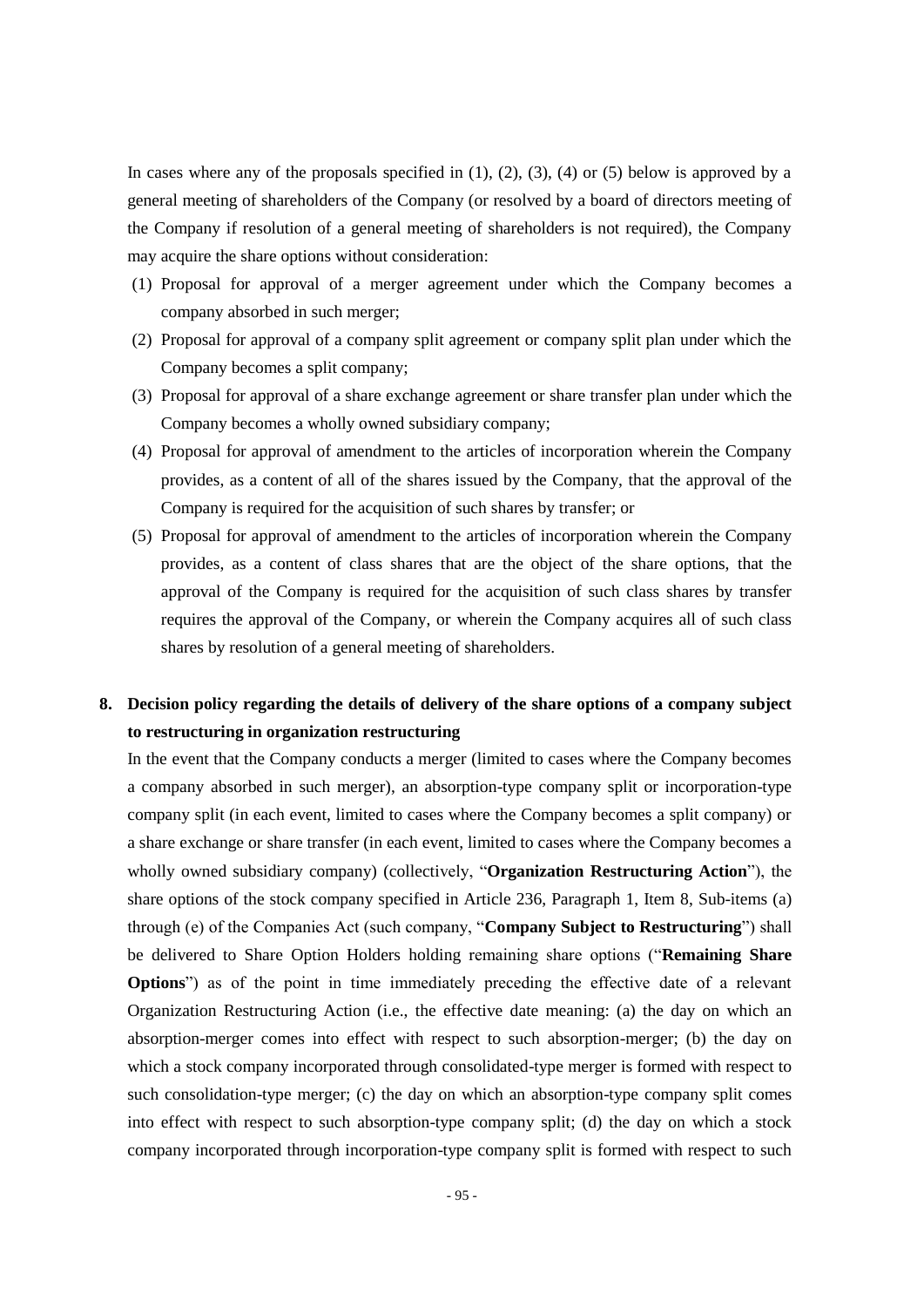In cases where any of the proposals specified in (1), (2), (3), (4) or (5) below is approved by a general meeting of shareholders of the Company (or resolved by a board of directors meeting of the Company if resolution of a general meeting of shareholders is not required), the Company may acquire the share options without consideration:

(1) Proposal for approval of a merger agreement under which the Company becomes a company absorbed in such merger;

(2) Proposal for approval of a company split agreement or company split plan under which the Company becomes a split company;

(3) Proposal for approval of a share exchange agreement or share transfer plan under which the Company becomes a wholly owned subsidiary company;

(4) Proposal for approval of amendment to the articles of incorporation wherein the Company provides, as a content of all of the shares issued by the Company, that the approval of the Company is required for the acquisition of such shares by transfer; or

(5) Proposal for approval of amendment to the articles of incorporation wherein the Company provides, as a content of class shares that are the object of the share options, that the approval of the Company is required for the acquisition of such class shares by transfer requires the approval of the Company, or wherein the Company acquires all of such class shares by resolution of a general meeting of shareholders.

**8. Decision policy regarding the details of delivery of the share options of a company subject to restructuring in organization restructuring**

In the event that the Company conducts a merger (limited to cases where the Company becomes a company absorbed in such merger), an absorption-type company split or incorporation-type company split (in each event, limited to cases where the Company becomes a split company) or a share exchange or share transfer (in each event, limited to cases where the Company becomes a wholly owned subsidiary company) (collectively, "**Organization Restructuring Action**"), the share options of the stock company specified in Article 236, Paragraph 1, Item 8, Sub-items (a) through (e) of the Companies Act (such company, "**Company Subject to Restructuring**") shall be delivered to Share Option Holders holding remaining share options ("**Remaining Share Options**") as of the point in time immediately preceding the effective date of a relevant Organization Restructuring Action (i.e., the effective date meaning: (a) the day on which an absorption-merger comes into effect with respect to such absorption-merger; (b) the day on which a stock company incorporated through consolidated-type merger is formed with respect to such consolidation-type merger; (c) the day on which an absorption-type company split comes into effect with respect to such absorption-type company split; (d) the day on which a stock company incorporated through incorporation-type company split is formed with respect to such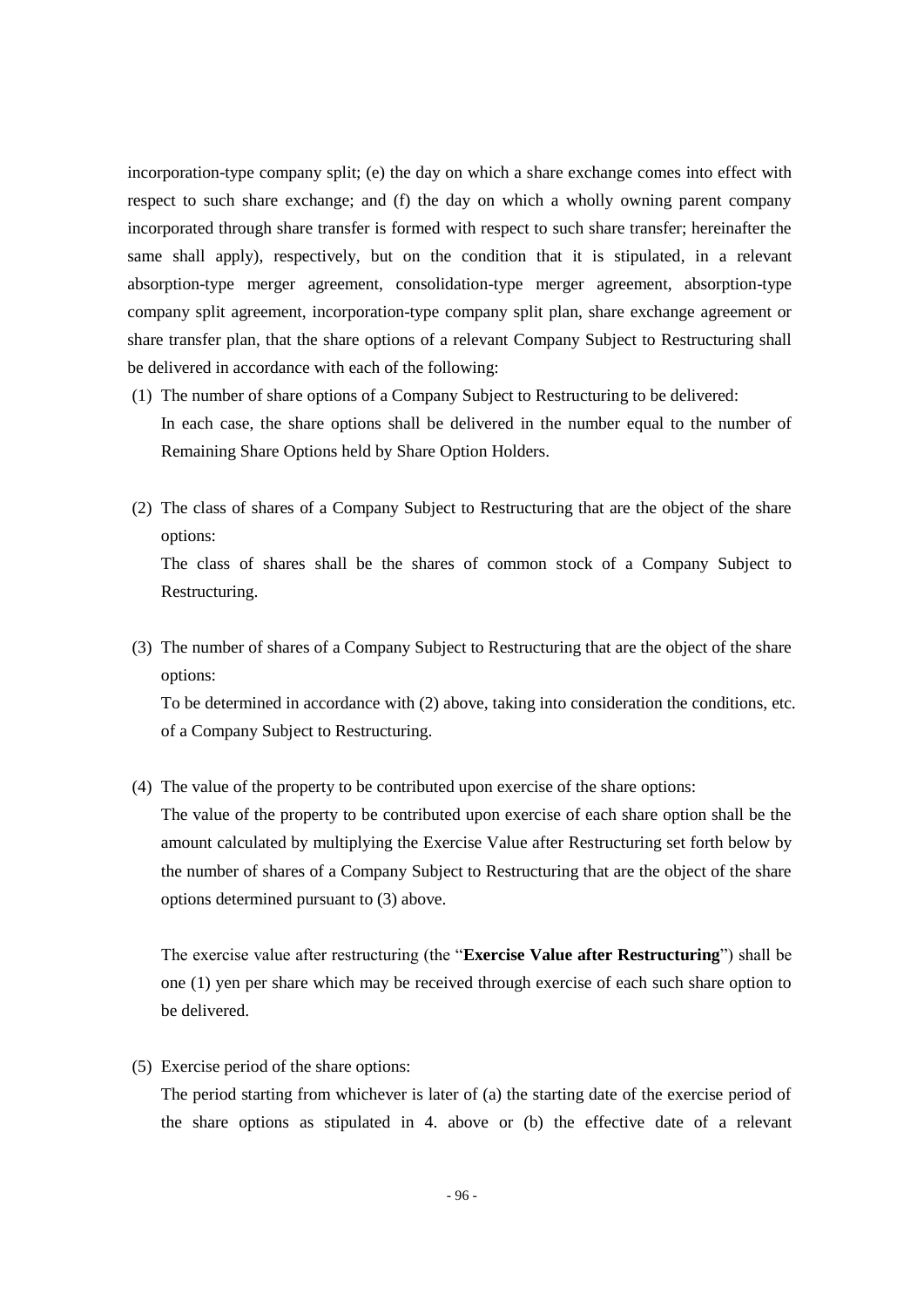incorporation-type company split; (e) the day on which a share exchange comes into effect with respect to such share exchange; and (f) the day on which a wholly owning parent company incorporated through share transfer is formed with respect to such share transfer; hereinafter the same shall apply), respectively, but on the condition that it is stipulated, in a relevant absorption-type merger agreement, consolidation-type merger agreement, absorption-type company split agreement, incorporation-type company split plan, share exchange agreement or share transfer plan, that the share options of a relevant Company Subject to Restructuring shall be delivered in accordance with each of the following:

(1) The number of share options of a Company Subject to Restructuring to be delivered:
   In each case, the share options shall be delivered in the number equal to the number of Remaining Share Options held by Share Option Holders.

(2) The class of shares of a Company Subject to Restructuring that are the object of the share options:
   The class of shares shall be the shares of common stock of a Company Subject to Restructuring.

(3) The number of shares of a Company Subject to Restructuring that are the object of the share options:
   To be determined in accordance with (2) above, taking into consideration the conditions, etc. of a Company Subject to Restructuring.

(4) The value of the property to be contributed upon exercise of the share options:
   The value of the property to be contributed upon exercise of each share option shall be the amount calculated by multiplying the Exercise Value after Restructuring set forth below by the number of shares of a Company Subject to Restructuring that are the object of the share options determined pursuant to (3) above.

   The exercise value after restructuring (the "**Exercise Value after Restructuring**") shall be one (1) yen per share which may be received through exercise of each such share option to be delivered.

(5) Exercise period of the share options:
   The period starting from whichever is later of (a) the starting date of the exercise period of the share options as stipulated in 4. above or (b) the effective date of a relevant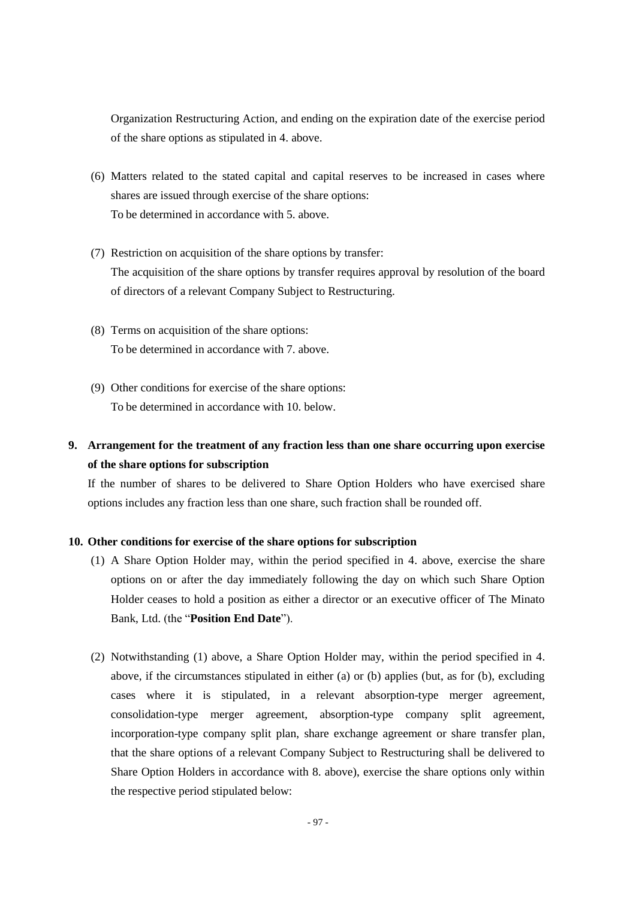Organization Restructuring Action, and ending on the expiration date of the exercise period of the share options as stipulated in 4. above.

(6) Matters related to the stated capital and capital reserves to be increased in cases where shares are issued through exercise of the share options:
To be determined in accordance with 5. above.

(7) Restriction on acquisition of the share options by transfer:
The acquisition of the share options by transfer requires approval by resolution of the board of directors of a relevant Company Subject to Restructuring.

(8) Terms on acquisition of the share options:
To be determined in accordance with 7. above.

(9) Other conditions for exercise of the share options:
To be determined in accordance with 10. below.

## 9. Arrangement for the treatment of any fraction less than one share occurring upon exercise of the share options for subscription

If the number of shares to be delivered to Share Option Holders who have exercised share options includes any fraction less than one share, such fraction shall be rounded off.

## 10. Other conditions for exercise of the share options for subscription

(1) A Share Option Holder may, within the period specified in 4. above, exercise the share options on or after the day immediately following the day on which such Share Option Holder ceases to hold a position as either a director or an executive officer of The Minato Bank, Ltd. (the "**Position End Date**").

(2) Notwithstanding (1) above, a Share Option Holder may, within the period specified in 4. above, if the circumstances stipulated in either (a) or (b) applies (but, as for (b), excluding cases where it is stipulated, in a relevant absorption-type merger agreement, consolidation-type merger agreement, absorption-type company split agreement, incorporation-type company split plan, share exchange agreement or share transfer plan, that the share options of a relevant Company Subject to Restructuring shall be delivered to Share Option Holders in accordance with 8. above), exercise the share options only within the respective period stipulated below: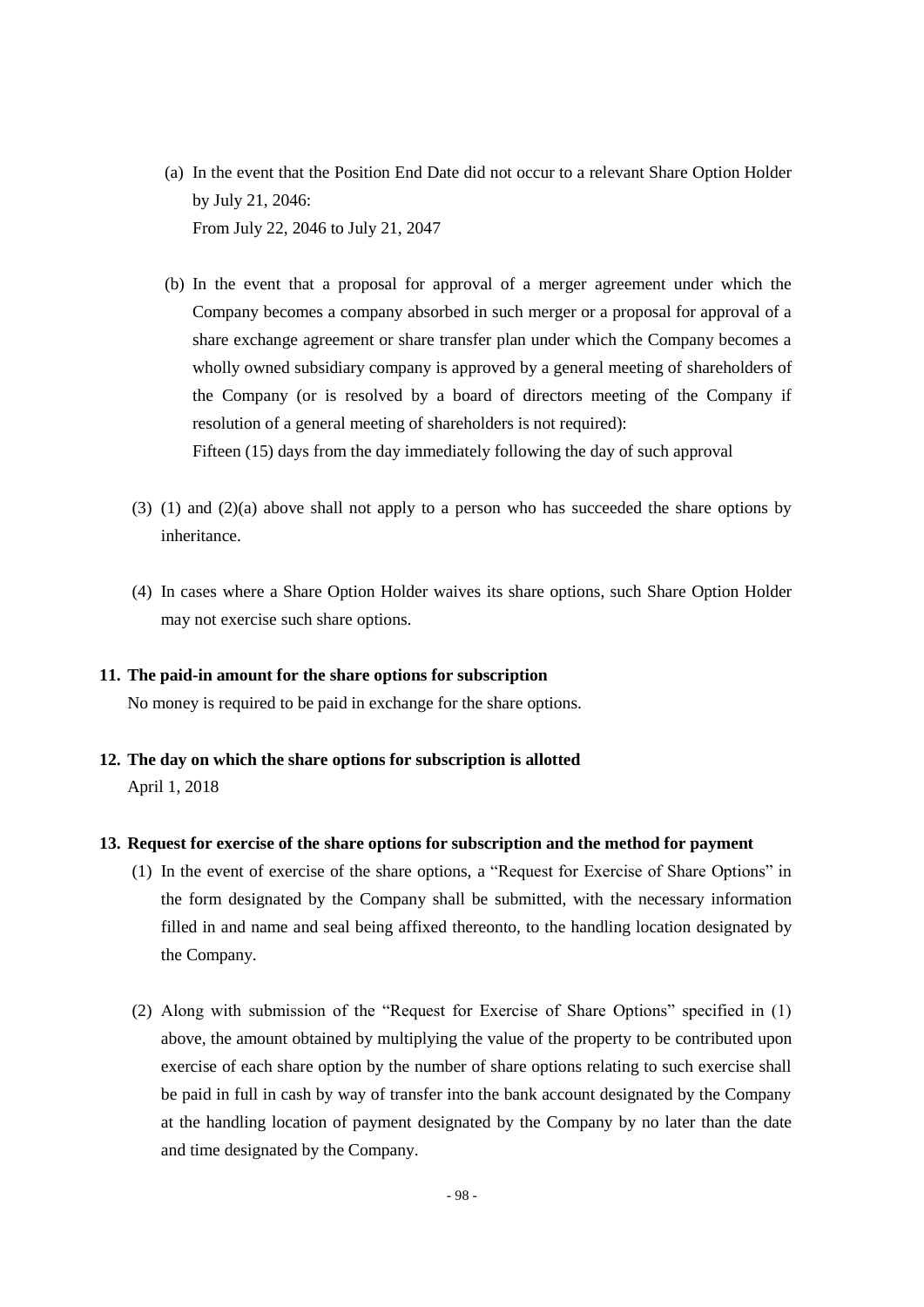(a) In the event that the Position End Date did not occur to a relevant Share Option Holder by July 21, 2046:
From July 22, 2046 to July 21, 2047

(b) In the event that a proposal for approval of a merger agreement under which the Company becomes a company absorbed in such merger or a proposal for approval of a share exchange agreement or share transfer plan under which the Company becomes a wholly owned subsidiary company is approved by a general meeting of shareholders of the Company (or is resolved by a board of directors meeting of the Company if resolution of a general meeting of shareholders is not required):
Fifteen (15) days from the day immediately following the day of such approval

(3) (1) and (2)(a) above shall not apply to a person who has succeeded the share options by inheritance.

(4) In cases where a Share Option Holder waives its share options, such Share Option Holder may not exercise such share options.

**11. The paid-in amount for the share options for subscription**

No money is required to be paid in exchange for the share options.

**12. The day on which the share options for subscription is allotted**

April 1, 2018

**13. Request for exercise of the share options for subscription and the method for payment**

(1) In the event of exercise of the share options, a "Request for Exercise of Share Options" in the form designated by the Company shall be submitted, with the necessary information filled in and name and seal being affixed thereonto, to the handling location designated by the Company.

(2) Along with submission of the "Request for Exercise of Share Options" specified in (1) above, the amount obtained by multiplying the value of the property to be contributed upon exercise of each share option by the number of share options relating to such exercise shall be paid in full in cash by way of transfer into the bank account designated by the Company at the handling location of payment designated by the Company by no later than the date and time designated by the Company.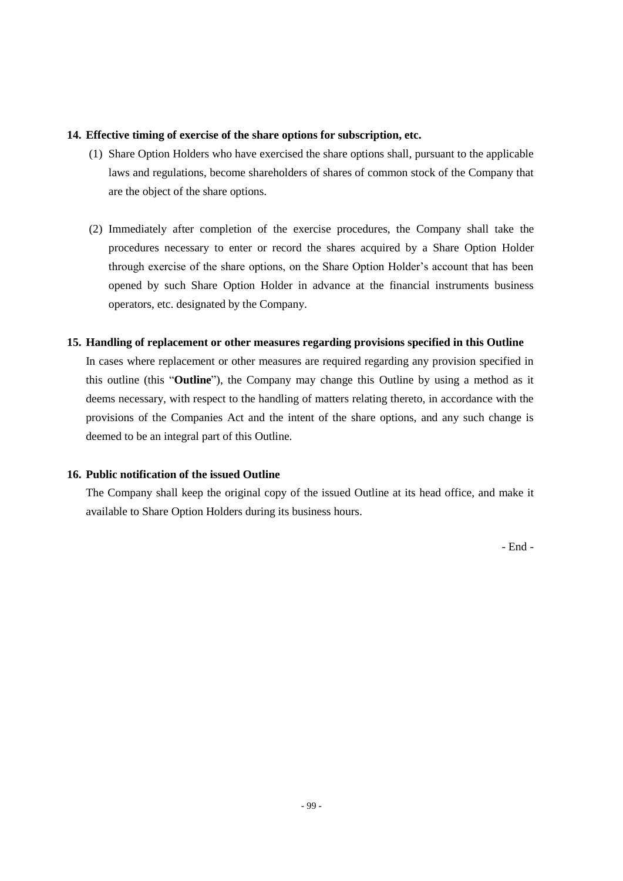## 14. Effective timing of exercise of the share options for subscription, etc.

(1) Share Option Holders who have exercised the share options shall, pursuant to the applicable laws and regulations, become shareholders of shares of common stock of the Company that are the object of the share options.

(2) Immediately after completion of the exercise procedures, the Company shall take the procedures necessary to enter or record the shares acquired by a Share Option Holder through exercise of the share options, on the Share Option Holder's account that has been opened by such Share Option Holder in advance at the financial instruments business operators, etc. designated by the Company.

## 15. Handling of replacement or other measures regarding provisions specified in this Outline

In cases where replacement or other measures are required regarding any provision specified in this outline (this "**Outline**"), the Company may change this Outline by using a method as it deems necessary, with respect to the handling of matters relating thereto, in accordance with the provisions of the Companies Act and the intent of the share options, and any such change is deemed to be an integral part of this Outline.

## 16. Public notification of the issued Outline

The Company shall keep the original copy of the issued Outline at its head office, and make it available to Share Option Holders during its business hours.

- End -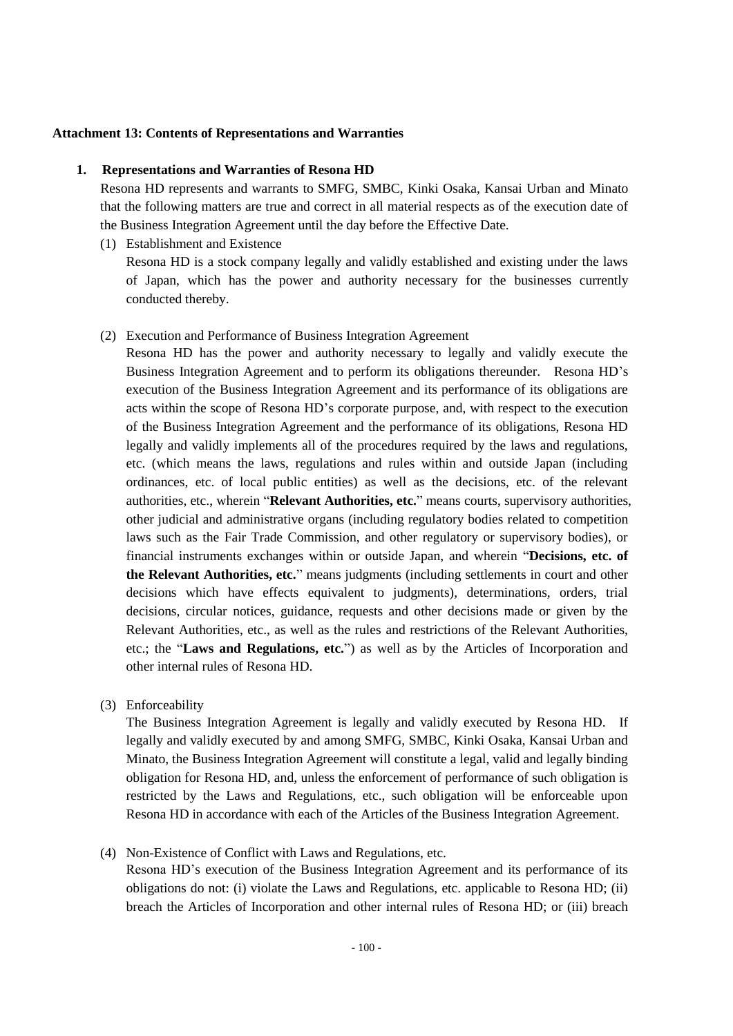**Attachment 13: Contents of Representations and Warranties**

**1. Representations and Warranties of Resona HD**

Resona HD represents and warrants to SMFG, SMBC, Kinki Osaka, Kansai Urban and Minato that the following matters are true and correct in all material respects as of the execution date of the Business Integration Agreement until the day before the Effective Date.

(1) Establishment and Existence

Resona HD is a stock company legally and validly established and existing under the laws of Japan, which has the power and authority necessary for the businesses currently conducted thereby.

(2) Execution and Performance of Business Integration Agreement

Resona HD has the power and authority necessary to legally and validly execute the Business Integration Agreement and to perform its obligations thereunder. Resona HD's execution of the Business Integration Agreement and its performance of its obligations are acts within the scope of Resona HD's corporate purpose, and, with respect to the execution of the Business Integration Agreement and the performance of its obligations, Resona HD legally and validly implements all of the procedures required by the laws and regulations, etc. (which means the laws, regulations and rules within and outside Japan (including ordinances, etc. of local public entities) as well as the decisions, etc. of the relevant authorities, etc., wherein "**Relevant Authorities, etc.**" means courts, supervisory authorities, other judicial and administrative organs (including regulatory bodies related to competition laws such as the Fair Trade Commission, and other regulatory or supervisory bodies), or financial instruments exchanges within or outside Japan, and wherein "**Decisions, etc. of the Relevant Authorities, etc.**" means judgments (including settlements in court and other decisions which have effects equivalent to judgments), determinations, orders, trial decisions, circular notices, guidance, requests and other decisions made or given by the Relevant Authorities, etc., as well as the rules and restrictions of the Relevant Authorities, etc.; the "**Laws and Regulations, etc.**") as well as by the Articles of Incorporation and other internal rules of Resona HD.

(3) Enforceability

The Business Integration Agreement is legally and validly executed by Resona HD. If legally and validly executed by and among SMFG, SMBC, Kinki Osaka, Kansai Urban and Minato, the Business Integration Agreement will constitute a legal, valid and legally binding obligation for Resona HD, and, unless the enforcement of performance of such obligation is restricted by the Laws and Regulations, etc., such obligation will be enforceable upon Resona HD in accordance with each of the Articles of the Business Integration Agreement.

(4) Non-Existence of Conflict with Laws and Regulations, etc.

Resona HD's execution of the Business Integration Agreement and its performance of its obligations do not: (i) violate the Laws and Regulations, etc. applicable to Resona HD; (ii) breach the Articles of Incorporation and other internal rules of Resona HD; or (iii) breach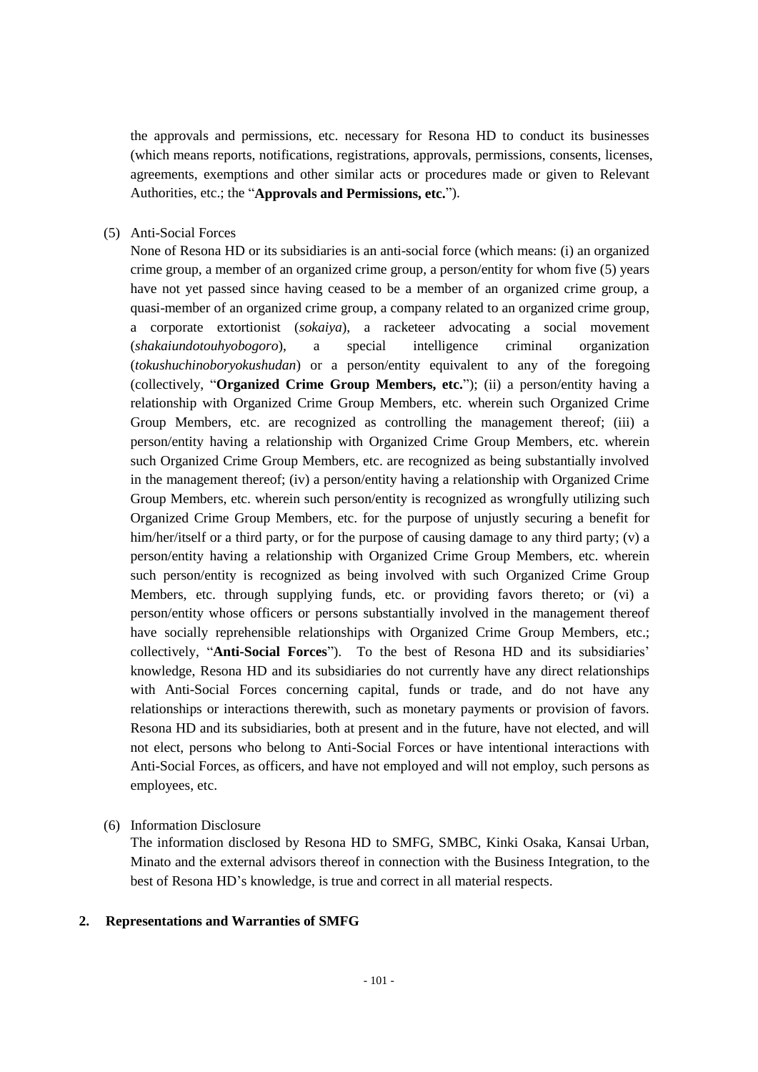the approvals and permissions, etc. necessary for Resona HD to conduct its businesses (which means reports, notifications, registrations, approvals, permissions, consents, licenses, agreements, exemptions and other similar acts or procedures made or given to Relevant Authorities, etc.; the "**Approvals and Permissions, etc.**").

(5) Anti-Social Forces

None of Resona HD or its subsidiaries is an anti-social force (which means: (i) an organized crime group, a member of an organized crime group, a person/entity for whom five (5) years have not yet passed since having ceased to be a member of an organized crime group, a quasi-member of an organized crime group, a company related to an organized crime group, a corporate extortionist (*sokaiya*), a racketeer advocating a social movement (*shakaiundoutouhyobogoro*), a special intelligence criminal organization (*tokushuchinoboryokushudan*) or a person/entity equivalent to any of the foregoing (collectively, "**Organized Crime Group Members, etc.**"); (ii) a person/entity having a relationship with Organized Crime Group Members, etc. wherein such Organized Crime Group Members, etc. are recognized as controlling the management thereof; (iii) a person/entity having a relationship with Organized Crime Group Members, etc. wherein such Organized Crime Group Members, etc. are recognized as being substantially involved in the management thereof; (iv) a person/entity having a relationship with Organized Crime Group Members, etc. wherein such person/entity is recognized as wrongfully utilizing such Organized Crime Group Members, etc. for the purpose of unjustly securing a benefit for him/her/itself or a third party, or for the purpose of causing damage to any third party; (v) a person/entity having a relationship with Organized Crime Group Members, etc. wherein such person/entity is recognized as being involved with such Organized Crime Group Members, etc. through supplying funds, etc. or providing favors thereto; or (vi) a person/entity whose officers or persons substantially involved in the management thereof have socially reprehensible relationships with Organized Crime Group Members, etc.; collectively, "**Anti-Social Forces**"). To the best of Resona HD and its subsidiaries' knowledge, Resona HD and its subsidiaries do not currently have any direct relationships with Anti-Social Forces concerning capital, funds or trade, and do not have any relationships or interactions therewith, such as monetary payments or provision of favors. Resona HD and its subsidiaries, both at present and in the future, have not elected, and will not elect, persons who belong to Anti-Social Forces or have intentional interactions with Anti-Social Forces, as officers, and have not employed and will not employ, such persons as employees, etc.

(6) Information Disclosure

The information disclosed by Resona HD to SMFG, SMBC, Kinki Osaka, Kansai Urban, Minato and the external advisors thereof in connection with the Business Integration, to the best of Resona HD's knowledge, is true and correct in all material respects.

## 2. Representations and Warranties of SMFG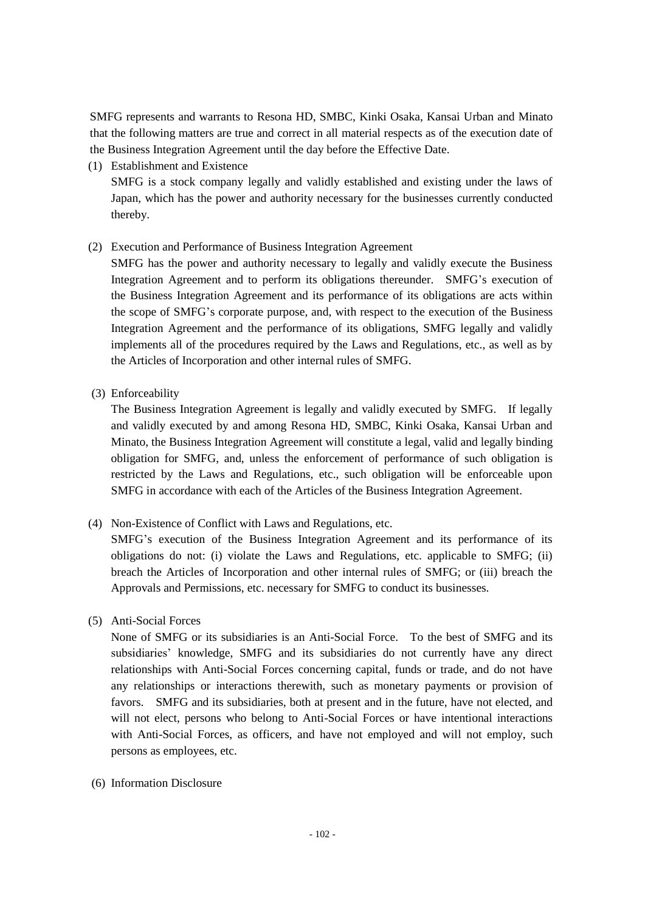SMFG represents and warrants to Resona HD, SMBC, Kinki Osaka, Kansai Urban and Minato that the following matters are true and correct in all material respects as of the execution date of the Business Integration Agreement until the day before the Effective Date.

(1) Establishment and Existence

SMFG is a stock company legally and validly established and existing under the laws of Japan, which has the power and authority necessary for the businesses currently conducted thereby.

(2) Execution and Performance of Business Integration Agreement

SMFG has the power and authority necessary to legally and validly execute the Business Integration Agreement and to perform its obligations thereunder. SMFG's execution of the Business Integration Agreement and its performance of its obligations are acts within the scope of SMFG's corporate purpose, and, with respect to the execution of the Business Integration Agreement and the performance of its obligations, SMFG legally and validly implements all of the procedures required by the Laws and Regulations, etc., as well as by the Articles of Incorporation and other internal rules of SMFG.

(3) Enforceability

The Business Integration Agreement is legally and validly executed by SMFG. If legally and validly executed by and among Resona HD, SMBC, Kinki Osaka, Kansai Urban and Minato, the Business Integration Agreement will constitute a legal, valid and legally binding obligation for SMFG, and, unless the enforcement of performance of such obligation is restricted by the Laws and Regulations, etc., such obligation will be enforceable upon SMFG in accordance with each of the Articles of the Business Integration Agreement.

(4) Non-Existence of Conflict with Laws and Regulations, etc.

SMFG's execution of the Business Integration Agreement and its performance of its obligations do not: (i) violate the Laws and Regulations, etc. applicable to SMFG; (ii) breach the Articles of Incorporation and other internal rules of SMFG; or (iii) breach the Approvals and Permissions, etc. necessary for SMFG to conduct its businesses.

(5) Anti-Social Forces

None of SMFG or its subsidiaries is an Anti-Social Force. To the best of SMFG and its subsidiaries' knowledge, SMFG and its subsidiaries do not currently have any direct relationships with Anti-Social Forces concerning capital, funds or trade, and do not have any relationships or interactions therewith, such as monetary payments or provision of favors. SMFG and its subsidiaries, both at present and in the future, have not elected, and will not elect, persons who belong to Anti-Social Forces or have intentional interactions with Anti-Social Forces, as officers, and have not employed and will not employ, such persons as employees, etc.

(6) Information Disclosure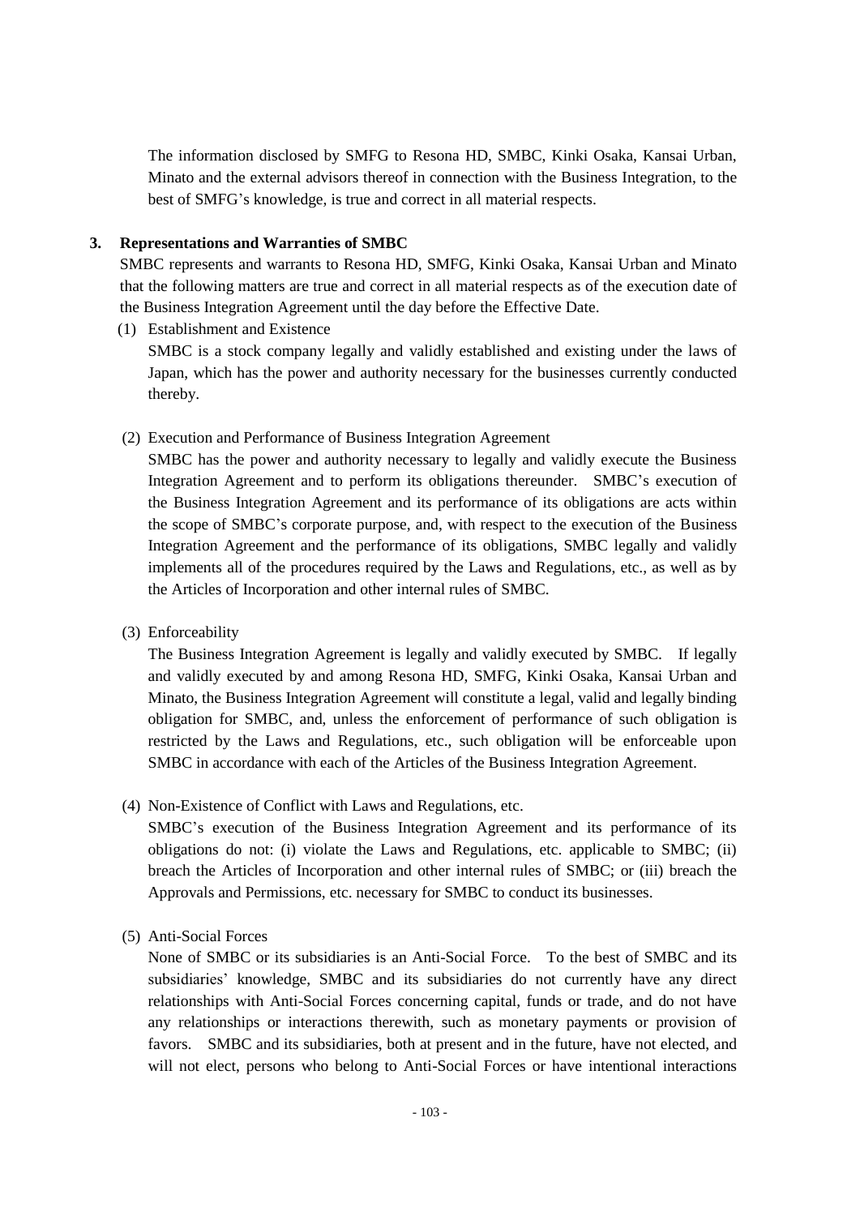The information disclosed by SMFG to Resona HD, SMBC, Kinki Osaka, Kansai Urban, Minato and the external advisors thereof in connection with the Business Integration, to the best of SMFG's knowledge, is true and correct in all material respects.

**3. Representations and Warranties of SMBC**

SMBC represents and warrants to Resona HD, SMFG, Kinki Osaka, Kansai Urban and Minato that the following matters are true and correct in all material respects as of the execution date of the Business Integration Agreement until the day before the Effective Date.

(1) Establishment and Existence

SMBC is a stock company legally and validly established and existing under the laws of Japan, which has the power and authority necessary for the businesses currently conducted thereby.

(2) Execution and Performance of Business Integration Agreement

SMBC has the power and authority necessary to legally and validly execute the Business Integration Agreement and to perform its obligations thereunder. SMBC's execution of the Business Integration Agreement and its performance of its obligations are acts within the scope of SMBC's corporate purpose, and, with respect to the execution of the Business Integration Agreement and the performance of its obligations, SMBC legally and validly implements all of the procedures required by the Laws and Regulations, etc., as well as by the Articles of Incorporation and other internal rules of SMBC.

(3) Enforceability

The Business Integration Agreement is legally and validly executed by SMBC. If legally and validly executed by and among Resona HD, SMFG, Kinki Osaka, Kansai Urban and Minato, the Business Integration Agreement will constitute a legal, valid and legally binding obligation for SMBC, and, unless the enforcement of performance of such obligation is restricted by the Laws and Regulations, etc., such obligation will be enforceable upon SMBC in accordance with each of the Articles of the Business Integration Agreement.

(4) Non-Existence of Conflict with Laws and Regulations, etc.

SMBC's execution of the Business Integration Agreement and its performance of its obligations do not: (i) violate the Laws and Regulations, etc. applicable to SMBC; (ii) breach the Articles of Incorporation and other internal rules of SMBC; or (iii) breach the Approvals and Permissions, etc. necessary for SMBC to conduct its businesses.

(5) Anti-Social Forces

None of SMBC or its subsidiaries is an Anti-Social Force. To the best of SMBC and its subsidiaries' knowledge, SMBC and its subsidiaries do not currently have any direct relationships with Anti-Social Forces concerning capital, funds or trade, and do not have any relationships or interactions therewith, such as monetary payments or provision of favors. SMBC and its subsidiaries, both at present and in the future, have not elected, and will not elect, persons who belong to Anti-Social Forces or have intentional interactions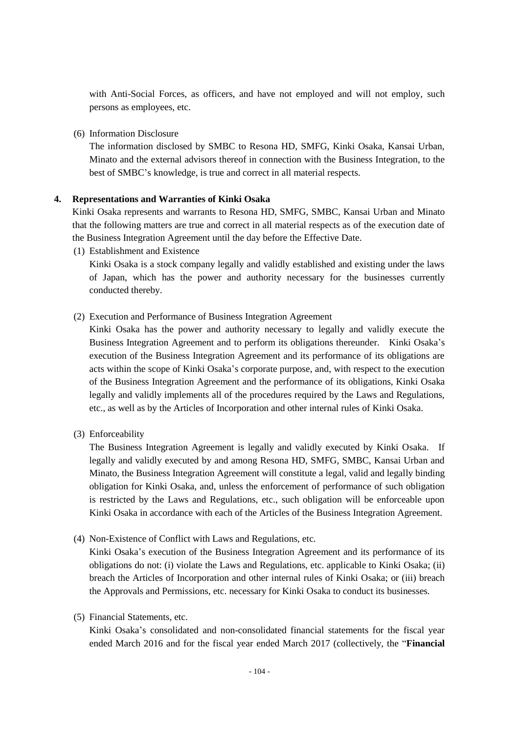with Anti-Social Forces, as officers, and have not employed and will not employ, such persons as employees, etc.

(6) Information Disclosure

The information disclosed by SMBC to Resona HD, SMFG, Kinki Osaka, Kansai Urban, Minato and the external advisors thereof in connection with the Business Integration, to the best of SMBC's knowledge, is true and correct in all material respects.

**4. Representations and Warranties of Kinki Osaka**

Kinki Osaka represents and warrants to Resona HD, SMFG, SMBC, Kansai Urban and Minato that the following matters are true and correct in all material respects as of the execution date of the Business Integration Agreement until the day before the Effective Date.

(1) Establishment and Existence

Kinki Osaka is a stock company legally and validly established and existing under the laws of Japan, which has the power and authority necessary for the businesses currently conducted thereby.

(2) Execution and Performance of Business Integration Agreement

Kinki Osaka has the power and authority necessary to legally and validly execute the Business Integration Agreement and to perform its obligations thereunder. Kinki Osaka's execution of the Business Integration Agreement and its performance of its obligations are acts within the scope of Kinki Osaka's corporate purpose, and, with respect to the execution of the Business Integration Agreement and the performance of its obligations, Kinki Osaka legally and validly implements all of the procedures required by the Laws and Regulations, etc., as well as by the Articles of Incorporation and other internal rules of Kinki Osaka.

(3) Enforceability

The Business Integration Agreement is legally and validly executed by Kinki Osaka. If legally and validly executed by and among Resona HD, SMFG, SMBC, Kansai Urban and Minato, the Business Integration Agreement will constitute a legal, valid and legally binding obligation for Kinki Osaka, and, unless the enforcement of performance of such obligation is restricted by the Laws and Regulations, etc., such obligation will be enforceable upon Kinki Osaka in accordance with each of the Articles of the Business Integration Agreement.

(4) Non-Existence of Conflict with Laws and Regulations, etc.

Kinki Osaka's execution of the Business Integration Agreement and its performance of its obligations do not: (i) violate the Laws and Regulations, etc. applicable to Kinki Osaka; (ii) breach the Articles of Incorporation and other internal rules of Kinki Osaka; or (iii) breach the Approvals and Permissions, etc. necessary for Kinki Osaka to conduct its businesses.

(5) Financial Statements, etc.

Kinki Osaka's consolidated and non-consolidated financial statements for the fiscal year ended March 2016 and for the fiscal year ended March 2017 (collectively, the "**Financial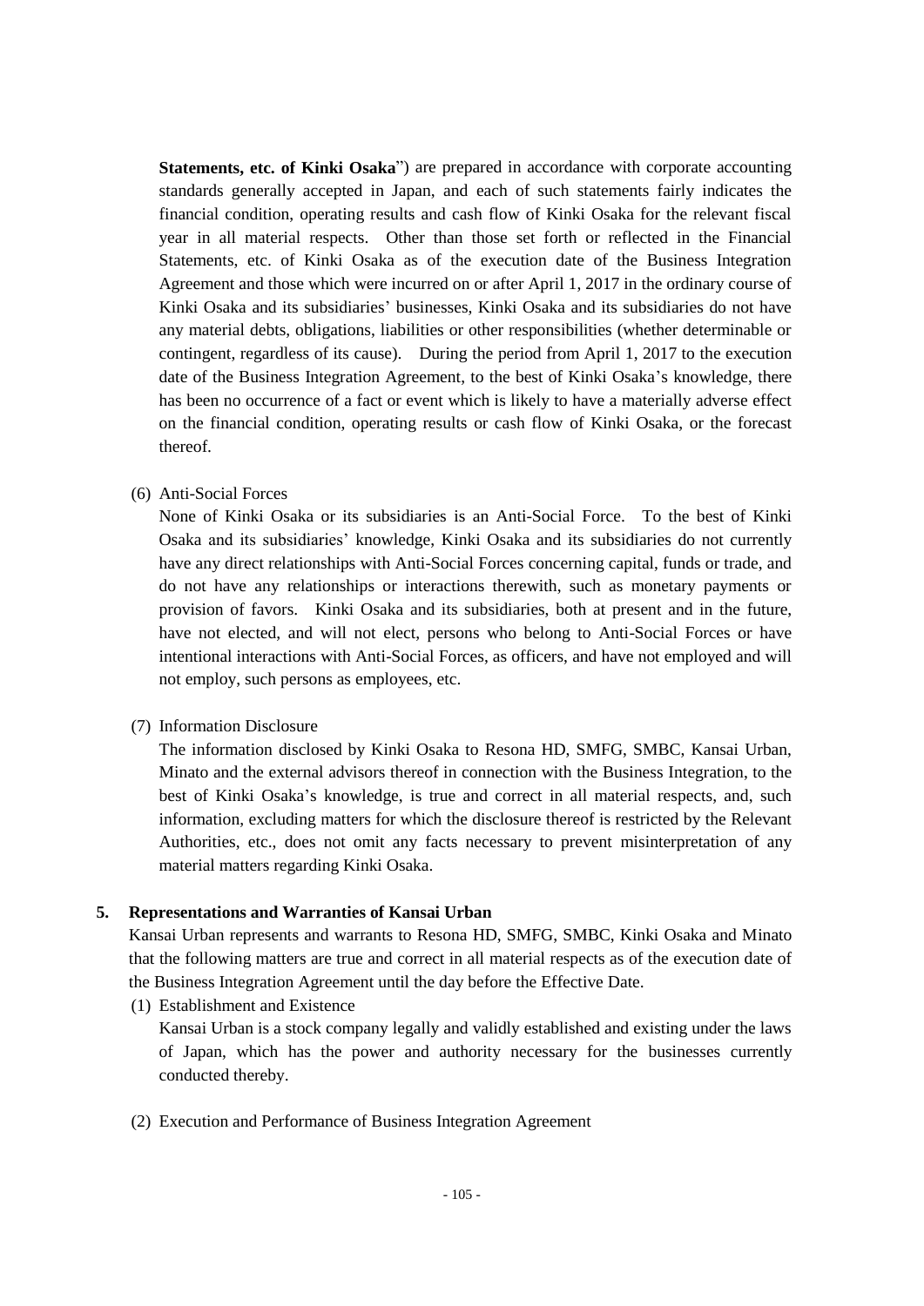**Statements, etc. of Kinki Osaka**") are prepared in accordance with corporate accounting standards generally accepted in Japan, and each of such statements fairly indicates the financial condition, operating results and cash flow of Kinki Osaka for the relevant fiscal year in all material respects. Other than those set forth or reflected in the Financial Statements, etc. of Kinki Osaka as of the execution date of the Business Integration Agreement and those which were incurred on or after April 1, 2017 in the ordinary course of Kinki Osaka and its subsidiaries' businesses, Kinki Osaka and its subsidiaries do not have any material debts, obligations, liabilities or other responsibilities (whether determinable or contingent, regardless of its cause). During the period from April 1, 2017 to the execution date of the Business Integration Agreement, to the best of Kinki Osaka's knowledge, there has been no occurrence of a fact or event which is likely to have a materially adverse effect on the financial condition, operating results or cash flow of Kinki Osaka, or the forecast thereof.

(6) Anti-Social Forces

None of Kinki Osaka or its subsidiaries is an Anti-Social Force. To the best of Kinki Osaka and its subsidiaries' knowledge, Kinki Osaka and its subsidiaries do not currently have any direct relationships with Anti-Social Forces concerning capital, funds or trade, and do not have any relationships or interactions therewith, such as monetary payments or provision of favors. Kinki Osaka and its subsidiaries, both at present and in the future, have not elected, and will not elect, persons who belong to Anti-Social Forces or have intentional interactions with Anti-Social Forces, as officers, and have not employed and will not employ, such persons as employees, etc.

(7) Information Disclosure

The information disclosed by Kinki Osaka to Resona HD, SMFG, SMBC, Kansai Urban, Minato and the external advisors thereof in connection with the Business Integration, to the best of Kinki Osaka's knowledge, is true and correct in all material respects, and, such information, excluding matters for which the disclosure thereof is restricted by the Relevant Authorities, etc., does not omit any facts necessary to prevent misinterpretation of any material matters regarding Kinki Osaka.

## 5. Representations and Warranties of Kansai Urban

Kansai Urban represents and warrants to Resona HD, SMFG, SMBC, Kinki Osaka and Minato that the following matters are true and correct in all material respects as of the execution date of the Business Integration Agreement until the day before the Effective Date.

(1) Establishment and Existence

Kansai Urban is a stock company legally and validly established and existing under the laws of Japan, which has the power and authority necessary for the businesses currently conducted thereby.

(2) Execution and Performance of Business Integration Agreement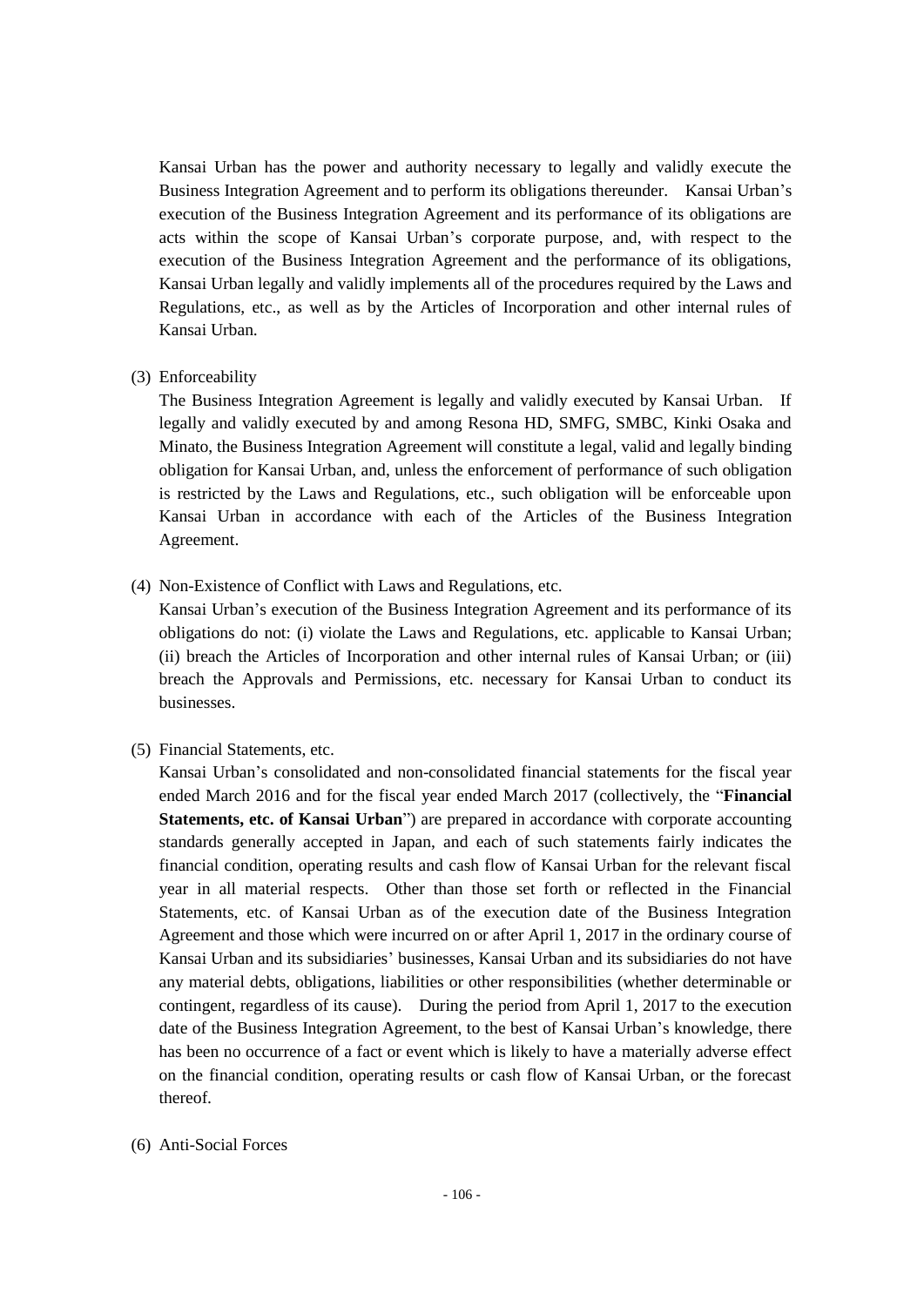Kansai Urban has the power and authority necessary to legally and validly execute the Business Integration Agreement and to perform its obligations thereunder. Kansai Urban's execution of the Business Integration Agreement and its performance of its obligations are acts within the scope of Kansai Urban's corporate purpose, and, with respect to the execution of the Business Integration Agreement and the performance of its obligations, Kansai Urban legally and validly implements all of the procedures required by the Laws and Regulations, etc., as well as by the Articles of Incorporation and other internal rules of Kansai Urban.

(3) Enforceability

The Business Integration Agreement is legally and validly executed by Kansai Urban. If legally and validly executed by and among Resona HD, SMFG, SMBC, Kinki Osaka and Minato, the Business Integration Agreement will constitute a legal, valid and legally binding obligation for Kansai Urban, and, unless the enforcement of performance of such obligation is restricted by the Laws and Regulations, etc., such obligation will be enforceable upon Kansai Urban in accordance with each of the Articles of the Business Integration Agreement.

(4) Non-Existence of Conflict with Laws and Regulations, etc.

Kansai Urban's execution of the Business Integration Agreement and its performance of its obligations do not: (i) violate the Laws and Regulations, etc. applicable to Kansai Urban; (ii) breach the Articles of Incorporation and other internal rules of Kansai Urban; or (iii) breach the Approvals and Permissions, etc. necessary for Kansai Urban to conduct its businesses.

(5) Financial Statements, etc.

Kansai Urban's consolidated and non-consolidated financial statements for the fiscal year ended March 2016 and for the fiscal year ended March 2017 (collectively, the "**Financial Statements, etc. of Kansai Urban**") are prepared in accordance with corporate accounting standards generally accepted in Japan, and each of such statements fairly indicates the financial condition, operating results and cash flow of Kansai Urban for the relevant fiscal year in all material respects. Other than those set forth or reflected in the Financial Statements, etc. of Kansai Urban as of the execution date of the Business Integration Agreement and those which were incurred on or after April 1, 2017 in the ordinary course of Kansai Urban and its subsidiaries' businesses, Kansai Urban and its subsidiaries do not have any material debts, obligations, liabilities or other responsibilities (whether determinable or contingent, regardless of its cause). During the period from April 1, 2017 to the execution date of the Business Integration Agreement, to the best of Kansai Urban's knowledge, there has been no occurrence of a fact or event which is likely to have a materially adverse effect on the financial condition, operating results or cash flow of Kansai Urban, or the forecast thereof.

(6) Anti-Social Forces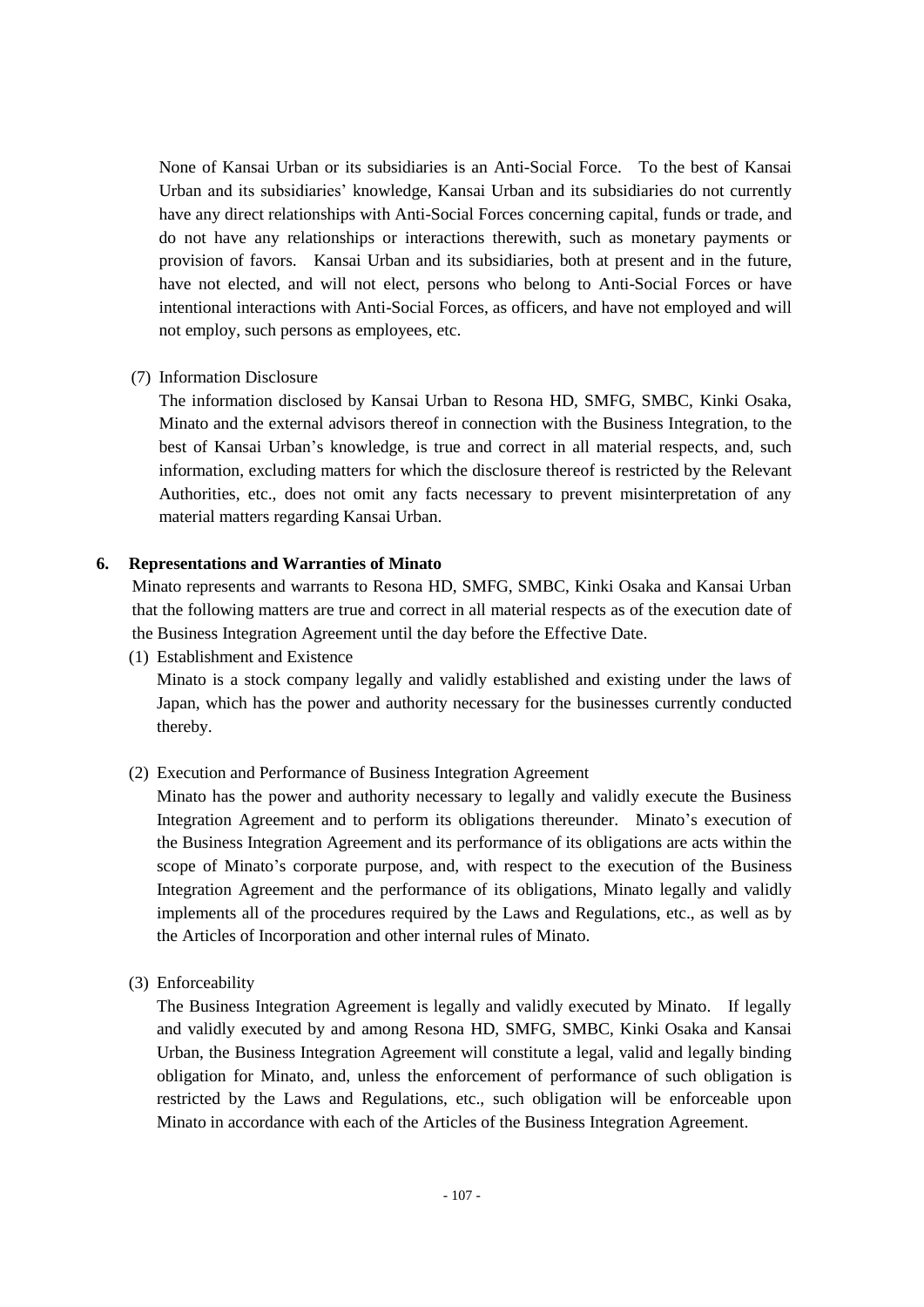None of Kansai Urban or its subsidiaries is an Anti-Social Force. To the best of Kansai Urban and its subsidiaries' knowledge, Kansai Urban and its subsidiaries do not currently have any direct relationships with Anti-Social Forces concerning capital, funds or trade, and do not have any relationships or interactions therewith, such as monetary payments or provision of favors. Kansai Urban and its subsidiaries, both at present and in the future, have not elected, and will not elect, persons who belong to Anti-Social Forces or have intentional interactions with Anti-Social Forces, as officers, and have not employed and will not employ, such persons as employees, etc.

(7) Information Disclosure

The information disclosed by Kansai Urban to Resona HD, SMFG, SMBC, Kinki Osaka, Minato and the external advisors thereof in connection with the Business Integration, to the best of Kansai Urban's knowledge, is true and correct in all material respects, and, such information, excluding matters for which the disclosure thereof is restricted by the Relevant Authorities, etc., does not omit any facts necessary to prevent misinterpretation of any material matters regarding Kansai Urban.

## 6. Representations and Warranties of Minato

Minato represents and warrants to Resona HD, SMFG, SMBC, Kinki Osaka and Kansai Urban that the following matters are true and correct in all material respects as of the execution date of the Business Integration Agreement until the day before the Effective Date.

(1) Establishment and Existence

Minato is a stock company legally and validly established and existing under the laws of Japan, which has the power and authority necessary for the businesses currently conducted thereby.

(2) Execution and Performance of Business Integration Agreement

Minato has the power and authority necessary to legally and validly execute the Business Integration Agreement and to perform its obligations thereunder. Minato's execution of the Business Integration Agreement and its performance of its obligations are acts within the scope of Minato's corporate purpose, and, with respect to the execution of the Business Integration Agreement and the performance of its obligations, Minato legally and validly implements all of the procedures required by the Laws and Regulations, etc., as well as by the Articles of Incorporation and other internal rules of Minato.

(3) Enforceability

The Business Integration Agreement is legally and validly executed by Minato. If legally and validly executed by and among Resona HD, SMFG, SMBC, Kinki Osaka and Kansai Urban, the Business Integration Agreement will constitute a legal, valid and legally binding obligation for Minato, and, unless the enforcement of performance of such obligation is restricted by the Laws and Regulations, etc., such obligation will be enforceable upon Minato in accordance with each of the Articles of the Business Integration Agreement.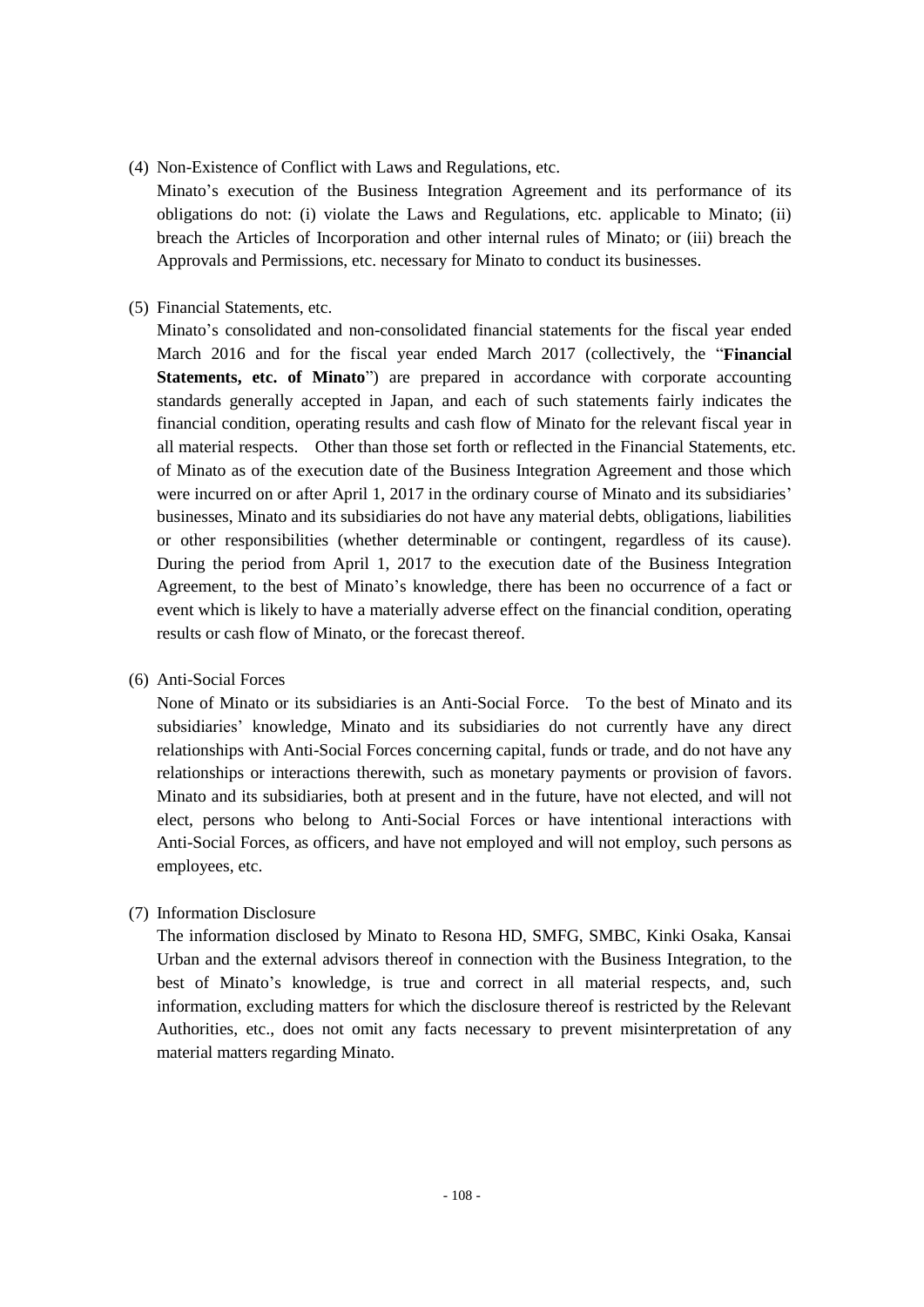(4) Non-Existence of Conflict with Laws and Regulations, etc.

Minato's execution of the Business Integration Agreement and its performance of its obligations do not: (i) violate the Laws and Regulations, etc. applicable to Minato; (ii) breach the Articles of Incorporation and other internal rules of Minato; or (iii) breach the Approvals and Permissions, etc. necessary for Minato to conduct its businesses.

(5) Financial Statements, etc.

Minato's consolidated and non-consolidated financial statements for the fiscal year ended March 2016 and for the fiscal year ended March 2017 (collectively, the "**Financial Statements, etc. of Minato**") are prepared in accordance with corporate accounting standards generally accepted in Japan, and each of such statements fairly indicates the financial condition, operating results and cash flow of Minato for the relevant fiscal year in all material respects. Other than those set forth or reflected in the Financial Statements, etc. of Minato as of the execution date of the Business Integration Agreement and those which were incurred on or after April 1, 2017 in the ordinary course of Minato and its subsidiaries' businesses, Minato and its subsidiaries do not have any material debts, obligations, liabilities or other responsibilities (whether determinable or contingent, regardless of its cause). During the period from April 1, 2017 to the execution date of the Business Integration Agreement, to the best of Minato's knowledge, there has been no occurrence of a fact or event which is likely to have a materially adverse effect on the financial condition, operating results or cash flow of Minato, or the forecast thereof.

(6) Anti-Social Forces

None of Minato or its subsidiaries is an Anti-Social Force. To the best of Minato and its subsidiaries' knowledge, Minato and its subsidiaries do not currently have any direct relationships with Anti-Social Forces concerning capital, funds or trade, and do not have any relationships or interactions therewith, such as monetary payments or provision of favors. Minato and its subsidiaries, both at present and in the future, have not elected, and will not elect, persons who belong to Anti-Social Forces or have intentional interactions with Anti-Social Forces, as officers, and have not employed and will not employ, such persons as employees, etc.

(7) Information Disclosure

The information disclosed by Minato to Resona HD, SMFG, SMBC, Kinki Osaka, Kansai Urban and the external advisors thereof in connection with the Business Integration, to the best of Minato's knowledge, is true and correct in all material respects, and, such information, excluding matters for which the disclosure thereof is restricted by the Relevant Authorities, etc., does not omit any facts necessary to prevent misinterpretation of any material matters regarding Minato.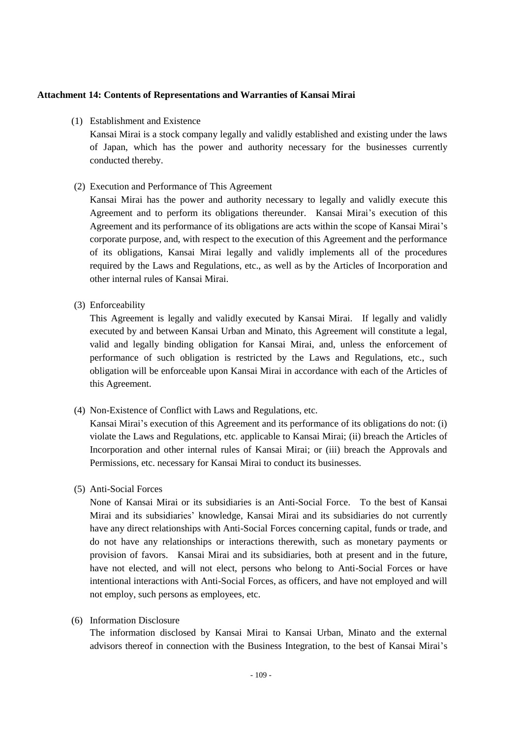**Attachment 14: Contents of Representations and Warranties of Kansai Mirai**

(1) Establishment and Existence

Kansai Mirai is a stock company legally and validly established and existing under the laws of Japan, which has the power and authority necessary for the businesses currently conducted thereby.

(2) Execution and Performance of This Agreement

Kansai Mirai has the power and authority necessary to legally and validly execute this Agreement and to perform its obligations thereunder. Kansai Mirai's execution of this Agreement and its performance of its obligations are acts within the scope of Kansai Mirai's corporate purpose, and, with respect to the execution of this Agreement and the performance of its obligations, Kansai Mirai legally and validly implements all of the procedures required by the Laws and Regulations, etc., as well as by the Articles of Incorporation and other internal rules of Kansai Mirai.

(3) Enforceability

This Agreement is legally and validly executed by Kansai Mirai. If legally and validly executed by and between Kansai Urban and Minato, this Agreement will constitute a legal, valid and legally binding obligation for Kansai Mirai, and, unless the enforcement of performance of such obligation is restricted by the Laws and Regulations, etc., such obligation will be enforceable upon Kansai Mirai in accordance with each of the Articles of this Agreement.

(4) Non-Existence of Conflict with Laws and Regulations, etc.

Kansai Mirai's execution of this Agreement and its performance of its obligations do not: (i) violate the Laws and Regulations, etc. applicable to Kansai Mirai; (ii) breach the Articles of Incorporation and other internal rules of Kansai Mirai; or (iii) breach the Approvals and Permissions, etc. necessary for Kansai Mirai to conduct its businesses.

(5) Anti-Social Forces

None of Kansai Mirai or its subsidiaries is an Anti-Social Force. To the best of Kansai Mirai and its subsidiaries' knowledge, Kansai Mirai and its subsidiaries do not currently have any direct relationships with Anti-Social Forces concerning capital, funds or trade, and do not have any relationships or interactions therewith, such as monetary payments or provision of favors. Kansai Mirai and its subsidiaries, both at present and in the future, have not elected, and will not elect, persons who belong to Anti-Social Forces or have intentional interactions with Anti-Social Forces, as officers, and have not employed and will not employ, such persons as employees, etc.

(6) Information Disclosure

The information disclosed by Kansai Mirai to Kansai Urban, Minato and the external advisors thereof in connection with the Business Integration, to the best of Kansai Mirai's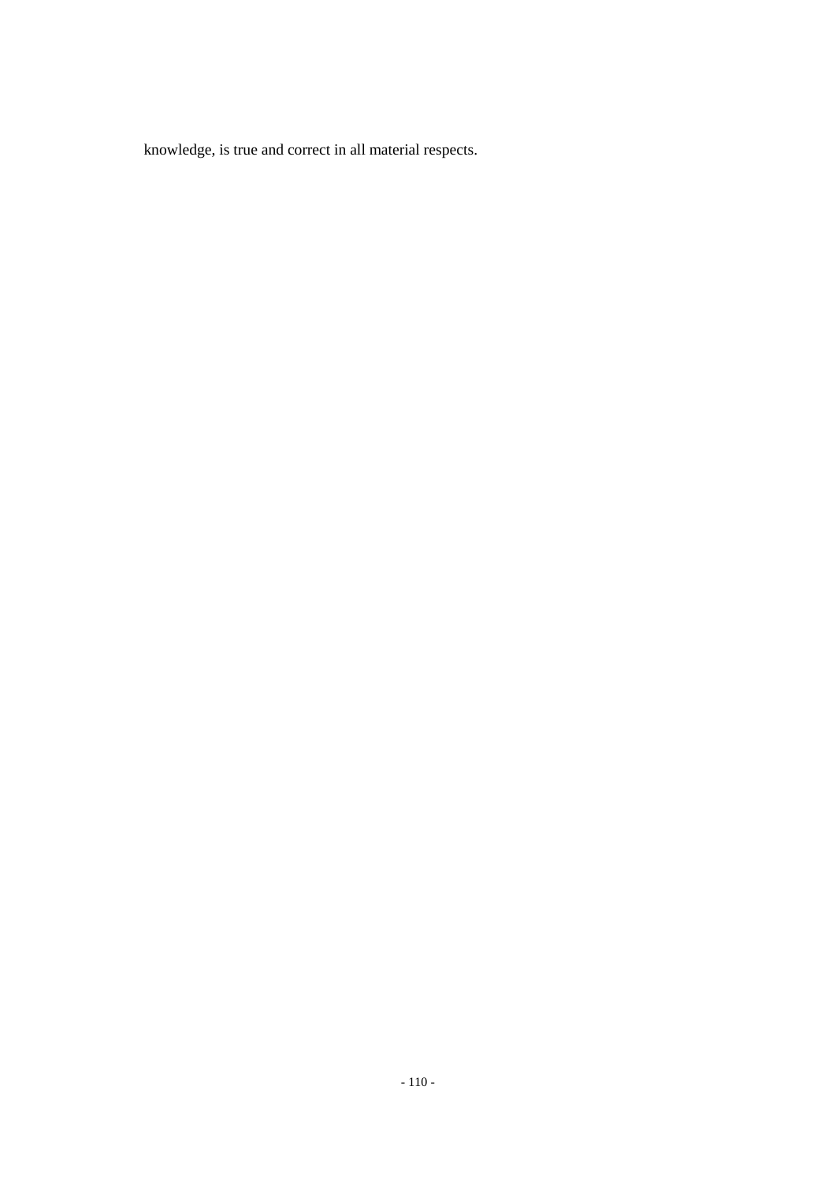knowledge, is true and correct in all material respects.